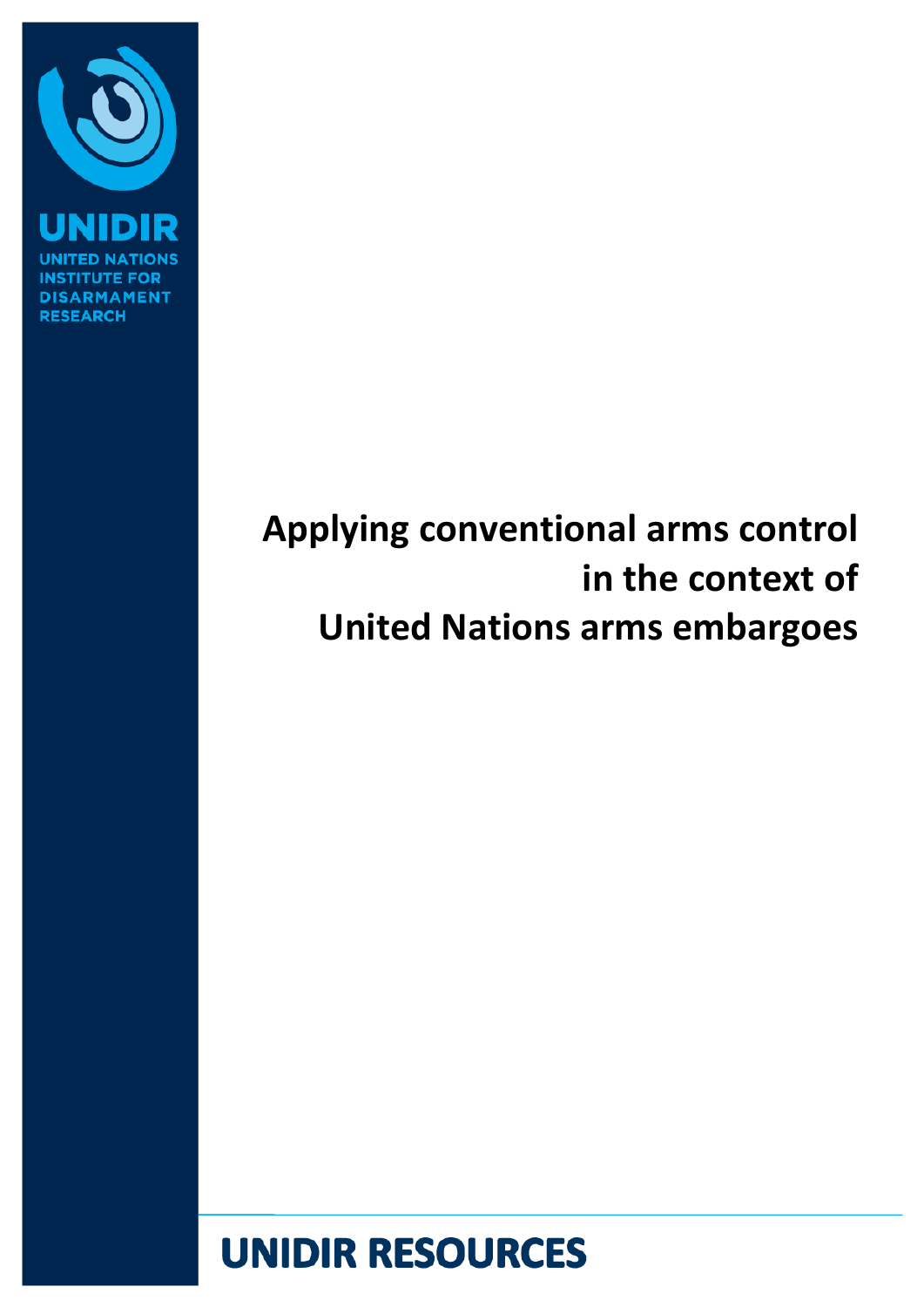UNIDIR

UNITED NATIONS INSTITUTE FOR DISARMAMENT RESEARCH

# Applying conventional arms control in the context of United Nations arms embargoes

UNIDIR RESOURCES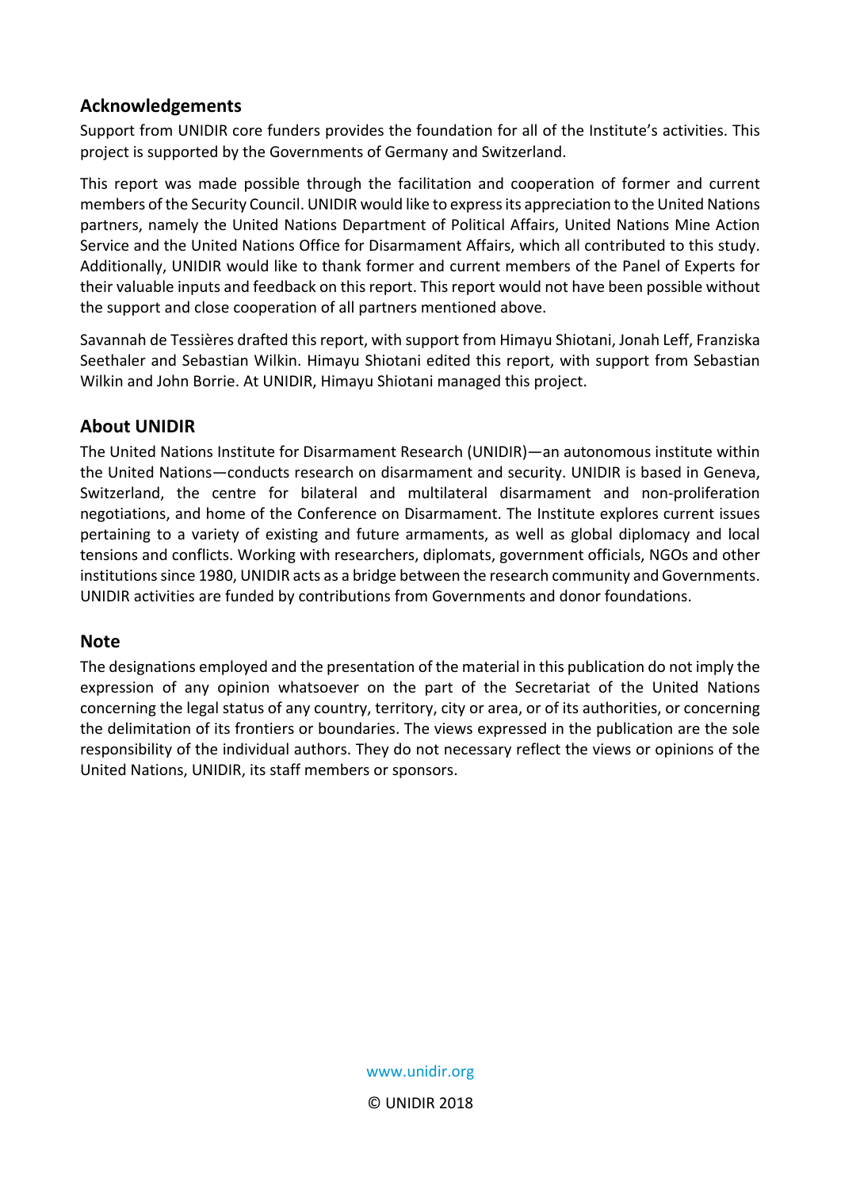## Acknowledgements

Support from UNIDIR core funders provides the foundation for all of the Institute's activities. This project is supported by the Governments of Germany and Switzerland.

This report was made possible through the facilitation and cooperation of former and current members of the Security Council. UNIDIR would like to express its appreciation to the United Nations partners, namely the United Nations Department of Political Affairs, United Nations Mine Action Service and the United Nations Office for Disarmament Affairs, which all contributed to this study. Additionally, UNIDIR would like to thank former and current members of the Panel of Experts for their valuable inputs and feedback on this report. This report would not have been possible without the support and close cooperation of all partners mentioned above.

Savannah de Tessières drafted this report, with support from Himayu Shiotani, Jonah Leff, Franziska Seethaler and Sebastian Wilkin. Himayu Shiotani edited this report, with support from Sebastian Wilkin and John Borrie. At UNIDIR, Himayu Shiotani managed this project.

## About UNIDIR

The United Nations Institute for Disarmament Research (UNIDIR)—an autonomous institute within the United Nations—conducts research on disarmament and security. UNIDIR is based in Geneva, Switzerland, the centre for bilateral and multilateral disarmament and non-proliferation negotiations, and home of the Conference on Disarmament. The Institute explores current issues pertaining to a variety of existing and future armaments, as well as global diplomacy and local tensions and conflicts. Working with researchers, diplomats, government officials, NGOs and other institutions since 1980, UNIDIR acts as a bridge between the research community and Governments. UNIDIR activities are funded by contributions from Governments and donor foundations.

## Note

The designations employed and the presentation of the material in this publication do not imply the expression of any opinion whatsoever on the part of the Secretariat of the United Nations concerning the legal status of any country, territory, city or area, or of its authorities, or concerning the delimitation of its frontiers or boundaries. The views expressed in the publication are the sole responsibility of the individual authors. They do not necessary reflect the views or opinions of the United Nations, UNIDIR, its staff members or sponsors.

www.unidir.org

© UNIDIR 2018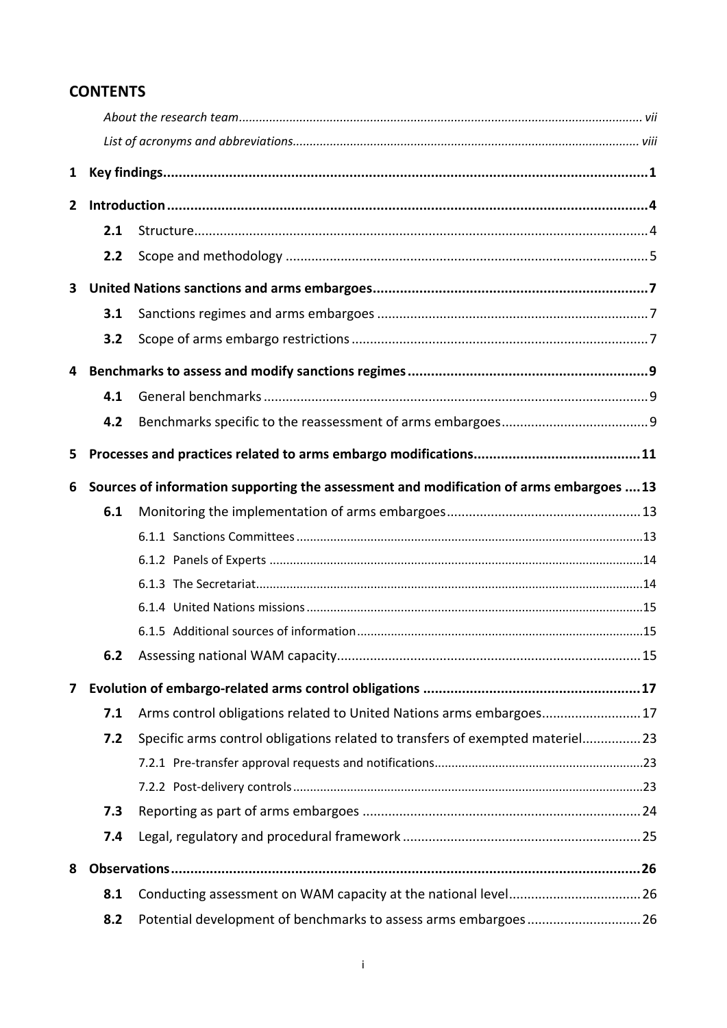## CONTENTS

*About the research team* ........ vii

*List of acronyms and abbreviations* ........ viii

**1 Key findings** ........ **1**

**2 Introduction** ........ **4**

- **2.1** Structure ........ 4
- **2.2** Scope and methodology ........ 5

**3 United Nations sanctions and arms embargoes** ........ **7**

- **3.1** Sanctions regimes and arms embargoes ........ 7
- **3.2** Scope of arms embargo restrictions ........ 7

**4 Benchmarks to assess and modify sanctions regimes** ........ **9**

- **4.1** General benchmarks ........ 9
- **4.2** Benchmarks specific to the reassessment of arms embargoes ........ 9

**5 Processes and practices related to arms embargo modifications** ........ **11**

**6 Sources of information supporting the assessment and modification of arms embargoes** ........ **13**

- **6.1** Monitoring the implementation of arms embargoes ........ 13
  - 6.1.1 Sanctions Committees ........ 13
  - 6.1.2 Panels of Experts ........ 14
  - 6.1.3 The Secretariat ........ 14
  - 6.1.4 United Nations missions ........ 15
  - 6.1.5 Additional sources of information ........ 15
- **6.2** Assessing national WAM capacity ........ 15

**7 Evolution of embargo-related arms control obligations** ........ **17**

- **7.1** Arms control obligations related to United Nations arms embargoes ........ 17
- **7.2** Specific arms control obligations related to transfers of exempted materiel ........ 23
  - 7.2.1 Pre-transfer approval requests and notifications ........ 23
  - 7.2.2 Post-delivery controls ........ 23
- **7.3** Reporting as part of arms embargoes ........ 24
- **7.4** Legal, regulatory and procedural framework ........ 25

**8 Observations** ........ **26**

- **8.1** Conducting assessment on WAM capacity at the national level ........ 26
- **8.2** Potential development of benchmarks to assess arms embargoes ........ 26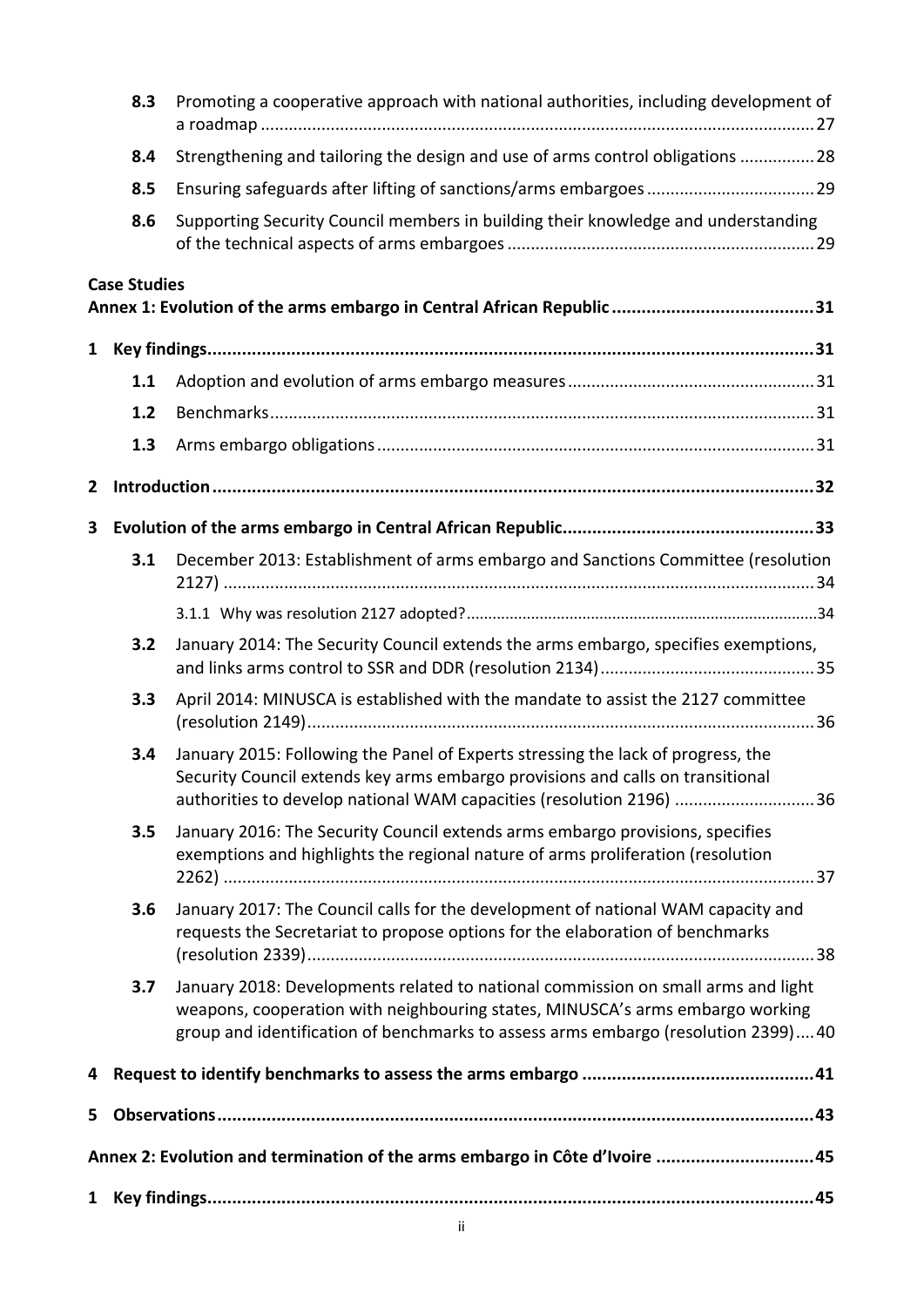8.3 Promoting a cooperative approach with national authorities, including development of a roadmap ..... 27

8.4 Strengthening and tailoring the design and use of arms control obligations ..... 28

8.5 Ensuring safeguards after lifting of sanctions/arms embargoes ..... 29

8.6 Supporting Security Council members in building their knowledge and understanding of the technical aspects of arms embargoes ..... 29

**Case Studies**

**Annex 1: Evolution of the arms embargo in Central African Republic ..... 31**

**1 Key findings ..... 31**

1.1 Adoption and evolution of arms embargo measures ..... 31

1.2 Benchmarks ..... 31

1.3 Arms embargo obligations ..... 31

**2 Introduction ..... 32**

**3 Evolution of the arms embargo in Central African Republic ..... 33**

3.1 December 2013: Establishment of arms embargo and Sanctions Committee (resolution 2127) ..... 34

3.1.1 Why was resolution 2127 adopted? ..... 34

3.2 January 2014: The Security Council extends the arms embargo, specifies exemptions, and links arms control to SSR and DDR (resolution 2134) ..... 35

3.3 April 2014: MINUSCA is established with the mandate to assist the 2127 committee (resolution 2149) ..... 36

3.4 January 2015: Following the Panel of Experts stressing the lack of progress, the Security Council extends key arms embargo provisions and calls on transitional authorities to develop national WAM capacities (resolution 2196) ..... 36

3.5 January 2016: The Security Council extends arms embargo provisions, specifies exemptions and highlights the regional nature of arms proliferation (resolution 2262) ..... 37

3.6 January 2017: The Council calls for the development of national WAM capacity and requests the Secretariat to propose options for the elaboration of benchmarks (resolution 2339) ..... 38

3.7 January 2018: Developments related to national commission on small arms and light weapons, cooperation with neighbouring states, MINUSCA's arms embargo working group and identification of benchmarks to assess arms embargo (resolution 2399) ..... 40

**4 Request to identify benchmarks to assess the arms embargo ..... 41**

**5 Observations ..... 43**

**Annex 2: Evolution and termination of the arms embargo in Côte d'Ivoire ..... 45**

**1 Key findings ..... 45**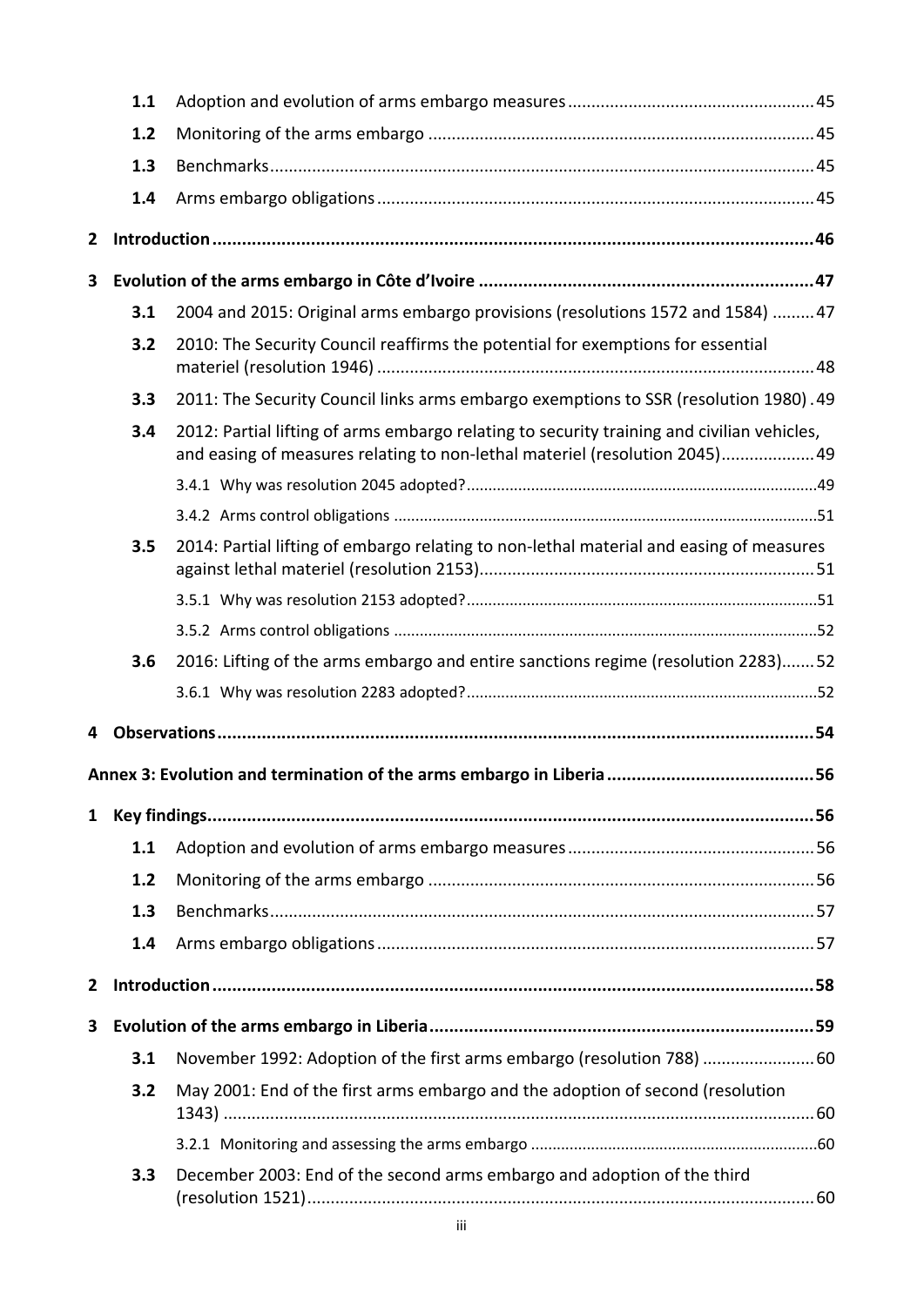1.1 Adoption and evolution of arms embargo measures .................................................... 45

1.2 Monitoring of the arms embargo .................................................................................. 45

1.3 Benchmarks ..................................................................................................................... 45

1.4 Arms embargo obligations ............................................................................................. 45

**2 Introduction ........................................................................................................................ 46**

**3 Evolution of the arms embargo in Côte d'Ivoire ................................................................... 47**

3.1 2004 and 2015: Original arms embargo provisions (resolutions 1572 and 1584) ......... 47

3.2 2010: The Security Council reaffirms the potential for exemptions for essential materiel (resolution 1946) ............................................................................................. 48

3.3 2011: The Security Council links arms embargo exemptions to SSR (resolution 1980) . 49

3.4 2012: Partial lifting of arms embargo relating to security training and civilian vehicles, and easing of measures relating to non-lethal materiel (resolution 2045) .................... 49

3.4.1 Why was resolution 2045 adopted? ................................................................................. 49

3.4.2 Arms control obligations .................................................................................................. 51

3.5 2014: Partial lifting of embargo relating to non-lethal material and easing of measures against lethal materiel (resolution 2153) ....................................................................... 51

3.5.1 Why was resolution 2153 adopted? ................................................................................. 51

3.5.2 Arms control obligations .................................................................................................. 52

3.6 2016: Lifting of the arms embargo and entire sanctions regime (resolution 2283) ....... 52

3.6.1 Why was resolution 2283 adopted? ................................................................................. 52

**4 Observations ........................................................................................................................ 54**

**Annex 3: Evolution and termination of the arms embargo in Liberia .......................................... 56**

**1 Key findings .......................................................................................................................... 56**

1.1 Adoption and evolution of arms embargo measures .................................................... 56

1.2 Monitoring of the arms embargo .................................................................................. 56

1.3 Benchmarks ..................................................................................................................... 57

1.4 Arms embargo obligations ............................................................................................. 57

**2 Introduction ........................................................................................................................ 58**

**3 Evolution of the arms embargo in Liberia ............................................................................. 59**

3.1 November 1992: Adoption of the first arms embargo (resolution 788) ........................ 60

3.2 May 2001: End of the first arms embargo and the adoption of second (resolution 1343) .............................................................................................................................. 60

3.2.1 Monitoring and assessing the arms embargo .................................................................. 60

3.3 December 2003: End of the second arms embargo and adoption of the third (resolution 1521) ............................................................................................................ 60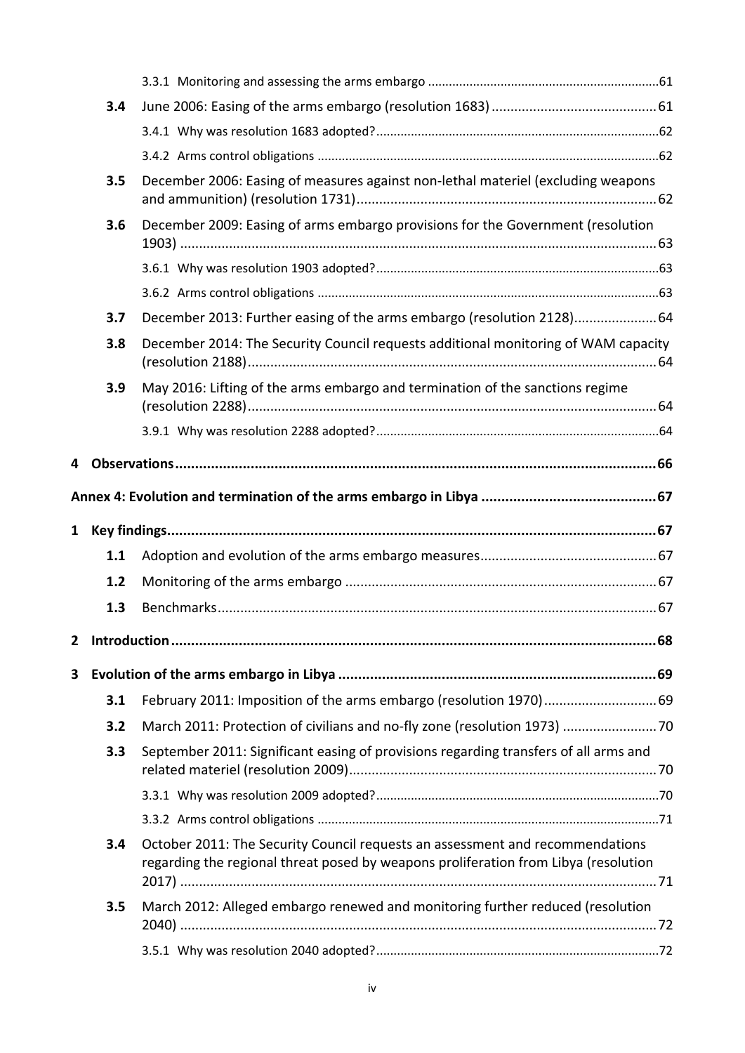3.3.1 Monitoring and assessing the arms embargo .....61

3.4 June 2006: Easing of the arms embargo (resolution 1683) .....61

3.4.1 Why was resolution 1683 adopted? .....62

3.4.2 Arms control obligations .....62

3.5 December 2006: Easing of measures against non-lethal materiel (excluding weapons and ammunition) (resolution 1731) .....62

3.6 December 2009: Easing of arms embargo provisions for the Government (resolution 1903) .....63

3.6.1 Why was resolution 1903 adopted? .....63

3.6.2 Arms control obligations .....63

3.7 December 2013: Further easing of the arms embargo (resolution 2128) .....64

3.8 December 2014: The Security Council requests additional monitoring of WAM capacity (resolution 2188) .....64

3.9 May 2016: Lifting of the arms embargo and termination of the sanctions regime (resolution 2288) .....64

3.9.1 Why was resolution 2288 adopted? .....64

**4 Observations .....66**

**Annex 4: Evolution and termination of the arms embargo in Libya .....67**

**1 Key findings .....67**

1.1 Adoption and evolution of the arms embargo measures .....67

1.2 Monitoring of the arms embargo .....67

1.3 Benchmarks .....67

**2 Introduction .....68**

**3 Evolution of the arms embargo in Libya .....69**

3.1 February 2011: Imposition of the arms embargo (resolution 1970) .....69

3.2 March 2011: Protection of civilians and no-fly zone (resolution 1973) .....70

3.3 September 2011: Significant easing of provisions regarding transfers of all arms and related materiel (resolution 2009) .....70

3.3.1 Why was resolution 2009 adopted? .....70

3.3.2 Arms control obligations .....71

3.4 October 2011: The Security Council requests an assessment and recommendations regarding the regional threat posed by weapons proliferation from Libya (resolution 2017) .....71

3.5 March 2012: Alleged embargo renewed and monitoring further reduced (resolution 2040) .....72

3.5.1 Why was resolution 2040 adopted? .....72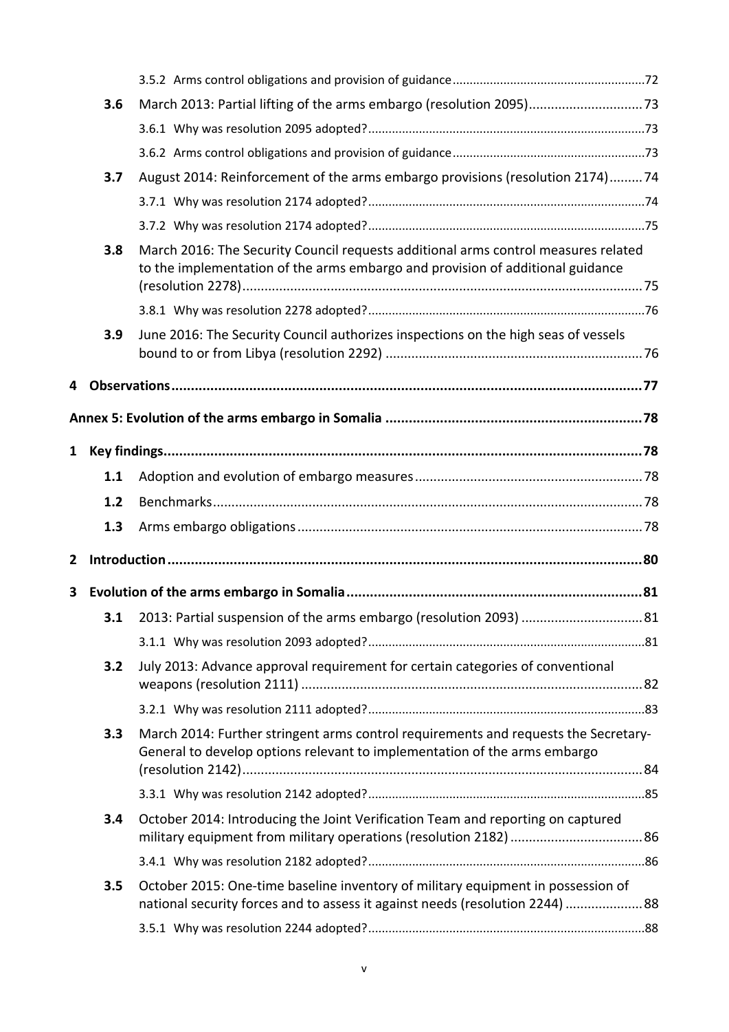3.5.2 Arms control obligations and provision of guidance ........................................................ 72

**3.6** March 2013: Partial lifting of the arms embargo (resolution 2095) .............................. 73

3.6.1 Why was resolution 2095 adopted? ................................................................................ 73

3.6.2 Arms control obligations and provision of guidance ........................................................ 73

**3.7** August 2014: Reinforcement of the arms embargo provisions (resolution 2174) ......... 74

3.7.1 Why was resolution 2174 adopted? ................................................................................ 74

3.7.2 Why was resolution 2174 adopted? ................................................................................ 75

**3.8** March 2016: The Security Council requests additional arms control measures related to the implementation of the arms embargo and provision of additional guidance (resolution 2278) ........................................................................................................... 75

3.8.1 Why was resolution 2278 adopted? ................................................................................ 76

**3.9** June 2016: The Security Council authorizes inspections on the high seas of vessels bound to or from Libya (resolution 2292) ..................................................................... 76

**4 Observations ....................................................................................................................... 77**

**Annex 5: Evolution of the arms embargo in Somalia .................................................................. 78**

**1 Key findings .......................................................................................................................... 78**

**1.1** Adoption and evolution of embargo measures ............................................................. 78

**1.2** Benchmarks ................................................................................................................... 78

**1.3** Arms embargo obligations ............................................................................................ 78

**2 Introduction ......................................................................................................................... 80**

**3 Evolution of the arms embargo in Somalia ............................................................................ 81**

**3.1** 2013: Partial suspension of the arms embargo (resolution 2093) ................................ 81

3.1.1 Why was resolution 2093 adopted? ................................................................................ 81

**3.2** July 2013: Advance approval requirement for certain categories of conventional weapons (resolution 2111) ............................................................................................ 82

3.2.1 Why was resolution 2111 adopted? ................................................................................ 83

**3.3** March 2014: Further stringent arms control requirements and requests the Secretary-General to develop options relevant to implementation of the arms embargo (resolution 2142) ........................................................................................................... 84

3.3.1 Why was resolution 2142 adopted? ................................................................................ 85

**3.4** October 2014: Introducing the Joint Verification Team and reporting on captured military equipment from military operations (resolution 2182) .................................... 86

3.4.1 Why was resolution 2182 adopted? ................................................................................ 86

**3.5** October 2015: One-time baseline inventory of military equipment in possession of national security forces and to assess it against needs (resolution 2244) ..................... 88

3.5.1 Why was resolution 2244 adopted? ................................................................................ 88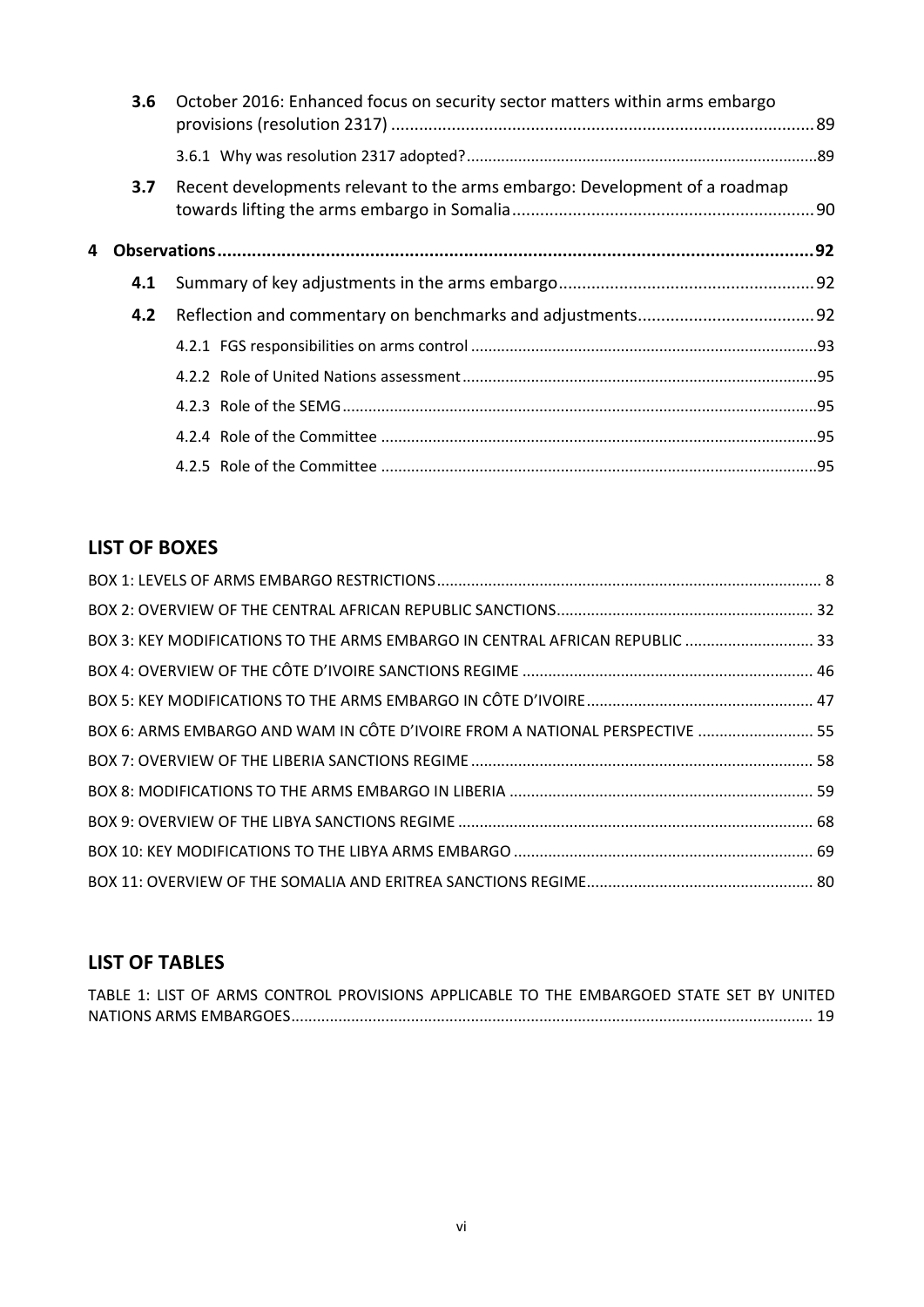- **3.6** October 2016: Enhanced focus on security sector matters within arms embargo provisions (resolution 2317) .......... 89
  - 3.6.1 Why was resolution 2317 adopted? .......... 89
- **3.7** Recent developments relevant to the arms embargo: Development of a roadmap towards lifting the arms embargo in Somalia .......... 90

**4 Observations .......... 92**

- **4.1** Summary of key adjustments in the arms embargo .......... 92
- **4.2** Reflection and commentary on benchmarks and adjustments .......... 92
  - 4.2.1 FGS responsibilities on arms control .......... 93
  - 4.2.2 Role of United Nations assessment .......... 95
  - 4.2.3 Role of the SEMG .......... 95
  - 4.2.4 Role of the Committee .......... 95
  - 4.2.5 Role of the Committee .......... 95

## LIST OF BOXES

BOX 1: LEVELS OF ARMS EMBARGO RESTRICTIONS .......... 8
BOX 2: OVERVIEW OF THE CENTRAL AFRICAN REPUBLIC SANCTIONS .......... 32
BOX 3: KEY MODIFICATIONS TO THE ARMS EMBARGO IN CENTRAL AFRICAN REPUBLIC .......... 33
BOX 4: OVERVIEW OF THE CÔTE D'IVOIRE SANCTIONS REGIME .......... 46
BOX 5: KEY MODIFICATIONS TO THE ARMS EMBARGO IN CÔTE D'IVOIRE .......... 47
BOX 6: ARMS EMBARGO AND WAM IN CÔTE D'IVOIRE FROM A NATIONAL PERSPECTIVE .......... 55
BOX 7: OVERVIEW OF THE LIBERIA SANCTIONS REGIME .......... 58
BOX 8: MODIFICATIONS TO THE ARMS EMBARGO IN LIBERIA .......... 59
BOX 9: OVERVIEW OF THE LIBYA SANCTIONS REGIME .......... 68
BOX 10: KEY MODIFICATIONS TO THE LIBYA ARMS EMBARGO .......... 69
BOX 11: OVERVIEW OF THE SOMALIA AND ERITREA SANCTIONS REGIME .......... 80

## LIST OF TABLES

TABLE 1: LIST OF ARMS CONTROL PROVISIONS APPLICABLE TO THE EMBARGOED STATE SET BY UNITED NATIONS ARMS EMBARGOES .......... 19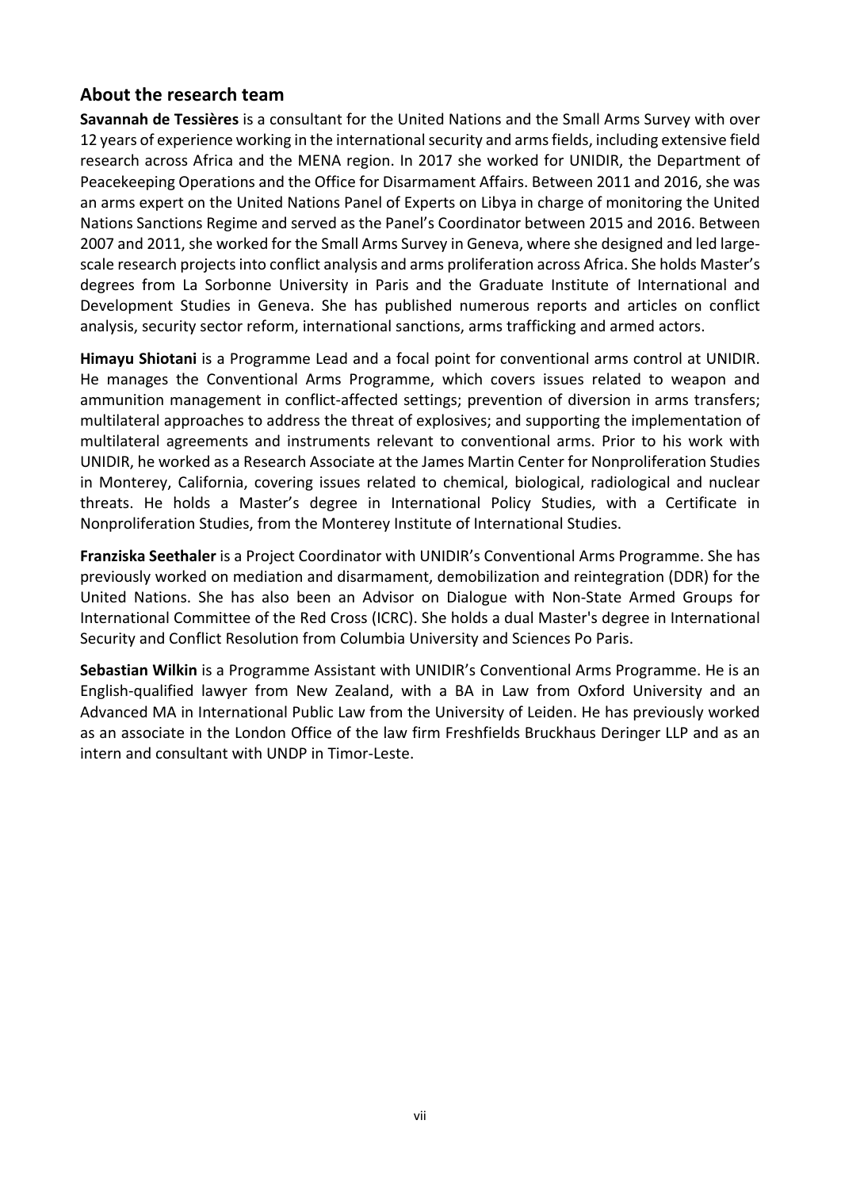## About the research team

**Savannah de Tessières** is a consultant for the United Nations and the Small Arms Survey with over 12 years of experience working in the international security and arms fields, including extensive field research across Africa and the MENA region. In 2017 she worked for UNIDIR, the Department of Peacekeeping Operations and the Office for Disarmament Affairs. Between 2011 and 2016, she was an arms expert on the United Nations Panel of Experts on Libya in charge of monitoring the United Nations Sanctions Regime and served as the Panel's Coordinator between 2015 and 2016. Between 2007 and 2011, she worked for the Small Arms Survey in Geneva, where she designed and led large-scale research projects into conflict analysis and arms proliferation across Africa. She holds Master's degrees from La Sorbonne University in Paris and the Graduate Institute of International and Development Studies in Geneva. She has published numerous reports and articles on conflict analysis, security sector reform, international sanctions, arms trafficking and armed actors.

**Himayu Shiotani** is a Programme Lead and a focal point for conventional arms control at UNIDIR. He manages the Conventional Arms Programme, which covers issues related to weapon and ammunition management in conflict-affected settings; prevention of diversion in arms transfers; multilateral approaches to address the threat of explosives; and supporting the implementation of multilateral agreements and instruments relevant to conventional arms. Prior to his work with UNIDIR, he worked as a Research Associate at the James Martin Center for Nonproliferation Studies in Monterey, California, covering issues related to chemical, biological, radiological and nuclear threats. He holds a Master's degree in International Policy Studies, with a Certificate in Nonproliferation Studies, from the Monterey Institute of International Studies.

**Franziska Seethaler** is a Project Coordinator with UNIDIR's Conventional Arms Programme. She has previously worked on mediation and disarmament, demobilization and reintegration (DDR) for the United Nations. She has also been an Advisor on Dialogue with Non-State Armed Groups for International Committee of the Red Cross (ICRC). She holds a dual Master's degree in International Security and Conflict Resolution from Columbia University and Sciences Po Paris.

**Sebastian Wilkin** is a Programme Assistant with UNIDIR's Conventional Arms Programme. He is an English-qualified lawyer from New Zealand, with a BA in Law from Oxford University and an Advanced MA in International Public Law from the University of Leiden. He has previously worked as an associate in the London Office of the law firm Freshfields Bruckhaus Deringer LLP and as an intern and consultant with UNDP in Timor-Leste.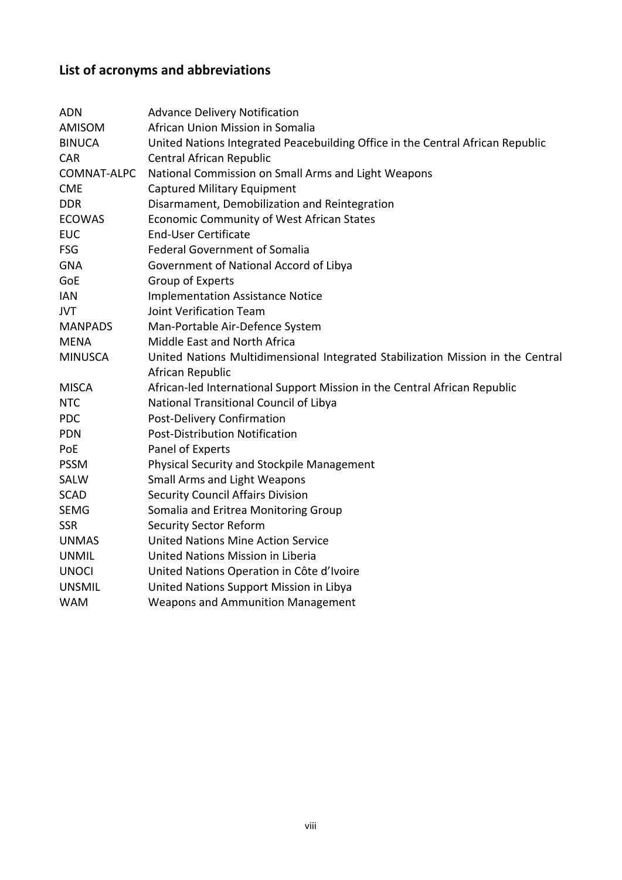## List of acronyms and abbreviations

| | |
|---|---|
| ADN | Advance Delivery Notification |
| AMISOM | African Union Mission in Somalia |
| BINUCA | United Nations Integrated Peacebuilding Office in the Central African Republic |
| CAR | Central African Republic |
| COMNAT-ALPC | National Commission on Small Arms and Light Weapons |
| CME | Captured Military Equipment |
| DDR | Disarmament, Demobilization and Reintegration |
| ECOWAS | Economic Community of West African States |
| EUC | End-User Certificate |
| FSG | Federal Government of Somalia |
| GNA | Government of National Accord of Libya |
| GoE | Group of Experts |
| IAN | Implementation Assistance Notice |
| JVT | Joint Verification Team |
| MANPADS | Man-Portable Air-Defence System |
| MENA | Middle East and North Africa |
| MINUSCA | United Nations Multidimensional Integrated Stabilization Mission in the Central African Republic |
| MISCA | African-led International Support Mission in the Central African Republic |
| NTC | National Transitional Council of Libya |
| PDC | Post-Delivery Confirmation |
| PDN | Post-Distribution Notification |
| PoE | Panel of Experts |
| PSSM | Physical Security and Stockpile Management |
| SALW | Small Arms and Light Weapons |
| SCAD | Security Council Affairs Division |
| SEMG | Somalia and Eritrea Monitoring Group |
| SSR | Security Sector Reform |
| UNMAS | United Nations Mine Action Service |
| UNMIL | United Nations Mission in Liberia |
| UNOCI | United Nations Operation in Côte d'Ivoire |
| UNSMIL | United Nations Support Mission in Libya |
| WAM | Weapons and Ammunition Management |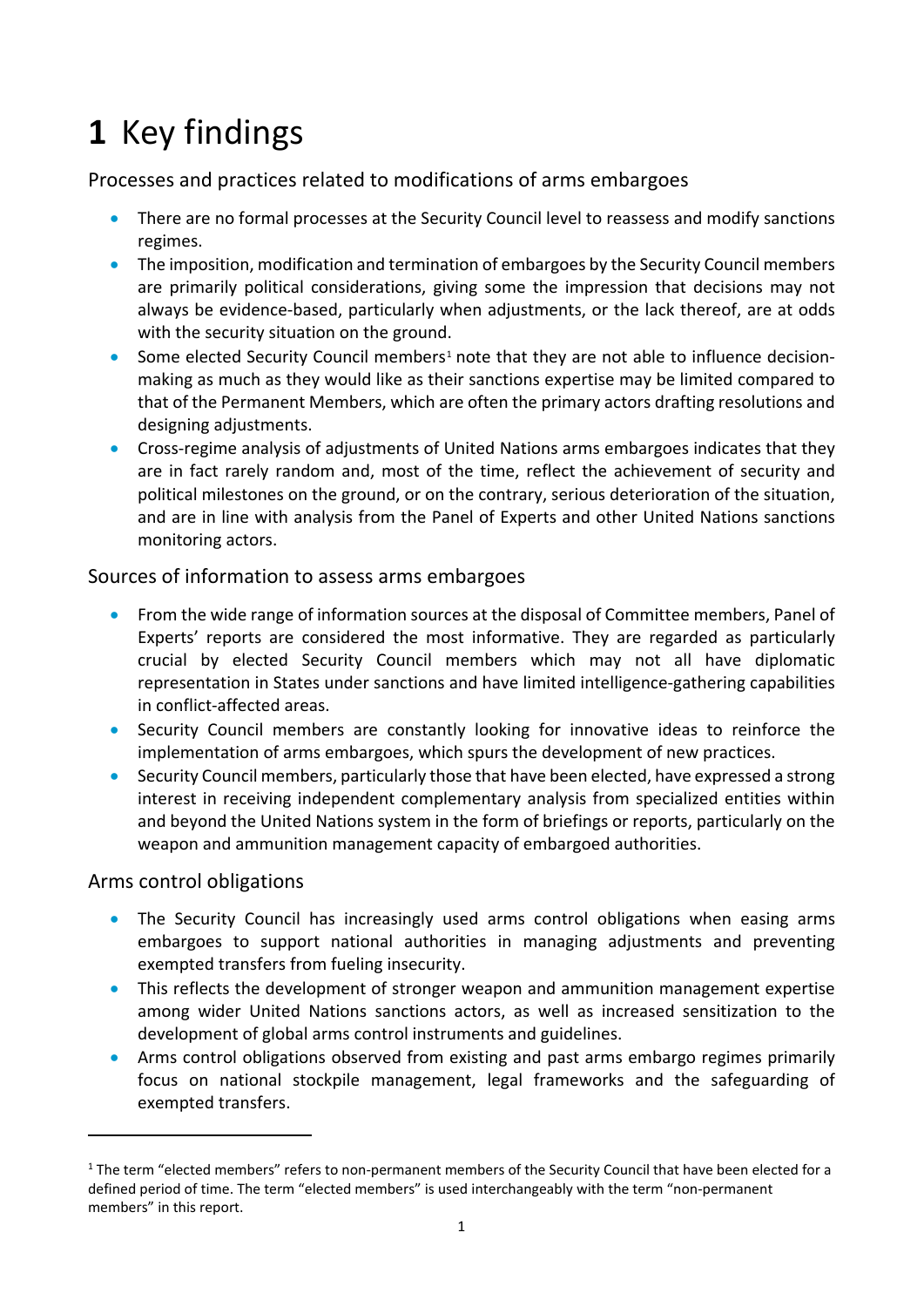# 1 Key findings

## Processes and practices related to modifications of arms embargoes

- There are no formal processes at the Security Council level to reassess and modify sanctions regimes.
- The imposition, modification and termination of embargoes by the Security Council members are primarily political considerations, giving some the impression that decisions may not always be evidence-based, particularly when adjustments, or the lack thereof, are at odds with the security situation on the ground.
- Some elected Security Council members[1] note that they are not able to influence decision-making as much as they would like as their sanctions expertise may be limited compared to that of the Permanent Members, which are often the primary actors drafting resolutions and designing adjustments.
- Cross-regime analysis of adjustments of United Nations arms embargoes indicates that they are in fact rarely random and, most of the time, reflect the achievement of security and political milestones on the ground, or on the contrary, serious deterioration of the situation, and are in line with analysis from the Panel of Experts and other United Nations sanctions monitoring actors.

## Sources of information to assess arms embargoes

- From the wide range of information sources at the disposal of Committee members, Panel of Experts' reports are considered the most informative. They are regarded as particularly crucial by elected Security Council members which may not all have diplomatic representation in States under sanctions and have limited intelligence-gathering capabilities in conflict-affected areas.
- Security Council members are constantly looking for innovative ideas to reinforce the implementation of arms embargoes, which spurs the development of new practices.
- Security Council members, particularly those that have been elected, have expressed a strong interest in receiving independent complementary analysis from specialized entities within and beyond the United Nations system in the form of briefings or reports, particularly on the weapon and ammunition management capacity of embargoed authorities.

## Arms control obligations

- The Security Council has increasingly used arms control obligations when easing arms embargoes to support national authorities in managing adjustments and preventing exempted transfers from fueling insecurity.
- This reflects the development of stronger weapon and ammunition management expertise among wider United Nations sanctions actors, as well as increased sensitization to the development of global arms control instruments and guidelines.
- Arms control obligations observed from existing and past arms embargo regimes primarily focus on national stockpile management, legal frameworks and the safeguarding of exempted transfers.

---

[1] The term "elected members" refers to non-permanent members of the Security Council that have been elected for a defined period of time. The term "elected members" is used interchangeably with the term "non-permanent members" in this report.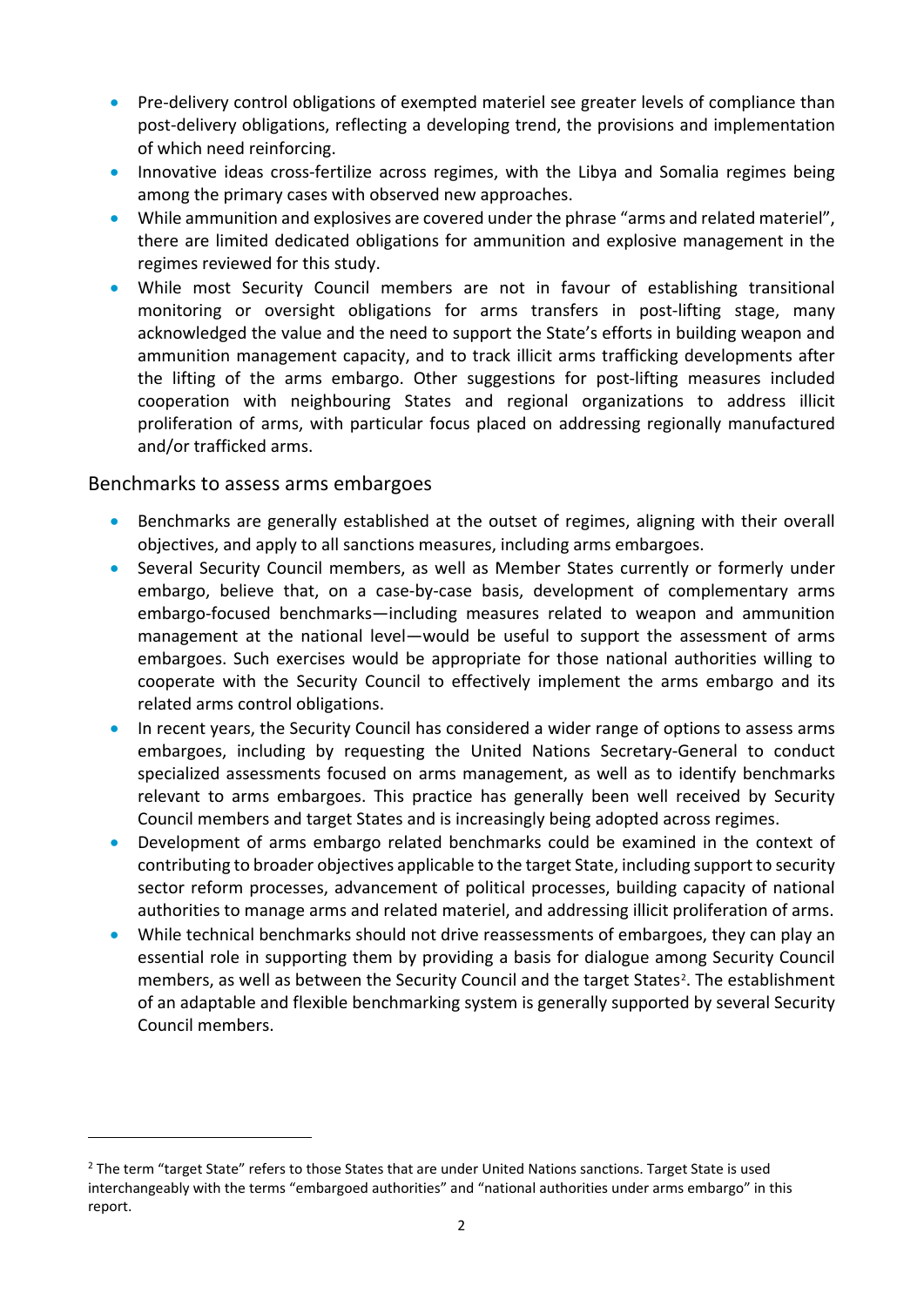- Pre-delivery control obligations of exempted materiel see greater levels of compliance than post-delivery obligations, reflecting a developing trend, the provisions and implementation of which need reinforcing.
- Innovative ideas cross-fertilize across regimes, with the Libya and Somalia regimes being among the primary cases with observed new approaches.
- While ammunition and explosives are covered under the phrase "arms and related materiel", there are limited dedicated obligations for ammunition and explosive management in the regimes reviewed for this study.
- While most Security Council members are not in favour of establishing transitional monitoring or oversight obligations for arms transfers in post-lifting stage, many acknowledged the value and the need to support the State's efforts in building weapon and ammunition management capacity, and to track illicit arms trafficking developments after the lifting of the arms embargo. Other suggestions for post-lifting measures included cooperation with neighbouring States and regional organizations to address illicit proliferation of arms, with particular focus placed on addressing regionally manufactured and/or trafficked arms.

## Benchmarks to assess arms embargoes

- Benchmarks are generally established at the outset of regimes, aligning with their overall objectives, and apply to all sanctions measures, including arms embargoes.
- Several Security Council members, as well as Member States currently or formerly under embargo, believe that, on a case-by-case basis, development of complementary arms embargo-focused benchmarks—including measures related to weapon and ammunition management at the national level—would be useful to support the assessment of arms embargoes. Such exercises would be appropriate for those national authorities willing to cooperate with the Security Council to effectively implement the arms embargo and its related arms control obligations.
- In recent years, the Security Council has considered a wider range of options to assess arms embargoes, including by requesting the United Nations Secretary-General to conduct specialized assessments focused on arms management, as well as to identify benchmarks relevant to arms embargoes. This practice has generally been well received by Security Council members and target States and is increasingly being adopted across regimes.
- Development of arms embargo related benchmarks could be examined in the context of contributing to broader objectives applicable to the target State, including support to security sector reform processes, advancement of political processes, building capacity of national authorities to manage arms and related materiel, and addressing illicit proliferation of arms.
- While technical benchmarks should not drive reassessments of embargoes, they can play an essential role in supporting them by providing a basis for dialogue among Security Council members, as well as between the Security Council and the target States[2]. The establishment of an adaptable and flexible benchmarking system is generally supported by several Security Council members.

[2] The term "target State" refers to those States that are under United Nations sanctions. Target State is used interchangeably with the terms "embargoed authorities" and "national authorities under arms embargo" in this report.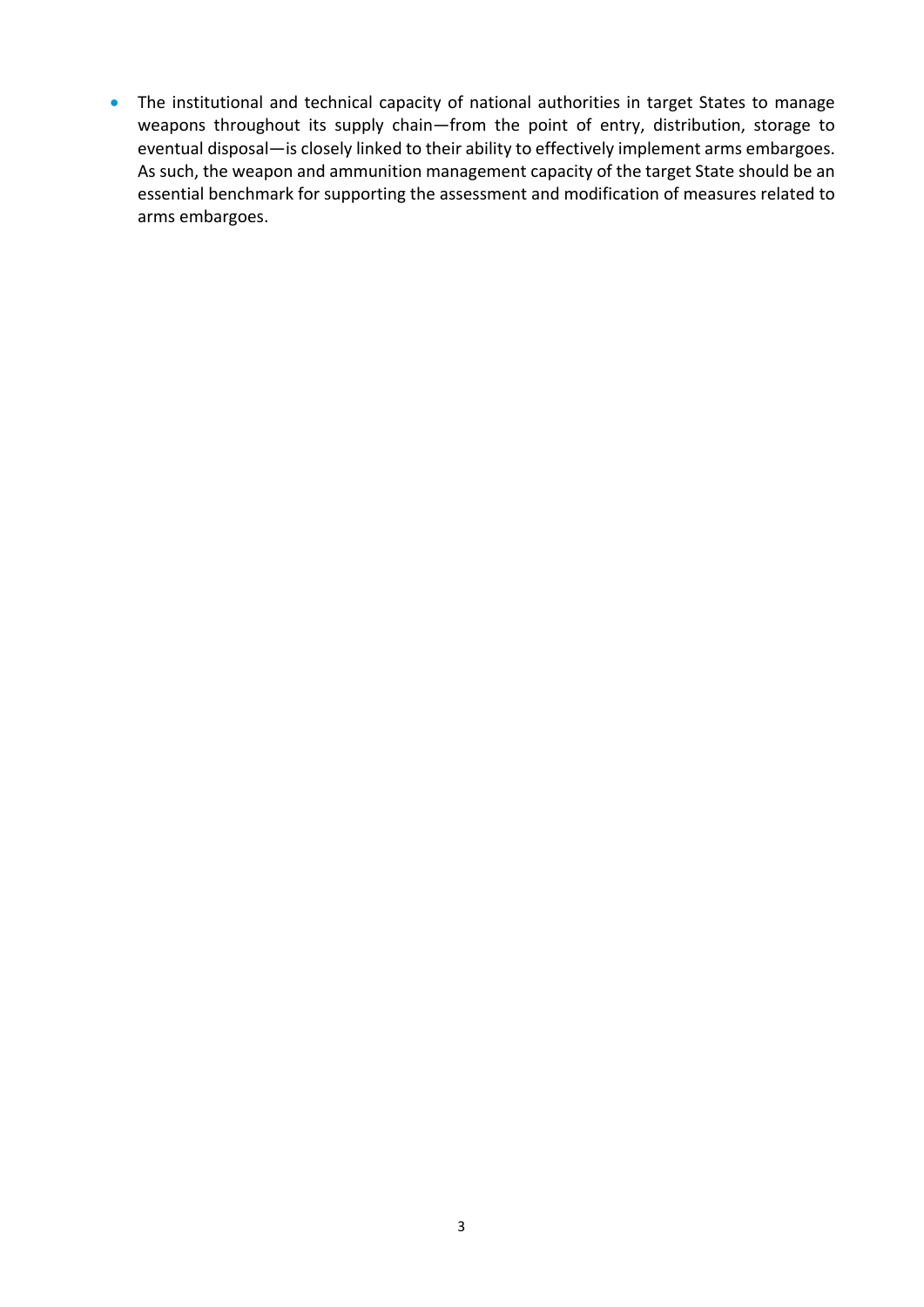- The institutional and technical capacity of national authorities in target States to manage weapons throughout its supply chain—from the point of entry, distribution, storage to eventual disposal—is closely linked to their ability to effectively implement arms embargoes. As such, the weapon and ammunition management capacity of the target State should be an essential benchmark for supporting the assessment and modification of measures related to arms embargoes.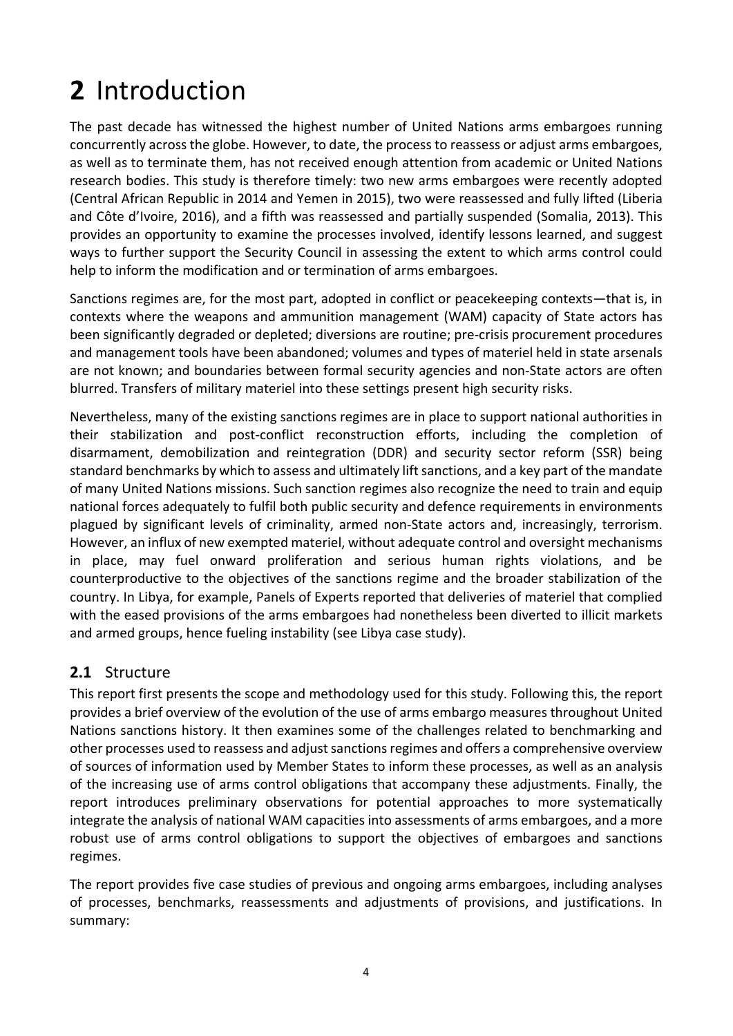# 2 Introduction

The past decade has witnessed the highest number of United Nations arms embargoes running concurrently across the globe. However, to date, the process to reassess or adjust arms embargoes, as well as to terminate them, has not received enough attention from academic or United Nations research bodies. This study is therefore timely: two new arms embargoes were recently adopted (Central African Republic in 2014 and Yemen in 2015), two were reassessed and fully lifted (Liberia and Côte d'Ivoire, 2016), and a fifth was reassessed and partially suspended (Somalia, 2013). This provides an opportunity to examine the processes involved, identify lessons learned, and suggest ways to further support the Security Council in assessing the extent to which arms control could help to inform the modification and or termination of arms embargoes.

Sanctions regimes are, for the most part, adopted in conflict or peacekeeping contexts—that is, in contexts where the weapons and ammunition management (WAM) capacity of State actors has been significantly degraded or depleted; diversions are routine; pre-crisis procurement procedures and management tools have been abandoned; volumes and types of materiel held in state arsenals are not known; and boundaries between formal security agencies and non-State actors are often blurred. Transfers of military materiel into these settings present high security risks.

Nevertheless, many of the existing sanctions regimes are in place to support national authorities in their stabilization and post-conflict reconstruction efforts, including the completion of disarmament, demobilization and reintegration (DDR) and security sector reform (SSR) being standard benchmarks by which to assess and ultimately lift sanctions, and a key part of the mandate of many United Nations missions. Such sanction regimes also recognize the need to train and equip national forces adequately to fulfil both public security and defence requirements in environments plagued by significant levels of criminality, armed non-State actors and, increasingly, terrorism. However, an influx of new exempted materiel, without adequate control and oversight mechanisms in place, may fuel onward proliferation and serious human rights violations, and be counterproductive to the objectives of the sanctions regime and the broader stabilization of the country. In Libya, for example, Panels of Experts reported that deliveries of materiel that complied with the eased provisions of the arms embargoes had nonetheless been diverted to illicit markets and armed groups, hence fueling instability (see Libya case study).

## 2.1 Structure

This report first presents the scope and methodology used for this study. Following this, the report provides a brief overview of the evolution of the use of arms embargo measures throughout United Nations sanctions history. It then examines some of the challenges related to benchmarking and other processes used to reassess and adjust sanctions regimes and offers a comprehensive overview of sources of information used by Member States to inform these processes, as well as an analysis of the increasing use of arms control obligations that accompany these adjustments. Finally, the report introduces preliminary observations for potential approaches to more systematically integrate the analysis of national WAM capacities into assessments of arms embargoes, and a more robust use of arms control obligations to support the objectives of embargoes and sanctions regimes.

The report provides five case studies of previous and ongoing arms embargoes, including analyses of processes, benchmarks, reassessments and adjustments of provisions, and justifications. In summary: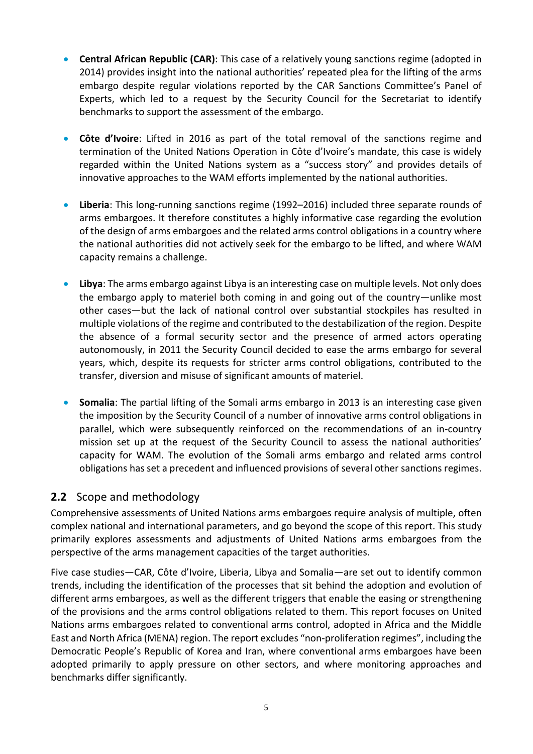- **Central African Republic (CAR)**: This case of a relatively young sanctions regime (adopted in 2014) provides insight into the national authorities' repeated plea for the lifting of the arms embargo despite regular violations reported by the CAR Sanctions Committee's Panel of Experts, which led to a request by the Security Council for the Secretariat to identify benchmarks to support the assessment of the embargo.

- **Côte d'Ivoire**: Lifted in 2016 as part of the total removal of the sanctions regime and termination of the United Nations Operation in Côte d'Ivoire's mandate, this case is widely regarded within the United Nations system as a "success story" and provides details of innovative approaches to the WAM efforts implemented by the national authorities.

- **Liberia**: This long-running sanctions regime (1992–2016) included three separate rounds of arms embargoes. It therefore constitutes a highly informative case regarding the evolution of the design of arms embargoes and the related arms control obligations in a country where the national authorities did not actively seek for the embargo to be lifted, and where WAM capacity remains a challenge.

- **Libya**: The arms embargo against Libya is an interesting case on multiple levels. Not only does the embargo apply to materiel both coming in and going out of the country—unlike most other cases—but the lack of national control over substantial stockpiles has resulted in multiple violations of the regime and contributed to the destabilization of the region. Despite the absence of a formal security sector and the presence of armed actors operating autonomously, in 2011 the Security Council decided to ease the arms embargo for several years, which, despite its requests for stricter arms control obligations, contributed to the transfer, diversion and misuse of significant amounts of materiel.

- **Somalia**: The partial lifting of the Somali arms embargo in 2013 is an interesting case given the imposition by the Security Council of a number of innovative arms control obligations in parallel, which were subsequently reinforced on the recommendations of an in-country mission set up at the request of the Security Council to assess the national authorities' capacity for WAM. The evolution of the Somali arms embargo and related arms control obligations has set a precedent and influenced provisions of several other sanctions regimes.

## 2.2 Scope and methodology

Comprehensive assessments of United Nations arms embargoes require analysis of multiple, often complex national and international parameters, and go beyond the scope of this report. This study primarily explores assessments and adjustments of United Nations arms embargoes from the perspective of the arms management capacities of the target authorities.

Five case studies—CAR, Côte d'Ivoire, Liberia, Libya and Somalia—are set out to identify common trends, including the identification of the processes that sit behind the adoption and evolution of different arms embargoes, as well as the different triggers that enable the easing or strengthening of the provisions and the arms control obligations related to them. This report focuses on United Nations arms embargoes related to conventional arms control, adopted in Africa and the Middle East and North Africa (MENA) region. The report excludes "non-proliferation regimes", including the Democratic People's Republic of Korea and Iran, where conventional arms embargoes have been adopted primarily to apply pressure on other sectors, and where monitoring approaches and benchmarks differ significantly.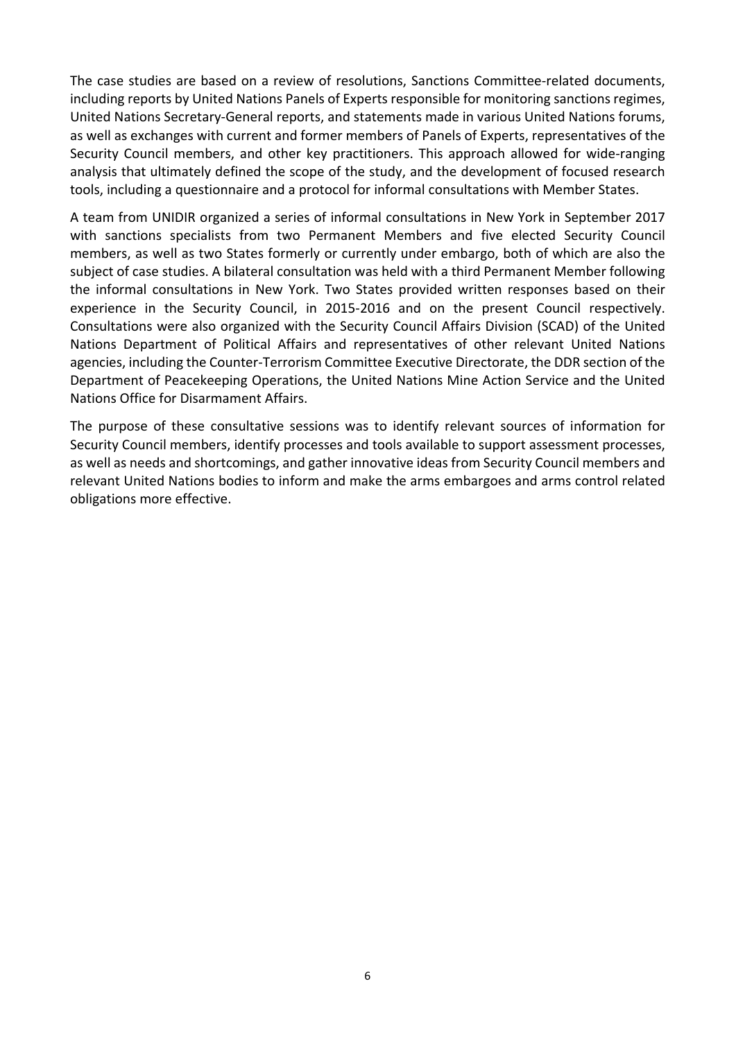The case studies are based on a review of resolutions, Sanctions Committee-related documents, including reports by United Nations Panels of Experts responsible for monitoring sanctions regimes, United Nations Secretary-General reports, and statements made in various United Nations forums, as well as exchanges with current and former members of Panels of Experts, representatives of the Security Council members, and other key practitioners. This approach allowed for wide-ranging analysis that ultimately defined the scope of the study, and the development of focused research tools, including a questionnaire and a protocol for informal consultations with Member States.

A team from UNIDIR organized a series of informal consultations in New York in September 2017 with sanctions specialists from two Permanent Members and five elected Security Council members, as well as two States formerly or currently under embargo, both of which are also the subject of case studies. A bilateral consultation was held with a third Permanent Member following the informal consultations in New York. Two States provided written responses based on their experience in the Security Council, in 2015-2016 and on the present Council respectively. Consultations were also organized with the Security Council Affairs Division (SCAD) of the United Nations Department of Political Affairs and representatives of other relevant United Nations agencies, including the Counter-Terrorism Committee Executive Directorate, the DDR section of the Department of Peacekeeping Operations, the United Nations Mine Action Service and the United Nations Office for Disarmament Affairs.

The purpose of these consultative sessions was to identify relevant sources of information for Security Council members, identify processes and tools available to support assessment processes, as well as needs and shortcomings, and gather innovative ideas from Security Council members and relevant United Nations bodies to inform and make the arms embargoes and arms control related obligations more effective.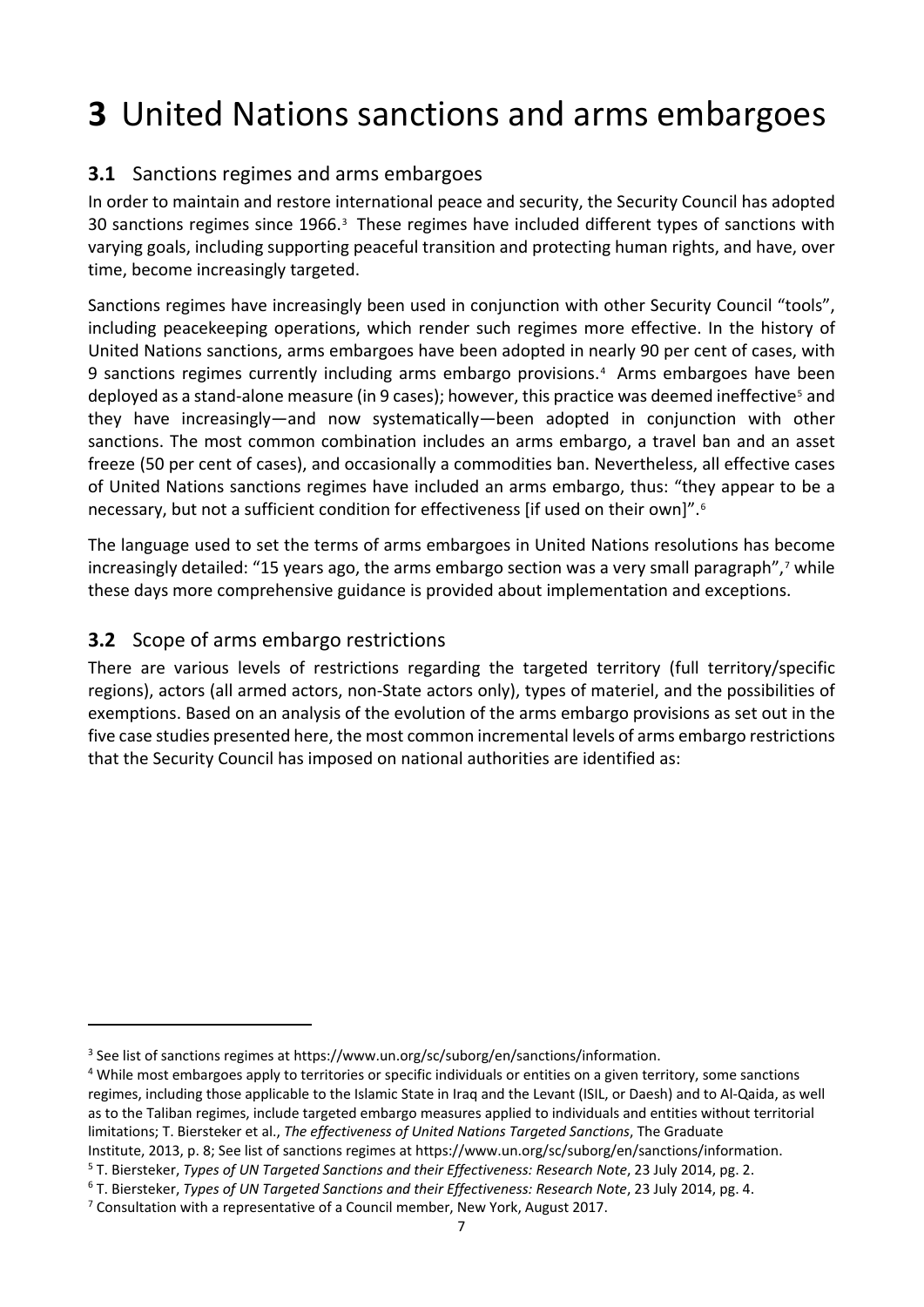# **3** United Nations sanctions and arms embargoes

## **3.1** Sanctions regimes and arms embargoes

In order to maintain and restore international peace and security, the Security Council has adopted 30 sanctions regimes since 1966.[3] These regimes have included different types of sanctions with varying goals, including supporting peaceful transition and protecting human rights, and have, over time, become increasingly targeted.

Sanctions regimes have increasingly been used in conjunction with other Security Council "tools", including peacekeeping operations, which render such regimes more effective. In the history of United Nations sanctions, arms embargoes have been adopted in nearly 90 per cent of cases, with 9 sanctions regimes currently including arms embargo provisions.[4] Arms embargoes have been deployed as a stand-alone measure (in 9 cases); however, this practice was deemed ineffective[5] and they have increasingly—and now systematically—been adopted in conjunction with other sanctions. The most common combination includes an arms embargo, a travel ban and an asset freeze (50 per cent of cases), and occasionally a commodities ban. Nevertheless, all effective cases of United Nations sanctions regimes have included an arms embargo, thus: "they appear to be a necessary, but not a sufficient condition for effectiveness [if used on their own]".[6]

The language used to set the terms of arms embargoes in United Nations resolutions has become increasingly detailed: "15 years ago, the arms embargo section was a very small paragraph",[7] while these days more comprehensive guidance is provided about implementation and exceptions.

## **3.2** Scope of arms embargo restrictions

There are various levels of restrictions regarding the targeted territory (full territory/specific regions), actors (all armed actors, non-State actors only), types of materiel, and the possibilities of exemptions. Based on an analysis of the evolution of the arms embargo provisions as set out in the five case studies presented here, the most common incremental levels of arms embargo restrictions that the Security Council has imposed on national authorities are identified as:

---

[3] See list of sanctions regimes at https://www.un.org/sc/suborg/en/sanctions/information.

[4] While most embargoes apply to territories or specific individuals or entities on a given territory, some sanctions regimes, including those applicable to the Islamic State in Iraq and the Levant (ISIL, or Daesh) and to Al-Qaida, as well as to the Taliban regimes, include targeted embargo measures applied to individuals and entities without territorial limitations; T. Biersteker et al., *The effectiveness of United Nations Targeted Sanctions*, The Graduate Institute, 2013, p. 8; See list of sanctions regimes at https://www.un.org/sc/suborg/en/sanctions/information.

[5] T. Biersteker, *Types of UN Targeted Sanctions and their Effectiveness: Research Note*, 23 July 2014, pg. 2.

[6] T. Biersteker, *Types of UN Targeted Sanctions and their Effectiveness: Research Note*, 23 July 2014, pg. 4.

[7] Consultation with a representative of a Council member, New York, August 2017.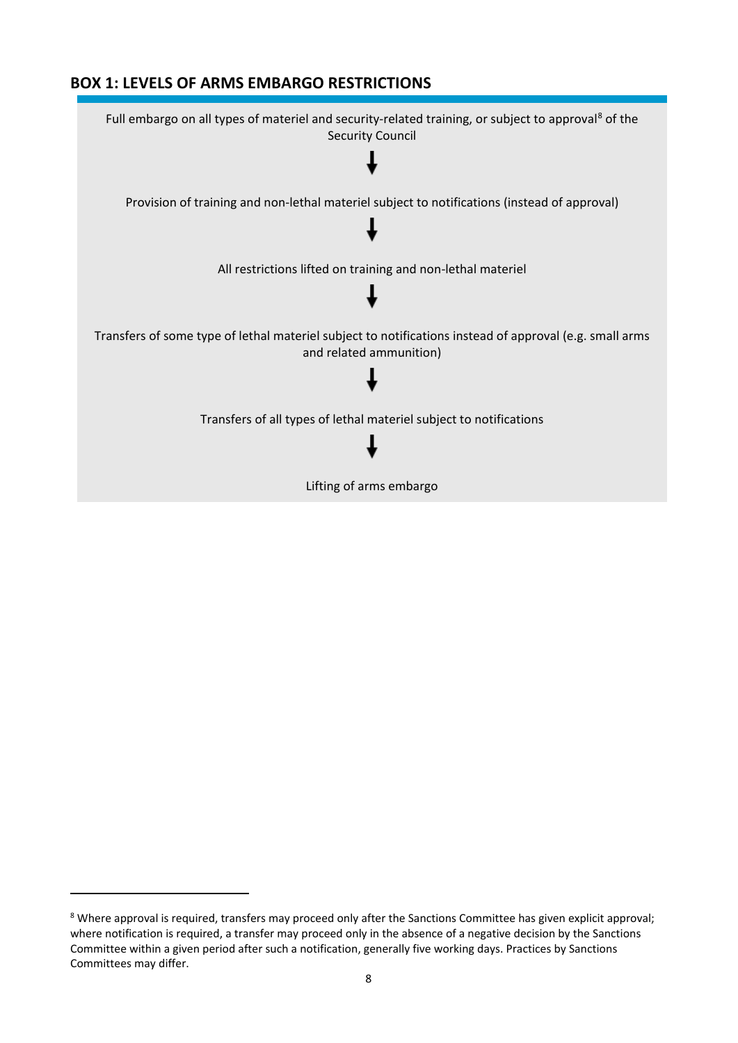## BOX 1: LEVELS OF ARMS EMBARGO RESTRICTIONS

Full embargo on all types of materiel and security-related training, or subject to approval[8] of the Security Council

↓

Provision of training and non-lethal materiel subject to notifications (instead of approval)

↓

All restrictions lifted on training and non-lethal materiel

↓

Transfers of some type of lethal materiel subject to notifications instead of approval (e.g. small arms and related ammunition)

↓

Transfers of all types of lethal materiel subject to notifications

↓

Lifting of arms embargo

---

[8] Where approval is required, transfers may proceed only after the Sanctions Committee has given explicit approval; where notification is required, a transfer may proceed only in the absence of a negative decision by the Sanctions Committee within a given period after such a notification, generally five working days. Practices by Sanctions Committees may differ.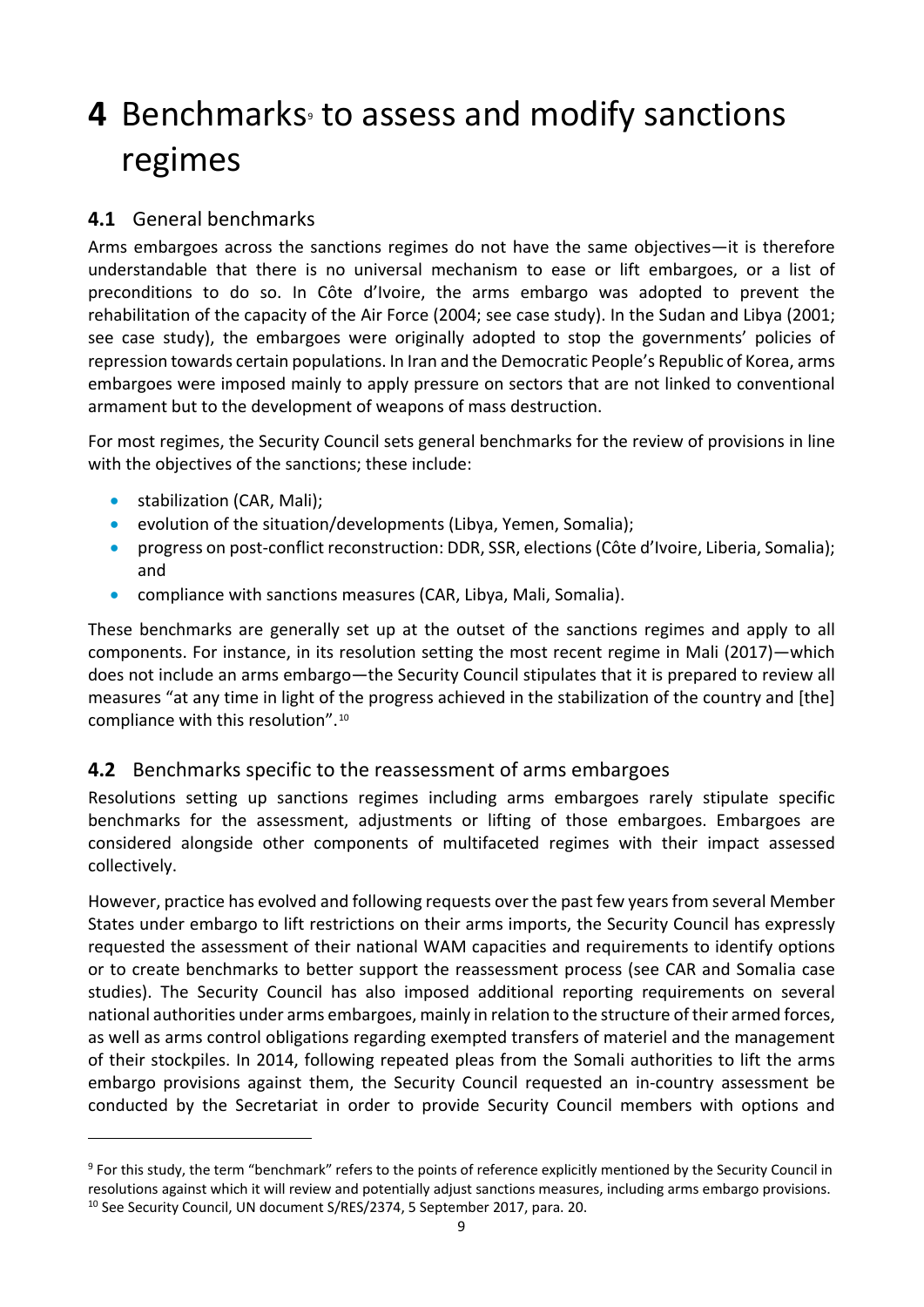# 4 Benchmarks[9] to assess and modify sanctions regimes

## 4.1 General benchmarks

Arms embargoes across the sanctions regimes do not have the same objectives—it is therefore understandable that there is no universal mechanism to ease or lift embargoes, or a list of preconditions to do so. In Côte d'Ivoire, the arms embargo was adopted to prevent the rehabilitation of the capacity of the Air Force (2004; see case study). In the Sudan and Libya (2001; see case study), the embargoes were originally adopted to stop the governments' policies of repression towards certain populations. In Iran and the Democratic People's Republic of Korea, arms embargoes were imposed mainly to apply pressure on sectors that are not linked to conventional armament but to the development of weapons of mass destruction.

For most regimes, the Security Council sets general benchmarks for the review of provisions in line with the objectives of the sanctions; these include:

- stabilization (CAR, Mali);
- evolution of the situation/developments (Libya, Yemen, Somalia);
- progress on post-conflict reconstruction: DDR, SSR, elections (Côte d'Ivoire, Liberia, Somalia); and
- compliance with sanctions measures (CAR, Libya, Mali, Somalia).

These benchmarks are generally set up at the outset of the sanctions regimes and apply to all components. For instance, in its resolution setting the most recent regime in Mali (2017)—which does not include an arms embargo—the Security Council stipulates that it is prepared to review all measures "at any time in light of the progress achieved in the stabilization of the country and [the] compliance with this resolution".[10]

## 4.2 Benchmarks specific to the reassessment of arms embargoes

Resolutions setting up sanctions regimes including arms embargoes rarely stipulate specific benchmarks for the assessment, adjustments or lifting of those embargoes. Embargoes are considered alongside other components of multifaceted regimes with their impact assessed collectively.

However, practice has evolved and following requests over the past few years from several Member States under embargo to lift restrictions on their arms imports, the Security Council has expressly requested the assessment of their national WAM capacities and requirements to identify options or to create benchmarks to better support the reassessment process (see CAR and Somalia case studies). The Security Council has also imposed additional reporting requirements on several national authorities under arms embargoes, mainly in relation to the structure of their armed forces, as well as arms control obligations regarding exempted transfers of materiel and the management of their stockpiles. In 2014, following repeated pleas from the Somali authorities to lift the arms embargo provisions against them, the Security Council requested an in-country assessment be conducted by the Secretariat in order to provide Security Council members with options and

---

[9] For this study, the term "benchmark" refers to the points of reference explicitly mentioned by the Security Council in resolutions against which it will review and potentially adjust sanctions measures, including arms embargo provisions.

[10] See Security Council, UN document S/RES/2374, 5 September 2017, para. 20.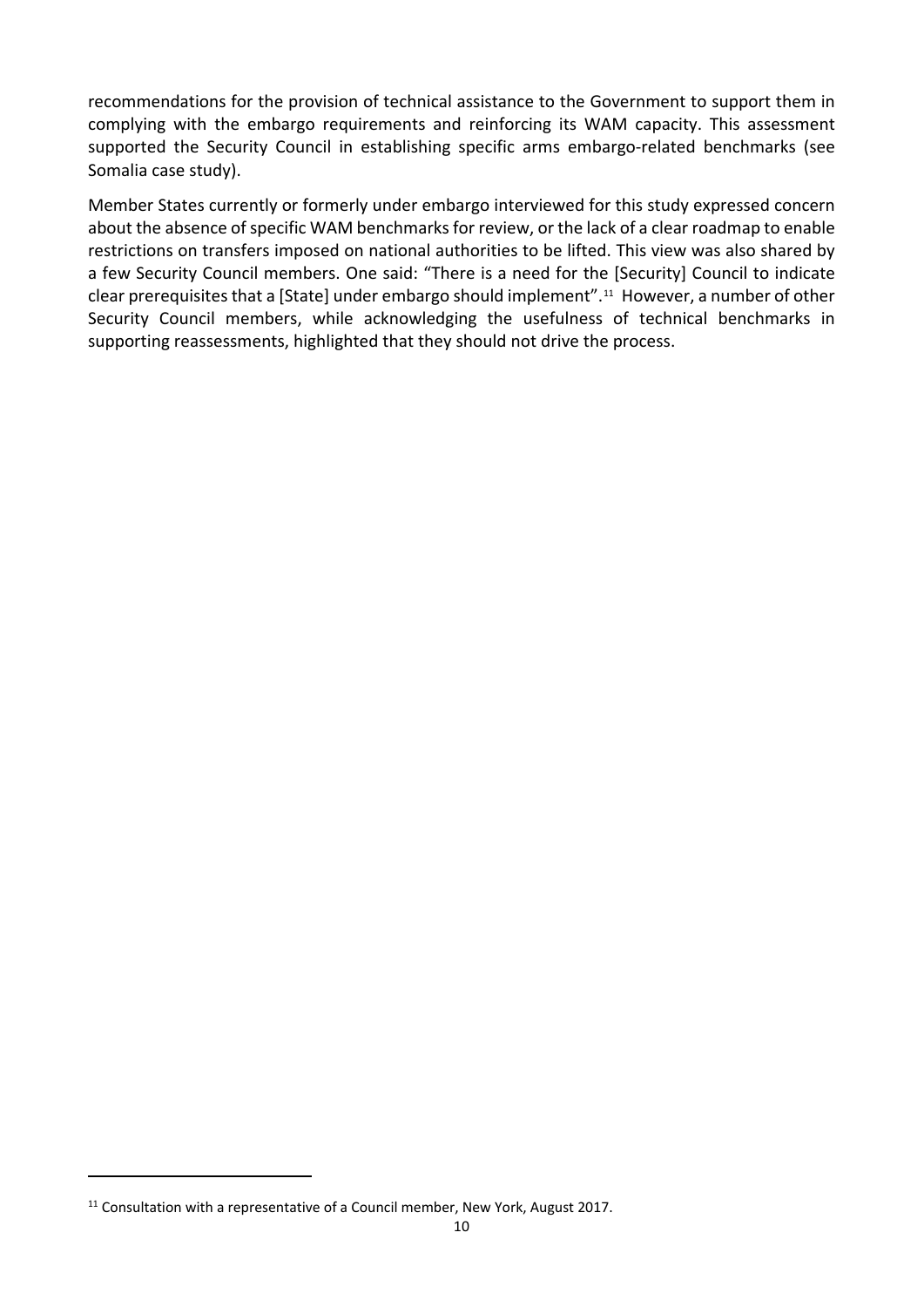recommendations for the provision of technical assistance to the Government to support them in complying with the embargo requirements and reinforcing its WAM capacity. This assessment supported the Security Council in establishing specific arms embargo-related benchmarks (see Somalia case study).

Member States currently or formerly under embargo interviewed for this study expressed concern about the absence of specific WAM benchmarks for review, or the lack of a clear roadmap to enable restrictions on transfers imposed on national authorities to be lifted. This view was also shared by a few Security Council members. One said: "There is a need for the [Security] Council to indicate clear prerequisites that a [State] under embargo should implement".[11] However, a number of other Security Council members, while acknowledging the usefulness of technical benchmarks in supporting reassessments, highlighted that they should not drive the process.

---

[11] Consultation with a representative of a Council member, New York, August 2017.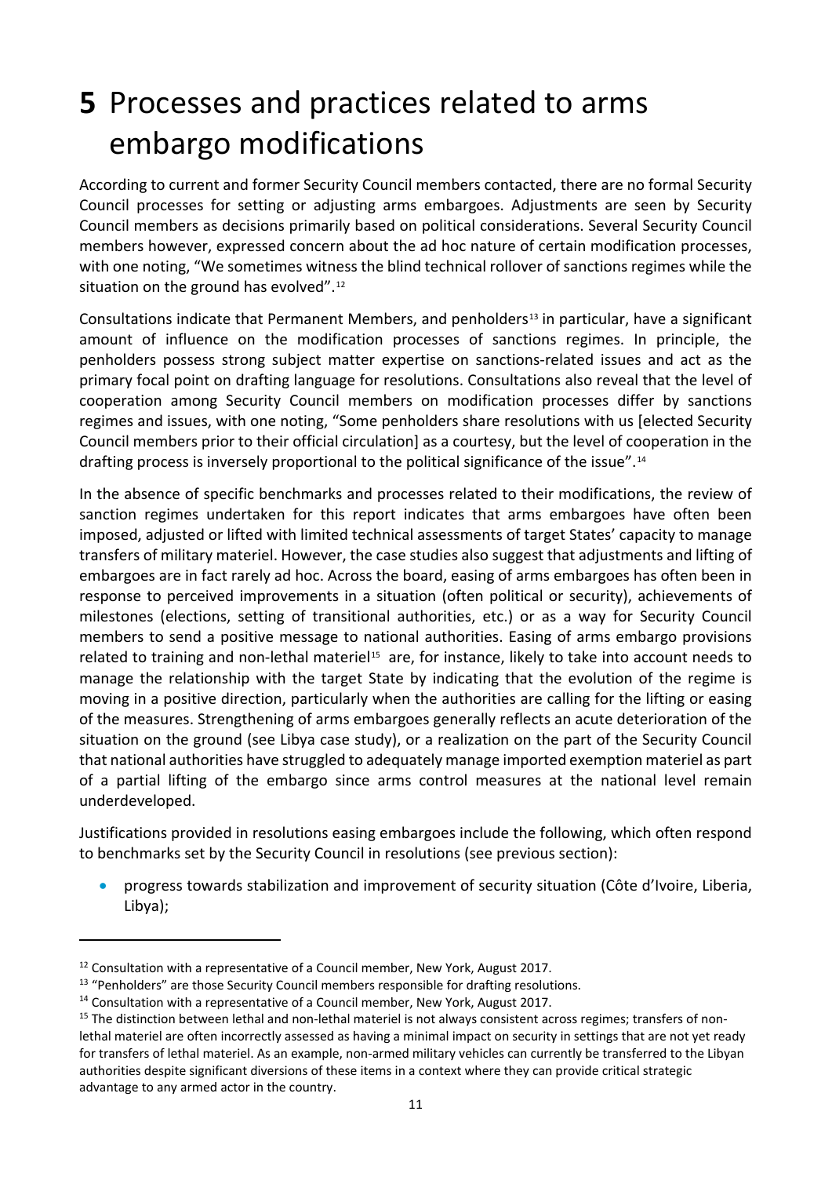# 5 Processes and practices related to arms embargo modifications

According to current and former Security Council members contacted, there are no formal Security Council processes for setting or adjusting arms embargoes. Adjustments are seen by Security Council members as decisions primarily based on political considerations. Several Security Council members however, expressed concern about the ad hoc nature of certain modification processes, with one noting, "We sometimes witness the blind technical rollover of sanctions regimes while the situation on the ground has evolved".[12]

Consultations indicate that Permanent Members, and penholders[13] in particular, have a significant amount of influence on the modification processes of sanctions regimes. In principle, the penholders possess strong subject matter expertise on sanctions-related issues and act as the primary focal point on drafting language for resolutions. Consultations also reveal that the level of cooperation among Security Council members on modification processes differ by sanctions regimes and issues, with one noting, "Some penholders share resolutions with us [elected Security Council members prior to their official circulation] as a courtesy, but the level of cooperation in the drafting process is inversely proportional to the political significance of the issue".[14]

In the absence of specific benchmarks and processes related to their modifications, the review of sanction regimes undertaken for this report indicates that arms embargoes have often been imposed, adjusted or lifted with limited technical assessments of target States' capacity to manage transfers of military materiel. However, the case studies also suggest that adjustments and lifting of embargoes are in fact rarely ad hoc. Across the board, easing of arms embargoes has often been in response to perceived improvements in a situation (often political or security), achievements of milestones (elections, setting of transitional authorities, etc.) or as a way for Security Council members to send a positive message to national authorities. Easing of arms embargo provisions related to training and non-lethal materiel[15] are, for instance, likely to take into account needs to manage the relationship with the target State by indicating that the evolution of the regime is moving in a positive direction, particularly when the authorities are calling for the lifting or easing of the measures. Strengthening of arms embargoes generally reflects an acute deterioration of the situation on the ground (see Libya case study), or a realization on the part of the Security Council that national authorities have struggled to adequately manage imported exemption materiel as part of a partial lifting of the embargo since arms control measures at the national level remain underdeveloped.

Justifications provided in resolutions easing embargoes include the following, which often respond to benchmarks set by the Security Council in resolutions (see previous section):

- progress towards stabilization and improvement of security situation (Côte d'Ivoire, Liberia, Libya);

---

[12] Consultation with a representative of a Council member, New York, August 2017.

[13] "Penholders" are those Security Council members responsible for drafting resolutions.

[14] Consultation with a representative of a Council member, New York, August 2017.

[15] The distinction between lethal and non-lethal materiel is not always consistent across regimes; transfers of non-lethal materiel are often incorrectly assessed as having a minimal impact on security in settings that are not yet ready for transfers of lethal materiel. As an example, non-armed military vehicles can currently be transferred to the Libyan authorities despite significant diversions of these items in a context where they can provide critical strategic advantage to any armed actor in the country.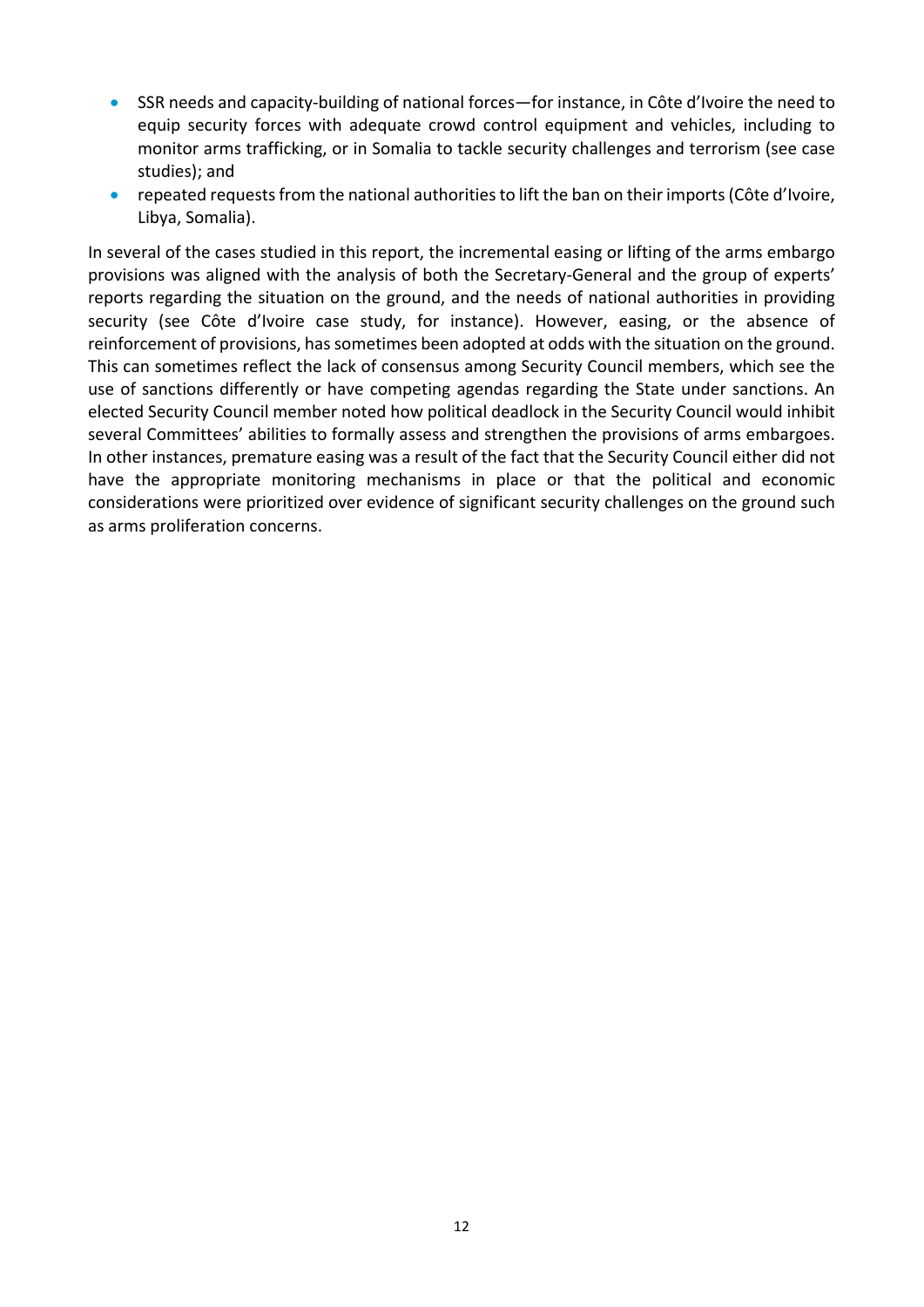- SSR needs and capacity-building of national forces—for instance, in Côte d'Ivoire the need to equip security forces with adequate crowd control equipment and vehicles, including to monitor arms trafficking, or in Somalia to tackle security challenges and terrorism (see case studies); and
- repeated requests from the national authorities to lift the ban on their imports (Côte d'Ivoire, Libya, Somalia).

In several of the cases studied in this report, the incremental easing or lifting of the arms embargo provisions was aligned with the analysis of both the Secretary-General and the group of experts' reports regarding the situation on the ground, and the needs of national authorities in providing security (see Côte d'Ivoire case study, for instance). However, easing, or the absence of reinforcement of provisions, has sometimes been adopted at odds with the situation on the ground. This can sometimes reflect the lack of consensus among Security Council members, which see the use of sanctions differently or have competing agendas regarding the State under sanctions. An elected Security Council member noted how political deadlock in the Security Council would inhibit several Committees' abilities to formally assess and strengthen the provisions of arms embargoes. In other instances, premature easing was a result of the fact that the Security Council either did not have the appropriate monitoring mechanisms in place or that the political and economic considerations were prioritized over evidence of significant security challenges on the ground such as arms proliferation concerns.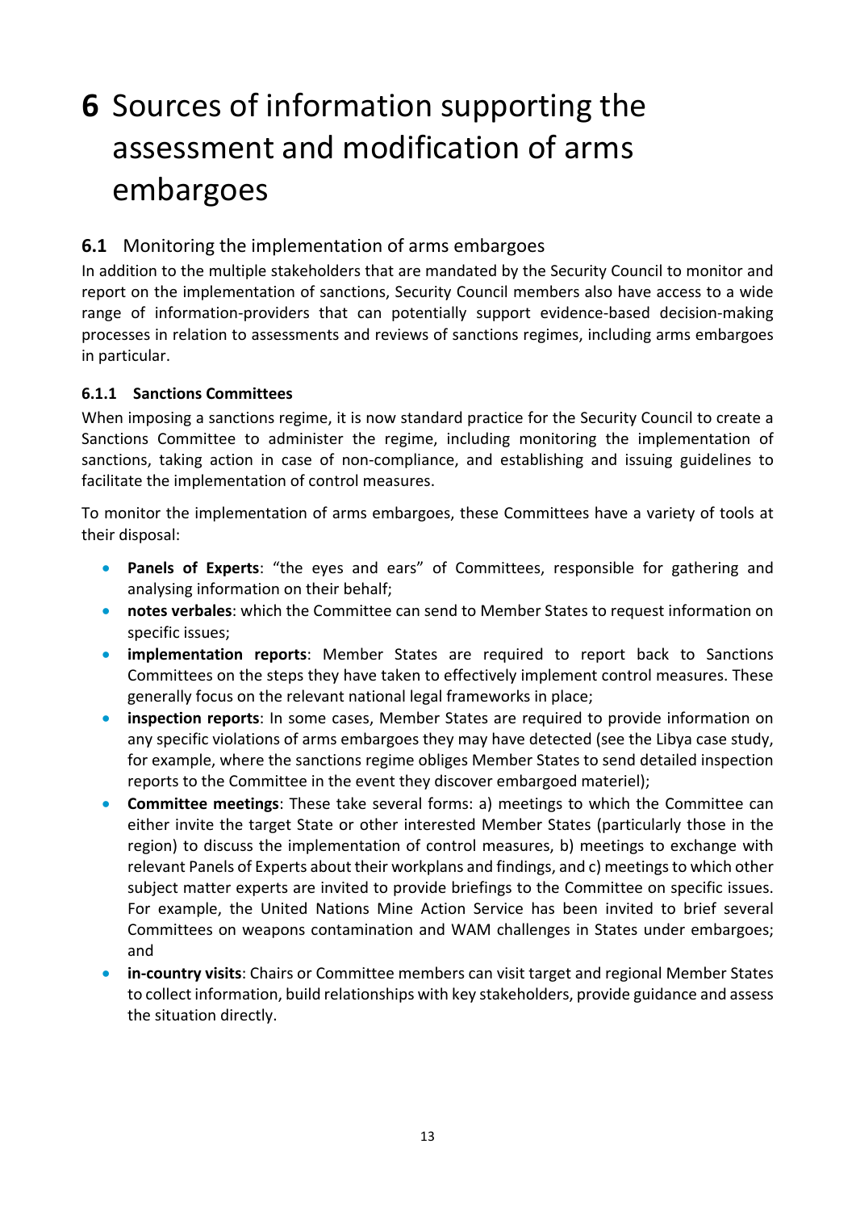# 6 Sources of information supporting the assessment and modification of arms embargoes

## 6.1 Monitoring the implementation of arms embargoes

In addition to the multiple stakeholders that are mandated by the Security Council to monitor and report on the implementation of sanctions, Security Council members also have access to a wide range of information-providers that can potentially support evidence-based decision-making processes in relation to assessments and reviews of sanctions regimes, including arms embargoes in particular.

### 6.1.1 Sanctions Committees

When imposing a sanctions regime, it is now standard practice for the Security Council to create a Sanctions Committee to administer the regime, including monitoring the implementation of sanctions, taking action in case of non-compliance, and establishing and issuing guidelines to facilitate the implementation of control measures.

To monitor the implementation of arms embargoes, these Committees have a variety of tools at their disposal:

- **Panels of Experts**: "the eyes and ears" of Committees, responsible for gathering and analysing information on their behalf;
- **notes verbales**: which the Committee can send to Member States to request information on specific issues;
- **implementation reports**: Member States are required to report back to Sanctions Committees on the steps they have taken to effectively implement control measures. These generally focus on the relevant national legal frameworks in place;
- **inspection reports**: In some cases, Member States are required to provide information on any specific violations of arms embargoes they may have detected (see the Libya case study, for example, where the sanctions regime obliges Member States to send detailed inspection reports to the Committee in the event they discover embargoed materiel);
- **Committee meetings**: These take several forms: a) meetings to which the Committee can either invite the target State or other interested Member States (particularly those in the region) to discuss the implementation of control measures, b) meetings to exchange with relevant Panels of Experts about their workplans and findings, and c) meetings to which other subject matter experts are invited to provide briefings to the Committee on specific issues. For example, the United Nations Mine Action Service has been invited to brief several Committees on weapons contamination and WAM challenges in States under embargoes; and
- **in-country visits**: Chairs or Committee members can visit target and regional Member States to collect information, build relationships with key stakeholders, provide guidance and assess the situation directly.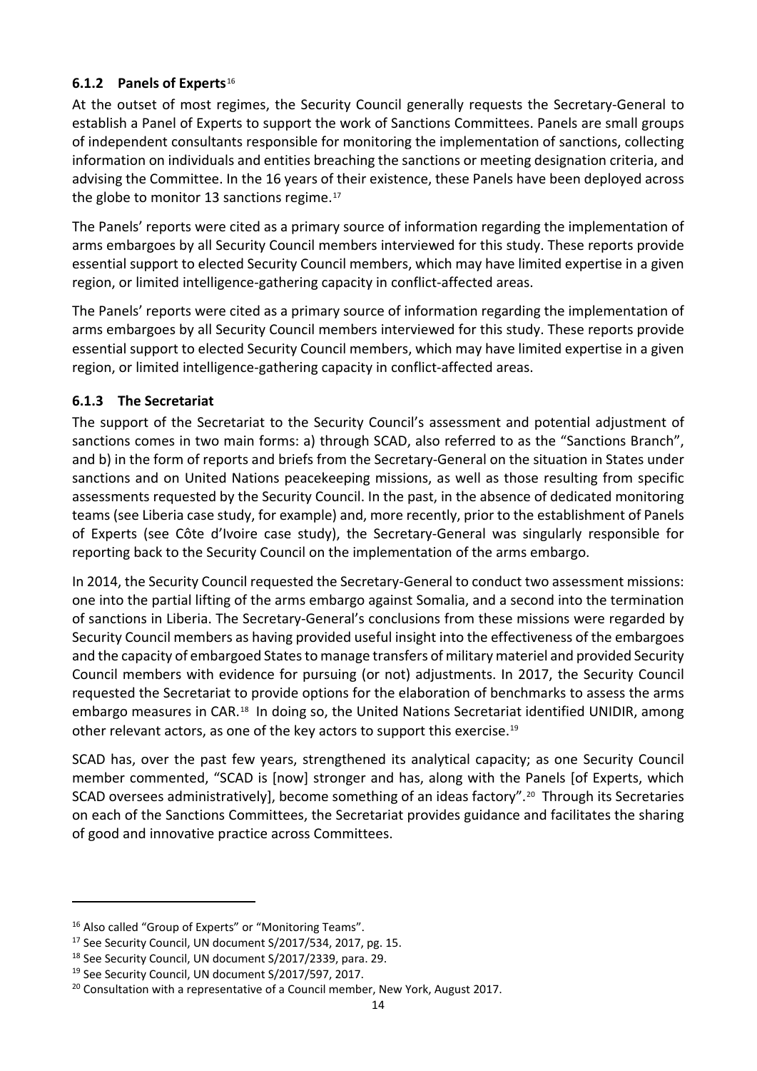### 6.1.2 Panels of Experts[16]

At the outset of most regimes, the Security Council generally requests the Secretary-General to establish a Panel of Experts to support the work of Sanctions Committees. Panels are small groups of independent consultants responsible for monitoring the implementation of sanctions, collecting information on individuals and entities breaching the sanctions or meeting designation criteria, and advising the Committee. In the 16 years of their existence, these Panels have been deployed across the globe to monitor 13 sanctions regime.[17]

The Panels' reports were cited as a primary source of information regarding the implementation of arms embargoes by all Security Council members interviewed for this study. These reports provide essential support to elected Security Council members, which may have limited expertise in a given region, or limited intelligence-gathering capacity in conflict-affected areas.

The Panels' reports were cited as a primary source of information regarding the implementation of arms embargoes by all Security Council members interviewed for this study. These reports provide essential support to elected Security Council members, which may have limited expertise in a given region, or limited intelligence-gathering capacity in conflict-affected areas.

### 6.1.3 The Secretariat

The support of the Secretariat to the Security Council's assessment and potential adjustment of sanctions comes in two main forms: a) through SCAD, also referred to as the "Sanctions Branch", and b) in the form of reports and briefs from the Secretary-General on the situation in States under sanctions and on United Nations peacekeeping missions, as well as those resulting from specific assessments requested by the Security Council. In the past, in the absence of dedicated monitoring teams (see Liberia case study, for example) and, more recently, prior to the establishment of Panels of Experts (see Côte d'Ivoire case study), the Secretary-General was singularly responsible for reporting back to the Security Council on the implementation of the arms embargo.

In 2014, the Security Council requested the Secretary-General to conduct two assessment missions: one into the partial lifting of the arms embargo against Somalia, and a second into the termination of sanctions in Liberia. The Secretary-General's conclusions from these missions were regarded by Security Council members as having provided useful insight into the effectiveness of the embargoes and the capacity of embargoed States to manage transfers of military materiel and provided Security Council members with evidence for pursuing (or not) adjustments. In 2017, the Security Council requested the Secretariat to provide options for the elaboration of benchmarks to assess the arms embargo measures in CAR.[18] In doing so, the United Nations Secretariat identified UNIDIR, among other relevant actors, as one of the key actors to support this exercise.[19]

SCAD has, over the past few years, strengthened its analytical capacity; as one Security Council member commented, "SCAD is [now] stronger and has, along with the Panels [of Experts, which SCAD oversees administratively], become something of an ideas factory".[20] Through its Secretaries on each of the Sanctions Committees, the Secretariat provides guidance and facilitates the sharing of good and innovative practice across Committees.

---

[16] Also called "Group of Experts" or "Monitoring Teams".

[17] See Security Council, UN document S/2017/534, 2017, pg. 15.

[18] See Security Council, UN document S/2017/2339, para. 29.

[19] See Security Council, UN document S/2017/597, 2017.

[20] Consultation with a representative of a Council member, New York, August 2017.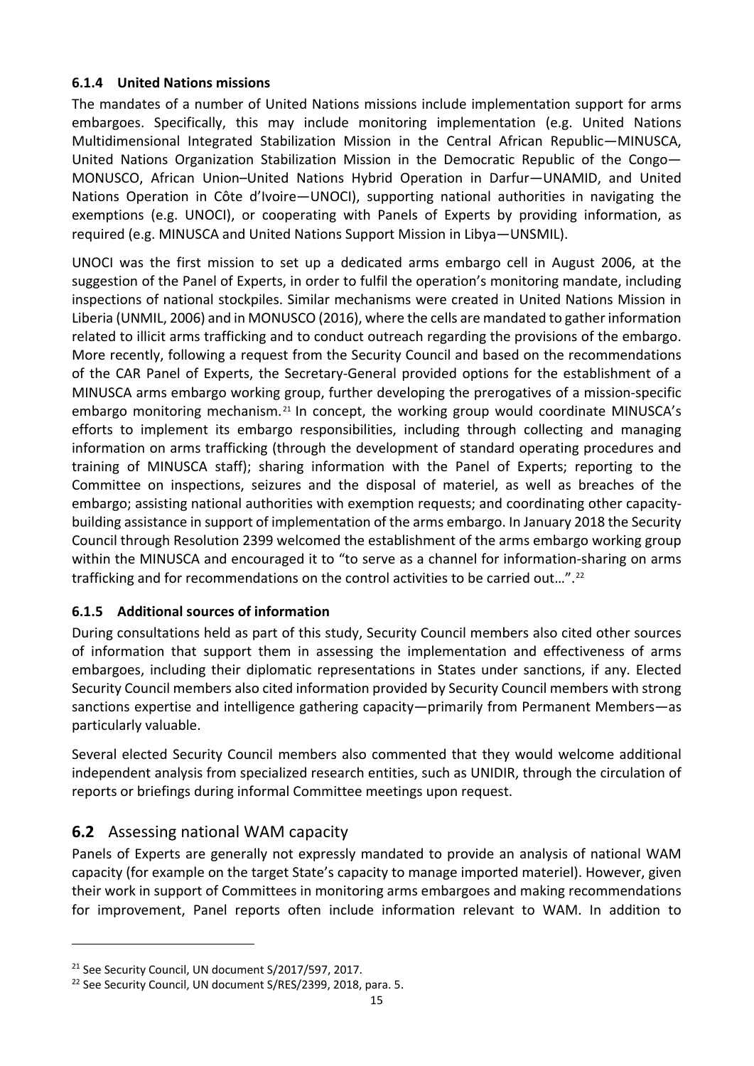#### 6.1.4 United Nations missions

The mandates of a number of United Nations missions include implementation support for arms embargoes. Specifically, this may include monitoring implementation (e.g. United Nations Multidimensional Integrated Stabilization Mission in the Central African Republic—MINUSCA, United Nations Organization Stabilization Mission in the Democratic Republic of the Congo—MONUSCO, African Union–United Nations Hybrid Operation in Darfur—UNAMID, and United Nations Operation in Côte d'Ivoire—UNOCI), supporting national authorities in navigating the exemptions (e.g. UNOCI), or cooperating with Panels of Experts by providing information, as required (e.g. MINUSCA and United Nations Support Mission in Libya—UNSMIL).

UNOCI was the first mission to set up a dedicated arms embargo cell in August 2006, at the suggestion of the Panel of Experts, in order to fulfil the operation's monitoring mandate, including inspections of national stockpiles. Similar mechanisms were created in United Nations Mission in Liberia (UNMIL, 2006) and in MONUSCO (2016), where the cells are mandated to gather information related to illicit arms trafficking and to conduct outreach regarding the provisions of the embargo. More recently, following a request from the Security Council and based on the recommendations of the CAR Panel of Experts, the Secretary-General provided options for the establishment of a MINUSCA arms embargo working group, further developing the prerogatives of a mission-specific embargo monitoring mechanism.[21] In concept, the working group would coordinate MINUSCA's efforts to implement its embargo responsibilities, including through collecting and managing information on arms trafficking (through the development of standard operating procedures and training of MINUSCA staff); sharing information with the Panel of Experts; reporting to the Committee on inspections, seizures and the disposal of materiel, as well as breaches of the embargo; assisting national authorities with exemption requests; and coordinating other capacity-building assistance in support of implementation of the arms embargo. In January 2018 the Security Council through Resolution 2399 welcomed the establishment of the arms embargo working group within the MINUSCA and encouraged it to "to serve as a channel for information-sharing on arms trafficking and for recommendations on the control activities to be carried out…".[22]

#### 6.1.5 Additional sources of information

During consultations held as part of this study, Security Council members also cited other sources of information that support them in assessing the implementation and effectiveness of arms embargoes, including their diplomatic representations in States under sanctions, if any. Elected Security Council members also cited information provided by Security Council members with strong sanctions expertise and intelligence gathering capacity—primarily from Permanent Members—as particularly valuable.

Several elected Security Council members also commented that they would welcome additional independent analysis from specialized research entities, such as UNIDIR, through the circulation of reports or briefings during informal Committee meetings upon request.

### 6.2 Assessing national WAM capacity

Panels of Experts are generally not expressly mandated to provide an analysis of national WAM capacity (for example on the target State's capacity to manage imported materiel). However, given their work in support of Committees in monitoring arms embargoes and making recommendations for improvement, Panel reports often include information relevant to WAM. In addition to

[21] See Security Council, UN document S/2017/597, 2017.

[22] See Security Council, UN document S/RES/2399, 2018, para. 5.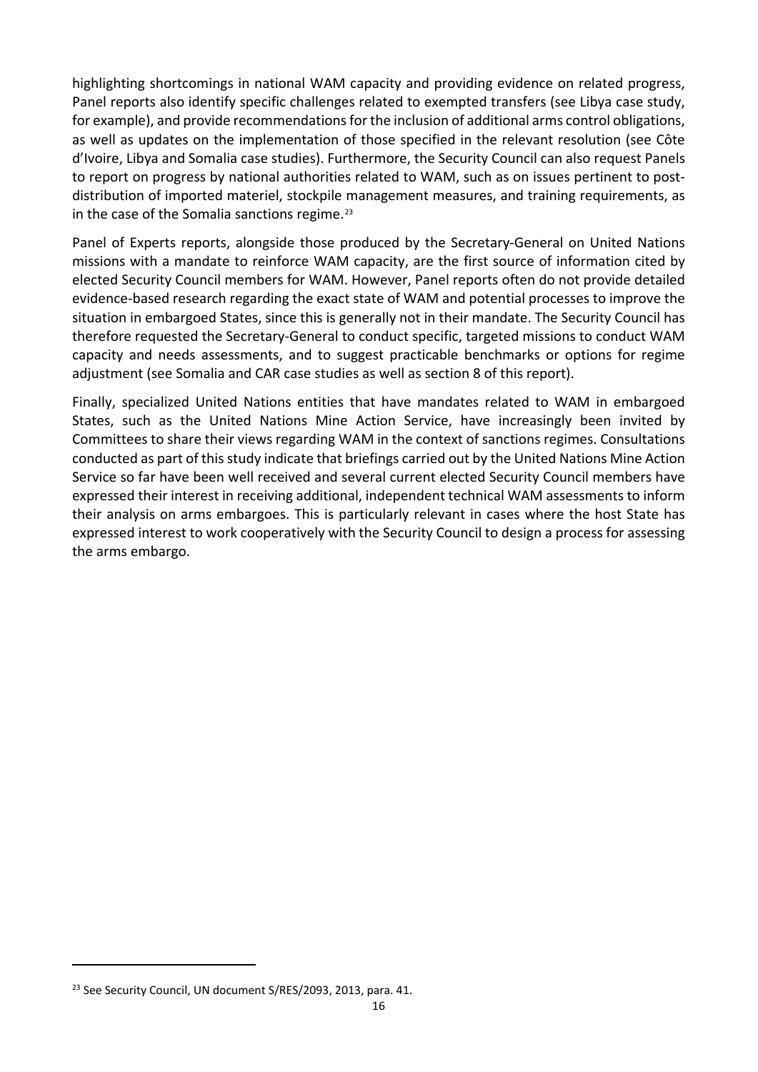highlighting shortcomings in national WAM capacity and providing evidence on related progress, Panel reports also identify specific challenges related to exempted transfers (see Libya case study, for example), and provide recommendations for the inclusion of additional arms control obligations, as well as updates on the implementation of those specified in the relevant resolution (see Côte d'Ivoire, Libya and Somalia case studies). Furthermore, the Security Council can also request Panels to report on progress by national authorities related to WAM, such as on issues pertinent to post-distribution of imported materiel, stockpile management measures, and training requirements, as in the case of the Somalia sanctions regime.[23]

Panel of Experts reports, alongside those produced by the Secretary-General on United Nations missions with a mandate to reinforce WAM capacity, are the first source of information cited by elected Security Council members for WAM. However, Panel reports often do not provide detailed evidence-based research regarding the exact state of WAM and potential processes to improve the situation in embargoed States, since this is generally not in their mandate. The Security Council has therefore requested the Secretary-General to conduct specific, targeted missions to conduct WAM capacity and needs assessments, and to suggest practicable benchmarks or options for regime adjustment (see Somalia and CAR case studies as well as section 8 of this report).

Finally, specialized United Nations entities that have mandates related to WAM in embargoed States, such as the United Nations Mine Action Service, have increasingly been invited by Committees to share their views regarding WAM in the context of sanctions regimes. Consultations conducted as part of this study indicate that briefings carried out by the United Nations Mine Action Service so far have been well received and several current elected Security Council members have expressed their interest in receiving additional, independent technical WAM assessments to inform their analysis on arms embargoes. This is particularly relevant in cases where the host State has expressed interest to work cooperatively with the Security Council to design a process for assessing the arms embargo.

[23] See Security Council, UN document S/RES/2093, 2013, para. 41.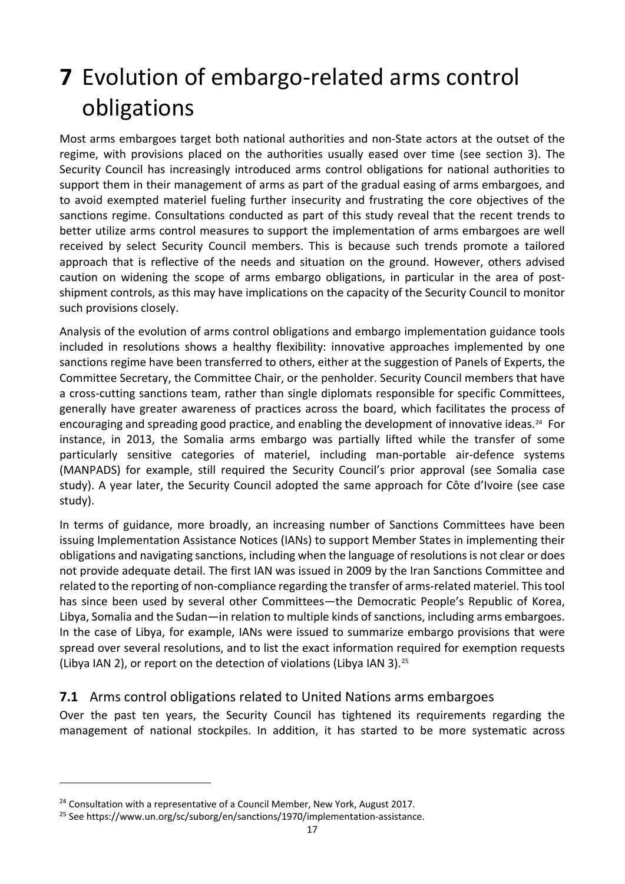# 7 Evolution of embargo-related arms control obligations

Most arms embargoes target both national authorities and non-State actors at the outset of the regime, with provisions placed on the authorities usually eased over time (see section 3). The Security Council has increasingly introduced arms control obligations for national authorities to support them in their management of arms as part of the gradual easing of arms embargoes, and to avoid exempted materiel fueling further insecurity and frustrating the core objectives of the sanctions regime. Consultations conducted as part of this study reveal that the recent trends to better utilize arms control measures to support the implementation of arms embargoes are well received by select Security Council members. This is because such trends promote a tailored approach that is reflective of the needs and situation on the ground. However, others advised caution on widening the scope of arms embargo obligations, in particular in the area of post-shipment controls, as this may have implications on the capacity of the Security Council to monitor such provisions closely.

Analysis of the evolution of arms control obligations and embargo implementation guidance tools included in resolutions shows a healthy flexibility: innovative approaches implemented by one sanctions regime have been transferred to others, either at the suggestion of Panels of Experts, the Committee Secretary, the Committee Chair, or the penholder. Security Council members that have a cross-cutting sanctions team, rather than single diplomats responsible for specific Committees, generally have greater awareness of practices across the board, which facilitates the process of encouraging and spreading good practice, and enabling the development of innovative ideas.[24] For instance, in 2013, the Somalia arms embargo was partially lifted while the transfer of some particularly sensitive categories of materiel, including man-portable air-defence systems (MANPADS) for example, still required the Security Council's prior approval (see Somalia case study). A year later, the Security Council adopted the same approach for Côte d'Ivoire (see case study).

In terms of guidance, more broadly, an increasing number of Sanctions Committees have been issuing Implementation Assistance Notices (IANs) to support Member States in implementing their obligations and navigating sanctions, including when the language of resolutions is not clear or does not provide adequate detail. The first IAN was issued in 2009 by the Iran Sanctions Committee and related to the reporting of non-compliance regarding the transfer of arms-related materiel. This tool has since been used by several other Committees—the Democratic People's Republic of Korea, Libya, Somalia and the Sudan—in relation to multiple kinds of sanctions, including arms embargoes. In the case of Libya, for example, IANs were issued to summarize embargo provisions that were spread over several resolutions, and to list the exact information required for exemption requests (Libya IAN 2), or report on the detection of violations (Libya IAN 3).[25]

## 7.1 Arms control obligations related to United Nations arms embargoes

Over the past ten years, the Security Council has tightened its requirements regarding the management of national stockpiles. In addition, it has started to be more systematic across

---

[24] Consultation with a representative of a Council Member, New York, August 2017.

[25] See https://www.un.org/sc/suborg/en/sanctions/1970/implementation-assistance.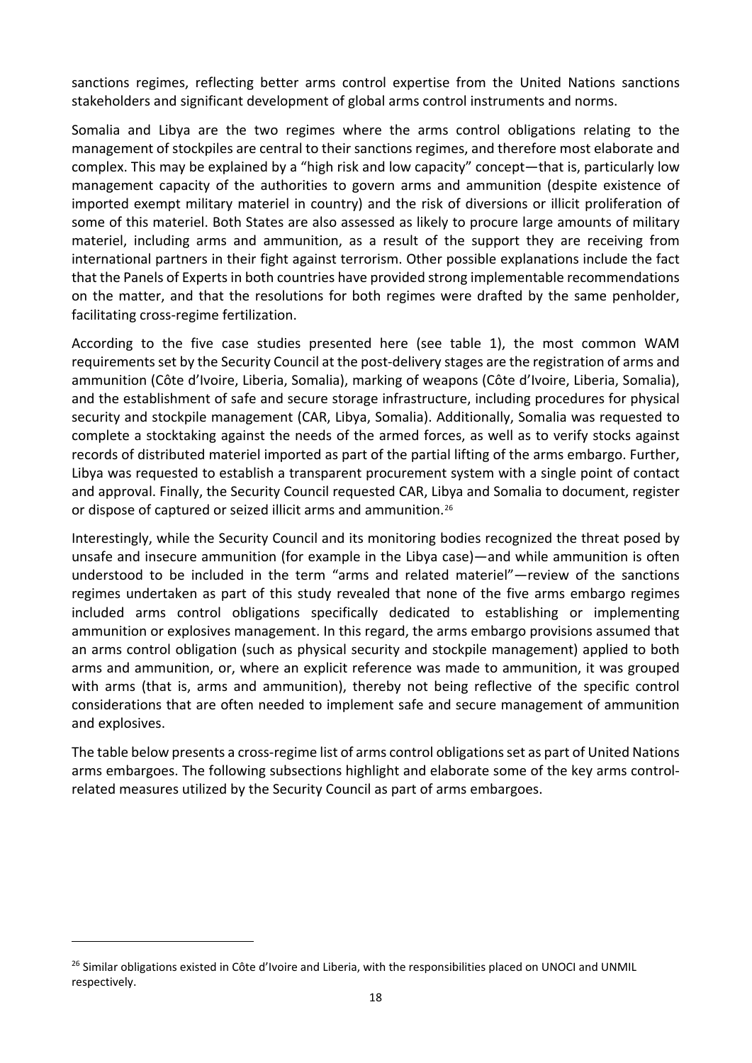sanctions regimes, reflecting better arms control expertise from the United Nations sanctions stakeholders and significant development of global arms control instruments and norms.

Somalia and Libya are the two regimes where the arms control obligations relating to the management of stockpiles are central to their sanctions regimes, and therefore most elaborate and complex. This may be explained by a "high risk and low capacity" concept—that is, particularly low management capacity of the authorities to govern arms and ammunition (despite existence of imported exempt military materiel in country) and the risk of diversions or illicit proliferation of some of this materiel. Both States are also assessed as likely to procure large amounts of military materiel, including arms and ammunition, as a result of the support they are receiving from international partners in their fight against terrorism. Other possible explanations include the fact that the Panels of Experts in both countries have provided strong implementable recommendations on the matter, and that the resolutions for both regimes were drafted by the same penholder, facilitating cross-regime fertilization.

According to the five case studies presented here (see table 1), the most common WAM requirements set by the Security Council at the post-delivery stages are the registration of arms and ammunition (Côte d'Ivoire, Liberia, Somalia), marking of weapons (Côte d'Ivoire, Liberia, Somalia), and the establishment of safe and secure storage infrastructure, including procedures for physical security and stockpile management (CAR, Libya, Somalia). Additionally, Somalia was requested to complete a stocktaking against the needs of the armed forces, as well as to verify stocks against records of distributed materiel imported as part of the partial lifting of the arms embargo. Further, Libya was requested to establish a transparent procurement system with a single point of contact and approval. Finally, the Security Council requested CAR, Libya and Somalia to document, register or dispose of captured or seized illicit arms and ammunition.[26]

Interestingly, while the Security Council and its monitoring bodies recognized the threat posed by unsafe and insecure ammunition (for example in the Libya case)—and while ammunition is often understood to be included in the term "arms and related materiel"—review of the sanctions regimes undertaken as part of this study revealed that none of the five arms embargo regimes included arms control obligations specifically dedicated to establishing or implementing ammunition or explosives management. In this regard, the arms embargo provisions assumed that an arms control obligation (such as physical security and stockpile management) applied to both arms and ammunition, or, where an explicit reference was made to ammunition, it was grouped with arms (that is, arms and ammunition), thereby not being reflective of the specific control considerations that are often needed to implement safe and secure management of ammunition and explosives.

The table below presents a cross-regime list of arms control obligations set as part of United Nations arms embargoes. The following subsections highlight and elaborate some of the key arms control-related measures utilized by the Security Council as part of arms embargoes.

[26] Similar obligations existed in Côte d'Ivoire and Liberia, with the responsibilities placed on UNOCI and UNMIL respectively.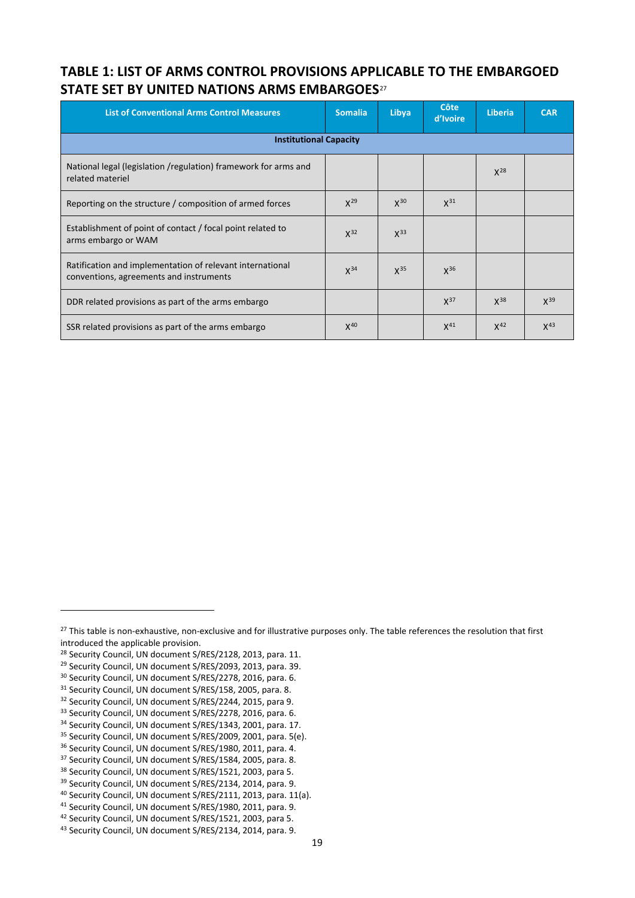## TABLE 1: LIST OF ARMS CONTROL PROVISIONS APPLICABLE TO THE EMBARGOED STATE SET BY UNITED NATIONS ARMS EMBARGOES[27]

| List of Conventional Arms Control Measures | Somalia | Libya | Côte d'Ivoire | Liberia | CAR |
|---|---|---|---|---|---|
| **Institutional Capacity** | | | | | |
| National legal (legislation /regulation) framework for arms and related materiel | | | | X[28] | |
| Reporting on the structure / composition of armed forces | X[29] | X[30] | X[31] | | |
| Establishment of point of contact / focal point related to arms embargo or WAM | X[32] | X[33] | | | |
| Ratification and implementation of relevant international conventions, agreements and instruments | X[34] | X[35] | X[36] | | |
| DDR related provisions as part of the arms embargo | | | X[37] | X[38] | X[39] |
| SSR related provisions as part of the arms embargo | X[40] | | X[41] | X[42] | X[43] |

[27] This table is non-exhaustive, non-exclusive and for illustrative purposes only. The table references the resolution that first introduced the applicable provision.
[28] Security Council, UN document S/RES/2128, 2013, para. 11.
[29] Security Council, UN document S/RES/2093, 2013, para. 39.
[30] Security Council, UN document S/RES/2278, 2016, para. 6.
[31] Security Council, UN document S/RES/158, 2005, para. 8.
[32] Security Council, UN document S/RES/2244, 2015, para 9.
[33] Security Council, UN document S/RES/2278, 2016, para. 6.
[34] Security Council, UN document S/RES/1343, 2001, para. 17.
[35] Security Council, UN document S/RES/2009, 2001, para. 5(e).
[36] Security Council, UN document S/RES/1980, 2011, para. 4.
[37] Security Council, UN document S/RES/1584, 2005, para. 8.
[38] Security Council, UN document S/RES/1521, 2003, para 5.
[39] Security Council, UN document S/RES/2134, 2014, para. 9.
[40] Security Council, UN document S/RES/2111, 2013, para. 11(a).
[41] Security Council, UN document S/RES/1980, 2011, para. 9.
[42] Security Council, UN document S/RES/1521, 2003, para 5.
[43] Security Council, UN document S/RES/2134, 2014, para. 9.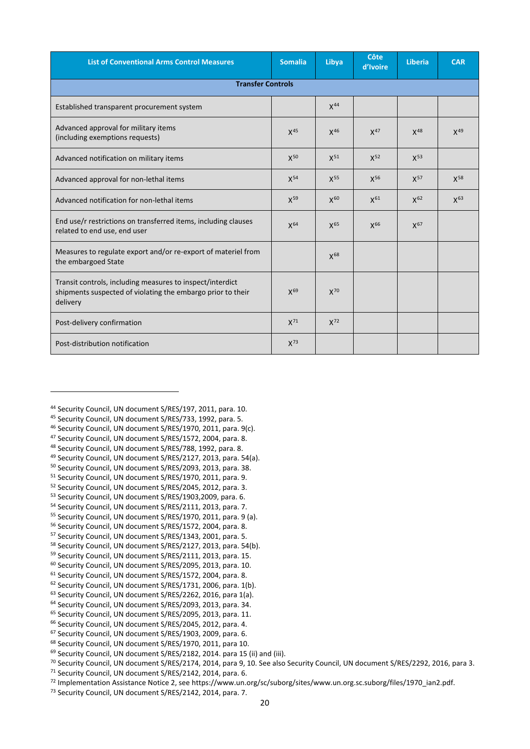| List of Conventional Arms Control Measures | Somalia | Libya | Côte d'Ivoire | Liberia | CAR |
|---|---|---|---|---|---|
| **Transfer Controls** | | | | | |
| Established transparent procurement system | | X[44] | | | |
| Advanced approval for military items (including exemptions requests) | X[45] | X[46] | X[47] | X[48] | X[49] |
| Advanced notification on military items | X[50] | X[51] | X[52] | X[53] | |
| Advanced approval for non-lethal items | X[54] | X[55] | X[56] | X[57] | X[58] |
| Advanced notification for non-lethal items | X[59] | X[60] | X[61] | X[62] | X[63] |
| End use/r restrictions on transferred items, including clauses related to end use, end user | X[64] | X[65] | X[66] | X[67] | |
| Measures to regulate export and/or re-export of materiel from the embargoed State | | X[68] | | | |
| Transit controls, including measures to inspect/interdict shipments suspected of violating the embargo prior to their delivery | X[69] | X[70] | | | |
| Post-delivery confirmation | X[71] | X[72] | | | |
| Post-distribution notification | X[73] | | | | |

---

[44] Security Council, UN document S/RES/197, 2011, para. 10.
[45] Security Council, UN document S/RES/733, 1992, para. 5.
[46] Security Council, UN document S/RES/1970, 2011, para. 9(c).
[47] Security Council, UN document S/RES/1572, 2004, para. 8.
[48] Security Council, UN document S/RES/788, 1992, para. 8.
[49] Security Council, UN document S/RES/2127, 2013, para. 54(a).
[50] Security Council, UN document S/RES/2093, 2013, para. 38.
[51] Security Council, UN document S/RES/1970, 2011, para. 9.
[52] Security Council, UN document S/RES/2045, 2012, para. 3.
[53] Security Council, UN document S/RES/1903,2009, para. 6.
[54] Security Council, UN document S/RES/2111, 2013, para. 7.
[55] Security Council, UN document S/RES/1970, 2011, para. 9 (a).
[56] Security Council, UN document S/RES/1572, 2004, para. 8.
[57] Security Council, UN document S/RES/1343, 2001, para. 5.
[58] Security Council, UN document S/RES/2127, 2013, para. 54(b).
[59] Security Council, UN document S/RES/2111, 2013, para. 15.
[60] Security Council, UN document S/RES/2095, 2013, para. 10.
[61] Security Council, UN document S/RES/1572, 2004, para. 8.
[62] Security Council, UN document S/RES/1731, 2006, para. 1(b).
[63] Security Council, UN document S/RES/2262, 2016, para 1(a).
[64] Security Council, UN document S/RES/2093, 2013, para. 34.
[65] Security Council, UN document S/RES/2095, 2013, para. 11.
[66] Security Council, UN document S/RES/2045, 2012, para. 4.
[67] Security Council, UN document S/RES/1903, 2009, para. 6.
[68] Security Council, UN document S/RES/1970, 2011, para 10.
[69] Security Council, UN document S/RES/2182, 2014. para 15 (ii) and (iii).
[70] Security Council, UN document S/RES/2174, 2014, para 9, 10. See also Security Council, UN document S/RES/2292, 2016, para 3.
[71] Security Council, UN document S/RES/2142, 2014, para. 6.
[72] Implementation Assistance Notice 2, see https://www.un.org/sc/suborg/sites/www.un.org.sc.suborg/files/1970_ian2.pdf.
[73] Security Council, UN document S/RES/2142, 2014, para. 7.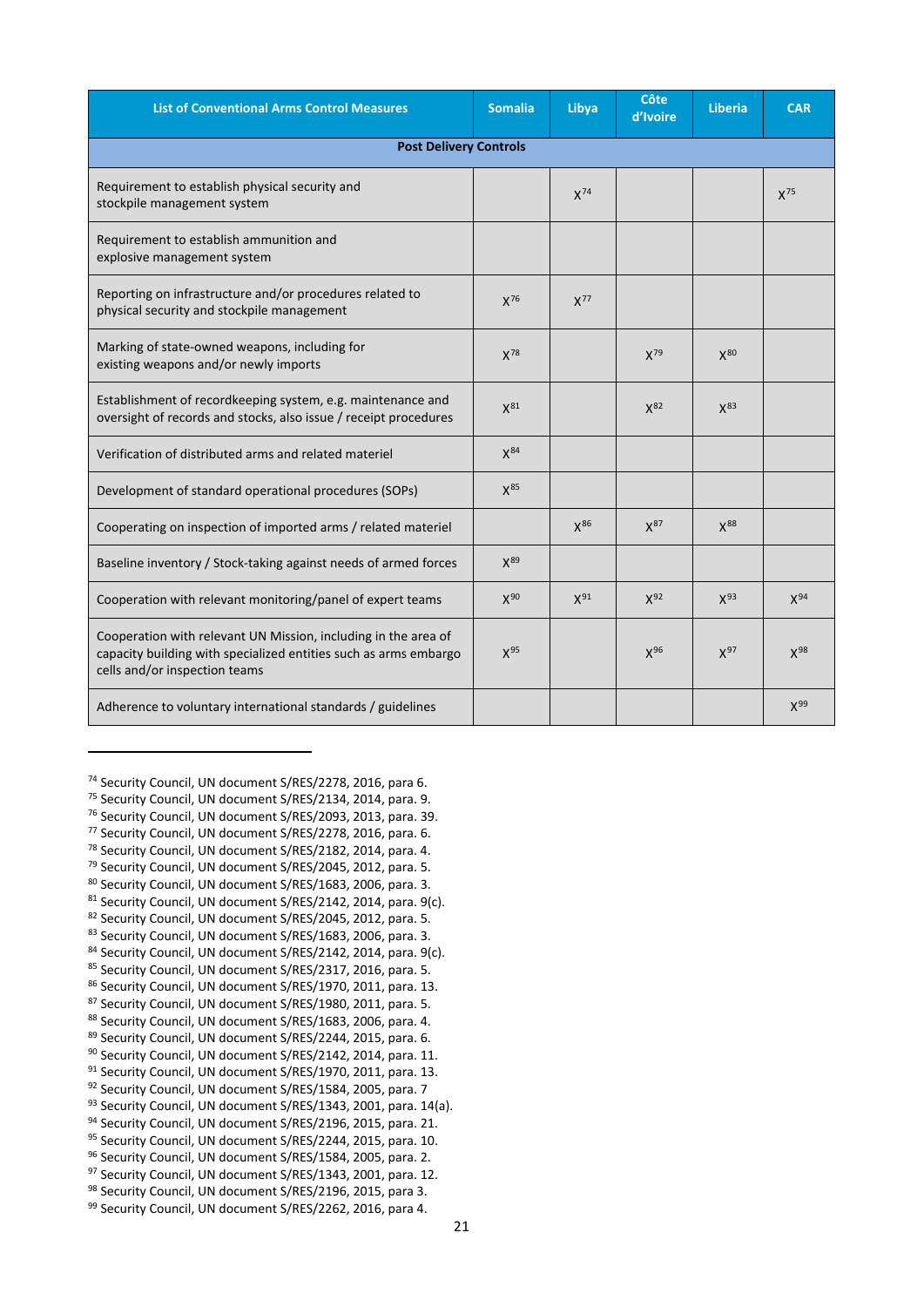| List of Conventional Arms Control Measures | Somalia | Libya | Côte d'Ivoire | Liberia | CAR |
|---|---|---|---|---|---|
| **Post Delivery Controls** | | | | | |
| Requirement to establish physical security and stockpile management system | | X[74] | | | X[75] |
| Requirement to establish ammunition and explosive management system | | | | | |
| Reporting on infrastructure and/or procedures related to physical security and stockpile management | X[76] | X[77] | | | |
| Marking of state-owned weapons, including for existing weapons and/or newly imports | X[78] | | X[79] | X[80] | |
| Establishment of recordkeeping system, e.g. maintenance and oversight of records and stocks, also issue / receipt procedures | X[81] | | X[82] | X[83] | |
| Verification of distributed arms and related materiel | X[84] | | | | |
| Development of standard operational procedures (SOPs) | X[85] | | | | |
| Cooperating on inspection of imported arms / related materiel | | X[86] | X[87] | X[88] | |
| Baseline inventory / Stock-taking against needs of armed forces | X[89] | | | | |
| Cooperation with relevant monitoring/panel of expert teams | X[90] | X[91] | X[92] | X[93] | X[94] |
| Cooperation with relevant UN Mission, including in the area of capacity building with specialized entities such as arms embargo cells and/or inspection teams | X[95] | | X[96] | X[97] | X[98] |
| Adherence to voluntary international standards / guidelines | | | | | X[99] |

[74] Security Council, UN document S/RES/2278, 2016, para 6.
[75] Security Council, UN document S/RES/2134, 2014, para. 9.
[76] Security Council, UN document S/RES/2093, 2013, para. 39.
[77] Security Council, UN document S/RES/2278, 2016, para. 6.
[78] Security Council, UN document S/RES/2182, 2014, para. 4.
[79] Security Council, UN document S/RES/2045, 2012, para. 5.
[80] Security Council, UN document S/RES/1683, 2006, para. 3.
[81] Security Council, UN document S/RES/2142, 2014, para. 9(c).
[82] Security Council, UN document S/RES/2045, 2012, para. 5.
[83] Security Council, UN document S/RES/1683, 2006, para. 3.
[84] Security Council, UN document S/RES/2142, 2014, para. 9(c).
[85] Security Council, UN document S/RES/2317, 2016, para. 5.
[86] Security Council, UN document S/RES/1970, 2011, para. 13.
[87] Security Council, UN document S/RES/1980, 2011, para. 5.
[88] Security Council, UN document S/RES/1683, 2006, para. 4.
[89] Security Council, UN document S/RES/2244, 2015, para. 6.
[90] Security Council, UN document S/RES/2142, 2014, para. 11.
[91] Security Council, UN document S/RES/1970, 2011, para. 13.
[92] Security Council, UN document S/RES/1584, 2005, para. 7
[93] Security Council, UN document S/RES/1343, 2001, para. 14(a).
[94] Security Council, UN document S/RES/2196, 2015, para. 21.
[95] Security Council, UN document S/RES/2244, 2015, para. 10.
[96] Security Council, UN document S/RES/1584, 2005, para. 2.
[97] Security Council, UN document S/RES/1343, 2001, para. 12.
[98] Security Council, UN document S/RES/2196, 2015, para 3.
[99] Security Council, UN document S/RES/2262, 2016, para 4.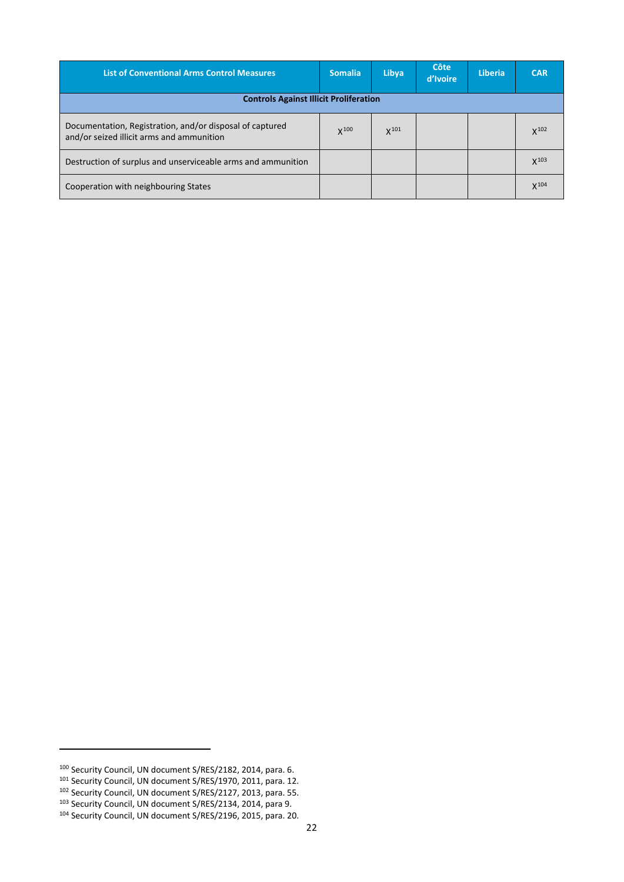| List of Conventional Arms Control Measures | Somalia | Libya | Côte d'Ivoire | Liberia | CAR |
|---|---|---|---|---|---|
| **Controls Against Illicit Proliferation** | | | | | |
| Documentation, Registration, and/or disposal of captured and/or seized illicit arms and ammunition | X[100] | X[101] | | | X[102] |
| Destruction of surplus and unserviceable arms and ammunition | | | | | X[103] |
| Cooperation with neighbouring States | | | | | X[104] |

[100] Security Council, UN document S/RES/2182, 2014, para. 6.
[101] Security Council, UN document S/RES/1970, 2011, para. 12.
[102] Security Council, UN document S/RES/2127, 2013, para. 55.
[103] Security Council, UN document S/RES/2134, 2014, para 9.
[104] Security Council, UN document S/RES/2196, 2015, para. 20.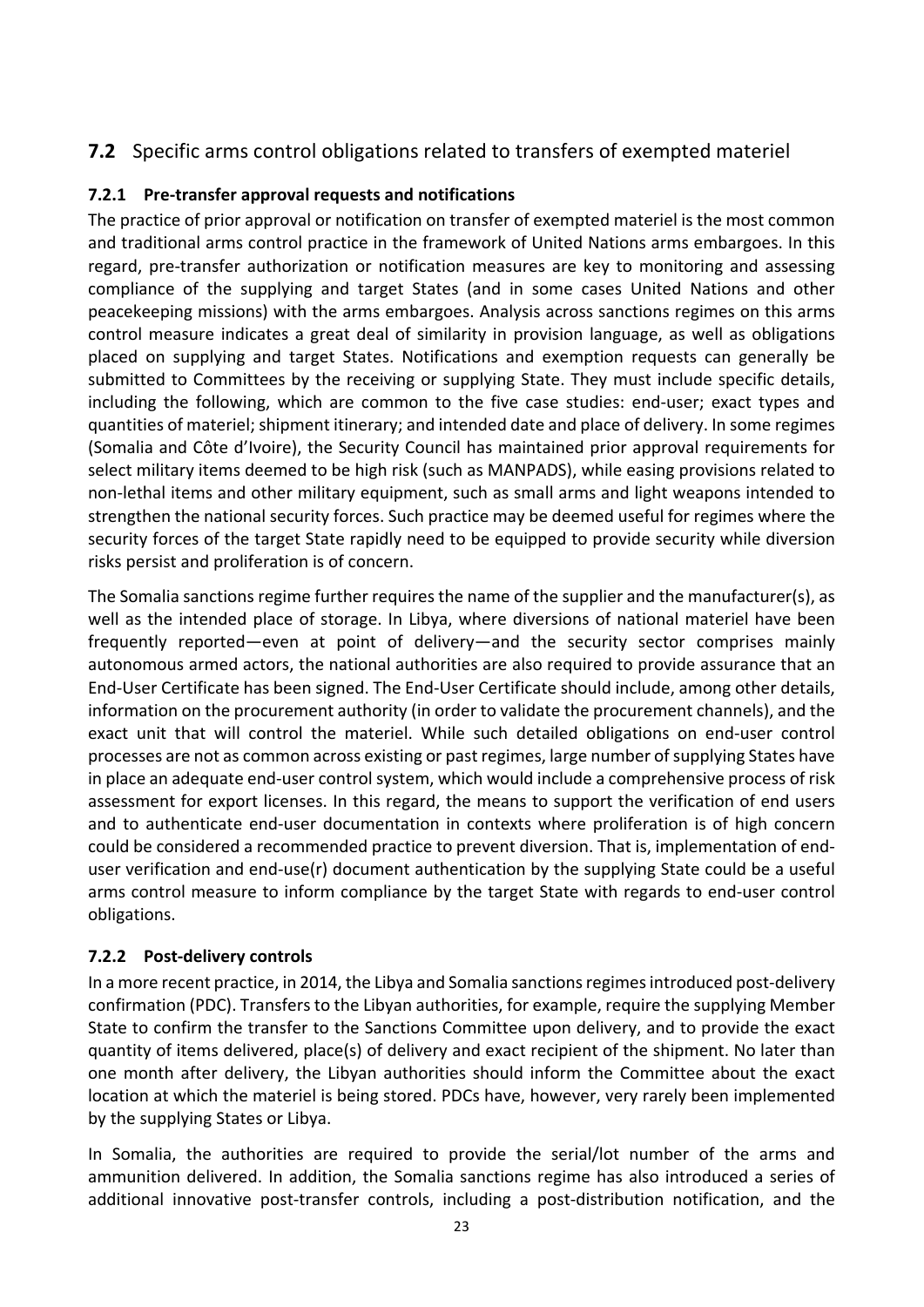## 7.2 Specific arms control obligations related to transfers of exempted materiel

### 7.2.1 Pre-transfer approval requests and notifications

The practice of prior approval or notification on transfer of exempted materiel is the most common and traditional arms control practice in the framework of United Nations arms embargoes. In this regard, pre-transfer authorization or notification measures are key to monitoring and assessing compliance of the supplying and target States (and in some cases United Nations and other peacekeeping missions) with the arms embargoes. Analysis across sanctions regimes on this arms control measure indicates a great deal of similarity in provision language, as well as obligations placed on supplying and target States. Notifications and exemption requests can generally be submitted to Committees by the receiving or supplying State. They must include specific details, including the following, which are common to the five case studies: end-user; exact types and quantities of materiel; shipment itinerary; and intended date and place of delivery. In some regimes (Somalia and Côte d'Ivoire), the Security Council has maintained prior approval requirements for select military items deemed to be high risk (such as MANPADS), while easing provisions related to non-lethal items and other military equipment, such as small arms and light weapons intended to strengthen the national security forces. Such practice may be deemed useful for regimes where the security forces of the target State rapidly need to be equipped to provide security while diversion risks persist and proliferation is of concern.

The Somalia sanctions regime further requires the name of the supplier and the manufacturer(s), as well as the intended place of storage. In Libya, where diversions of national materiel have been frequently reported—even at point of delivery—and the security sector comprises mainly autonomous armed actors, the national authorities are also required to provide assurance that an End-User Certificate has been signed. The End-User Certificate should include, among other details, information on the procurement authority (in order to validate the procurement channels), and the exact unit that will control the materiel. While such detailed obligations on end-user control processes are not as common across existing or past regimes, large number of supplying States have in place an adequate end-user control system, which would include a comprehensive process of risk assessment for export licenses. In this regard, the means to support the verification of end users and to authenticate end-user documentation in contexts where proliferation is of high concern could be considered a recommended practice to prevent diversion. That is, implementation of end-user verification and end-use(r) document authentication by the supplying State could be a useful arms control measure to inform compliance by the target State with regards to end-user control obligations.

### 7.2.2 Post-delivery controls

In a more recent practice, in 2014, the Libya and Somalia sanctions regimes introduced post-delivery confirmation (PDC). Transfers to the Libyan authorities, for example, require the supplying Member State to confirm the transfer to the Sanctions Committee upon delivery, and to provide the exact quantity of items delivered, place(s) of delivery and exact recipient of the shipment. No later than one month after delivery, the Libyan authorities should inform the Committee about the exact location at which the materiel is being stored. PDCs have, however, very rarely been implemented by the supplying States or Libya.

In Somalia, the authorities are required to provide the serial/lot number of the arms and ammunition delivered. In addition, the Somalia sanctions regime has also introduced a series of additional innovative post-transfer controls, including a post-distribution notification, and the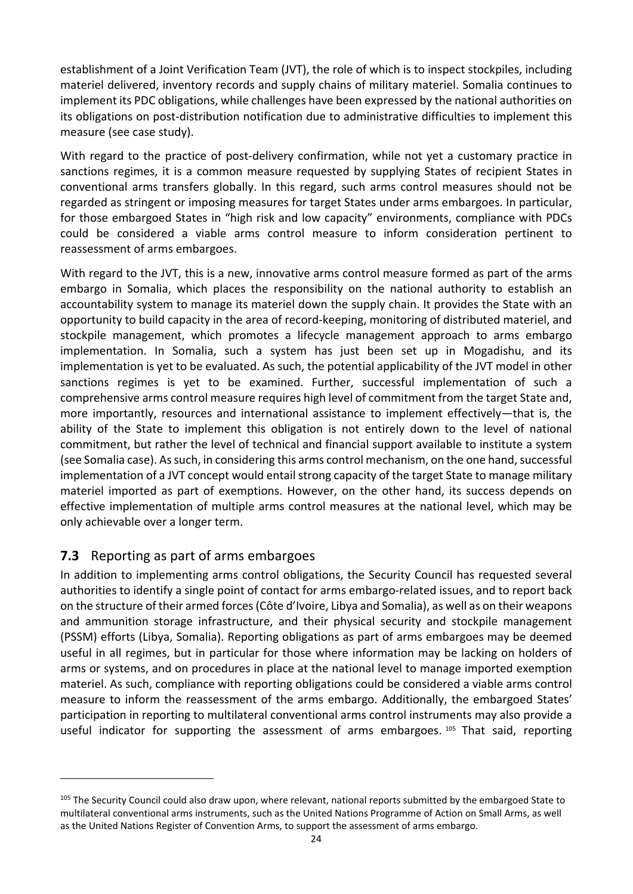establishment of a Joint Verification Team (JVT), the role of which is to inspect stockpiles, including materiel delivered, inventory records and supply chains of military materiel. Somalia continues to implement its PDC obligations, while challenges have been expressed by the national authorities on its obligations on post-distribution notification due to administrative difficulties to implement this measure (see case study).

With regard to the practice of post-delivery confirmation, while not yet a customary practice in sanctions regimes, it is a common measure requested by supplying States of recipient States in conventional arms transfers globally. In this regard, such arms control measures should not be regarded as stringent or imposing measures for target States under arms embargoes. In particular, for those embargoed States in "high risk and low capacity" environments, compliance with PDCs could be considered a viable arms control measure to inform consideration pertinent to reassessment of arms embargoes.

With regard to the JVT, this is a new, innovative arms control measure formed as part of the arms embargo in Somalia, which places the responsibility on the national authority to establish an accountability system to manage its materiel down the supply chain. It provides the State with an opportunity to build capacity in the area of record-keeping, monitoring of distributed materiel, and stockpile management, which promotes a lifecycle management approach to arms embargo implementation. In Somalia, such a system has just been set up in Mogadishu, and its implementation is yet to be evaluated. As such, the potential applicability of the JVT model in other sanctions regimes is yet to be examined. Further, successful implementation of such a comprehensive arms control measure requires high level of commitment from the target State and, more importantly, resources and international assistance to implement effectively—that is, the ability of the State to implement this obligation is not entirely down to the level of national commitment, but rather the level of technical and financial support available to institute a system (see Somalia case). As such, in considering this arms control mechanism, on the one hand, successful implementation of a JVT concept would entail strong capacity of the target State to manage military materiel imported as part of exemptions. However, on the other hand, its success depends on effective implementation of multiple arms control measures at the national level, which may be only achievable over a longer term.

## **7.3** Reporting as part of arms embargoes

In addition to implementing arms control obligations, the Security Council has requested several authorities to identify a single point of contact for arms embargo-related issues, and to report back on the structure of their armed forces (Côte d'Ivoire, Libya and Somalia), as well as on their weapons and ammunition storage infrastructure, and their physical security and stockpile management (PSSM) efforts (Libya, Somalia). Reporting obligations as part of arms embargoes may be deemed useful in all regimes, but in particular for those where information may be lacking on holders of arms or systems, and on procedures in place at the national level to manage imported exemption materiel. As such, compliance with reporting obligations could be considered a viable arms control measure to inform the reassessment of the arms embargo. Additionally, the embargoed States' participation in reporting to multilateral conventional arms control instruments may also provide a useful indicator for supporting the assessment of arms embargoes.[105] That said, reporting

[105] The Security Council could also draw upon, where relevant, national reports submitted by the embargoed State to multilateral conventional arms instruments, such as the United Nations Programme of Action on Small Arms, as well as the United Nations Register of Convention Arms, to support the assessment of arms embargo.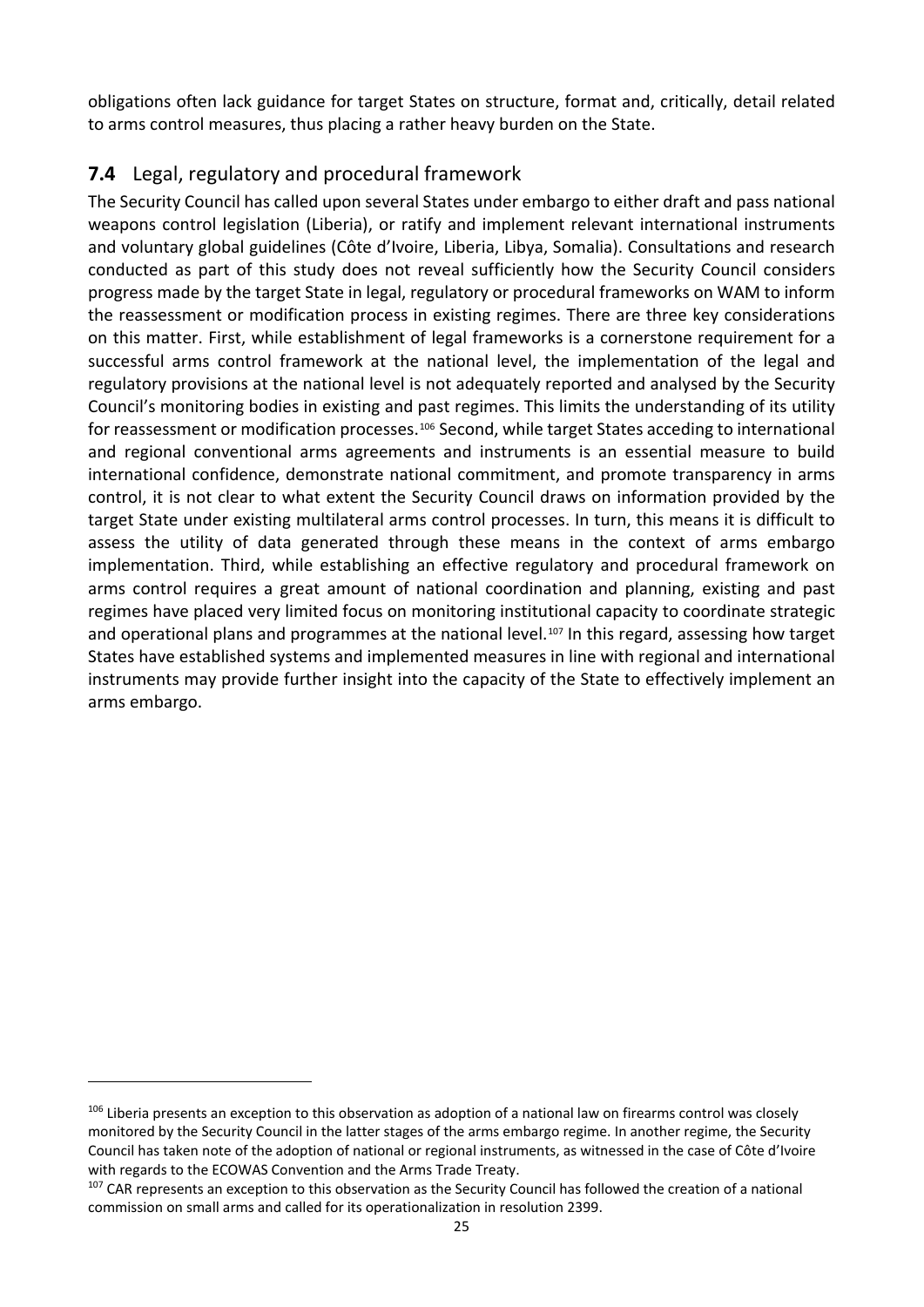obligations often lack guidance for target States on structure, format and, critically, detail related to arms control measures, thus placing a rather heavy burden on the State.

## **7.4** Legal, regulatory and procedural framework

The Security Council has called upon several States under embargo to either draft and pass national weapons control legislation (Liberia), or ratify and implement relevant international instruments and voluntary global guidelines (Côte d'Ivoire, Liberia, Libya, Somalia). Consultations and research conducted as part of this study does not reveal sufficiently how the Security Council considers progress made by the target State in legal, regulatory or procedural frameworks on WAM to inform the reassessment or modification process in existing regimes. There are three key considerations on this matter. First, while establishment of legal frameworks is a cornerstone requirement for a successful arms control framework at the national level, the implementation of the legal and regulatory provisions at the national level is not adequately reported and analysed by the Security Council's monitoring bodies in existing and past regimes. This limits the understanding of its utility for reassessment or modification processes.[106] Second, while target States acceding to international and regional conventional arms agreements and instruments is an essential measure to build international confidence, demonstrate national commitment, and promote transparency in arms control, it is not clear to what extent the Security Council draws on information provided by the target State under existing multilateral arms control processes. In turn, this means it is difficult to assess the utility of data generated through these means in the context of arms embargo implementation. Third, while establishing an effective regulatory and procedural framework on arms control requires a great amount of national coordination and planning, existing and past regimes have placed very limited focus on monitoring institutional capacity to coordinate strategic and operational plans and programmes at the national level.[107] In this regard, assessing how target States have established systems and implemented measures in line with regional and international instruments may provide further insight into the capacity of the State to effectively implement an arms embargo.

---

[106] Liberia presents an exception to this observation as adoption of a national law on firearms control was closely monitored by the Security Council in the latter stages of the arms embargo regime. In another regime, the Security Council has taken note of the adoption of national or regional instruments, as witnessed in the case of Côte d'Ivoire with regards to the ECOWAS Convention and the Arms Trade Treaty.

[107] CAR represents an exception to this observation as the Security Council has followed the creation of a national commission on small arms and called for its operationalization in resolution 2399.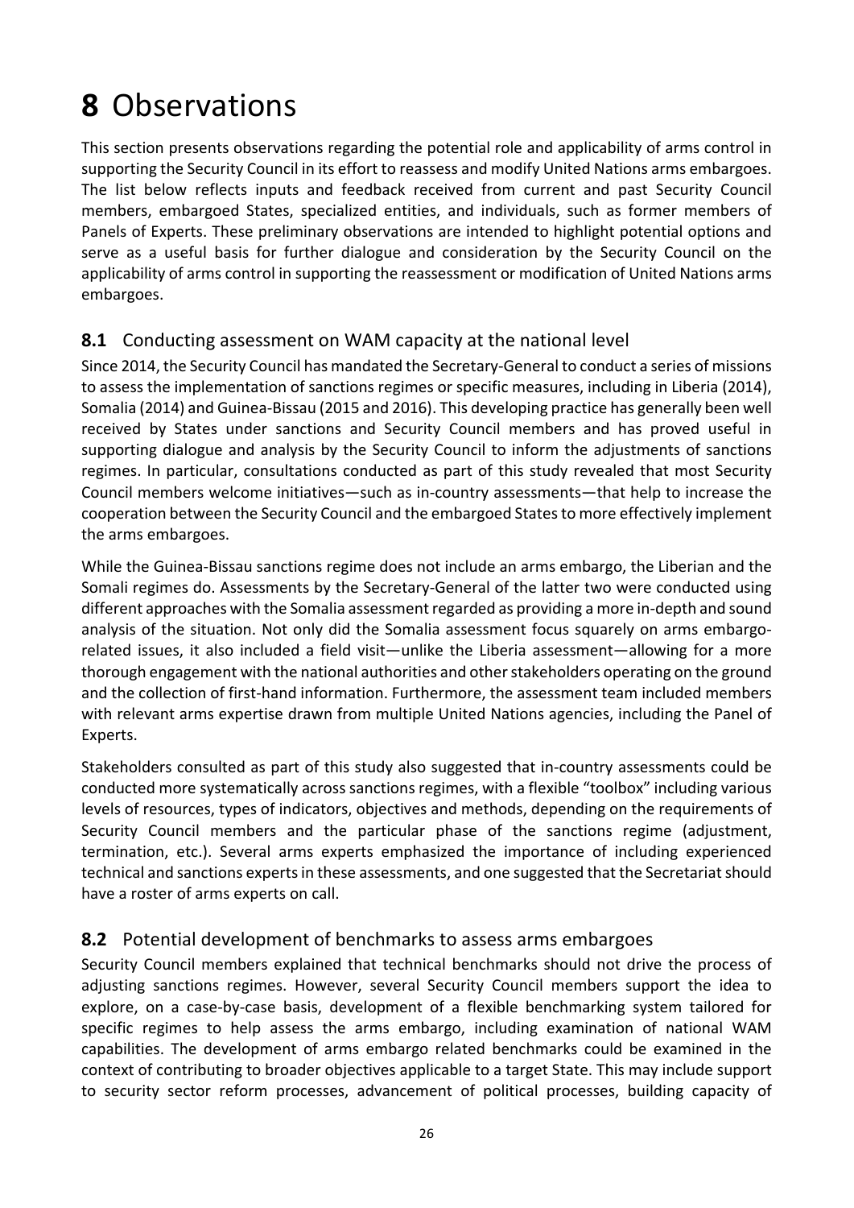# **8** Observations

This section presents observations regarding the potential role and applicability of arms control in supporting the Security Council in its effort to reassess and modify United Nations arms embargoes. The list below reflects inputs and feedback received from current and past Security Council members, embargoed States, specialized entities, and individuals, such as former members of Panels of Experts. These preliminary observations are intended to highlight potential options and serve as a useful basis for further dialogue and consideration by the Security Council on the applicability of arms control in supporting the reassessment or modification of United Nations arms embargoes.

## **8.1** Conducting assessment on WAM capacity at the national level

Since 2014, the Security Council has mandated the Secretary-General to conduct a series of missions to assess the implementation of sanctions regimes or specific measures, including in Liberia (2014), Somalia (2014) and Guinea-Bissau (2015 and 2016). This developing practice has generally been well received by States under sanctions and Security Council members and has proved useful in supporting dialogue and analysis by the Security Council to inform the adjustments of sanctions regimes. In particular, consultations conducted as part of this study revealed that most Security Council members welcome initiatives—such as in-country assessments—that help to increase the cooperation between the Security Council and the embargoed States to more effectively implement the arms embargoes.

While the Guinea-Bissau sanctions regime does not include an arms embargo, the Liberian and the Somali regimes do. Assessments by the Secretary-General of the latter two were conducted using different approaches with the Somalia assessment regarded as providing a more in-depth and sound analysis of the situation. Not only did the Somalia assessment focus squarely on arms embargo-related issues, it also included a field visit—unlike the Liberia assessment—allowing for a more thorough engagement with the national authorities and other stakeholders operating on the ground and the collection of first-hand information. Furthermore, the assessment team included members with relevant arms expertise drawn from multiple United Nations agencies, including the Panel of Experts.

Stakeholders consulted as part of this study also suggested that in-country assessments could be conducted more systematically across sanctions regimes, with a flexible "toolbox" including various levels of resources, types of indicators, objectives and methods, depending on the requirements of Security Council members and the particular phase of the sanctions regime (adjustment, termination, etc.). Several arms experts emphasized the importance of including experienced technical and sanctions experts in these assessments, and one suggested that the Secretariat should have a roster of arms experts on call.

## **8.2** Potential development of benchmarks to assess arms embargoes

Security Council members explained that technical benchmarks should not drive the process of adjusting sanctions regimes. However, several Security Council members support the idea to explore, on a case-by-case basis, development of a flexible benchmarking system tailored for specific regimes to help assess the arms embargo, including examination of national WAM capabilities. The development of arms embargo related benchmarks could be examined in the context of contributing to broader objectives applicable to a target State. This may include support to security sector reform processes, advancement of political processes, building capacity of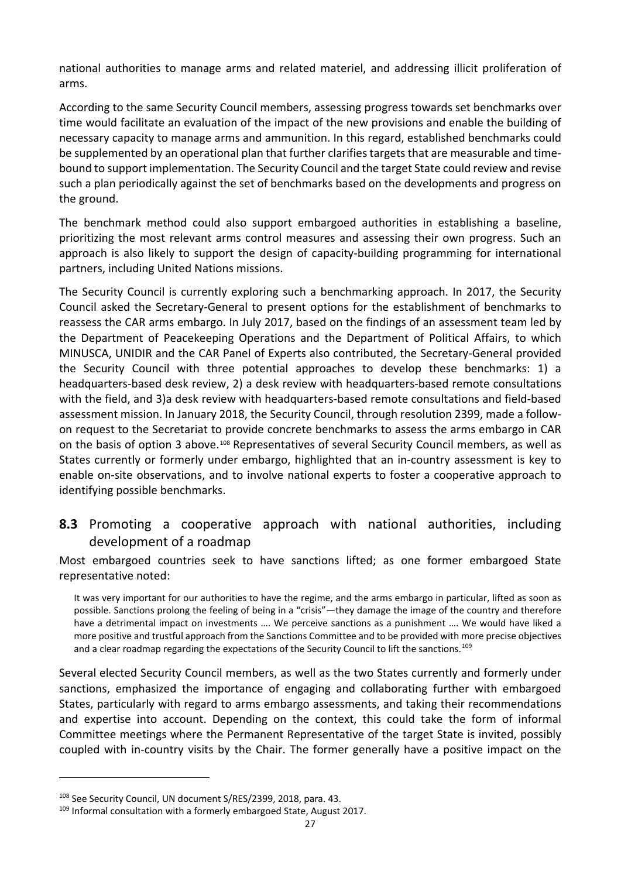national authorities to manage arms and related materiel, and addressing illicit proliferation of arms.

According to the same Security Council members, assessing progress towards set benchmarks over time would facilitate an evaluation of the impact of the new provisions and enable the building of necessary capacity to manage arms and ammunition. In this regard, established benchmarks could be supplemented by an operational plan that further clarifies targets that are measurable and time-bound to support implementation. The Security Council and the target State could review and revise such a plan periodically against the set of benchmarks based on the developments and progress on the ground.

The benchmark method could also support embargoed authorities in establishing a baseline, prioritizing the most relevant arms control measures and assessing their own progress. Such an approach is also likely to support the design of capacity-building programming for international partners, including United Nations missions.

The Security Council is currently exploring such a benchmarking approach. In 2017, the Security Council asked the Secretary-General to present options for the establishment of benchmarks to reassess the CAR arms embargo. In July 2017, based on the findings of an assessment team led by the Department of Peacekeeping Operations and the Department of Political Affairs, to which MINUSCA, UNIDIR and the CAR Panel of Experts also contributed, the Secretary-General provided the Security Council with three potential approaches to develop these benchmarks: 1) a headquarters-based desk review, 2) a desk review with headquarters-based remote consultations with the field, and 3)a desk review with headquarters-based remote consultations and field-based assessment mission. In January 2018, the Security Council, through resolution 2399, made a follow-on request to the Secretariat to provide concrete benchmarks to assess the arms embargo in CAR on the basis of option 3 above.[108] Representatives of several Security Council members, as well as States currently or formerly under embargo, highlighted that an in-country assessment is key to enable on-site observations, and to involve national experts to foster a cooperative approach to identifying possible benchmarks.

## **8.3** Promoting a cooperative approach with national authorities, including development of a roadmap

Most embargoed countries seek to have sanctions lifted; as one former embargoed State representative noted:

> It was very important for our authorities to have the regime, and the arms embargo in particular, lifted as soon as possible. Sanctions prolong the feeling of being in a "crisis"—they damage the image of the country and therefore have a detrimental impact on investments …. We perceive sanctions as a punishment …. We would have liked a more positive and trustful approach from the Sanctions Committee and to be provided with more precise objectives and a clear roadmap regarding the expectations of the Security Council to lift the sanctions.[109]

Several elected Security Council members, as well as the two States currently and formerly under sanctions, emphasized the importance of engaging and collaborating further with embargoed States, particularly with regard to arms embargo assessments, and taking their recommendations and expertise into account. Depending on the context, this could take the form of informal Committee meetings where the Permanent Representative of the target State is invited, possibly coupled with in-country visits by the Chair. The former generally have a positive impact on the

[108] See Security Council, UN document S/RES/2399, 2018, para. 43.

[109] Informal consultation with a formerly embargoed State, August 2017.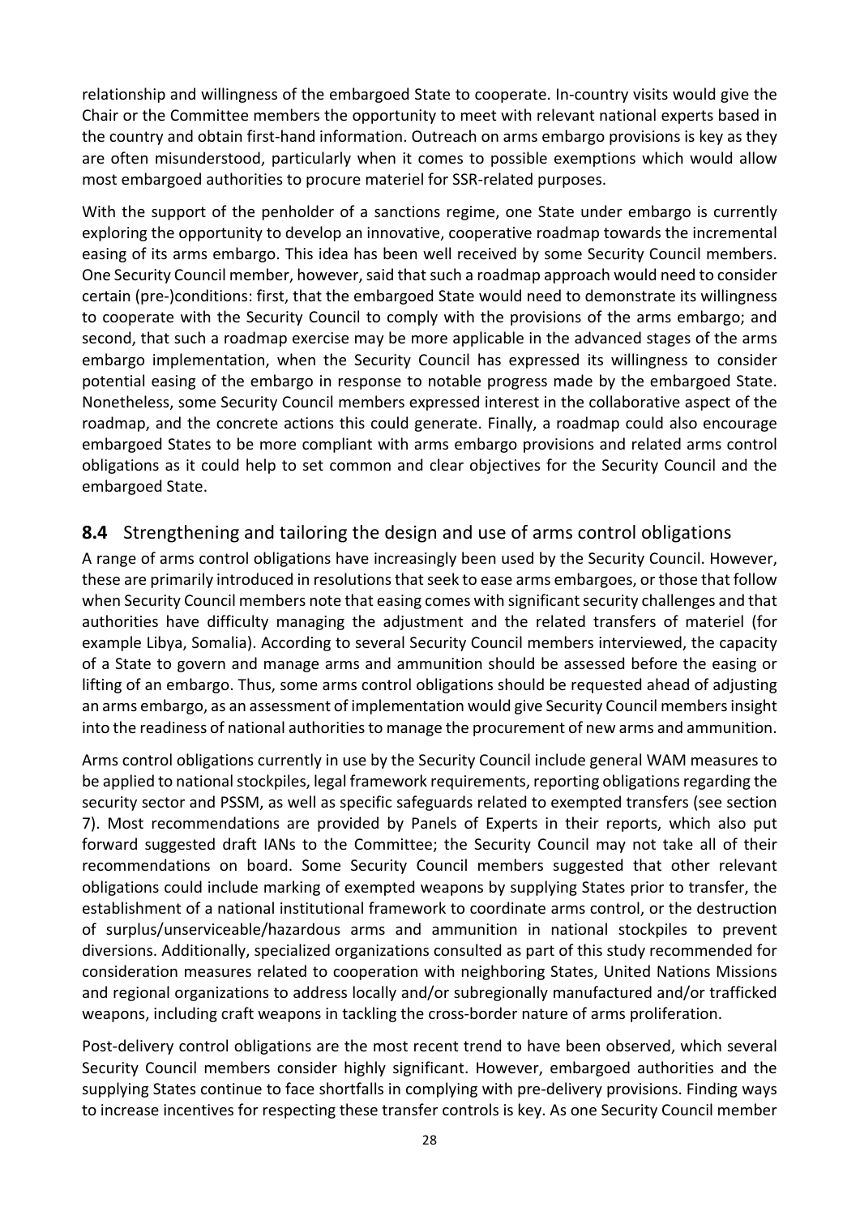relationship and willingness of the embargoed State to cooperate. In-country visits would give the Chair or the Committee members the opportunity to meet with relevant national experts based in the country and obtain first-hand information. Outreach on arms embargo provisions is key as they are often misunderstood, particularly when it comes to possible exemptions which would allow most embargoed authorities to procure materiel for SSR-related purposes.

With the support of the penholder of a sanctions regime, one State under embargo is currently exploring the opportunity to develop an innovative, cooperative roadmap towards the incremental easing of its arms embargo. This idea has been well received by some Security Council members. One Security Council member, however, said that such a roadmap approach would need to consider certain (pre-)conditions: first, that the embargoed State would need to demonstrate its willingness to cooperate with the Security Council to comply with the provisions of the arms embargo; and second, that such a roadmap exercise may be more applicable in the advanced stages of the arms embargo implementation, when the Security Council has expressed its willingness to consider potential easing of the embargo in response to notable progress made by the embargoed State. Nonetheless, some Security Council members expressed interest in the collaborative aspect of the roadmap, and the concrete actions this could generate. Finally, a roadmap could also encourage embargoed States to be more compliant with arms embargo provisions and related arms control obligations as it could help to set common and clear objectives for the Security Council and the embargoed State.

## **8.4** Strengthening and tailoring the design and use of arms control obligations

A range of arms control obligations have increasingly been used by the Security Council. However, these are primarily introduced in resolutions that seek to ease arms embargoes, or those that follow when Security Council members note that easing comes with significant security challenges and that authorities have difficulty managing the adjustment and the related transfers of materiel (for example Libya, Somalia). According to several Security Council members interviewed, the capacity of a State to govern and manage arms and ammunition should be assessed before the easing or lifting of an embargo. Thus, some arms control obligations should be requested ahead of adjusting an arms embargo, as an assessment of implementation would give Security Council members insight into the readiness of national authorities to manage the procurement of new arms and ammunition.

Arms control obligations currently in use by the Security Council include general WAM measures to be applied to national stockpiles, legal framework requirements, reporting obligations regarding the security sector and PSSM, as well as specific safeguards related to exempted transfers (see section 7). Most recommendations are provided by Panels of Experts in their reports, which also put forward suggested draft IANs to the Committee; the Security Council may not take all of their recommendations on board. Some Security Council members suggested that other relevant obligations could include marking of exempted weapons by supplying States prior to transfer, the establishment of a national institutional framework to coordinate arms control, or the destruction of surplus/unserviceable/hazardous arms and ammunition in national stockpiles to prevent diversions. Additionally, specialized organizations consulted as part of this study recommended for consideration measures related to cooperation with neighboring States, United Nations Missions and regional organizations to address locally and/or subregionally manufactured and/or trafficked weapons, including craft weapons in tackling the cross-border nature of arms proliferation.

Post-delivery control obligations are the most recent trend to have been observed, which several Security Council members consider highly significant. However, embargoed authorities and the supplying States continue to face shortfalls in complying with pre-delivery provisions. Finding ways to increase incentives for respecting these transfer controls is key. As one Security Council member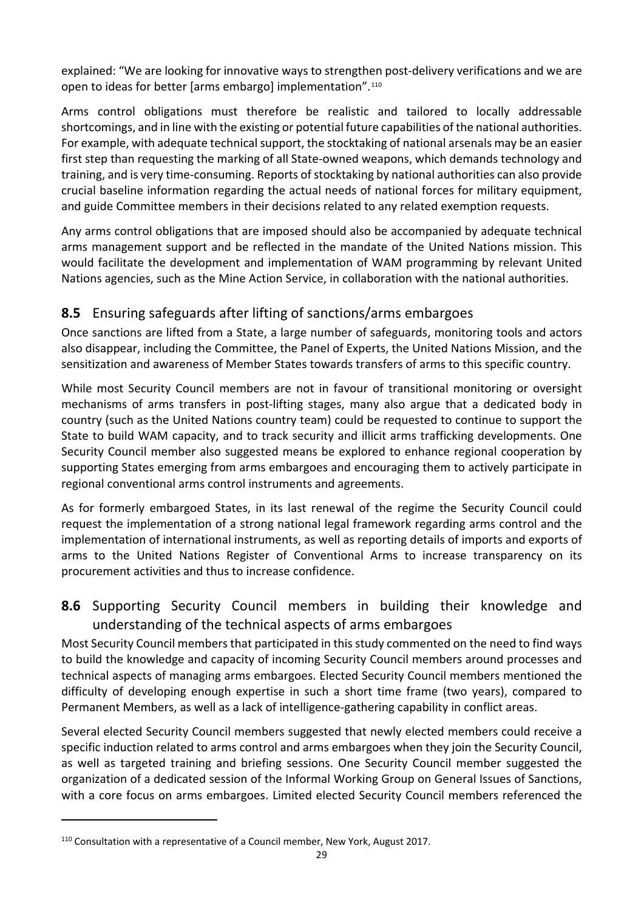explained: "We are looking for innovative ways to strengthen post-delivery verifications and we are open to ideas for better [arms embargo] implementation".[110]

Arms control obligations must therefore be realistic and tailored to locally addressable shortcomings, and in line with the existing or potential future capabilities of the national authorities. For example, with adequate technical support, the stocktaking of national arsenals may be an easier first step than requesting the marking of all State-owned weapons, which demands technology and training, and is very time-consuming. Reports of stocktaking by national authorities can also provide crucial baseline information regarding the actual needs of national forces for military equipment, and guide Committee members in their decisions related to any related exemption requests.

Any arms control obligations that are imposed should also be accompanied by adequate technical arms management support and be reflected in the mandate of the United Nations mission. This would facilitate the development and implementation of WAM programming by relevant United Nations agencies, such as the Mine Action Service, in collaboration with the national authorities.

## **8.5** Ensuring safeguards after lifting of sanctions/arms embargoes

Once sanctions are lifted from a State, a large number of safeguards, monitoring tools and actors also disappear, including the Committee, the Panel of Experts, the United Nations Mission, and the sensitization and awareness of Member States towards transfers of arms to this specific country.

While most Security Council members are not in favour of transitional monitoring or oversight mechanisms of arms transfers in post-lifting stages, many also argue that a dedicated body in country (such as the United Nations country team) could be requested to continue to support the State to build WAM capacity, and to track security and illicit arms trafficking developments. One Security Council member also suggested means be explored to enhance regional cooperation by supporting States emerging from arms embargoes and encouraging them to actively participate in regional conventional arms control instruments and agreements.

As for formerly embargoed States, in its last renewal of the regime the Security Council could request the implementation of a strong national legal framework regarding arms control and the implementation of international instruments, as well as reporting details of imports and exports of arms to the United Nations Register of Conventional Arms to increase transparency on its procurement activities and thus to increase confidence.

## **8.6** Supporting Security Council members in building their knowledge and understanding of the technical aspects of arms embargoes

Most Security Council members that participated in this study commented on the need to find ways to build the knowledge and capacity of incoming Security Council members around processes and technical aspects of managing arms embargoes. Elected Security Council members mentioned the difficulty of developing enough expertise in such a short time frame (two years), compared to Permanent Members, as well as a lack of intelligence-gathering capability in conflict areas.

Several elected Security Council members suggested that newly elected members could receive a specific induction related to arms control and arms embargoes when they join the Security Council, as well as targeted training and briefing sessions. One Security Council member suggested the organization of a dedicated session of the Informal Working Group on General Issues of Sanctions, with a core focus on arms embargoes. Limited elected Security Council members referenced the

---

[110] Consultation with a representative of a Council member, New York, August 2017.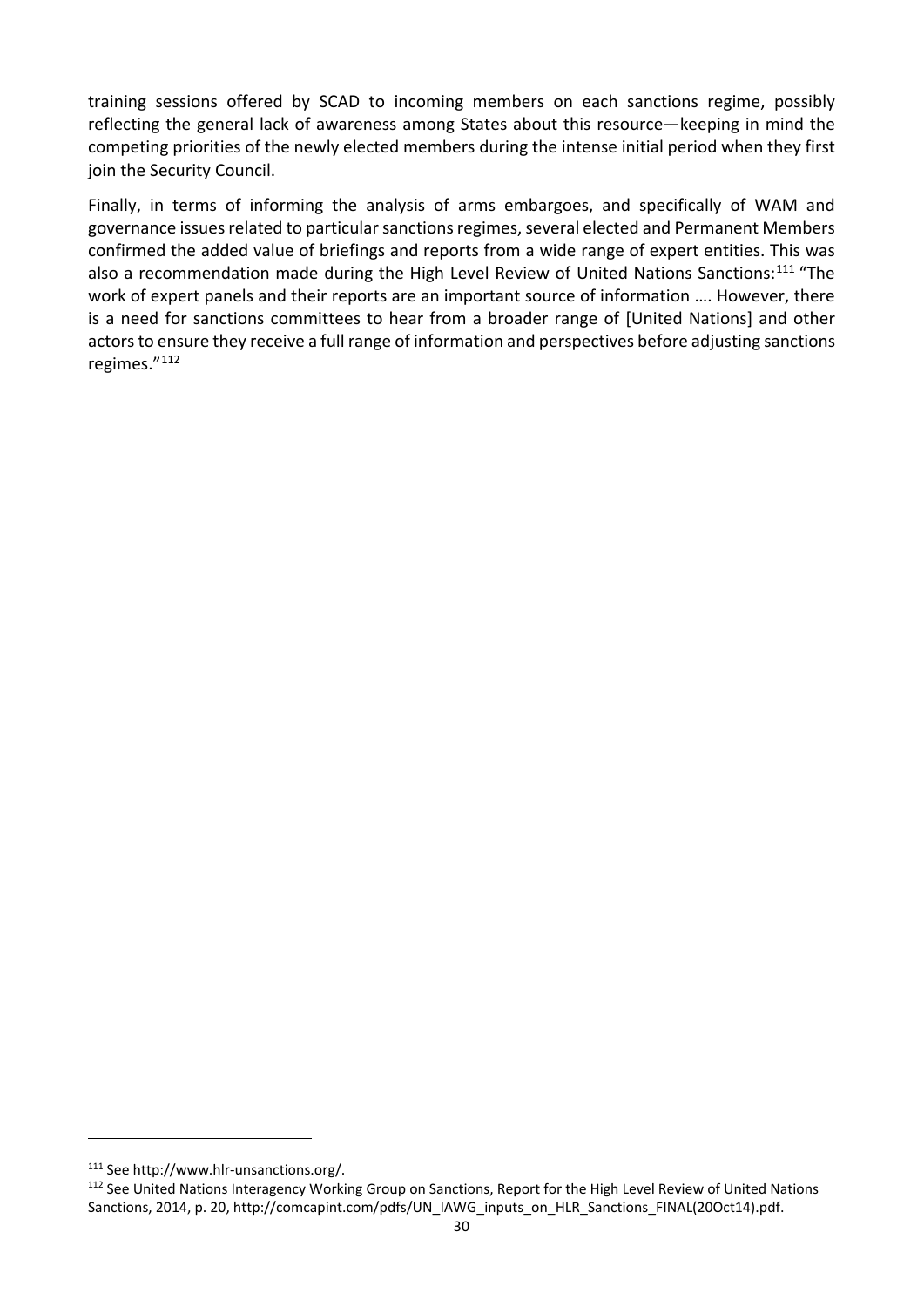training sessions offered by SCAD to incoming members on each sanctions regime, possibly reflecting the general lack of awareness among States about this resource—keeping in mind the competing priorities of the newly elected members during the intense initial period when they first join the Security Council.

Finally, in terms of informing the analysis of arms embargoes, and specifically of WAM and governance issues related to particular sanctions regimes, several elected and Permanent Members confirmed the added value of briefings and reports from a wide range of expert entities. This was also a recommendation made during the High Level Review of United Nations Sanctions:[111] "The work of expert panels and their reports are an important source of information …. However, there is a need for sanctions committees to hear from a broader range of [United Nations] and other actors to ensure they receive a full range of information and perspectives before adjusting sanctions regimes."[112]

---

[111] See http://www.hlr-unsanctions.org/.

[112] See United Nations Interagency Working Group on Sanctions, Report for the High Level Review of United Nations Sanctions, 2014, p. 20, http://comcapint.com/pdfs/UN_IAWG_inputs_on_HLR_Sanctions_FINAL(20Oct14).pdf.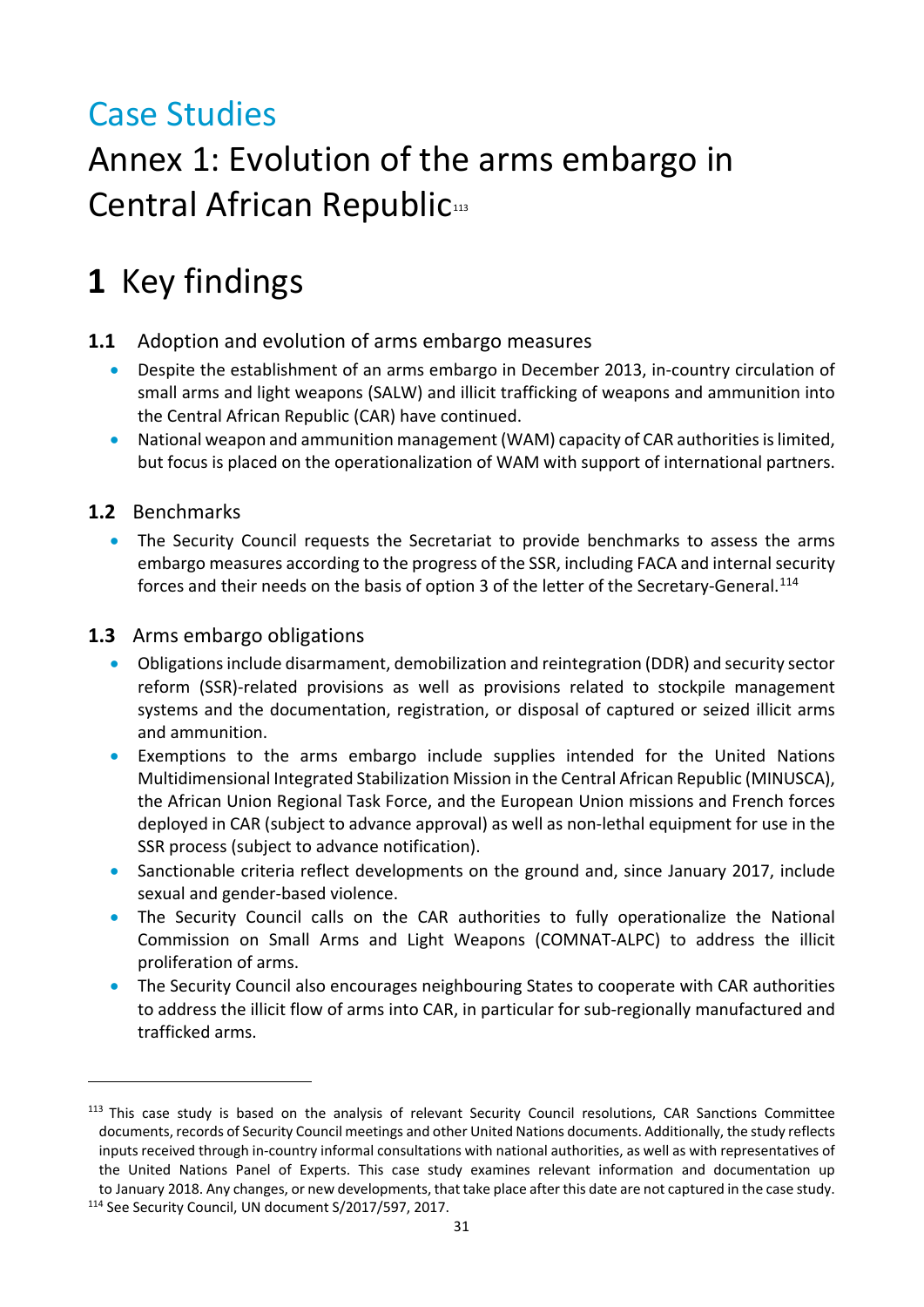# Case Studies

# Annex 1: Evolution of the arms embargo in Central African Republic[113]

## 1 Key findings

### 1.1 Adoption and evolution of arms embargo measures

- Despite the establishment of an arms embargo in December 2013, in-country circulation of small arms and light weapons (SALW) and illicit trafficking of weapons and ammunition into the Central African Republic (CAR) have continued.
- National weapon and ammunition management (WAM) capacity of CAR authorities is limited, but focus is placed on the operationalization of WAM with support of international partners.

### 1.2 Benchmarks

- The Security Council requests the Secretariat to provide benchmarks to assess the arms embargo measures according to the progress of the SSR, including FACA and internal security forces and their needs on the basis of option 3 of the letter of the Secretary-General.[114]

### 1.3 Arms embargo obligations

- Obligations include disarmament, demobilization and reintegration (DDR) and security sector reform (SSR)-related provisions as well as provisions related to stockpile management systems and the documentation, registration, or disposal of captured or seized illicit arms and ammunition.
- Exemptions to the arms embargo include supplies intended for the United Nations Multidimensional Integrated Stabilization Mission in the Central African Republic (MINUSCA), the African Union Regional Task Force, and the European Union missions and French forces deployed in CAR (subject to advance approval) as well as non-lethal equipment for use in the SSR process (subject to advance notification).
- Sanctionable criteria reflect developments on the ground and, since January 2017, include sexual and gender-based violence.
- The Security Council calls on the CAR authorities to fully operationalize the National Commission on Small Arms and Light Weapons (COMNAT-ALPC) to address the illicit proliferation of arms.
- The Security Council also encourages neighbouring States to cooperate with CAR authorities to address the illicit flow of arms into CAR, in particular for sub-regionally manufactured and trafficked arms.

---

[113] This case study is based on the analysis of relevant Security Council resolutions, CAR Sanctions Committee documents, records of Security Council meetings and other United Nations documents. Additionally, the study reflects inputs received through in-country informal consultations with national authorities, as well as with representatives of the United Nations Panel of Experts. This case study examines relevant information and documentation up to January 2018. Any changes, or new developments, that take place after this date are not captured in the case study.

[114] See Security Council, UN document S/2017/597, 2017.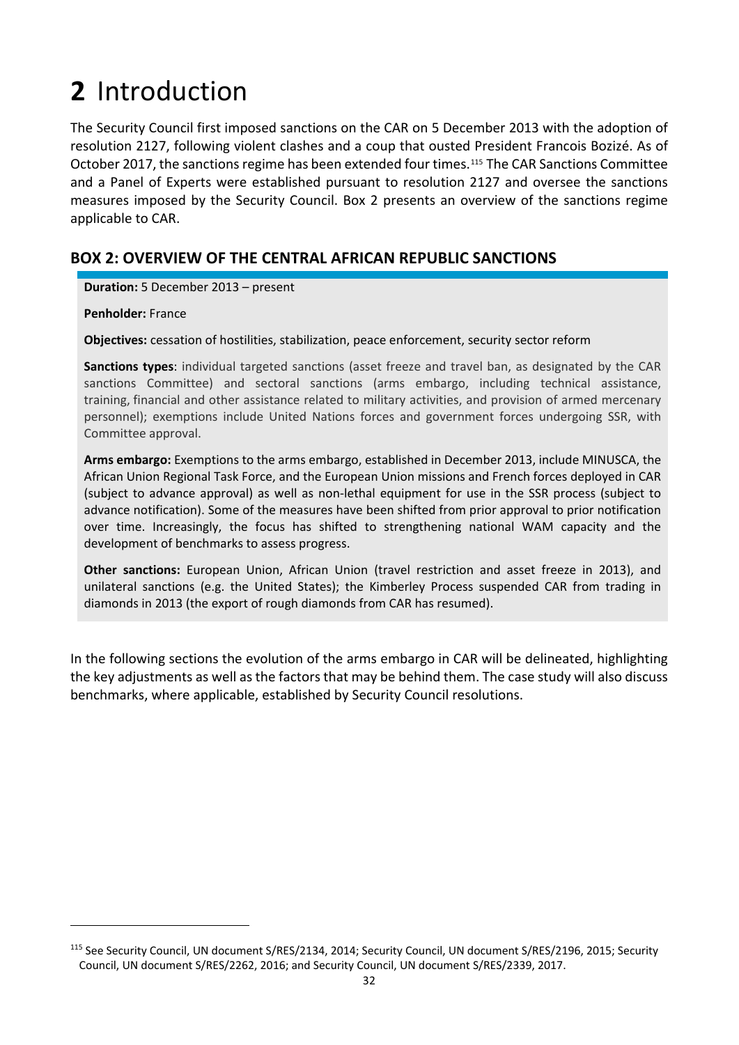# 2 Introduction

The Security Council first imposed sanctions on the CAR on 5 December 2013 with the adoption of resolution 2127, following violent clashes and a coup that ousted President Francois Bozizé. As of October 2017, the sanctions regime has been extended four times.[115] The CAR Sanctions Committee and a Panel of Experts were established pursuant to resolution 2127 and oversee the sanctions measures imposed by the Security Council. Box 2 presents an overview of the sanctions regime applicable to CAR.

### BOX 2: OVERVIEW OF THE CENTRAL AFRICAN REPUBLIC SANCTIONS

**Duration:** 5 December 2013 – present

**Penholder:** France

**Objectives:** cessation of hostilities, stabilization, peace enforcement, security sector reform

**Sanctions types**: individual targeted sanctions (asset freeze and travel ban, as designated by the CAR sanctions Committee) and sectoral sanctions (arms embargo, including technical assistance, training, financial and other assistance related to military activities, and provision of armed mercenary personnel); exemptions include United Nations forces and government forces undergoing SSR, with Committee approval.

**Arms embargo:** Exemptions to the arms embargo, established in December 2013, include MINUSCA, the African Union Regional Task Force, and the European Union missions and French forces deployed in CAR (subject to advance approval) as well as non-lethal equipment for use in the SSR process (subject to advance notification). Some of the measures have been shifted from prior approval to prior notification over time. Increasingly, the focus has shifted to strengthening national WAM capacity and the development of benchmarks to assess progress.

**Other sanctions:** European Union, African Union (travel restriction and asset freeze in 2013), and unilateral sanctions (e.g. the United States); the Kimberley Process suspended CAR from trading in diamonds in 2013 (the export of rough diamonds from CAR has resumed).

In the following sections the evolution of the arms embargo in CAR will be delineated, highlighting the key adjustments as well as the factors that may be behind them. The case study will also discuss benchmarks, where applicable, established by Security Council resolutions.

---

[115] See Security Council, UN document S/RES/2134, 2014; Security Council, UN document S/RES/2196, 2015; Security Council, UN document S/RES/2262, 2016; and Security Council, UN document S/RES/2339, 2017.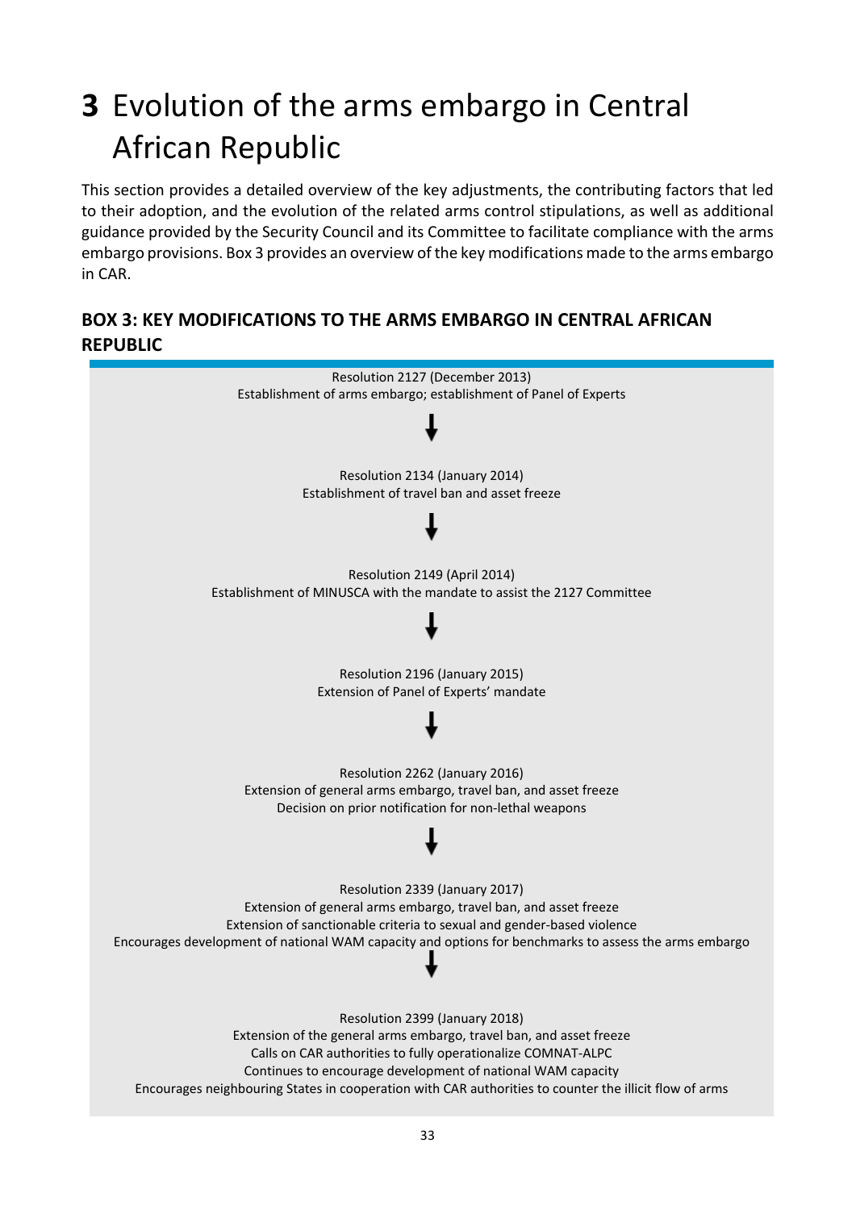# 3 Evolution of the arms embargo in Central African Republic

This section provides a detailed overview of the key adjustments, the contributing factors that led to their adoption, and the evolution of the related arms control stipulations, as well as additional guidance provided by the Security Council and its Committee to facilitate compliance with the arms embargo provisions. Box 3 provides an overview of the key modifications made to the arms embargo in CAR.

## BOX 3: KEY MODIFICATIONS TO THE ARMS EMBARGO IN CENTRAL AFRICAN REPUBLIC

Resolution 2127 (December 2013)
Establishment of arms embargo; establishment of Panel of Experts

↓

Resolution 2134 (January 2014)
Establishment of travel ban and asset freeze

↓

Resolution 2149 (April 2014)
Establishment of MINUSCA with the mandate to assist the 2127 Committee

↓

Resolution 2196 (January 2015)
Extension of Panel of Experts' mandate

↓

Resolution 2262 (January 2016)
Extension of general arms embargo, travel ban, and asset freeze
Decision on prior notification for non-lethal weapons

↓

Resolution 2339 (January 2017)
Extension of general arms embargo, travel ban, and asset freeze
Extension of sanctionable criteria to sexual and gender-based violence
Encourages development of national WAM capacity and options for benchmarks to assess the arms embargo

↓

Resolution 2399 (January 2018)
Extension of the general arms embargo, travel ban, and asset freeze
Calls on CAR authorities to fully operationalize COMNAT-ALPC
Continues to encourage development of national WAM capacity
Encourages neighbouring States in cooperation with CAR authorities to counter the illicit flow of arms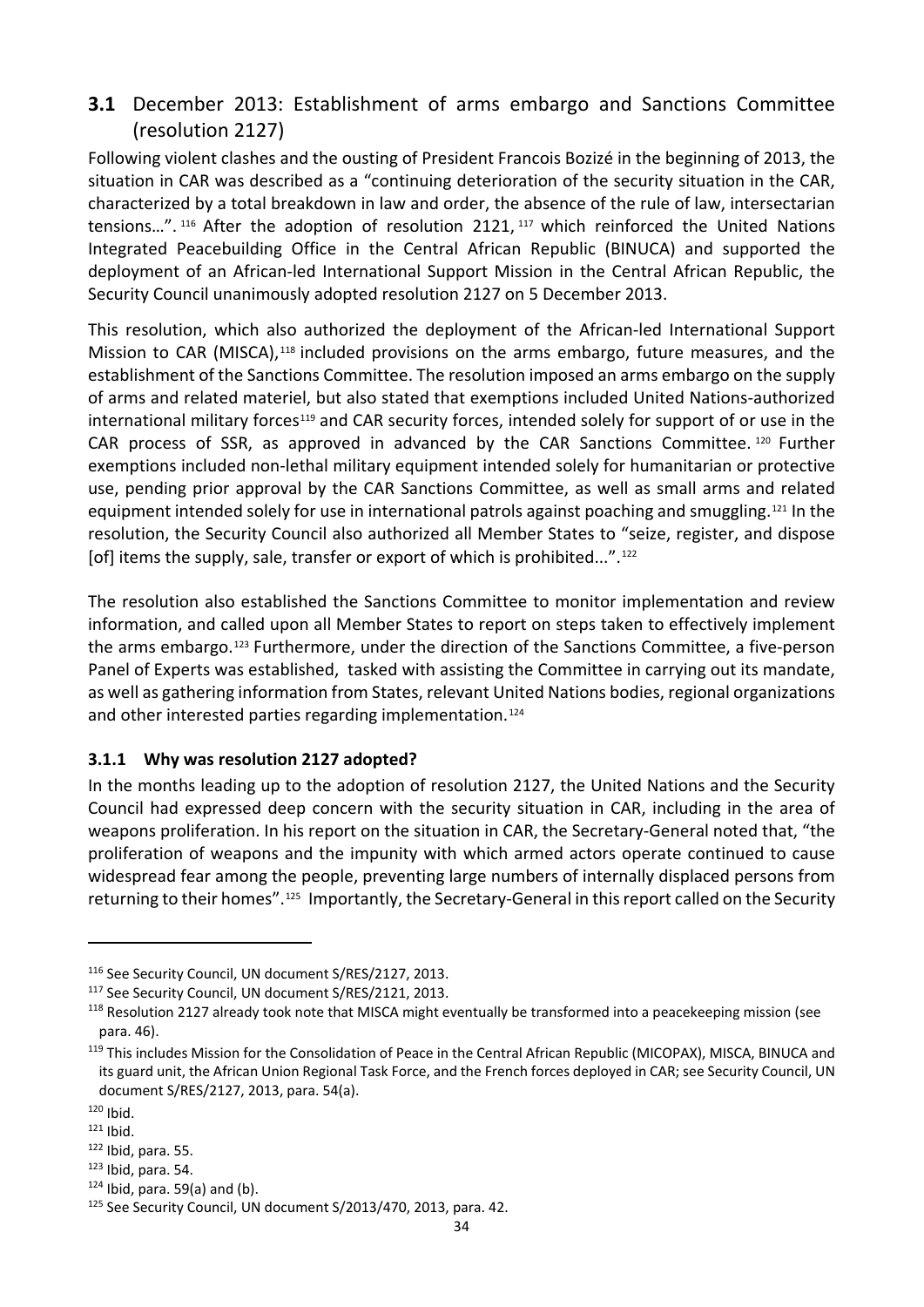## 3.1 December 2013: Establishment of arms embargo and Sanctions Committee (resolution 2127)

Following violent clashes and the ousting of President Francois Bozizé in the beginning of 2013, the situation in CAR was described as a "continuing deterioration of the security situation in the CAR, characterized by a total breakdown in law and order, the absence of the rule of law, intersectarian tensions…".[116] After the adoption of resolution 2121,[117] which reinforced the United Nations Integrated Peacebuilding Office in the Central African Republic (BINUCA) and supported the deployment of an African-led International Support Mission in the Central African Republic, the Security Council unanimously adopted resolution 2127 on 5 December 2013.

This resolution, which also authorized the deployment of the African-led International Support Mission to CAR (MISCA),[118] included provisions on the arms embargo, future measures, and the establishment of the Sanctions Committee. The resolution imposed an arms embargo on the supply of arms and related materiel, but also stated that exemptions included United Nations-authorized international military forces[119] and CAR security forces, intended solely for support of or use in the CAR process of SSR, as approved in advanced by the CAR Sanctions Committee.[120] Further exemptions included non-lethal military equipment intended solely for humanitarian or protective use, pending prior approval by the CAR Sanctions Committee, as well as small arms and related equipment intended solely for use in international patrols against poaching and smuggling.[121] In the resolution, the Security Council also authorized all Member States to "seize, register, and dispose [of] items the supply, sale, transfer or export of which is prohibited...".[122]

The resolution also established the Sanctions Committee to monitor implementation and review information, and called upon all Member States to report on steps taken to effectively implement the arms embargo.[123] Furthermore, under the direction of the Sanctions Committee, a five-person Panel of Experts was established, tasked with assisting the Committee in carrying out its mandate, as well as gathering information from States, relevant United Nations bodies, regional organizations and other interested parties regarding implementation.[124]

### 3.1.1 Why was resolution 2127 adopted?

In the months leading up to the adoption of resolution 2127, the United Nations and the Security Council had expressed deep concern with the security situation in CAR, including in the area of weapons proliferation. In his report on the situation in CAR, the Secretary-General noted that, "the proliferation of weapons and the impunity with which armed actors operate continued to cause widespread fear among the people, preventing large numbers of internally displaced persons from returning to their homes".[125] Importantly, the Secretary-General in this report called on the Security

---

[116] See Security Council, UN document S/RES/2127, 2013.

[117] See Security Council, UN document S/RES/2121, 2013.

[118] Resolution 2127 already took note that MISCA might eventually be transformed into a peacekeeping mission (see para. 46).

[119] This includes Mission for the Consolidation of Peace in the Central African Republic (MICOPAX), MISCA, BINUCA and its guard unit, the African Union Regional Task Force, and the French forces deployed in CAR; see Security Council, UN document S/RES/2127, 2013, para. 54(a).

[120] Ibid.

[121] Ibid.

[122] Ibid, para. 55.

[123] Ibid, para. 54.

[124] Ibid, para. 59(a) and (b).

[125] See Security Council, UN document S/2013/470, 2013, para. 42.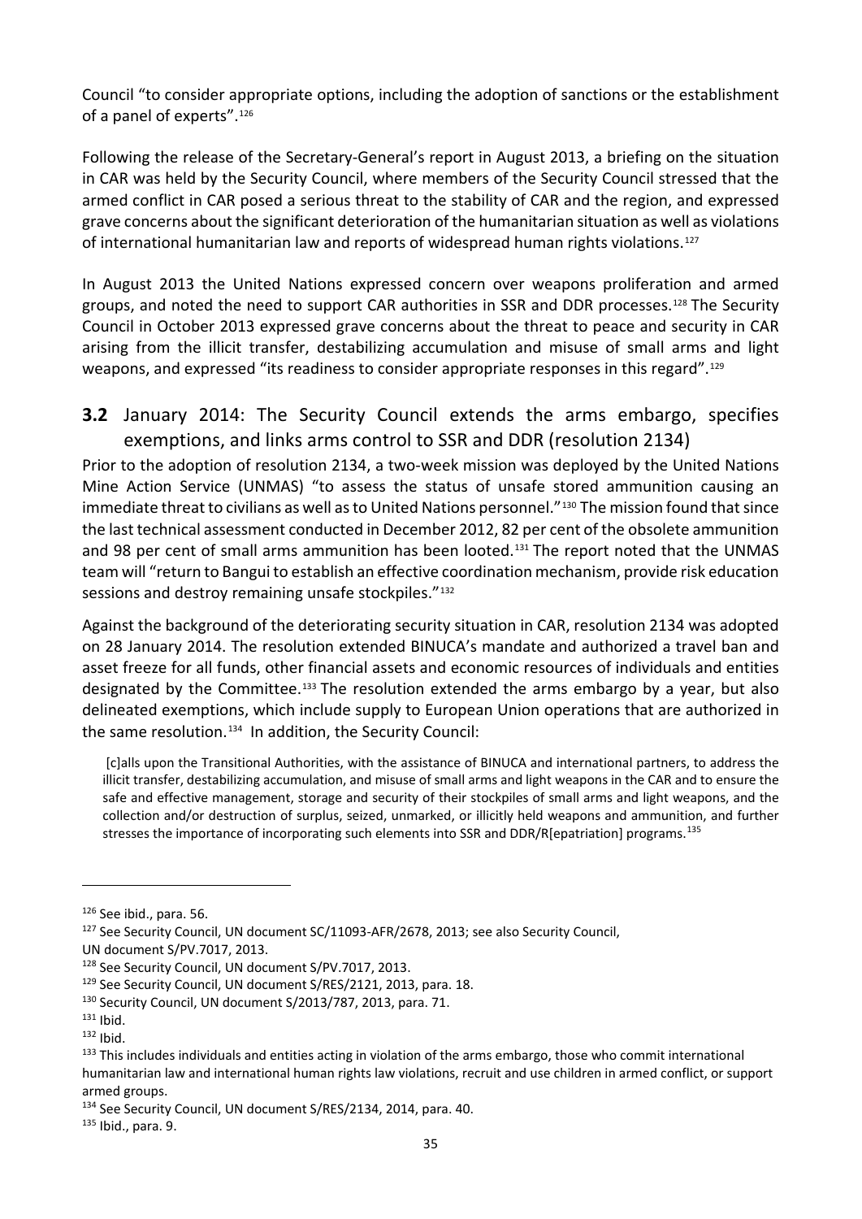Council "to consider appropriate options, including the adoption of sanctions or the establishment of a panel of experts".[126]

Following the release of the Secretary-General's report in August 2013, a briefing on the situation in CAR was held by the Security Council, where members of the Security Council stressed that the armed conflict in CAR posed a serious threat to the stability of CAR and the region, and expressed grave concerns about the significant deterioration of the humanitarian situation as well as violations of international humanitarian law and reports of widespread human rights violations.[127]

In August 2013 the United Nations expressed concern over weapons proliferation and armed groups, and noted the need to support CAR authorities in SSR and DDR processes.[128] The Security Council in October 2013 expressed grave concerns about the threat to peace and security in CAR arising from the illicit transfer, destabilizing accumulation and misuse of small arms and light weapons, and expressed "its readiness to consider appropriate responses in this regard".[129]

## **3.2** January 2014: The Security Council extends the arms embargo, specifies exemptions, and links arms control to SSR and DDR (resolution 2134)

Prior to the adoption of resolution 2134, a two-week mission was deployed by the United Nations Mine Action Service (UNMAS) "to assess the status of unsafe stored ammunition causing an immediate threat to civilians as well as to United Nations personnel."[130] The mission found that since the last technical assessment conducted in December 2012, 82 per cent of the obsolete ammunition and 98 per cent of small arms ammunition has been looted.[131] The report noted that the UNMAS team will "return to Bangui to establish an effective coordination mechanism, provide risk education sessions and destroy remaining unsafe stockpiles."[132]

Against the background of the deteriorating security situation in CAR, resolution 2134 was adopted on 28 January 2014. The resolution extended BINUCA's mandate and authorized a travel ban and asset freeze for all funds, other financial assets and economic resources of individuals and entities designated by the Committee.[133] The resolution extended the arms embargo by a year, but also delineated exemptions, which include supply to European Union operations that are authorized in the same resolution.[134] In addition, the Security Council:

> [c]alls upon the Transitional Authorities, with the assistance of BINUCA and international partners, to address the illicit transfer, destabilizing accumulation, and misuse of small arms and light weapons in the CAR and to ensure the safe and effective management, storage and security of their stockpiles of small arms and light weapons, and the collection and/or destruction of surplus, seized, unmarked, or illicitly held weapons and ammunition, and further stresses the importance of incorporating such elements into SSR and DDR/R[epatriation] programs.[135]

---

[126] See ibid., para. 56.

[127] See Security Council, UN document SC/11093-AFR/2678, 2013; see also Security Council, UN document S/PV.7017, 2013.

[128] See Security Council, UN document S/PV.7017, 2013.

[129] See Security Council, UN document S/RES/2121, 2013, para. 18.

[130] Security Council, UN document S/2013/787, 2013, para. 71.

[131] Ibid.

[132] Ibid.

[133] This includes individuals and entities acting in violation of the arms embargo, those who commit international humanitarian law and international human rights law violations, recruit and use children in armed conflict, or support armed groups.

[134] See Security Council, UN document S/RES/2134, 2014, para. 40.

[135] Ibid., para. 9.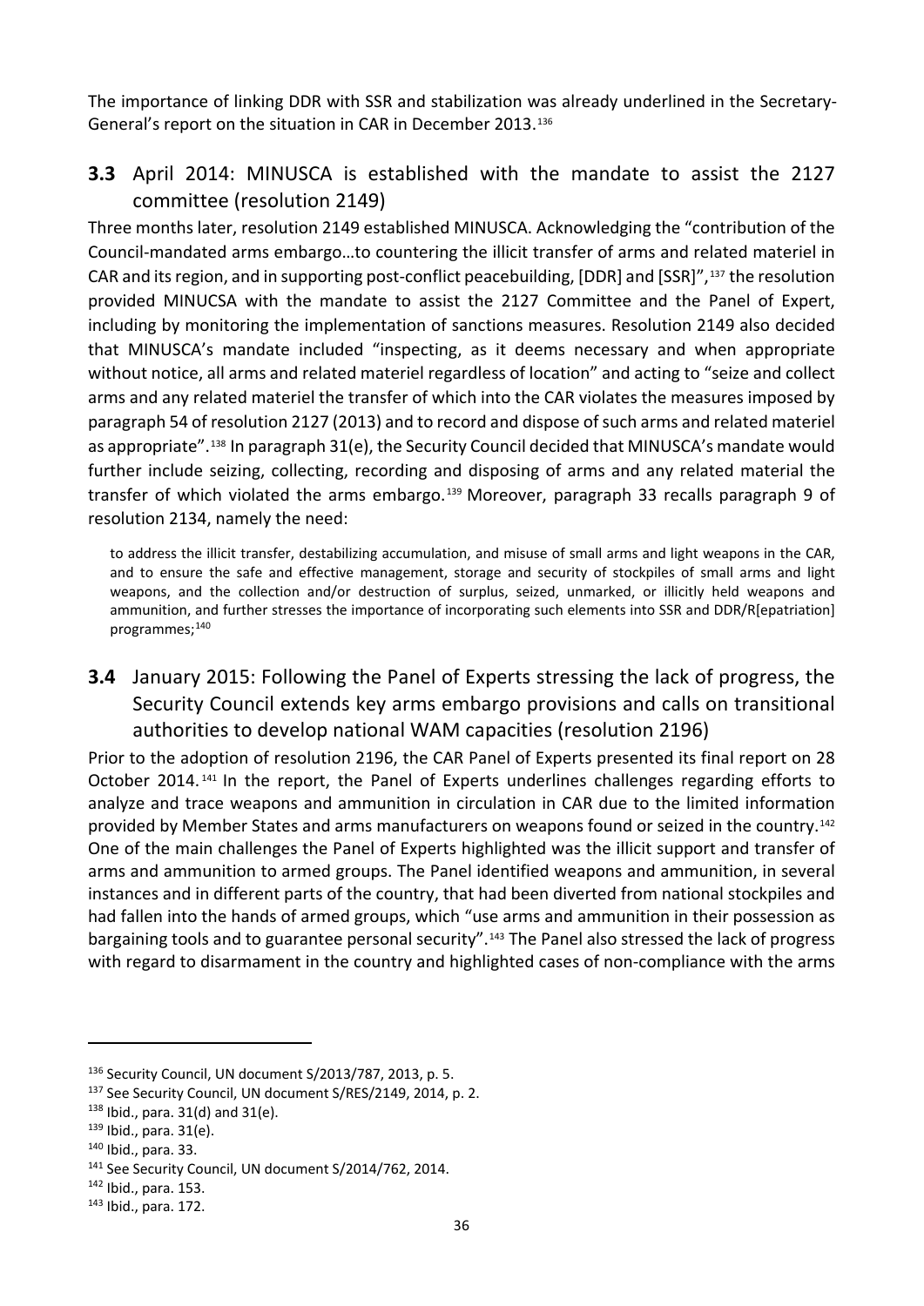The importance of linking DDR with SSR and stabilization was already underlined in the Secretary-General's report on the situation in CAR in December 2013.[136]

### **3.3** April 2014: MINUSCA is established with the mandate to assist the 2127 committee (resolution 2149)

Three months later, resolution 2149 established MINUSCA. Acknowledging the "contribution of the Council-mandated arms embargo…to countering the illicit transfer of arms and related materiel in CAR and its region, and in supporting post-conflict peacebuilding, [DDR] and [SSR]",[137] the resolution provided MINUCSA with the mandate to assist the 2127 Committee and the Panel of Expert, including by monitoring the implementation of sanctions measures. Resolution 2149 also decided that MINUSCA's mandate included "inspecting, as it deems necessary and when appropriate without notice, all arms and related materiel regardless of location" and acting to "seize and collect arms and any related materiel the transfer of which into the CAR violates the measures imposed by paragraph 54 of resolution 2127 (2013) and to record and dispose of such arms and related materiel as appropriate".[138] In paragraph 31(e), the Security Council decided that MINUSCA's mandate would further include seizing, collecting, recording and disposing of arms and any related material the transfer of which violated the arms embargo.[139] Moreover, paragraph 33 recalls paragraph 9 of resolution 2134, namely the need:

> to address the illicit transfer, destabilizing accumulation, and misuse of small arms and light weapons in the CAR, and to ensure the safe and effective management, storage and security of stockpiles of small arms and light weapons, and the collection and/or destruction of surplus, seized, unmarked, or illicitly held weapons and ammunition, and further stresses the importance of incorporating such elements into SSR and DDR/R[epatriation] programmes;[140]

### **3.4** January 2015: Following the Panel of Experts stressing the lack of progress, the Security Council extends key arms embargo provisions and calls on transitional authorities to develop national WAM capacities (resolution 2196)

Prior to the adoption of resolution 2196, the CAR Panel of Experts presented its final report on 28 October 2014.[141] In the report, the Panel of Experts underlines challenges regarding efforts to analyze and trace weapons and ammunition in circulation in CAR due to the limited information provided by Member States and arms manufacturers on weapons found or seized in the country.[142] One of the main challenges the Panel of Experts highlighted was the illicit support and transfer of arms and ammunition to armed groups. The Panel identified weapons and ammunition, in several instances and in different parts of the country, that had been diverted from national stockpiles and had fallen into the hands of armed groups, which "use arms and ammunition in their possession as bargaining tools and to guarantee personal security".[143] The Panel also stressed the lack of progress with regard to disarmament in the country and highlighted cases of non-compliance with the arms

---

[136] Security Council, UN document S/2013/787, 2013, p. 5.

[137] See Security Council, UN document S/RES/2149, 2014, p. 2.

[138] Ibid., para. 31(d) and 31(e).

[139] Ibid., para. 31(e).

[140] Ibid., para. 33.

[141] See Security Council, UN document S/2014/762, 2014.

[142] Ibid., para. 153.

[143] Ibid., para. 172.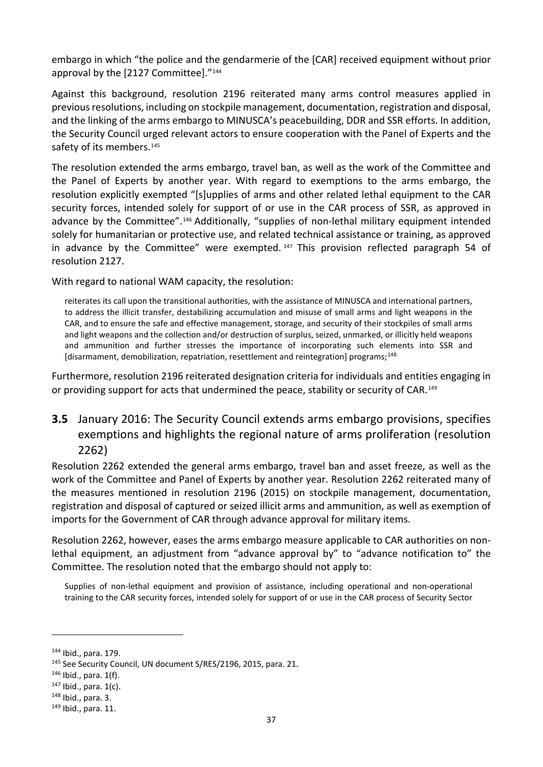embargo in which "the police and the gendarmerie of the [CAR] received equipment without prior approval by the [2127 Committee]."[144]

Against this background, resolution 2196 reiterated many arms control measures applied in previous resolutions, including on stockpile management, documentation, registration and disposal, and the linking of the arms embargo to MINUSCA's peacebuilding, DDR and SSR efforts. In addition, the Security Council urged relevant actors to ensure cooperation with the Panel of Experts and the safety of its members.[145]

The resolution extended the arms embargo, travel ban, as well as the work of the Committee and the Panel of Experts by another year. With regard to exemptions to the arms embargo, the resolution explicitly exempted "[s]upplies of arms and other related lethal equipment to the CAR security forces, intended solely for support of or use in the CAR process of SSR, as approved in advance by the Committee".[146] Additionally, "supplies of non-lethal military equipment intended solely for humanitarian or protective use, and related technical assistance or training, as approved in advance by the Committee" were exempted.[147] This provision reflected paragraph 54 of resolution 2127.

With regard to national WAM capacity, the resolution:

> reiterates its call upon the transitional authorities, with the assistance of MINUSCA and international partners, to address the illicit transfer, destabilizing accumulation and misuse of small arms and light weapons in the CAR, and to ensure the safe and effective management, storage, and security of their stockpiles of small arms and light weapons and the collection and/or destruction of surplus, seized, unmarked, or illicitly held weapons and ammunition and further stresses the importance of incorporating such elements into SSR and [disarmament, demobilization, repatriation, resettlement and reintegration] programs;[148]

Furthermore, resolution 2196 reiterated designation criteria for individuals and entities engaging in or providing support for acts that undermined the peace, stability or security of CAR.[149]

## 3.5 January 2016: The Security Council extends arms embargo provisions, specifies exemptions and highlights the regional nature of arms proliferation (resolution 2262)

Resolution 2262 extended the general arms embargo, travel ban and asset freeze, as well as the work of the Committee and Panel of Experts by another year. Resolution 2262 reiterated many of the measures mentioned in resolution 2196 (2015) on stockpile management, documentation, registration and disposal of captured or seized illicit arms and ammunition, as well as exemption of imports for the Government of CAR through advance approval for military items.

Resolution 2262, however, eases the arms embargo measure applicable to CAR authorities on non-lethal equipment, an adjustment from "advance approval by" to "advance notification to" the Committee. The resolution noted that the embargo should not apply to:

> Supplies of non-lethal equipment and provision of assistance, including operational and non-operational training to the CAR security forces, intended solely for support of or use in the CAR process of Security Sector

---

[144] Ibid., para. 179.

[145] See Security Council, UN document S/RES/2196, 2015, para. 21.

[146] Ibid., para. 1(f).

[147] Ibid., para. 1(c).

[148] Ibid., para. 3.

[149] Ibid., para. 11.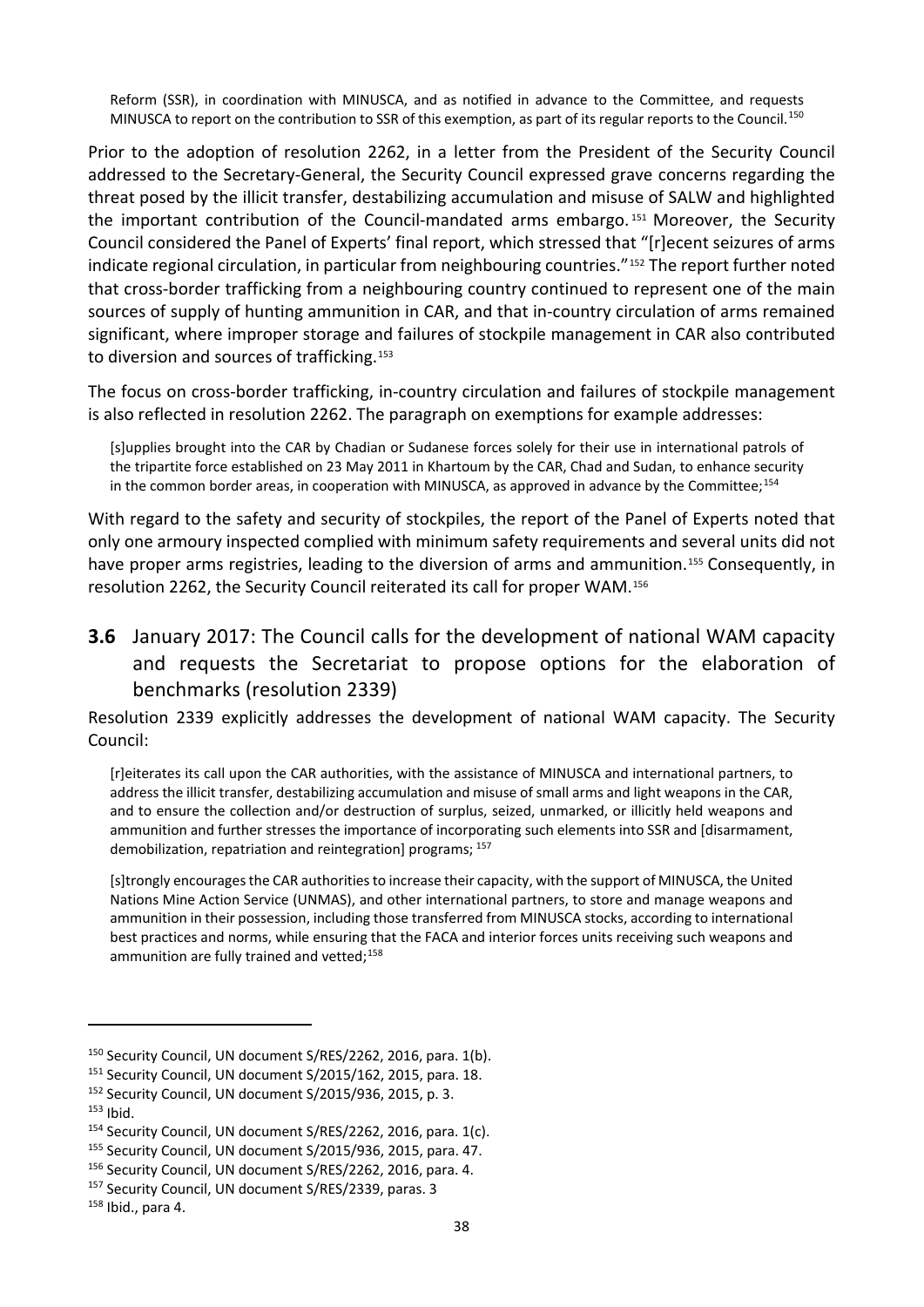> Reform (SSR), in coordination with MINUSCA, and as notified in advance to the Committee, and requests MINUSCA to report on the contribution to SSR of this exemption, as part of its regular reports to the Council.[150]

Prior to the adoption of resolution 2262, in a letter from the President of the Security Council addressed to the Secretary-General, the Security Council expressed grave concerns regarding the threat posed by the illicit transfer, destabilizing accumulation and misuse of SALW and highlighted the important contribution of the Council-mandated arms embargo.[151] Moreover, the Security Council considered the Panel of Experts' final report, which stressed that "[r]ecent seizures of arms indicate regional circulation, in particular from neighbouring countries."[152] The report further noted that cross-border trafficking from a neighbouring country continued to represent one of the main sources of supply of hunting ammunition in CAR, and that in-country circulation of arms remained significant, where improper storage and failures of stockpile management in CAR also contributed to diversion and sources of trafficking.[153]

The focus on cross-border trafficking, in-country circulation and failures of stockpile management is also reflected in resolution 2262. The paragraph on exemptions for example addresses:

> [s]upplies brought into the CAR by Chadian or Sudanese forces solely for their use in international patrols of the tripartite force established on 23 May 2011 in Khartoum by the CAR, Chad and Sudan, to enhance security in the common border areas, in cooperation with MINUSCA, as approved in advance by the Committee;[154]

With regard to the safety and security of stockpiles, the report of the Panel of Experts noted that only one armoury inspected complied with minimum safety requirements and several units did not have proper arms registries, leading to the diversion of arms and ammunition.[155] Consequently, in resolution 2262, the Security Council reiterated its call for proper WAM.[156]

## 3.6 January 2017: The Council calls for the development of national WAM capacity and requests the Secretariat to propose options for the elaboration of benchmarks (resolution 2339)

Resolution 2339 explicitly addresses the development of national WAM capacity. The Security Council:

> [r]eiterates its call upon the CAR authorities, with the assistance of MINUSCA and international partners, to address the illicit transfer, destabilizing accumulation and misuse of small arms and light weapons in the CAR, and to ensure the collection and/or destruction of surplus, seized, unmarked, or illicitly held weapons and ammunition and further stresses the importance of incorporating such elements into SSR and [disarmament, demobilization, repatriation and reintegration] programs; [157]

> [s]trongly encourages the CAR authorities to increase their capacity, with the support of MINUSCA, the United Nations Mine Action Service (UNMAS), and other international partners, to store and manage weapons and ammunition in their possession, including those transferred from MINUSCA stocks, according to international best practices and norms, while ensuring that the FACA and interior forces units receiving such weapons and ammunition are fully trained and vetted;[158]

---

[150] Security Council, UN document S/RES/2262, 2016, para. 1(b).

[151] Security Council, UN document S/2015/162, 2015, para. 18.

[152] Security Council, UN document S/2015/936, 2015, p. 3.

[153] Ibid.

[154] Security Council, UN document S/RES/2262, 2016, para. 1(c).

[155] Security Council, UN document S/2015/936, 2015, para. 47.

[156] Security Council, UN document S/RES/2262, 2016, para. 4.

[157] Security Council, UN document S/RES/2339, paras. 3

[158] Ibid., para 4.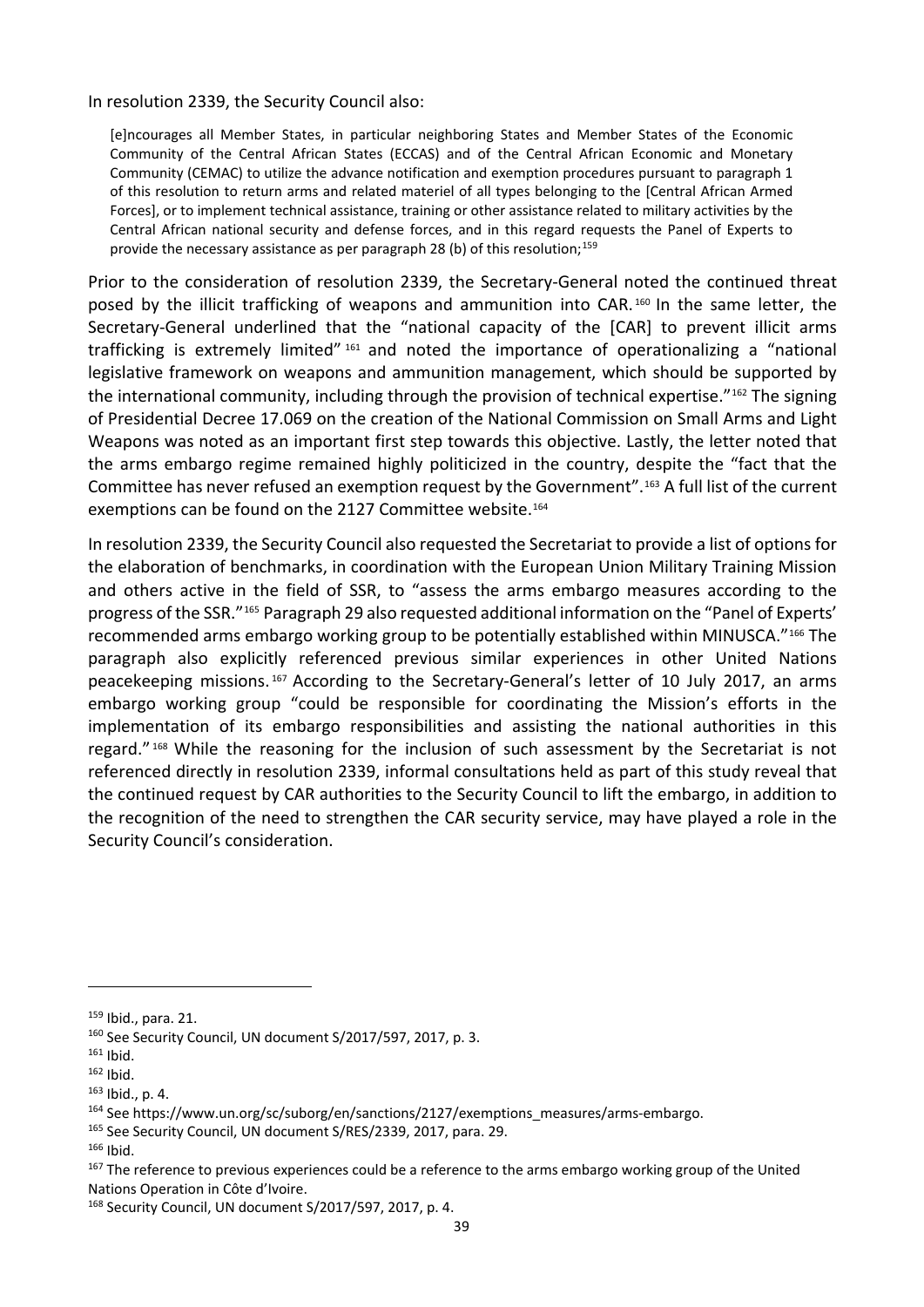In resolution 2339, the Security Council also:

> [e]ncourages all Member States, in particular neighboring States and Member States of the Economic Community of the Central African States (ECCAS) and of the Central African Economic and Monetary Community (CEMAC) to utilize the advance notification and exemption procedures pursuant to paragraph 1 of this resolution to return arms and related materiel of all types belonging to the [Central African Armed Forces], or to implement technical assistance, training or other assistance related to military activities by the Central African national security and defense forces, and in this regard requests the Panel of Experts to provide the necessary assistance as per paragraph 28 (b) of this resolution;[159]

Prior to the consideration of resolution 2339, the Secretary-General noted the continued threat posed by the illicit trafficking of weapons and ammunition into CAR.[160] In the same letter, the Secretary-General underlined that the "national capacity of the [CAR] to prevent illicit arms trafficking is extremely limited"[161] and noted the importance of operationalizing a "national legislative framework on weapons and ammunition management, which should be supported by the international community, including through the provision of technical expertise."[162] The signing of Presidential Decree 17.069 on the creation of the National Commission on Small Arms and Light Weapons was noted as an important first step towards this objective. Lastly, the letter noted that the arms embargo regime remained highly politicized in the country, despite the "fact that the Committee has never refused an exemption request by the Government".[163] A full list of the current exemptions can be found on the 2127 Committee website.[164]

In resolution 2339, the Security Council also requested the Secretariat to provide a list of options for the elaboration of benchmarks, in coordination with the European Union Military Training Mission and others active in the field of SSR, to "assess the arms embargo measures according to the progress of the SSR."[165] Paragraph 29 also requested additional information on the "Panel of Experts' recommended arms embargo working group to be potentially established within MINUSCA."[166] The paragraph also explicitly referenced previous similar experiences in other United Nations peacekeeping missions.[167] According to the Secretary-General's letter of 10 July 2017, an arms embargo working group "could be responsible for coordinating the Mission's efforts in the implementation of its embargo responsibilities and assisting the national authorities in this regard."[168] While the reasoning for the inclusion of such assessment by the Secretariat is not referenced directly in resolution 2339, informal consultations held as part of this study reveal that the continued request by CAR authorities to the Security Council to lift the embargo, in addition to the recognition of the need to strengthen the CAR security service, may have played a role in the Security Council's consideration.

---

[159] Ibid., para. 21.

[160] See Security Council, UN document S/2017/597, 2017, p. 3.

[161] Ibid.

[162] Ibid.

[163] Ibid., p. 4.

[164] See https://www.un.org/sc/suborg/en/sanctions/2127/exemptions_measures/arms-embargo.

[165] See Security Council, UN document S/RES/2339, 2017, para. 29.

[166] Ibid.

[167] The reference to previous experiences could be a reference to the arms embargo working group of the United Nations Operation in Côte d'Ivoire.

[168] Security Council, UN document S/2017/597, 2017, p. 4.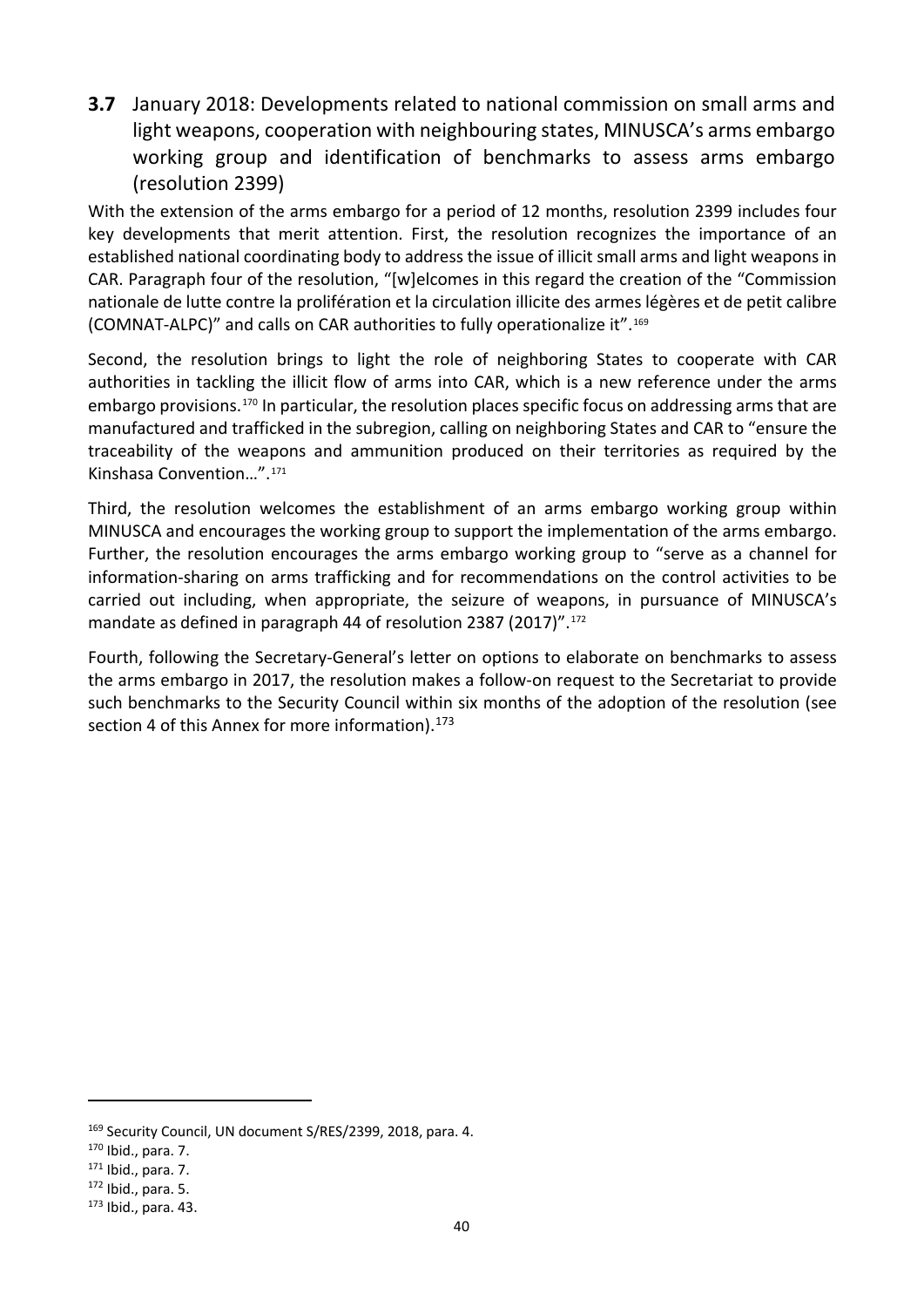### **3.7** January 2018: Developments related to national commission on small arms and light weapons, cooperation with neighbouring states, MINUSCA's arms embargo working group and identification of benchmarks to assess arms embargo (resolution 2399)

With the extension of the arms embargo for a period of 12 months, resolution 2399 includes four key developments that merit attention. First, the resolution recognizes the importance of an established national coordinating body to address the issue of illicit small arms and light weapons in CAR. Paragraph four of the resolution, "[w]elcomes in this regard the creation of the "Commission nationale de lutte contre la prolifération et la circulation illicite des armes légères et de petit calibre (COMNAT-ALPC)" and calls on CAR authorities to fully operationalize it".[169]

Second, the resolution brings to light the role of neighboring States to cooperate with CAR authorities in tackling the illicit flow of arms into CAR, which is a new reference under the arms embargo provisions.[170] In particular, the resolution places specific focus on addressing arms that are manufactured and trafficked in the subregion, calling on neighboring States and CAR to "ensure the traceability of the weapons and ammunition produced on their territories as required by the Kinshasa Convention…".[171]

Third, the resolution welcomes the establishment of an arms embargo working group within MINUSCA and encourages the working group to support the implementation of the arms embargo. Further, the resolution encourages the arms embargo working group to "serve as a channel for information-sharing on arms trafficking and for recommendations on the control activities to be carried out including, when appropriate, the seizure of weapons, in pursuance of MINUSCA's mandate as defined in paragraph 44 of resolution 2387 (2017)".[172]

Fourth, following the Secretary-General's letter on options to elaborate on benchmarks to assess the arms embargo in 2017, the resolution makes a follow-on request to the Secretariat to provide such benchmarks to the Security Council within six months of the adoption of the resolution (see section 4 of this Annex for more information).[173]

---

[169] Security Council, UN document S/RES/2399, 2018, para. 4.

[170] Ibid., para. 7.

[171] Ibid., para. 7.

[172] Ibid., para. 5.

[173] Ibid., para. 43.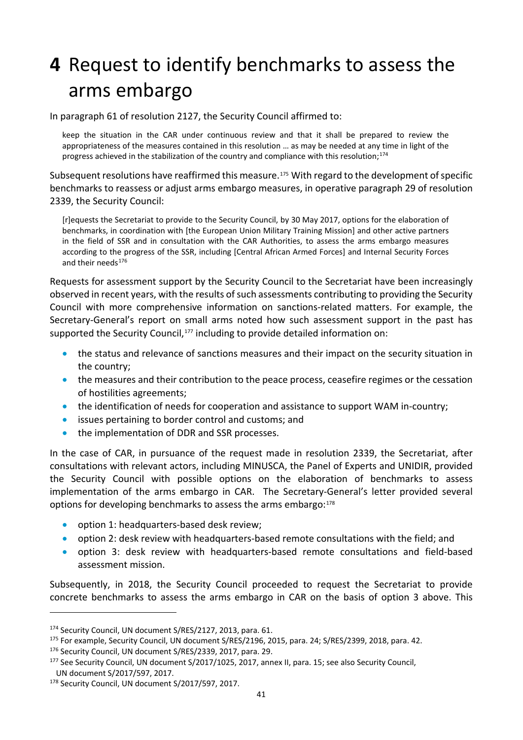# 4 Request to identify benchmarks to assess the arms embargo

In paragraph 61 of resolution 2127, the Security Council affirmed to:

> keep the situation in the CAR under continuous review and that it shall be prepared to review the appropriateness of the measures contained in this resolution … as may be needed at any time in light of the progress achieved in the stabilization of the country and compliance with this resolution;[174]

Subsequent resolutions have reaffirmed this measure.[175] With regard to the development of specific benchmarks to reassess or adjust arms embargo measures, in operative paragraph 29 of resolution 2339, the Security Council:

> [r]equests the Secretariat to provide to the Security Council, by 30 May 2017, options for the elaboration of benchmarks, in coordination with [the European Union Military Training Mission] and other active partners in the field of SSR and in consultation with the CAR Authorities, to assess the arms embargo measures according to the progress of the SSR, including [Central African Armed Forces] and Internal Security Forces and their needs[176]

Requests for assessment support by the Security Council to the Secretariat have been increasingly observed in recent years, with the results of such assessments contributing to providing the Security Council with more comprehensive information on sanctions-related matters. For example, the Secretary-General's report on small arms noted how such assessment support in the past has supported the Security Council,[177] including to provide detailed information on:

- the status and relevance of sanctions measures and their impact on the security situation in the country;
- the measures and their contribution to the peace process, ceasefire regimes or the cessation of hostilities agreements;
- the identification of needs for cooperation and assistance to support WAM in-country;
- issues pertaining to border control and customs; and
- the implementation of DDR and SSR processes.

In the case of CAR, in pursuance of the request made in resolution 2339, the Secretariat, after consultations with relevant actors, including MINUSCA, the Panel of Experts and UNIDIR, provided the Security Council with possible options on the elaboration of benchmarks to assess implementation of the arms embargo in CAR. The Secretary-General's letter provided several options for developing benchmarks to assess the arms embargo:[178]

- option 1: headquarters-based desk review;
- option 2: desk review with headquarters-based remote consultations with the field; and
- option 3: desk review with headquarters-based remote consultations and field-based assessment mission.

Subsequently, in 2018, the Security Council proceeded to request the Secretariat to provide concrete benchmarks to assess the arms embargo in CAR on the basis of option 3 above. This

---

[174] Security Council, UN document S/RES/2127, 2013, para. 61.

[175] For example, Security Council, UN document S/RES/2196, 2015, para. 24; S/RES/2399, 2018, para. 42.

[176] Security Council, UN document S/RES/2339, 2017, para. 29.

[177] See Security Council, UN document S/2017/1025, 2017, annex II, para. 15; see also Security Council, UN document S/2017/597, 2017.

[178] Security Council, UN document S/2017/597, 2017.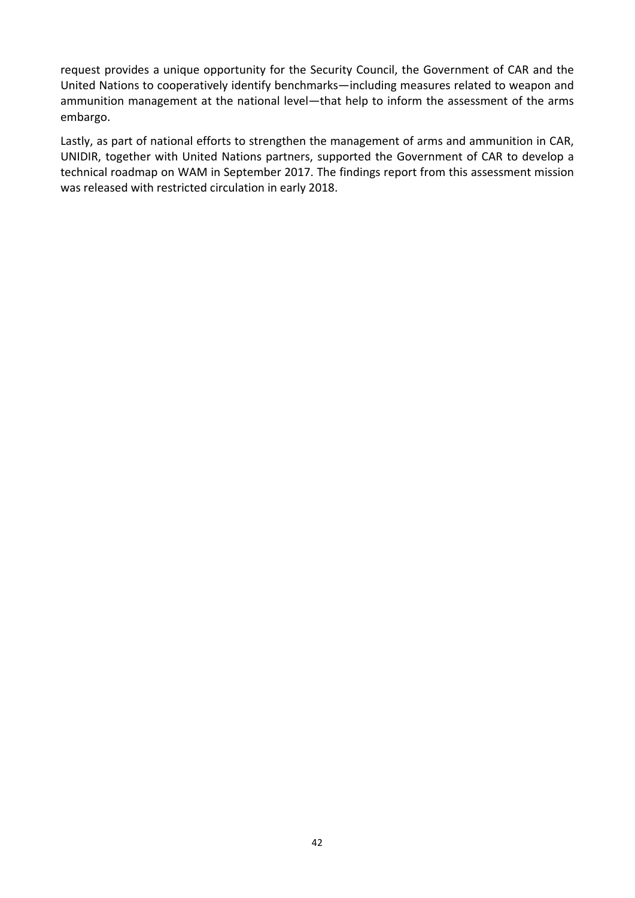request provides a unique opportunity for the Security Council, the Government of CAR and the United Nations to cooperatively identify benchmarks—including measures related to weapon and ammunition management at the national level—that help to inform the assessment of the arms embargo.

Lastly, as part of national efforts to strengthen the management of arms and ammunition in CAR, UNIDIR, together with United Nations partners, supported the Government of CAR to develop a technical roadmap on WAM in September 2017. The findings report from this assessment mission was released with restricted circulation in early 2018.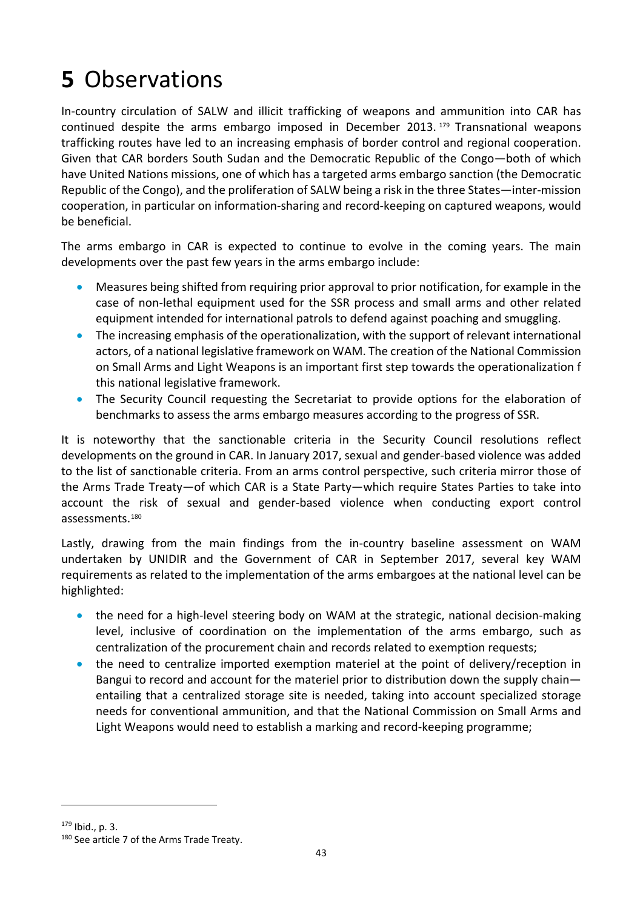# **5** Observations

In-country circulation of SALW and illicit trafficking of weapons and ammunition into CAR has continued despite the arms embargo imposed in December 2013.[179] Transnational weapons trafficking routes have led to an increasing emphasis of border control and regional cooperation. Given that CAR borders South Sudan and the Democratic Republic of the Congo—both of which have United Nations missions, one of which has a targeted arms embargo sanction (the Democratic Republic of the Congo), and the proliferation of SALW being a risk in the three States—inter-mission cooperation, in particular on information-sharing and record-keeping on captured weapons, would be beneficial.

The arms embargo in CAR is expected to continue to evolve in the coming years. The main developments over the past few years in the arms embargo include:

- Measures being shifted from requiring prior approval to prior notification, for example in the case of non-lethal equipment used for the SSR process and small arms and other related equipment intended for international patrols to defend against poaching and smuggling.
- The increasing emphasis of the operationalization, with the support of relevant international actors, of a national legislative framework on WAM. The creation of the National Commission on Small Arms and Light Weapons is an important first step towards the operationalization f this national legislative framework.
- The Security Council requesting the Secretariat to provide options for the elaboration of benchmarks to assess the arms embargo measures according to the progress of SSR.

It is noteworthy that the sanctionable criteria in the Security Council resolutions reflect developments on the ground in CAR. In January 2017, sexual and gender-based violence was added to the list of sanctionable criteria. From an arms control perspective, such criteria mirror those of the Arms Trade Treaty—of which CAR is a State Party—which require States Parties to take into account the risk of sexual and gender-based violence when conducting export control assessments.[180]

Lastly, drawing from the main findings from the in-country baseline assessment on WAM undertaken by UNIDIR and the Government of CAR in September 2017, several key WAM requirements as related to the implementation of the arms embargoes at the national level can be highlighted:

- the need for a high-level steering body on WAM at the strategic, national decision-making level, inclusive of coordination on the implementation of the arms embargo, such as centralization of the procurement chain and records related to exemption requests;
- the need to centralize imported exemption materiel at the point of delivery/reception in Bangui to record and account for the materiel prior to distribution down the supply chain—entailing that a centralized storage site is needed, taking into account specialized storage needs for conventional ammunition, and that the National Commission on Small Arms and Light Weapons would need to establish a marking and record-keeping programme;

---

[179] Ibid., p. 3.

[180] See article 7 of the Arms Trade Treaty.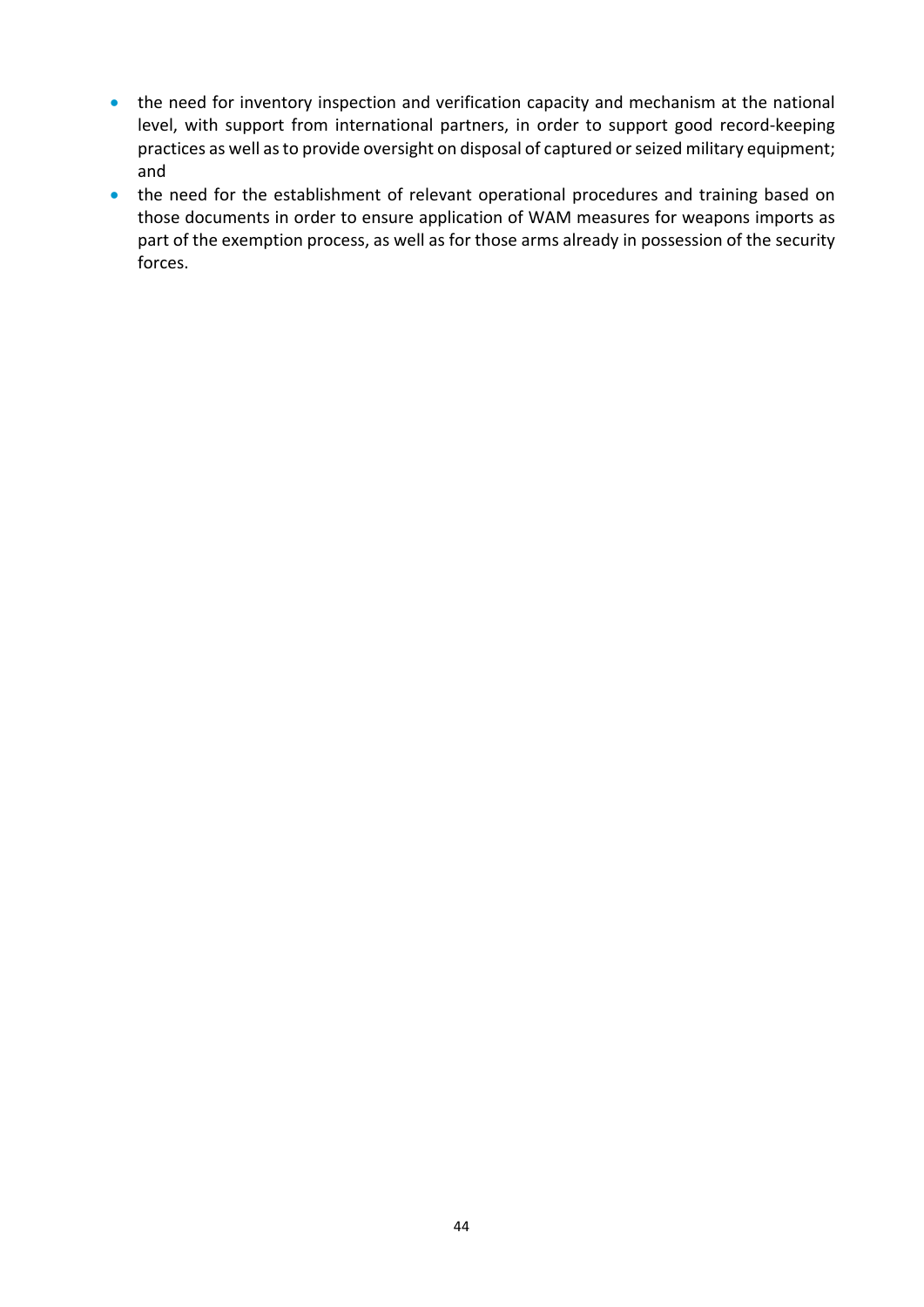- the need for inventory inspection and verification capacity and mechanism at the national level, with support from international partners, in order to support good record-keeping practices as well as to provide oversight on disposal of captured or seized military equipment; and
- the need for the establishment of relevant operational procedures and training based on those documents in order to ensure application of WAM measures for weapons imports as part of the exemption process, as well as for those arms already in possession of the security forces.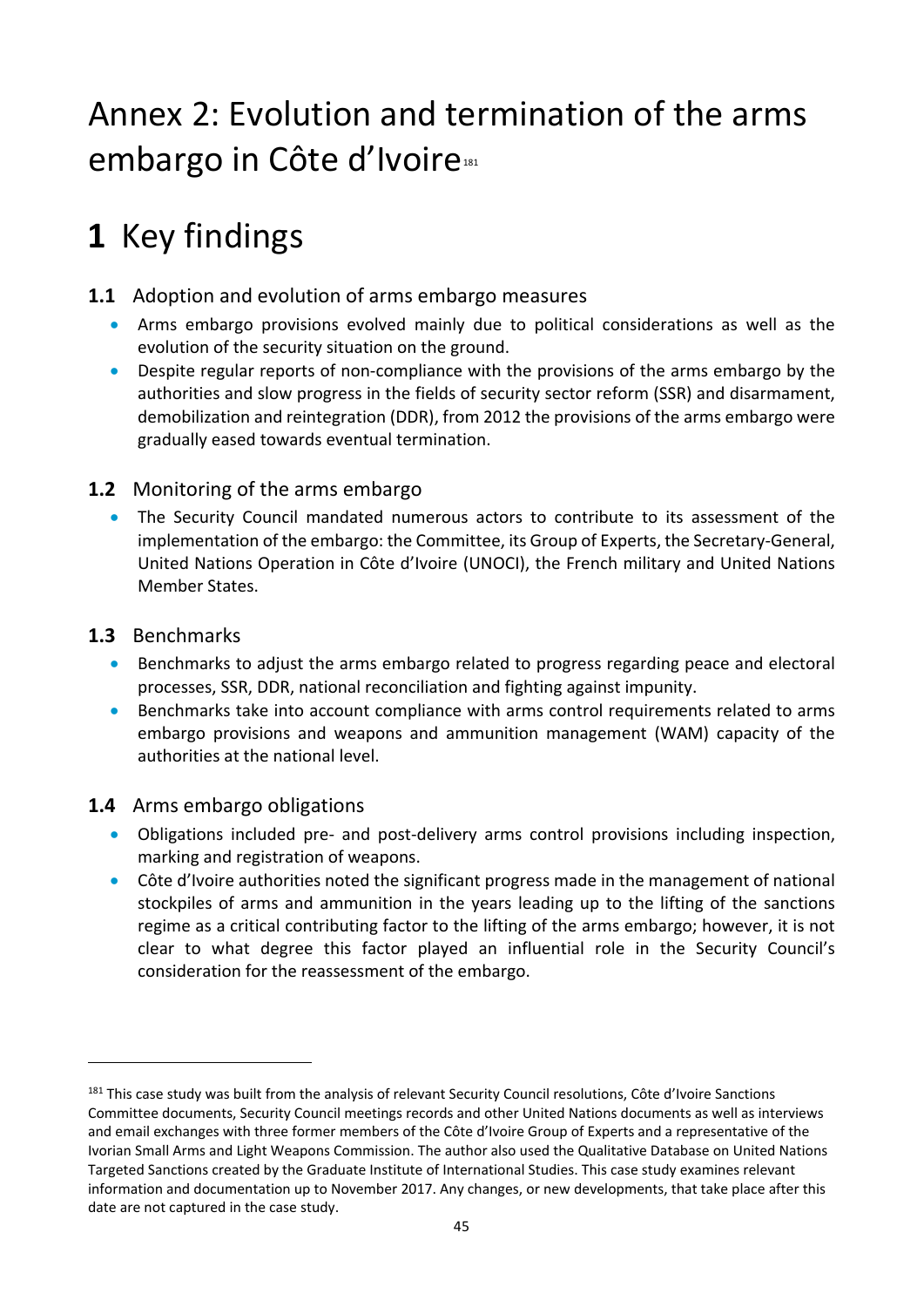# Annex 2: Evolution and termination of the arms embargo in Côte d'Ivoire[181]

## 1 Key findings

### 1.1 Adoption and evolution of arms embargo measures

- Arms embargo provisions evolved mainly due to political considerations as well as the evolution of the security situation on the ground.
- Despite regular reports of non-compliance with the provisions of the arms embargo by the authorities and slow progress in the fields of security sector reform (SSR) and disarmament, demobilization and reintegration (DDR), from 2012 the provisions of the arms embargo were gradually eased towards eventual termination.

### 1.2 Monitoring of the arms embargo

- The Security Council mandated numerous actors to contribute to its assessment of the implementation of the embargo: the Committee, its Group of Experts, the Secretary-General, United Nations Operation in Côte d'Ivoire (UNOCI), the French military and United Nations Member States.

### 1.3 Benchmarks

- Benchmarks to adjust the arms embargo related to progress regarding peace and electoral processes, SSR, DDR, national reconciliation and fighting against impunity.
- Benchmarks take into account compliance with arms control requirements related to arms embargo provisions and weapons and ammunition management (WAM) capacity of the authorities at the national level.

### 1.4 Arms embargo obligations

- Obligations included pre- and post-delivery arms control provisions including inspection, marking and registration of weapons.
- Côte d'Ivoire authorities noted the significant progress made in the management of national stockpiles of arms and ammunition in the years leading up to the lifting of the sanctions regime as a critical contributing factor to the lifting of the arms embargo; however, it is not clear to what degree this factor played an influential role in the Security Council's consideration for the reassessment of the embargo.

---

[181] This case study was built from the analysis of relevant Security Council resolutions, Côte d'Ivoire Sanctions Committee documents, Security Council meetings records and other United Nations documents as well as interviews and email exchanges with three former members of the Côte d'Ivoire Group of Experts and a representative of the Ivorian Small Arms and Light Weapons Commission. The author also used the Qualitative Database on United Nations Targeted Sanctions created by the Graduate Institute of International Studies. This case study examines relevant information and documentation up to November 2017. Any changes, or new developments, that take place after this date are not captured in the case study.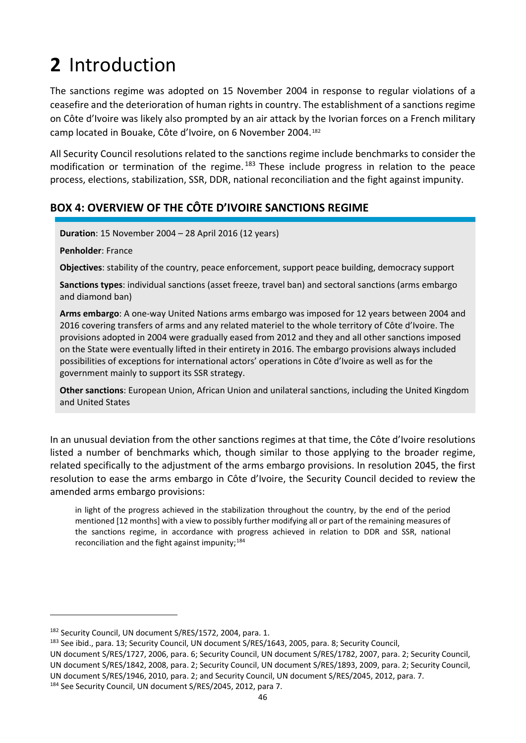# 2 Introduction

The sanctions regime was adopted on 15 November 2004 in response to regular violations of a ceasefire and the deterioration of human rights in country. The establishment of a sanctions regime on Côte d'Ivoire was likely also prompted by an air attack by the Ivorian forces on a French military camp located in Bouake, Côte d'Ivoire, on 6 November 2004.[182]

All Security Council resolutions related to the sanctions regime include benchmarks to consider the modification or termination of the regime.[183] These include progress in relation to the peace process, elections, stabilization, SSR, DDR, national reconciliation and the fight against impunity.

## BOX 4: OVERVIEW OF THE CÔTE D'IVOIRE SANCTIONS REGIME

**Duration**: 15 November 2004 – 28 April 2016 (12 years)

**Penholder**: France

**Objectives**: stability of the country, peace enforcement, support peace building, democracy support

**Sanctions types**: individual sanctions (asset freeze, travel ban) and sectoral sanctions (arms embargo and diamond ban)

**Arms embargo**: A one-way United Nations arms embargo was imposed for 12 years between 2004 and 2016 covering transfers of arms and any related materiel to the whole territory of Côte d'Ivoire. The provisions adopted in 2004 were gradually eased from 2012 and they and all other sanctions imposed on the State were eventually lifted in their entirety in 2016. The embargo provisions always included possibilities of exceptions for international actors' operations in Côte d'Ivoire as well as for the government mainly to support its SSR strategy.

**Other sanctions**: European Union, African Union and unilateral sanctions, including the United Kingdom and United States

In an unusual deviation from the other sanctions regimes at that time, the Côte d'Ivoire resolutions listed a number of benchmarks which, though similar to those applying to the broader regime, related specifically to the adjustment of the arms embargo provisions. In resolution 2045, the first resolution to ease the arms embargo in Côte d'Ivoire, the Security Council decided to review the amended arms embargo provisions:

> in light of the progress achieved in the stabilization throughout the country, by the end of the period mentioned [12 months] with a view to possibly further modifying all or part of the remaining measures of the sanctions regime, in accordance with progress achieved in relation to DDR and SSR, national reconciliation and the fight against impunity;[184]

---

[182] Security Council, UN document S/RES/1572, 2004, para. 1.

[183] See ibid., para. 13; Security Council, UN document S/RES/1643, 2005, para. 8; Security Council, UN document S/RES/1727, 2006, para. 6; Security Council, UN document S/RES/1782, 2007, para. 2; Security Council, UN document S/RES/1842, 2008, para. 2; Security Council, UN document S/RES/1893, 2009, para. 2; Security Council, UN document S/RES/1946, 2010, para. 2; and Security Council, UN document S/RES/2045, 2012, para. 7.

[184] See Security Council, UN document S/RES/2045, 2012, para 7.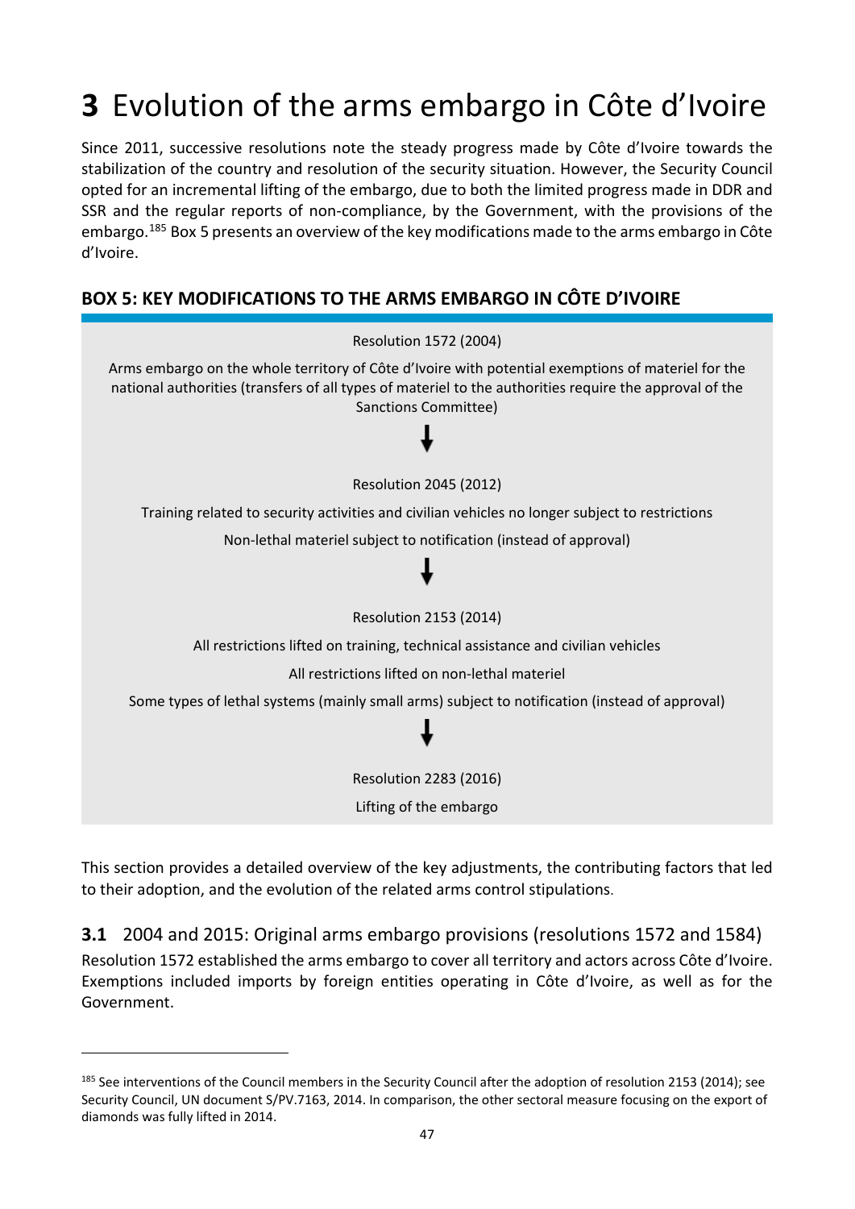# 3 Evolution of the arms embargo in Côte d'Ivoire

Since 2011, successive resolutions note the steady progress made by Côte d'Ivoire towards the stabilization of the country and resolution of the security situation. However, the Security Council opted for an incremental lifting of the embargo, due to both the limited progress made in DDR and SSR and the regular reports of non-compliance, by the Government, with the provisions of the embargo.[185] Box 5 presents an overview of the key modifications made to the arms embargo in Côte d'Ivoire.

**BOX 5: KEY MODIFICATIONS TO THE ARMS EMBARGO IN CÔTE D'IVOIRE**

Resolution 1572 (2004)

Arms embargo on the whole territory of Côte d'Ivoire with potential exemptions of materiel for the national authorities (transfers of all types of materiel to the authorities require the approval of the Sanctions Committee)

↓

Resolution 2045 (2012)

Training related to security activities and civilian vehicles no longer subject to restrictions

Non-lethal materiel subject to notification (instead of approval)

↓

Resolution 2153 (2014)

All restrictions lifted on training, technical assistance and civilian vehicles

All restrictions lifted on non-lethal materiel

Some types of lethal systems (mainly small arms) subject to notification (instead of approval)

↓

Resolution 2283 (2016)

Lifting of the embargo

This section provides a detailed overview of the key adjustments, the contributing factors that led to their adoption, and the evolution of the related arms control stipulations.

## 3.1 2004 and 2015: Original arms embargo provisions (resolutions 1572 and 1584)

Resolution 1572 established the arms embargo to cover all territory and actors across Côte d'Ivoire. Exemptions included imports by foreign entities operating in Côte d'Ivoire, as well as for the Government.

---

[185] See interventions of the Council members in the Security Council after the adoption of resolution 2153 (2014); see Security Council, UN document S/PV.7163, 2014. In comparison, the other sectoral measure focusing on the export of diamonds was fully lifted in 2014.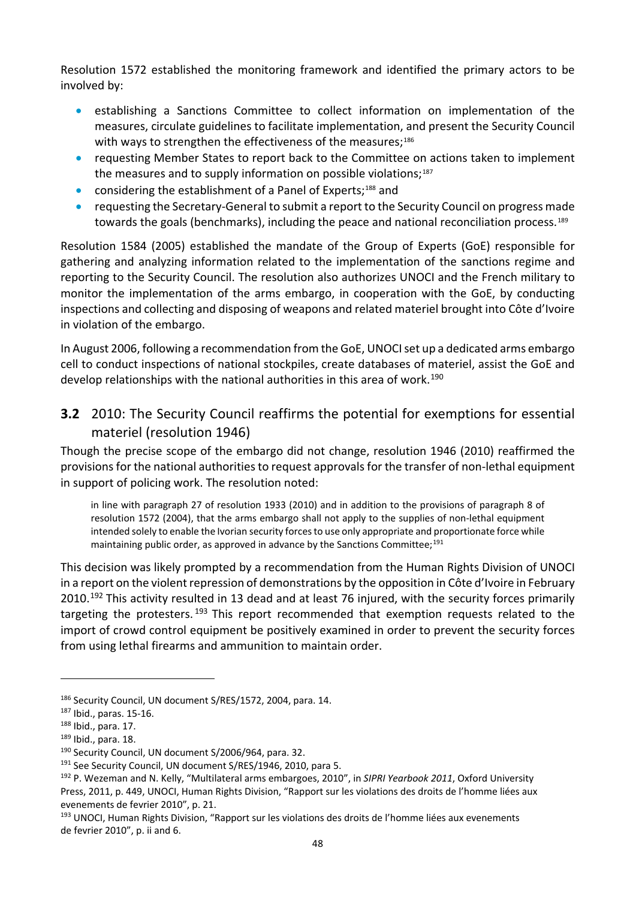Resolution 1572 established the monitoring framework and identified the primary actors to be involved by:

- establishing a Sanctions Committee to collect information on implementation of the measures, circulate guidelines to facilitate implementation, and present the Security Council with ways to strengthen the effectiveness of the measures;[186]
- requesting Member States to report back to the Committee on actions taken to implement the measures and to supply information on possible violations;[187]
- considering the establishment of a Panel of Experts;[188] and
- requesting the Secretary-General to submit a report to the Security Council on progress made towards the goals (benchmarks), including the peace and national reconciliation process.[189]

Resolution 1584 (2005) established the mandate of the Group of Experts (GoE) responsible for gathering and analyzing information related to the implementation of the sanctions regime and reporting to the Security Council. The resolution also authorizes UNOCI and the French military to monitor the implementation of the arms embargo, in cooperation with the GoE, by conducting inspections and collecting and disposing of weapons and related materiel brought into Côte d'Ivoire in violation of the embargo.

In August 2006, following a recommendation from the GoE, UNOCI set up a dedicated arms embargo cell to conduct inspections of national stockpiles, create databases of materiel, assist the GoE and develop relationships with the national authorities in this area of work.[190]

## **3.2** 2010: The Security Council reaffirms the potential for exemptions for essential materiel (resolution 1946)

Though the precise scope of the embargo did not change, resolution 1946 (2010) reaffirmed the provisions for the national authorities to request approvals for the transfer of non-lethal equipment in support of policing work. The resolution noted:

> in line with paragraph 27 of resolution 1933 (2010) and in addition to the provisions of paragraph 8 of resolution 1572 (2004), that the arms embargo shall not apply to the supplies of non-lethal equipment intended solely to enable the Ivorian security forces to use only appropriate and proportionate force while maintaining public order, as approved in advance by the Sanctions Committee;[191]

This decision was likely prompted by a recommendation from the Human Rights Division of UNOCI in a report on the violent repression of demonstrations by the opposition in Côte d'Ivoire in February 2010.[192] This activity resulted in 13 dead and at least 76 injured, with the security forces primarily targeting the protesters.[193] This report recommended that exemption requests related to the import of crowd control equipment be positively examined in order to prevent the security forces from using lethal firearms and ammunition to maintain order.

---

[186] Security Council, UN document S/RES/1572, 2004, para. 14.

[187] Ibid., paras. 15-16.

[188] Ibid., para. 17.

[189] Ibid., para. 18.

[190] Security Council, UN document S/2006/964, para. 32.

[191] See Security Council, UN document S/RES/1946, 2010, para 5.

[192] P. Wezeman and N. Kelly, "Multilateral arms embargoes, 2010", in *SIPRI Yearbook 2011*, Oxford University Press, 2011, p. 449, UNOCI, Human Rights Division, "Rapport sur les violations des droits de l'homme liées aux evenements de fevrier 2010", p. 21.

[193] UNOCI, Human Rights Division, "Rapport sur les violations des droits de l'homme liées aux evenements de fevrier 2010", p. ii and 6.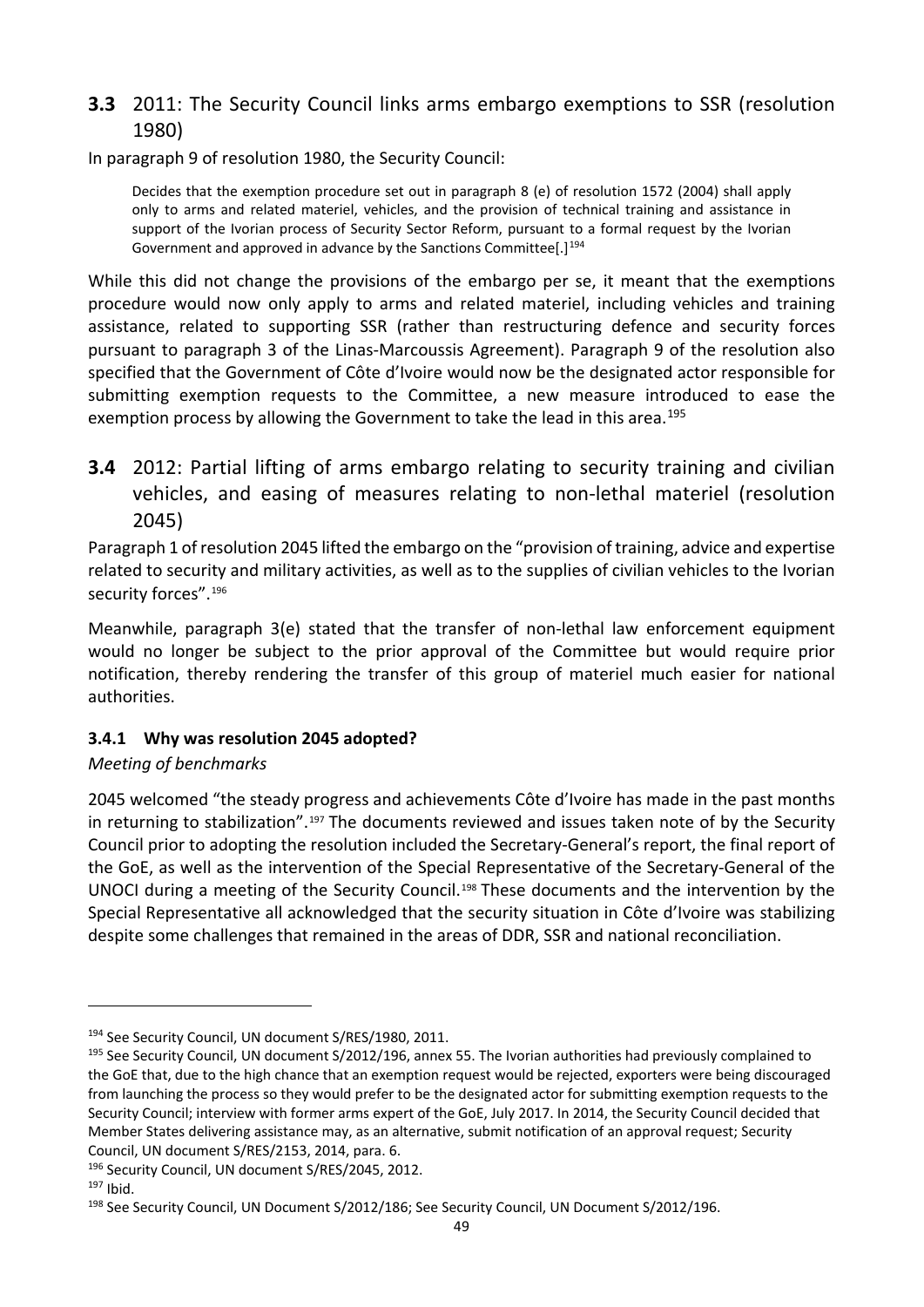## **3.3** 2011: The Security Council links arms embargo exemptions to SSR (resolution 1980)

In paragraph 9 of resolution 1980, the Security Council:

> Decides that the exemption procedure set out in paragraph 8 (e) of resolution 1572 (2004) shall apply only to arms and related materiel, vehicles, and the provision of technical training and assistance in support of the Ivorian process of Security Sector Reform, pursuant to a formal request by the Ivorian Government and approved in advance by the Sanctions Committee[.][194]

While this did not change the provisions of the embargo per se, it meant that the exemptions procedure would now only apply to arms and related materiel, including vehicles and training assistance, related to supporting SSR (rather than restructuring defence and security forces pursuant to paragraph 3 of the Linas-Marcoussis Agreement). Paragraph 9 of the resolution also specified that the Government of Côte d'Ivoire would now be the designated actor responsible for submitting exemption requests to the Committee, a new measure introduced to ease the exemption process by allowing the Government to take the lead in this area.[195]

## **3.4** 2012: Partial lifting of arms embargo relating to security training and civilian vehicles, and easing of measures relating to non-lethal materiel (resolution 2045)

Paragraph 1 of resolution 2045 lifted the embargo on the "provision of training, advice and expertise related to security and military activities, as well as to the supplies of civilian vehicles to the Ivorian security forces".[196]

Meanwhile, paragraph 3(e) stated that the transfer of non-lethal law enforcement equipment would no longer be subject to the prior approval of the Committee but would require prior notification, thereby rendering the transfer of this group of materiel much easier for national authorities.

### **3.4.1 Why was resolution 2045 adopted?**

*Meeting of benchmarks*

2045 welcomed "the steady progress and achievements Côte d'Ivoire has made in the past months in returning to stabilization".[197] The documents reviewed and issues taken note of by the Security Council prior to adopting the resolution included the Secretary-General's report, the final report of the GoE, as well as the intervention of the Special Representative of the Secretary-General of the UNOCI during a meeting of the Security Council.[198] These documents and the intervention by the Special Representative all acknowledged that the security situation in Côte d'Ivoire was stabilizing despite some challenges that remained in the areas of DDR, SSR and national reconciliation.

---

[194] See Security Council, UN document S/RES/1980, 2011.

[195] See Security Council, UN document S/2012/196, annex 55. The Ivorian authorities had previously complained to the GoE that, due to the high chance that an exemption request would be rejected, exporters were being discouraged from launching the process so they would prefer to be the designated actor for submitting exemption requests to the Security Council; interview with former arms expert of the GoE, July 2017. In 2014, the Security Council decided that Member States delivering assistance may, as an alternative, submit notification of an approval request; Security Council, UN document S/RES/2153, 2014, para. 6.

[196] Security Council, UN document S/RES/2045, 2012.

[197] Ibid.

[198] See Security Council, UN Document S/2012/186; See Security Council, UN Document S/2012/196.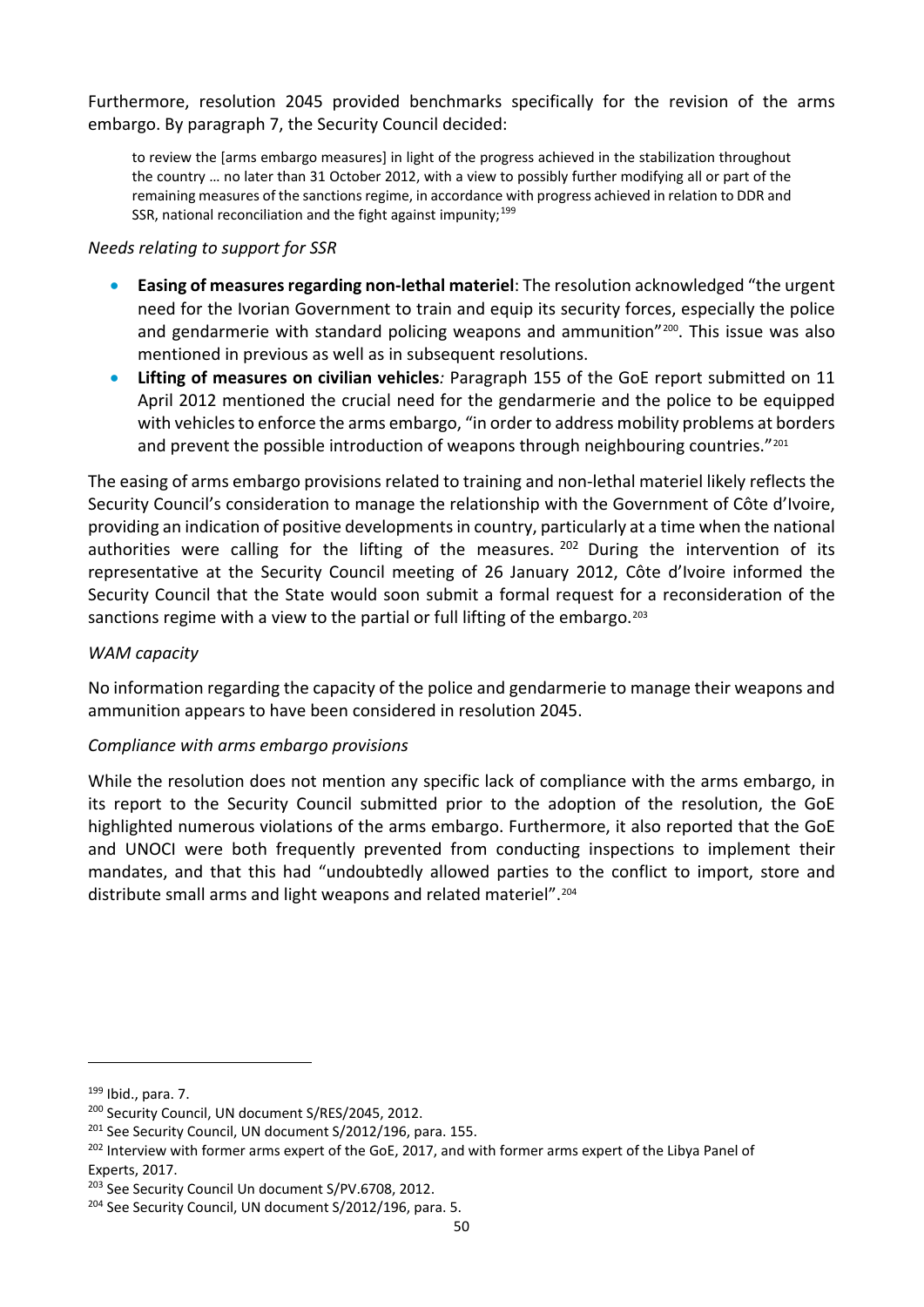Furthermore, resolution 2045 provided benchmarks specifically for the revision of the arms embargo. By paragraph 7, the Security Council decided:

> to review the [arms embargo measures] in light of the progress achieved in the stabilization throughout the country … no later than 31 October 2012, with a view to possibly further modifying all or part of the remaining measures of the sanctions regime, in accordance with progress achieved in relation to DDR and SSR, national reconciliation and the fight against impunity;[199]

*Needs relating to support for SSR*

- **Easing of measures regarding non-lethal materiel**: The resolution acknowledged "the urgent need for the Ivorian Government to train and equip its security forces, especially the police and gendarmerie with standard policing weapons and ammunition"[200]. This issue was also mentioned in previous as well as in subsequent resolutions.
- **Lifting of measures on civilian vehicles***:* Paragraph 155 of the GoE report submitted on 11 April 2012 mentioned the crucial need for the gendarmerie and the police to be equipped with vehicles to enforce the arms embargo, "in order to address mobility problems at borders and prevent the possible introduction of weapons through neighbouring countries."[201]

The easing of arms embargo provisions related to training and non-lethal materiel likely reflects the Security Council's consideration to manage the relationship with the Government of Côte d'Ivoire, providing an indication of positive developments in country, particularly at a time when the national authorities were calling for the lifting of the measures.[202] During the intervention of its representative at the Security Council meeting of 26 January 2012, Côte d'Ivoire informed the Security Council that the State would soon submit a formal request for a reconsideration of the sanctions regime with a view to the partial or full lifting of the embargo.[203]

*WAM capacity*

No information regarding the capacity of the police and gendarmerie to manage their weapons and ammunition appears to have been considered in resolution 2045.

*Compliance with arms embargo provisions*

While the resolution does not mention any specific lack of compliance with the arms embargo, in its report to the Security Council submitted prior to the adoption of the resolution, the GoE highlighted numerous violations of the arms embargo. Furthermore, it also reported that the GoE and UNOCI were both frequently prevented from conducting inspections to implement their mandates, and that this had "undoubtedly allowed parties to the conflict to import, store and distribute small arms and light weapons and related materiel".[204]

---

[199] Ibid., para. 7.

[200] Security Council, UN document S/RES/2045, 2012.

[201] See Security Council, UN document S/2012/196, para. 155.

[202] Interview with former arms expert of the GoE, 2017, and with former arms expert of the Libya Panel of Experts, 2017.

[203] See Security Council Un document S/PV.6708, 2012.

[204] See Security Council, UN document S/2012/196, para. 5.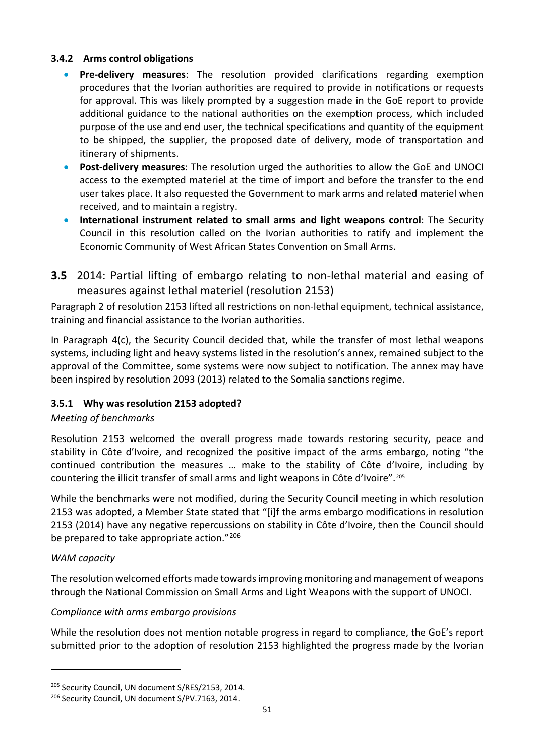#### 3.4.2 Arms control obligations

- **Pre-delivery measures**: The resolution provided clarifications regarding exemption procedures that the Ivorian authorities are required to provide in notifications or requests for approval. This was likely prompted by a suggestion made in the GoE report to provide additional guidance to the national authorities on the exemption process, which included purpose of the use and end user, the technical specifications and quantity of the equipment to be shipped, the supplier, the proposed date of delivery, mode of transportation and itinerary of shipments.
- **Post-delivery measures**: The resolution urged the authorities to allow the GoE and UNOCI access to the exempted materiel at the time of import and before the transfer to the end user takes place. It also requested the Government to mark arms and related materiel when received, and to maintain a registry.
- **International instrument related to small arms and light weapons control**: The Security Council in this resolution called on the Ivorian authorities to ratify and implement the Economic Community of West African States Convention on Small Arms.

## 3.5 2014: Partial lifting of embargo relating to non-lethal material and easing of measures against lethal materiel (resolution 2153)

Paragraph 2 of resolution 2153 lifted all restrictions on non-lethal equipment, technical assistance, training and financial assistance to the Ivorian authorities.

In Paragraph 4(c), the Security Council decided that, while the transfer of most lethal weapons systems, including light and heavy systems listed in the resolution's annex, remained subject to the approval of the Committee, some systems were now subject to notification. The annex may have been inspired by resolution 2093 (2013) related to the Somalia sanctions regime.

#### 3.5.1 Why was resolution 2153 adopted?

*Meeting of benchmarks*

Resolution 2153 welcomed the overall progress made towards restoring security, peace and stability in Côte d'Ivoire, and recognized the positive impact of the arms embargo, noting "the continued contribution the measures … make to the stability of Côte d'Ivoire, including by countering the illicit transfer of small arms and light weapons in Côte d'Ivoire".[205]

While the benchmarks were not modified, during the Security Council meeting in which resolution 2153 was adopted, a Member State stated that "[i]f the arms embargo modifications in resolution 2153 (2014) have any negative repercussions on stability in Côte d'Ivoire, then the Council should be prepared to take appropriate action."[206]

*WAM capacity*

The resolution welcomed efforts made towards improving monitoring and management of weapons through the National Commission on Small Arms and Light Weapons with the support of UNOCI.

*Compliance with arms embargo provisions*

While the resolution does not mention notable progress in regard to compliance, the GoE's report submitted prior to the adoption of resolution 2153 highlighted the progress made by the Ivorian

---

[205] Security Council, UN document S/RES/2153, 2014.

[206] Security Council, UN document S/PV.7163, 2014.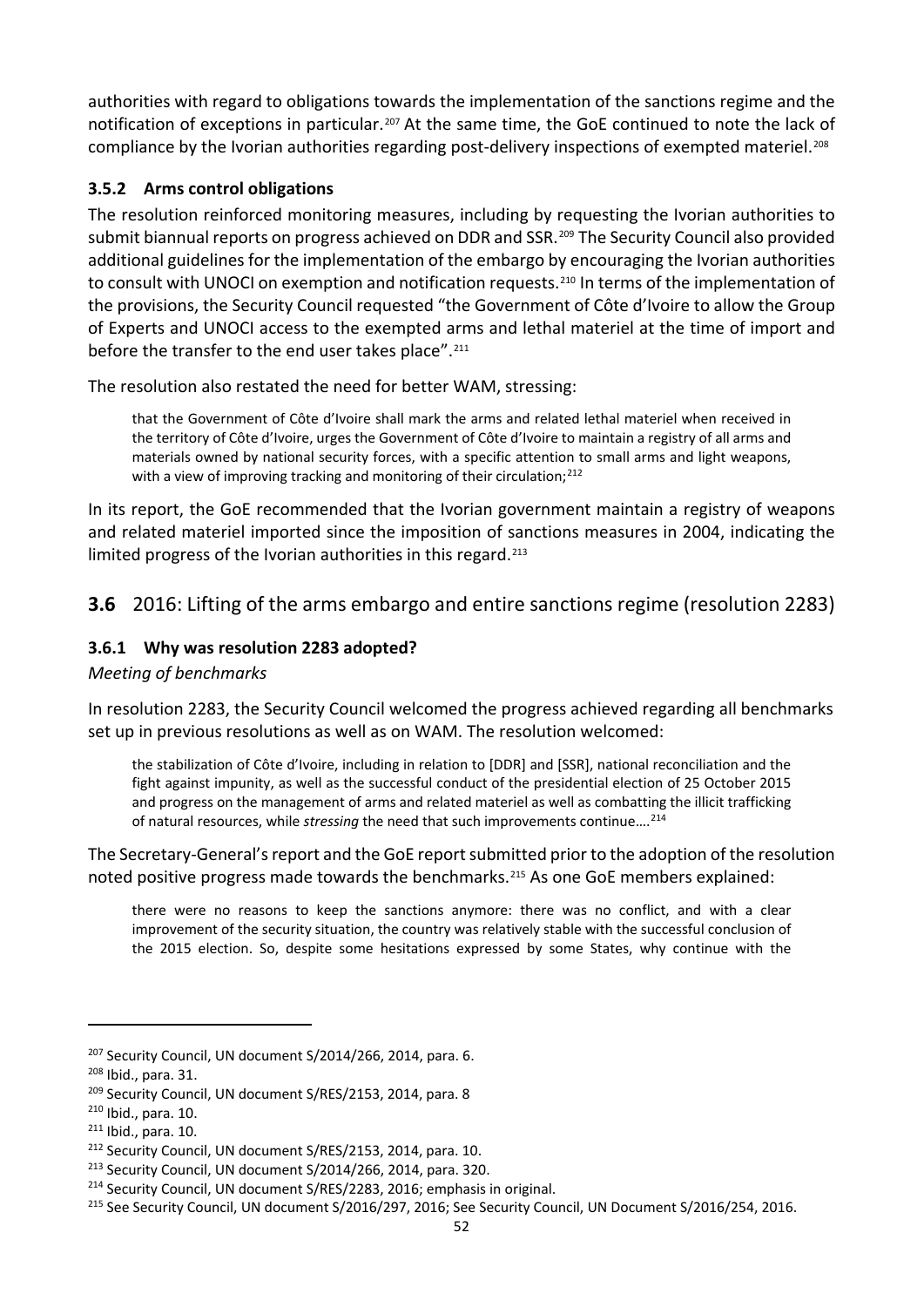authorities with regard to obligations towards the implementation of the sanctions regime and the notification of exceptions in particular.[207] At the same time, the GoE continued to note the lack of compliance by the Ivorian authorities regarding post-delivery inspections of exempted materiel.[208]

### 3.5.2 Arms control obligations

The resolution reinforced monitoring measures, including by requesting the Ivorian authorities to submit biannual reports on progress achieved on DDR and SSR.[209] The Security Council also provided additional guidelines for the implementation of the embargo by encouraging the Ivorian authorities to consult with UNOCI on exemption and notification requests.[210] In terms of the implementation of the provisions, the Security Council requested "the Government of Côte d'Ivoire to allow the Group of Experts and UNOCI access to the exempted arms and lethal materiel at the time of import and before the transfer to the end user takes place".[211]

The resolution also restated the need for better WAM, stressing:

> that the Government of Côte d'Ivoire shall mark the arms and related lethal materiel when received in the territory of Côte d'Ivoire, urges the Government of Côte d'Ivoire to maintain a registry of all arms and materials owned by national security forces, with a specific attention to small arms and light weapons, with a view of improving tracking and monitoring of their circulation;[212]

In its report, the GoE recommended that the Ivorian government maintain a registry of weapons and related materiel imported since the imposition of sanctions measures in 2004, indicating the limited progress of the Ivorian authorities in this regard.[213]

## 3.6 2016: Lifting of the arms embargo and entire sanctions regime (resolution 2283)

### 3.6.1 Why was resolution 2283 adopted?

*Meeting of benchmarks*

In resolution 2283, the Security Council welcomed the progress achieved regarding all benchmarks set up in previous resolutions as well as on WAM. The resolution welcomed:

> the stabilization of Côte d'Ivoire, including in relation to [DDR] and [SSR], national reconciliation and the fight against impunity, as well as the successful conduct of the presidential election of 25 October 2015 and progress on the management of arms and related materiel as well as combatting the illicit trafficking of natural resources, while *stressing* the need that such improvements continue….[214]

The Secretary-General's report and the GoE report submitted prior to the adoption of the resolution noted positive progress made towards the benchmarks.[215] As one GoE members explained:

> there were no reasons to keep the sanctions anymore: there was no conflict, and with a clear improvement of the security situation, the country was relatively stable with the successful conclusion of the 2015 election. So, despite some hesitations expressed by some States, why continue with the

---

[207] Security Council, UN document S/2014/266, 2014, para. 6.

[208] Ibid., para. 31.

[209] Security Council, UN document S/RES/2153, 2014, para. 8

[210] Ibid., para. 10.

[211] Ibid., para. 10.

[212] Security Council, UN document S/RES/2153, 2014, para. 10.

[213] Security Council, UN document S/2014/266, 2014, para. 320.

[214] Security Council, UN document S/RES/2283, 2016; emphasis in original.

[215] See Security Council, UN document S/2016/297, 2016; See Security Council, UN Document S/2016/254, 2016.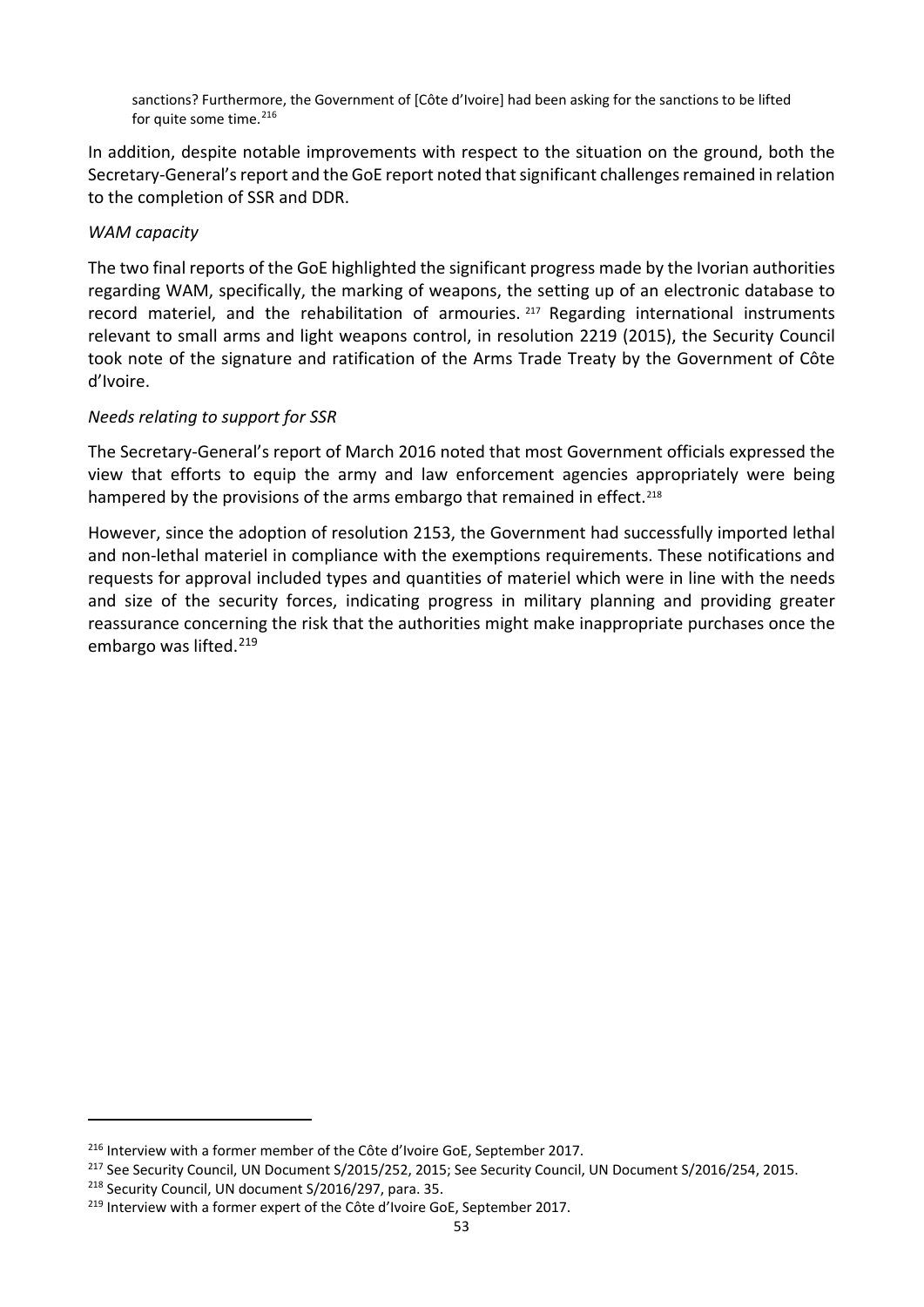> sanctions? Furthermore, the Government of [Côte d'Ivoire] had been asking for the sanctions to be lifted for quite some time.[216]

In addition, despite notable improvements with respect to the situation on the ground, both the Secretary-General's report and the GoE report noted that significant challenges remained in relation to the completion of SSR and DDR.

*WAM capacity*

The two final reports of the GoE highlighted the significant progress made by the Ivorian authorities regarding WAM, specifically, the marking of weapons, the setting up of an electronic database to record materiel, and the rehabilitation of armouries.[217] Regarding international instruments relevant to small arms and light weapons control, in resolution 2219 (2015), the Security Council took note of the signature and ratification of the Arms Trade Treaty by the Government of Côte d'Ivoire.

*Needs relating to support for SSR*

The Secretary-General's report of March 2016 noted that most Government officials expressed the view that efforts to equip the army and law enforcement agencies appropriately were being hampered by the provisions of the arms embargo that remained in effect.[218]

However, since the adoption of resolution 2153, the Government had successfully imported lethal and non-lethal materiel in compliance with the exemptions requirements. These notifications and requests for approval included types and quantities of materiel which were in line with the needs and size of the security forces, indicating progress in military planning and providing greater reassurance concerning the risk that the authorities might make inappropriate purchases once the embargo was lifted.[219]

---

[216] Interview with a former member of the Côte d'Ivoire GoE, September 2017.

[217] See Security Council, UN Document S/2015/252, 2015; See Security Council, UN Document S/2016/254, 2015.

[218] Security Council, UN document S/2016/297, para. 35.

[219] Interview with a former expert of the Côte d'Ivoire GoE, September 2017.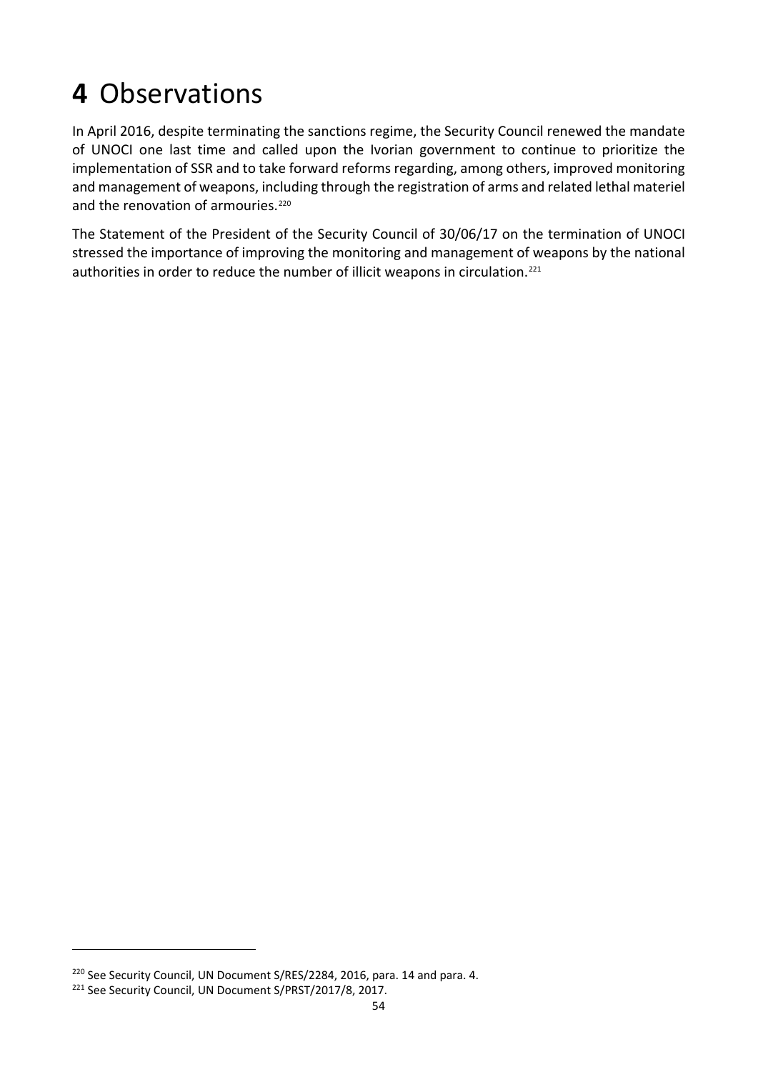# 4 Observations

In April 2016, despite terminating the sanctions regime, the Security Council renewed the mandate of UNOCI one last time and called upon the Ivorian government to continue to prioritize the implementation of SSR and to take forward reforms regarding, among others, improved monitoring and management of weapons, including through the registration of arms and related lethal materiel and the renovation of armouries.[220]

The Statement of the President of the Security Council of 30/06/17 on the termination of UNOCI stressed the importance of improving the monitoring and management of weapons by the national authorities in order to reduce the number of illicit weapons in circulation.[221]

---

[220] See Security Council, UN Document S/RES/2284, 2016, para. 14 and para. 4.

[221] See Security Council, UN Document S/PRST/2017/8, 2017.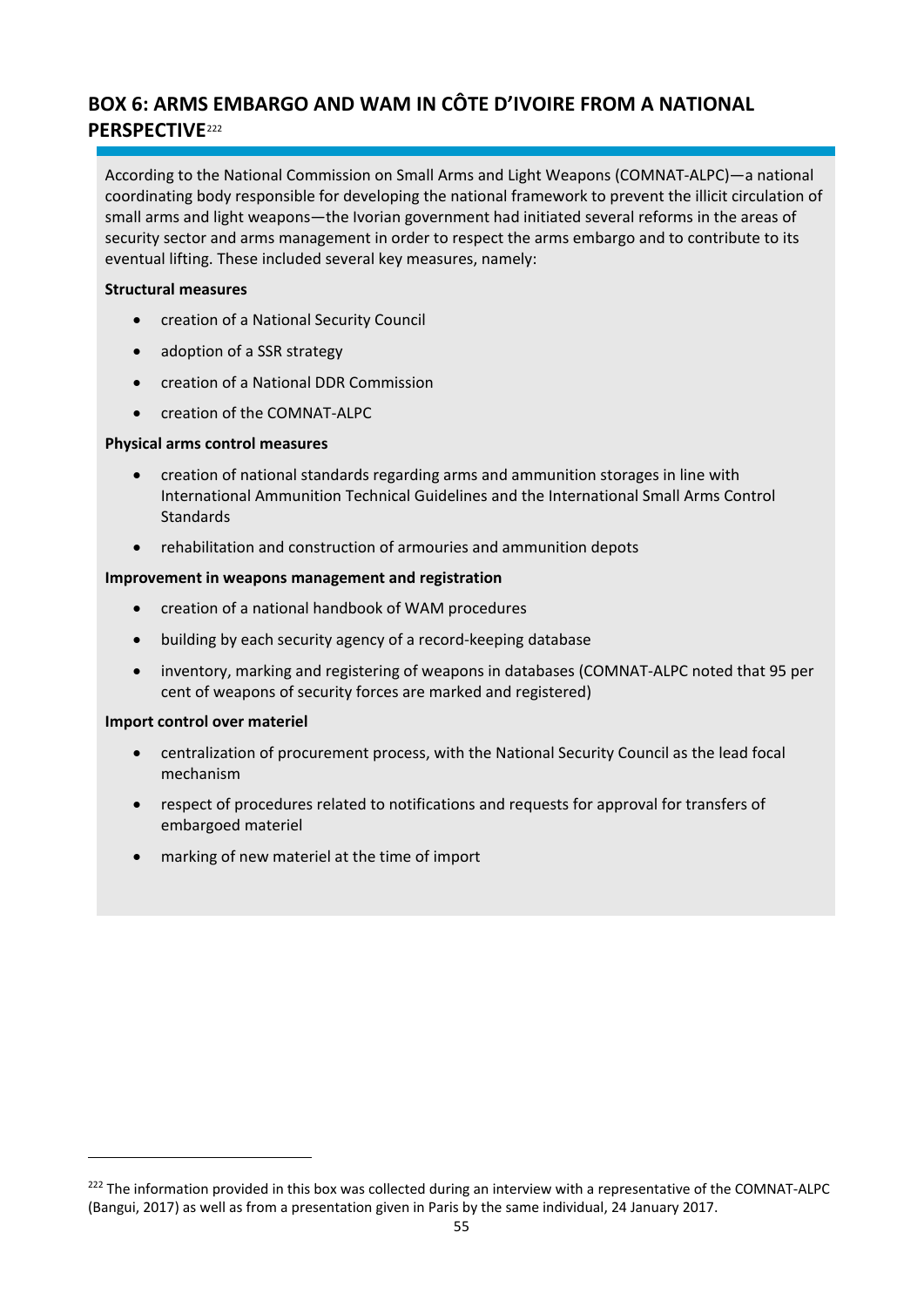## BOX 6: ARMS EMBARGO AND WAM IN CÔTE D'IVOIRE FROM A NATIONAL PERSPECTIVE[222]

According to the National Commission on Small Arms and Light Weapons (COMNAT-ALPC)—a national coordinating body responsible for developing the national framework to prevent the illicit circulation of small arms and light weapons—the Ivorian government had initiated several reforms in the areas of security sector and arms management in order to respect the arms embargo and to contribute to its eventual lifting. These included several key measures, namely:

**Structural measures**

- creation of a National Security Council
- adoption of a SSR strategy
- creation of a National DDR Commission
- creation of the COMNAT-ALPC

**Physical arms control measures**

- creation of national standards regarding arms and ammunition storages in line with International Ammunition Technical Guidelines and the International Small Arms Control Standards
- rehabilitation and construction of armouries and ammunition depots

**Improvement in weapons management and registration**

- creation of a national handbook of WAM procedures
- building by each security agency of a record-keeping database
- inventory, marking and registering of weapons in databases (COMNAT-ALPC noted that 95 per cent of weapons of security forces are marked and registered)

**Import control over materiel**

- centralization of procurement process, with the National Security Council as the lead focal mechanism
- respect of procedures related to notifications and requests for approval for transfers of embargoed materiel
- marking of new materiel at the time of import

---

[222] The information provided in this box was collected during an interview with a representative of the COMNAT-ALPC (Bangui, 2017) as well as from a presentation given in Paris by the same individual, 24 January 2017.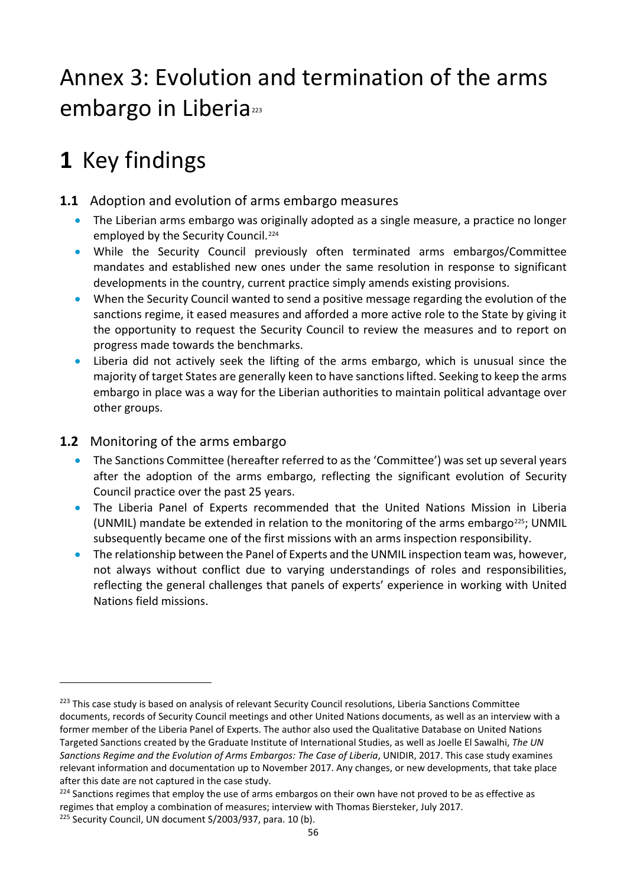# Annex 3: Evolution and termination of the arms embargo in Liberia[223]

# 1 Key findings

### 1.1 Adoption and evolution of arms embargo measures

- The Liberian arms embargo was originally adopted as a single measure, a practice no longer employed by the Security Council.[224]
- While the Security Council previously often terminated arms embargos/Committee mandates and established new ones under the same resolution in response to significant developments in the country, current practice simply amends existing provisions.
- When the Security Council wanted to send a positive message regarding the evolution of the sanctions regime, it eased measures and afforded a more active role to the State by giving it the opportunity to request the Security Council to review the measures and to report on progress made towards the benchmarks.
- Liberia did not actively seek the lifting of the arms embargo, which is unusual since the majority of target States are generally keen to have sanctions lifted. Seeking to keep the arms embargo in place was a way for the Liberian authorities to maintain political advantage over other groups.

### 1.2 Monitoring of the arms embargo

- The Sanctions Committee (hereafter referred to as the 'Committee') was set up several years after the adoption of the arms embargo, reflecting the significant evolution of Security Council practice over the past 25 years.
- The Liberia Panel of Experts recommended that the United Nations Mission in Liberia (UNMIL) mandate be extended in relation to the monitoring of the arms embargo[225]; UNMIL subsequently became one of the first missions with an arms inspection responsibility.
- The relationship between the Panel of Experts and the UNMIL inspection team was, however, not always without conflict due to varying understandings of roles and responsibilities, reflecting the general challenges that panels of experts' experience in working with United Nations field missions.

---

[223] This case study is based on analysis of relevant Security Council resolutions, Liberia Sanctions Committee documents, records of Security Council meetings and other United Nations documents, as well as an interview with a former member of the Liberia Panel of Experts. The author also used the Qualitative Database on United Nations Targeted Sanctions created by the Graduate Institute of International Studies, as well as Joelle El Sawalhi, *The UN Sanctions Regime and the Evolution of Arms Embargos: The Case of Liberia*, UNIDIR, 2017. This case study examines relevant information and documentation up to November 2017. Any changes, or new developments, that take place after this date are not captured in the case study.

[224] Sanctions regimes that employ the use of arms embargos on their own have not proved to be as effective as regimes that employ a combination of measures; interview with Thomas Biersteker, July 2017.

[225] Security Council, UN document S/2003/937, para. 10 (b).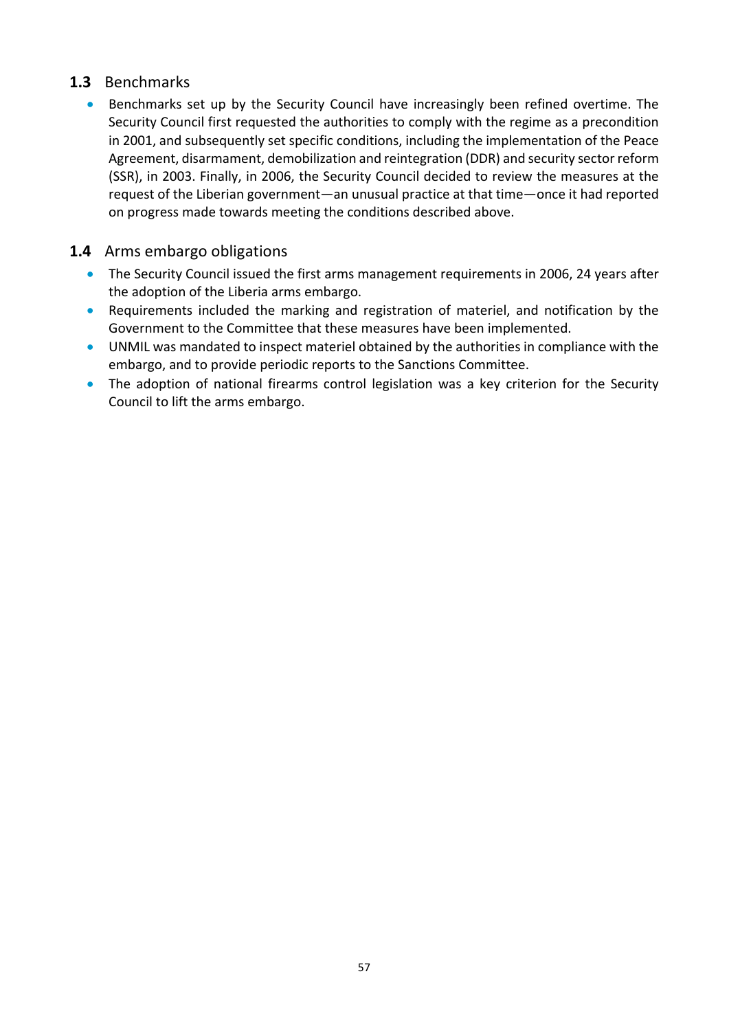### 1.3 Benchmarks

- Benchmarks set up by the Security Council have increasingly been refined overtime. The Security Council first requested the authorities to comply with the regime as a precondition in 2001, and subsequently set specific conditions, including the implementation of the Peace Agreement, disarmament, demobilization and reintegration (DDR) and security sector reform (SSR), in 2003. Finally, in 2006, the Security Council decided to review the measures at the request of the Liberian government—an unusual practice at that time—once it had reported on progress made towards meeting the conditions described above.

### 1.4 Arms embargo obligations

- The Security Council issued the first arms management requirements in 2006, 24 years after the adoption of the Liberia arms embargo.
- Requirements included the marking and registration of materiel, and notification by the Government to the Committee that these measures have been implemented.
- UNMIL was mandated to inspect materiel obtained by the authorities in compliance with the embargo, and to provide periodic reports to the Sanctions Committee.
- The adoption of national firearms control legislation was a key criterion for the Security Council to lift the arms embargo.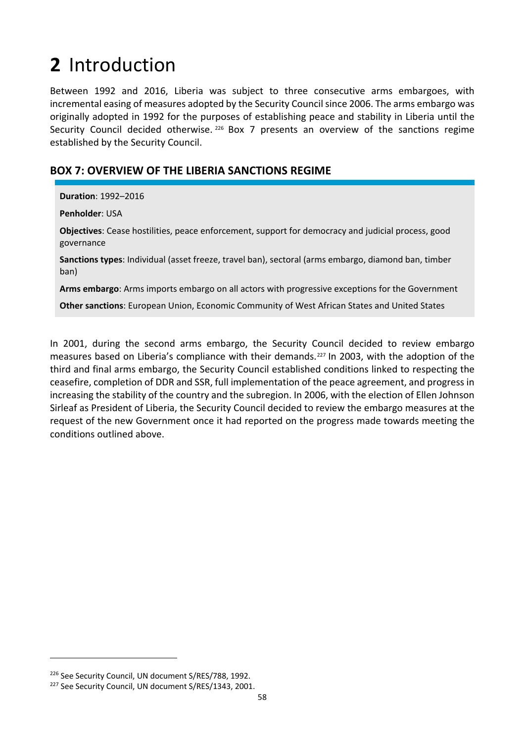# 2 Introduction

Between 1992 and 2016, Liberia was subject to three consecutive arms embargoes, with incremental easing of measures adopted by the Security Council since 2006. The arms embargo was originally adopted in 1992 for the purposes of establishing peace and stability in Liberia until the Security Council decided otherwise.[226] Box 7 presents an overview of the sanctions regime established by the Security Council.

### BOX 7: OVERVIEW OF THE LIBERIA SANCTIONS REGIME

**Duration**: 1992–2016

**Penholder**: USA

**Objectives**: Cease hostilities, peace enforcement, support for democracy and judicial process, good governance

**Sanctions types**: Individual (asset freeze, travel ban), sectoral (arms embargo, diamond ban, timber ban)

**Arms embargo**: Arms imports embargo on all actors with progressive exceptions for the Government

**Other sanctions**: European Union, Economic Community of West African States and United States

In 2001, during the second arms embargo, the Security Council decided to review embargo measures based on Liberia's compliance with their demands.[227] In 2003, with the adoption of the third and final arms embargo, the Security Council established conditions linked to respecting the ceasefire, completion of DDR and SSR, full implementation of the peace agreement, and progress in increasing the stability of the country and the subregion. In 2006, with the election of Ellen Johnson Sirleaf as President of Liberia, the Security Council decided to review the embargo measures at the request of the new Government once it had reported on the progress made towards meeting the conditions outlined above.

[226] See Security Council, UN document S/RES/788, 1992.

[227] See Security Council, UN document S/RES/1343, 2001.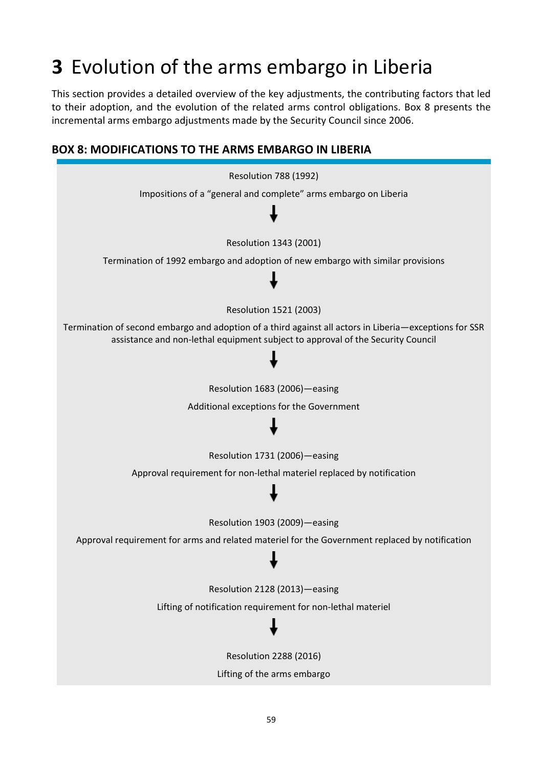# 3 Evolution of the arms embargo in Liberia

This section provides a detailed overview of the key adjustments, the contributing factors that led to their adoption, and the evolution of the related arms control obligations. Box 8 presents the incremental arms embargo adjustments made by the Security Council since 2006.

### BOX 8: MODIFICATIONS TO THE ARMS EMBARGO IN LIBERIA

Resolution 788 (1992)

Impositions of a "general and complete" arms embargo on Liberia

↓

Resolution 1343 (2001)

Termination of 1992 embargo and adoption of new embargo with similar provisions

↓

Resolution 1521 (2003)

Termination of second embargo and adoption of a third against all actors in Liberia—exceptions for SSR assistance and non-lethal equipment subject to approval of the Security Council

↓

Resolution 1683 (2006)—easing

Additional exceptions for the Government

↓

Resolution 1731 (2006)—easing

Approval requirement for non-lethal materiel replaced by notification

↓

Resolution 1903 (2009)—easing

Approval requirement for arms and related materiel for the Government replaced by notification

↓

Resolution 2128 (2013)—easing

Lifting of notification requirement for non-lethal materiel

↓

Resolution 2288 (2016)

Lifting of the arms embargo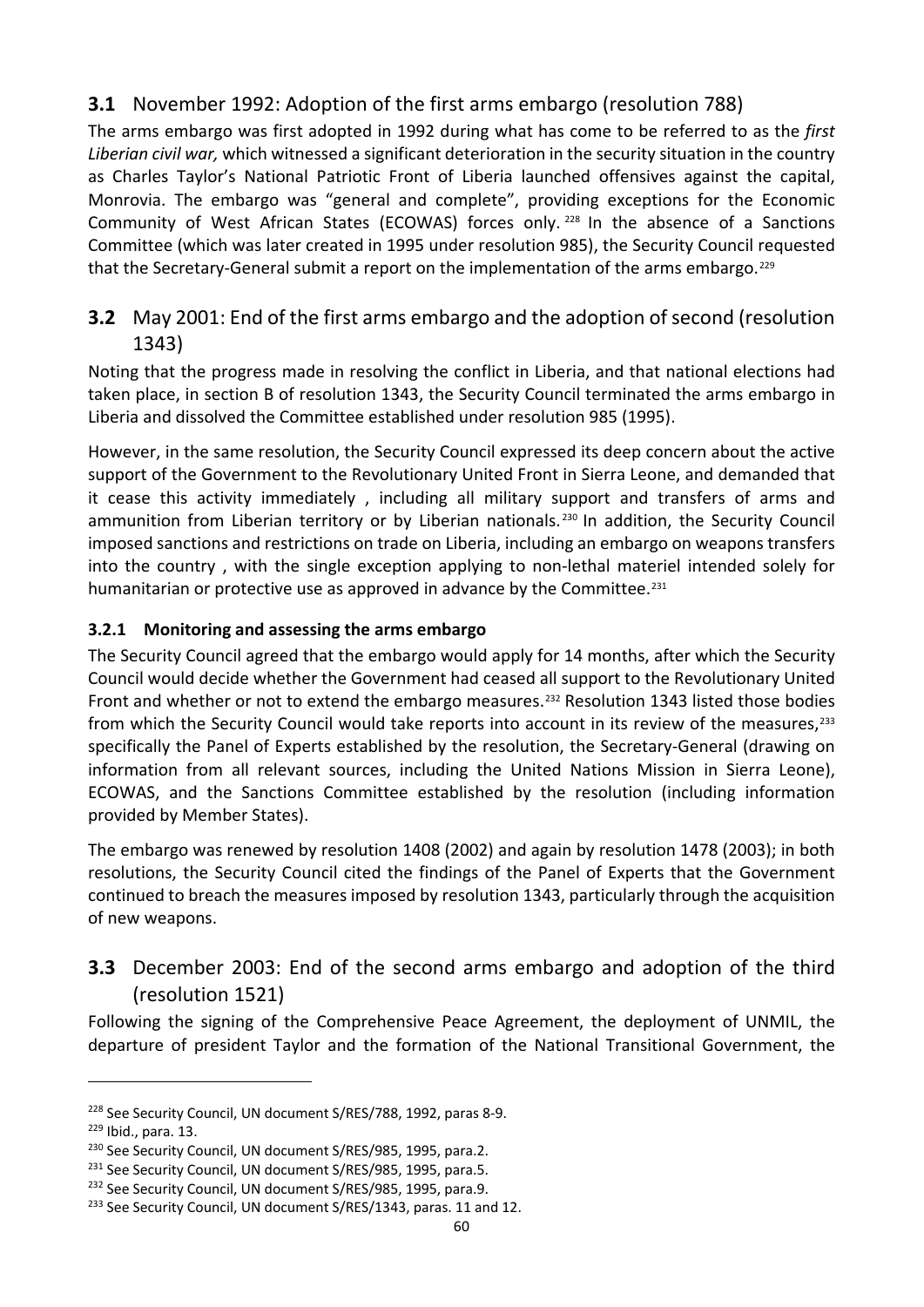## 3.1 November 1992: Adoption of the first arms embargo (resolution 788)

The arms embargo was first adopted in 1992 during what has come to be referred to as the *first Liberian civil war,* which witnessed a significant deterioration in the security situation in the country as Charles Taylor's National Patriotic Front of Liberia launched offensives against the capital, Monrovia. The embargo was "general and complete", providing exceptions for the Economic Community of West African States (ECOWAS) forces only.[228] In the absence of a Sanctions Committee (which was later created in 1995 under resolution 985), the Security Council requested that the Secretary-General submit a report on the implementation of the arms embargo.[229]

## 3.2 May 2001: End of the first arms embargo and the adoption of second (resolution 1343)

Noting that the progress made in resolving the conflict in Liberia, and that national elections had taken place, in section B of resolution 1343, the Security Council terminated the arms embargo in Liberia and dissolved the Committee established under resolution 985 (1995).

However, in the same resolution, the Security Council expressed its deep concern about the active support of the Government to the Revolutionary United Front in Sierra Leone, and demanded that it cease this activity immediately , including all military support and transfers of arms and ammunition from Liberian territory or by Liberian nationals.[230] In addition, the Security Council imposed sanctions and restrictions on trade on Liberia, including an embargo on weapons transfers into the country , with the single exception applying to non-lethal materiel intended solely for humanitarian or protective use as approved in advance by the Committee.[231]

### 3.2.1 Monitoring and assessing the arms embargo

The Security Council agreed that the embargo would apply for 14 months, after which the Security Council would decide whether the Government had ceased all support to the Revolutionary United Front and whether or not to extend the embargo measures.[232] Resolution 1343 listed those bodies from which the Security Council would take reports into account in its review of the measures,[233] specifically the Panel of Experts established by the resolution, the Secretary-General (drawing on information from all relevant sources, including the United Nations Mission in Sierra Leone), ECOWAS, and the Sanctions Committee established by the resolution (including information provided by Member States).

The embargo was renewed by resolution 1408 (2002) and again by resolution 1478 (2003); in both resolutions, the Security Council cited the findings of the Panel of Experts that the Government continued to breach the measures imposed by resolution 1343, particularly through the acquisition of new weapons.

## 3.3 December 2003: End of the second arms embargo and adoption of the third (resolution 1521)

Following the signing of the Comprehensive Peace Agreement, the deployment of UNMIL, the departure of president Taylor and the formation of the National Transitional Government, the

---

[228] See Security Council, UN document S/RES/788, 1992, paras 8-9.

[229] Ibid., para. 13.

[230] See Security Council, UN document S/RES/985, 1995, para.2.

[231] See Security Council, UN document S/RES/985, 1995, para.5.

[232] See Security Council, UN document S/RES/985, 1995, para.9.

[233] See Security Council, UN document S/RES/1343, paras. 11 and 12.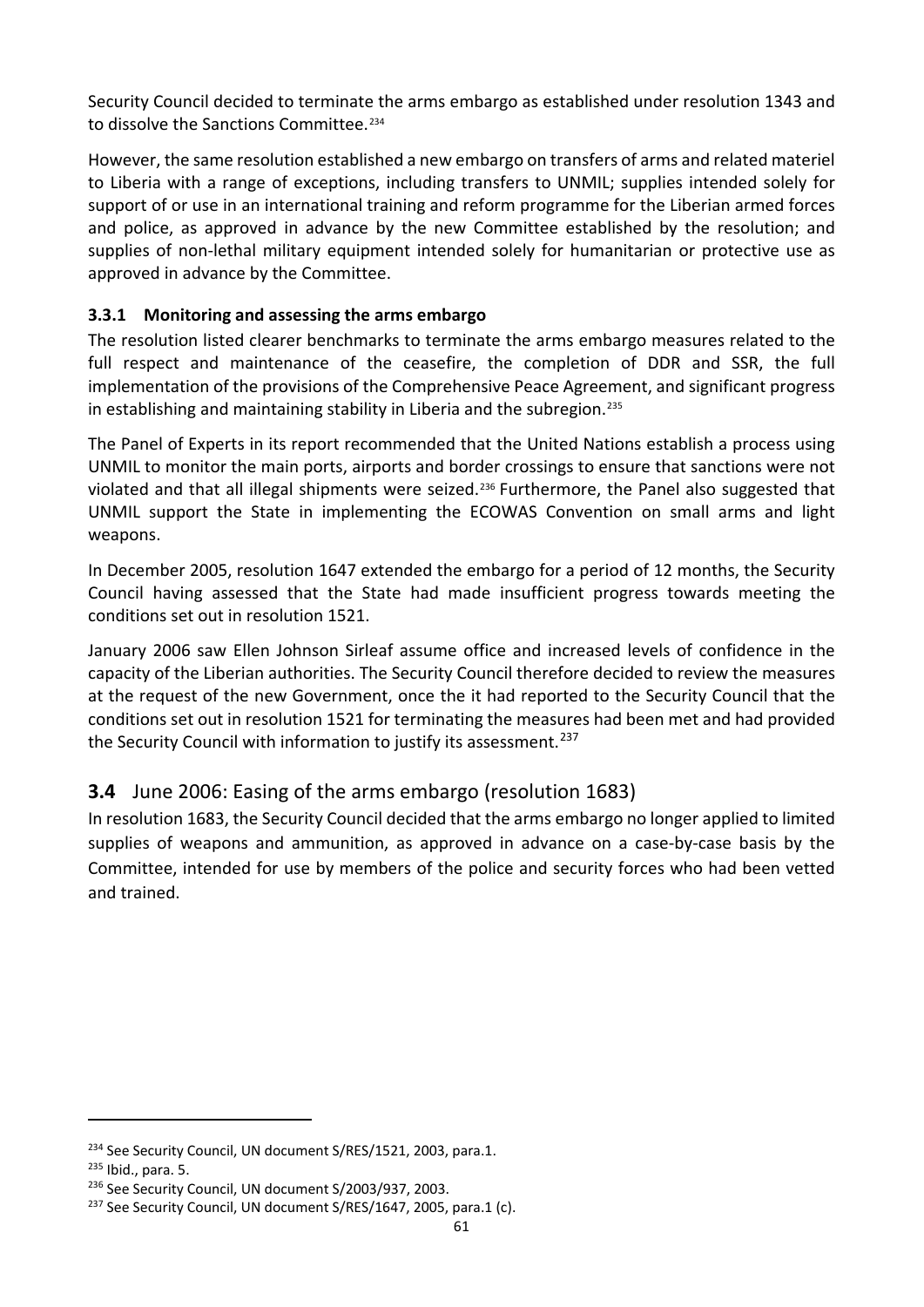Security Council decided to terminate the arms embargo as established under resolution 1343 and to dissolve the Sanctions Committee.[234]

However, the same resolution established a new embargo on transfers of arms and related materiel to Liberia with a range of exceptions, including transfers to UNMIL; supplies intended solely for support of or use in an international training and reform programme for the Liberian armed forces and police, as approved in advance by the new Committee established by the resolution; and supplies of non-lethal military equipment intended solely for humanitarian or protective use as approved in advance by the Committee.

### 3.3.1 Monitoring and assessing the arms embargo

The resolution listed clearer benchmarks to terminate the arms embargo measures related to the full respect and maintenance of the ceasefire, the completion of DDR and SSR, the full implementation of the provisions of the Comprehensive Peace Agreement, and significant progress in establishing and maintaining stability in Liberia and the subregion.[235]

The Panel of Experts in its report recommended that the United Nations establish a process using UNMIL to monitor the main ports, airports and border crossings to ensure that sanctions were not violated and that all illegal shipments were seized.[236] Furthermore, the Panel also suggested that UNMIL support the State in implementing the ECOWAS Convention on small arms and light weapons.

In December 2005, resolution 1647 extended the embargo for a period of 12 months, the Security Council having assessed that the State had made insufficient progress towards meeting the conditions set out in resolution 1521.

January 2006 saw Ellen Johnson Sirleaf assume office and increased levels of confidence in the capacity of the Liberian authorities. The Security Council therefore decided to review the measures at the request of the new Government, once the it had reported to the Security Council that the conditions set out in resolution 1521 for terminating the measures had been met and had provided the Security Council with information to justify its assessment.[237]

## 3.4 June 2006: Easing of the arms embargo (resolution 1683)

In resolution 1683, the Security Council decided that the arms embargo no longer applied to limited supplies of weapons and ammunition, as approved in advance on a case-by-case basis by the Committee, intended for use by members of the police and security forces who had been vetted and trained.

---

[234] See Security Council, UN document S/RES/1521, 2003, para.1.

[235] Ibid., para. 5.

[236] See Security Council, UN document S/2003/937, 2003.

[237] See Security Council, UN document S/RES/1647, 2005, para.1 (c).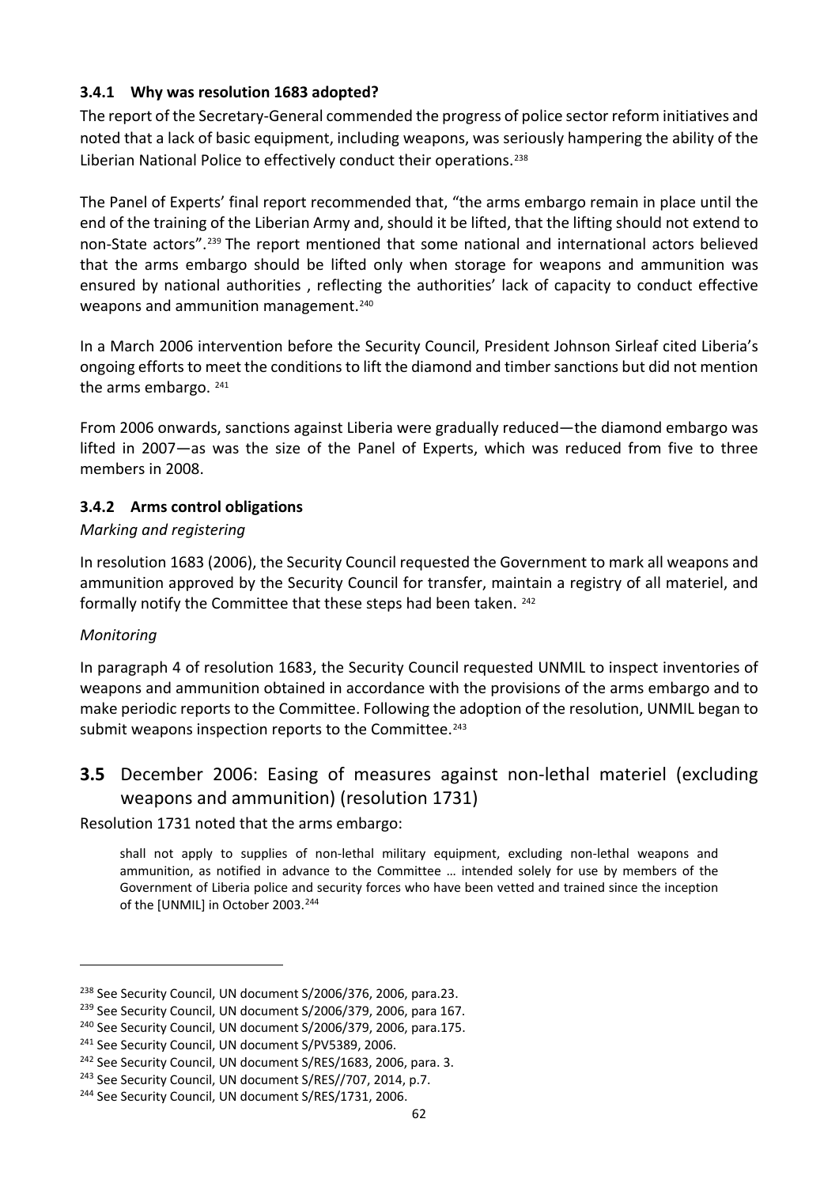### 3.4.1 Why was resolution 1683 adopted?

The report of the Secretary-General commended the progress of police sector reform initiatives and noted that a lack of basic equipment, including weapons, was seriously hampering the ability of the Liberian National Police to effectively conduct their operations.[238]

The Panel of Experts' final report recommended that, "the arms embargo remain in place until the end of the training of the Liberian Army and, should it be lifted, that the lifting should not extend to non-State actors".[239] The report mentioned that some national and international actors believed that the arms embargo should be lifted only when storage for weapons and ammunition was ensured by national authorities , reflecting the authorities' lack of capacity to conduct effective weapons and ammunition management.[240]

In a March 2006 intervention before the Security Council, President Johnson Sirleaf cited Liberia's ongoing efforts to meet the conditions to lift the diamond and timber sanctions but did not mention the arms embargo. [241]

From 2006 onwards, sanctions against Liberia were gradually reduced—the diamond embargo was lifted in 2007—as was the size of the Panel of Experts, which was reduced from five to three members in 2008.

### 3.4.2 Arms control obligations

*Marking and registering*

In resolution 1683 (2006), the Security Council requested the Government to mark all weapons and ammunition approved by the Security Council for transfer, maintain a registry of all materiel, and formally notify the Committee that these steps had been taken. [242]

*Monitoring*

In paragraph 4 of resolution 1683, the Security Council requested UNMIL to inspect inventories of weapons and ammunition obtained in accordance with the provisions of the arms embargo and to make periodic reports to the Committee. Following the adoption of the resolution, UNMIL began to submit weapons inspection reports to the Committee.[243]

## 3.5 December 2006: Easing of measures against non-lethal materiel (excluding weapons and ammunition) (resolution 1731)

Resolution 1731 noted that the arms embargo:

> shall not apply to supplies of non-lethal military equipment, excluding non-lethal weapons and ammunition, as notified in advance to the Committee … intended solely for use by members of the Government of Liberia police and security forces who have been vetted and trained since the inception of the [UNMIL] in October 2003.[244]

---

[238] See Security Council, UN document S/2006/376, 2006, para.23.

[239] See Security Council, UN document S/2006/379, 2006, para 167.

[240] See Security Council, UN document S/2006/379, 2006, para.175.

[241] See Security Council, UN document S/PV5389, 2006.

[242] See Security Council, UN document S/RES/1683, 2006, para. 3.

[243] See Security Council, UN document S/RES//707, 2014, p.7.

[244] See Security Council, UN document S/RES/1731, 2006.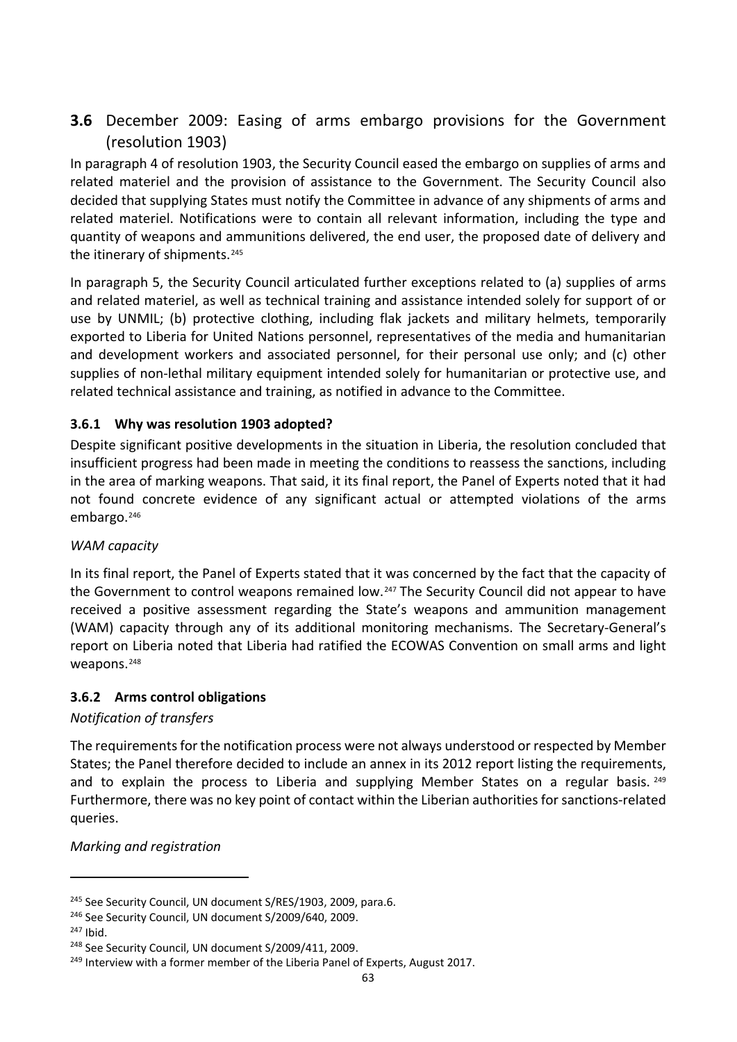## 3.6 December 2009: Easing of arms embargo provisions for the Government (resolution 1903)

In paragraph 4 of resolution 1903, the Security Council eased the embargo on supplies of arms and related materiel and the provision of assistance to the Government. The Security Council also decided that supplying States must notify the Committee in advance of any shipments of arms and related materiel. Notifications were to contain all relevant information, including the type and quantity of weapons and ammunitions delivered, the end user, the proposed date of delivery and the itinerary of shipments.[245]

In paragraph 5, the Security Council articulated further exceptions related to (a) supplies of arms and related materiel, as well as technical training and assistance intended solely for support of or use by UNMIL; (b) protective clothing, including flak jackets and military helmets, temporarily exported to Liberia for United Nations personnel, representatives of the media and humanitarian and development workers and associated personnel, for their personal use only; and (c) other supplies of non-lethal military equipment intended solely for humanitarian or protective use, and related technical assistance and training, as notified in advance to the Committee.

### 3.6.1 Why was resolution 1903 adopted?

Despite significant positive developments in the situation in Liberia, the resolution concluded that insufficient progress had been made in meeting the conditions to reassess the sanctions, including in the area of marking weapons. That said, it its final report, the Panel of Experts noted that it had not found concrete evidence of any significant actual or attempted violations of the arms embargo.[246]

*WAM capacity*

In its final report, the Panel of Experts stated that it was concerned by the fact that the capacity of the Government to control weapons remained low.[247] The Security Council did not appear to have received a positive assessment regarding the State's weapons and ammunition management (WAM) capacity through any of its additional monitoring mechanisms. The Secretary-General's report on Liberia noted that Liberia had ratified the ECOWAS Convention on small arms and light weapons.[248]

### 3.6.2 Arms control obligations

*Notification of transfers*

The requirements for the notification process were not always understood or respected by Member States; the Panel therefore decided to include an annex in its 2012 report listing the requirements, and to explain the process to Liberia and supplying Member States on a regular basis.[249] Furthermore, there was no key point of contact within the Liberian authorities for sanctions-related queries.

*Marking and registration*

---

[245] See Security Council, UN document S/RES/1903, 2009, para.6.

[246] See Security Council, UN document S/2009/640, 2009.

[247] Ibid.

[248] See Security Council, UN document S/2009/411, 2009.

[249] Interview with a former member of the Liberia Panel of Experts, August 2017.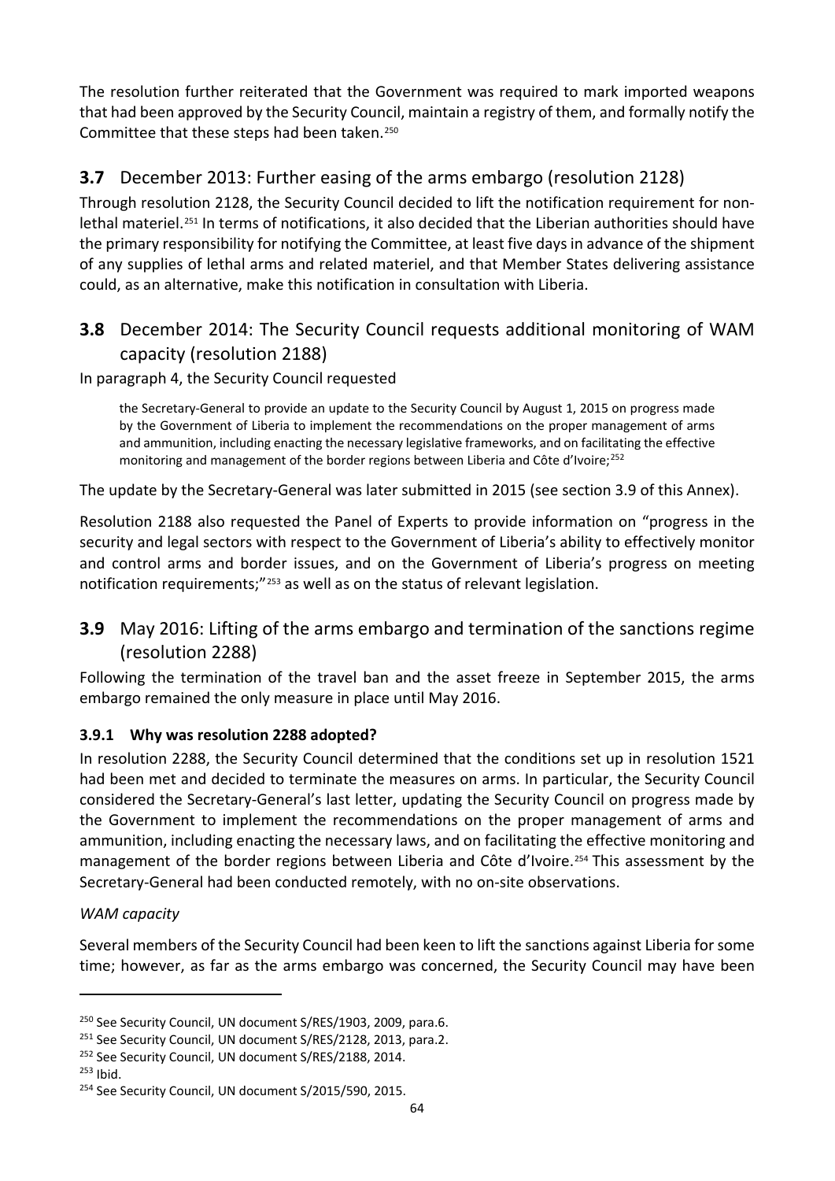The resolution further reiterated that the Government was required to mark imported weapons that had been approved by the Security Council, maintain a registry of them, and formally notify the Committee that these steps had been taken.[250]

## **3.7** December 2013: Further easing of the arms embargo (resolution 2128)

Through resolution 2128, the Security Council decided to lift the notification requirement for non-lethal materiel.[251] In terms of notifications, it also decided that the Liberian authorities should have the primary responsibility for notifying the Committee, at least five days in advance of the shipment of any supplies of lethal arms and related materiel, and that Member States delivering assistance could, as an alternative, make this notification in consultation with Liberia.

## **3.8** December 2014: The Security Council requests additional monitoring of WAM capacity (resolution 2188)

In paragraph 4, the Security Council requested

> the Secretary-General to provide an update to the Security Council by August 1, 2015 on progress made by the Government of Liberia to implement the recommendations on the proper management of arms and ammunition, including enacting the necessary legislative frameworks, and on facilitating the effective monitoring and management of the border regions between Liberia and Côte d'Ivoire;[252]

The update by the Secretary-General was later submitted in 2015 (see section 3.9 of this Annex).

Resolution 2188 also requested the Panel of Experts to provide information on "progress in the security and legal sectors with respect to the Government of Liberia's ability to effectively monitor and control arms and border issues, and on the Government of Liberia's progress on meeting notification requirements;"[253] as well as on the status of relevant legislation.

## **3.9** May 2016: Lifting of the arms embargo and termination of the sanctions regime (resolution 2288)

Following the termination of the travel ban and the asset freeze in September 2015, the arms embargo remained the only measure in place until May 2016.

### **3.9.1 Why was resolution 2288 adopted?**

In resolution 2288, the Security Council determined that the conditions set up in resolution 1521 had been met and decided to terminate the measures on arms. In particular, the Security Council considered the Secretary-General's last letter, updating the Security Council on progress made by the Government to implement the recommendations on the proper management of arms and ammunition, including enacting the necessary laws, and on facilitating the effective monitoring and management of the border regions between Liberia and Côte d'Ivoire.[254] This assessment by the Secretary-General had been conducted remotely, with no on-site observations.

*WAM capacity*

Several members of the Security Council had been keen to lift the sanctions against Liberia for some time; however, as far as the arms embargo was concerned, the Security Council may have been

---

[250] See Security Council, UN document S/RES/1903, 2009, para.6.

[251] See Security Council, UN document S/RES/2128, 2013, para.2.

[252] See Security Council, UN document S/RES/2188, 2014.

[253] Ibid.

[254] See Security Council, UN document S/2015/590, 2015.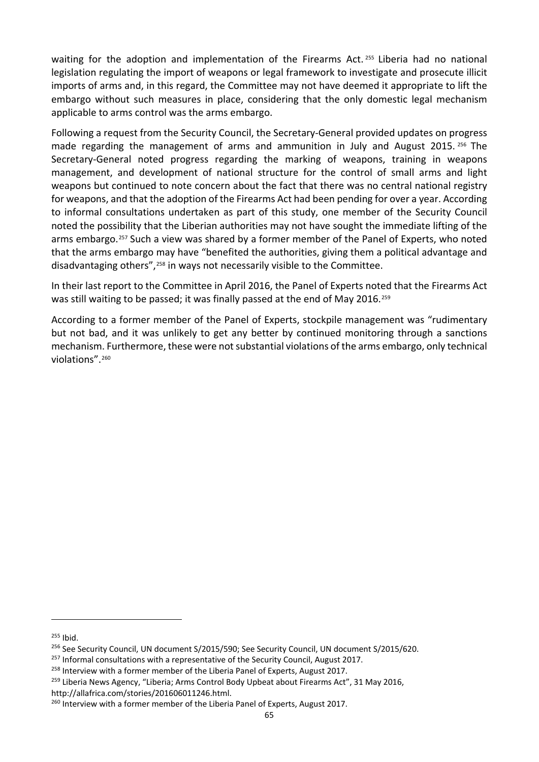waiting for the adoption and implementation of the Firearms Act.[255] Liberia had no national legislation regulating the import of weapons or legal framework to investigate and prosecute illicit imports of arms and, in this regard, the Committee may not have deemed it appropriate to lift the embargo without such measures in place, considering that the only domestic legal mechanism applicable to arms control was the arms embargo.

Following a request from the Security Council, the Secretary-General provided updates on progress made regarding the management of arms and ammunition in July and August 2015.[256] The Secretary-General noted progress regarding the marking of weapons, training in weapons management, and development of national structure for the control of small arms and light weapons but continued to note concern about the fact that there was no central national registry for weapons, and that the adoption of the Firearms Act had been pending for over a year. According to informal consultations undertaken as part of this study, one member of the Security Council noted the possibility that the Liberian authorities may not have sought the immediate lifting of the arms embargo.[257] Such a view was shared by a former member of the Panel of Experts, who noted that the arms embargo may have "benefited the authorities, giving them a political advantage and disadvantaging others",[258] in ways not necessarily visible to the Committee.

In their last report to the Committee in April 2016, the Panel of Experts noted that the Firearms Act was still waiting to be passed; it was finally passed at the end of May 2016.[259]

According to a former member of the Panel of Experts, stockpile management was "rudimentary but not bad, and it was unlikely to get any better by continued monitoring through a sanctions mechanism. Furthermore, these were not substantial violations of the arms embargo, only technical violations".[260]

---

[255] Ibid.

[256] See Security Council, UN document S/2015/590; See Security Council, UN document S/2015/620.

[257] Informal consultations with a representative of the Security Council, August 2017.

[258] Interview with a former member of the Liberia Panel of Experts, August 2017.

[259] Liberia News Agency, "Liberia; Arms Control Body Upbeat about Firearms Act", 31 May 2016, http://allafrica.com/stories/201606011246.html.

[260] Interview with a former member of the Liberia Panel of Experts, August 2017.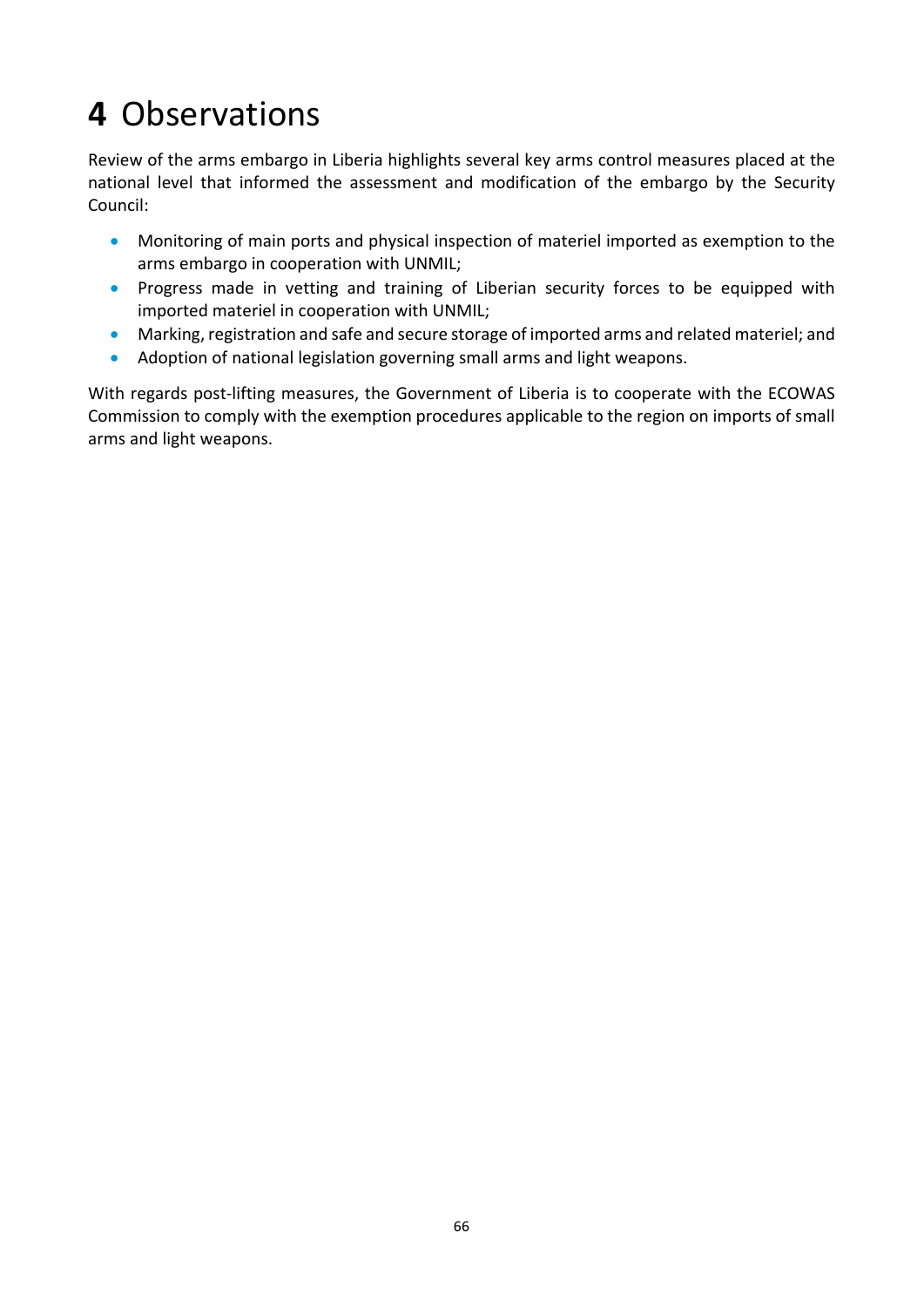# **4** Observations

Review of the arms embargo in Liberia highlights several key arms control measures placed at the national level that informed the assessment and modification of the embargo by the Security Council:

- Monitoring of main ports and physical inspection of materiel imported as exemption to the arms embargo in cooperation with UNMIL;
- Progress made in vetting and training of Liberian security forces to be equipped with imported materiel in cooperation with UNMIL;
- Marking, registration and safe and secure storage of imported arms and related materiel; and
- Adoption of national legislation governing small arms and light weapons.

With regards post-lifting measures, the Government of Liberia is to cooperate with the ECOWAS Commission to comply with the exemption procedures applicable to the region on imports of small arms and light weapons.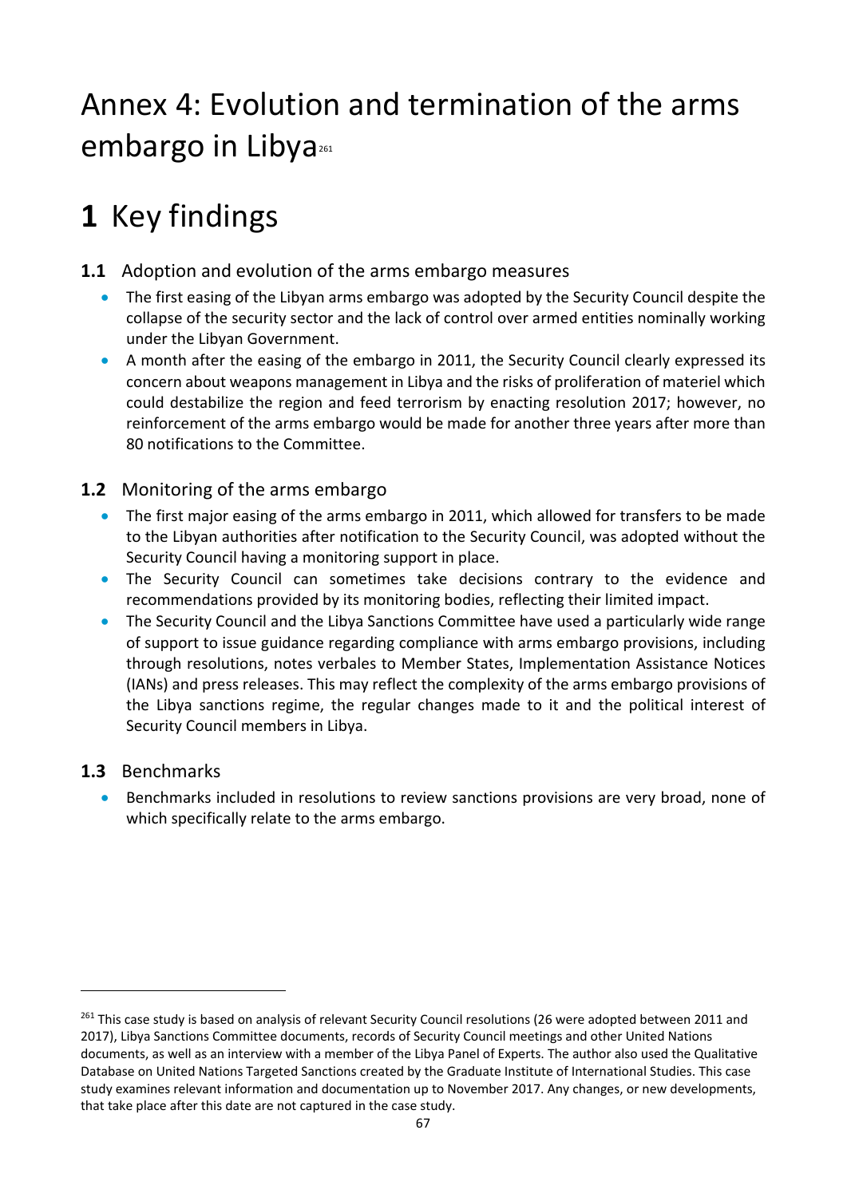# Annex 4: Evolution and termination of the arms embargo in Libya[261]

# 1 Key findings

### 1.1 Adoption and evolution of the arms embargo measures

- The first easing of the Libyan arms embargo was adopted by the Security Council despite the collapse of the security sector and the lack of control over armed entities nominally working under the Libyan Government.
- A month after the easing of the embargo in 2011, the Security Council clearly expressed its concern about weapons management in Libya and the risks of proliferation of materiel which could destabilize the region and feed terrorism by enacting resolution 2017; however, no reinforcement of the arms embargo would be made for another three years after more than 80 notifications to the Committee.

### 1.2 Monitoring of the arms embargo

- The first major easing of the arms embargo in 2011, which allowed for transfers to be made to the Libyan authorities after notification to the Security Council, was adopted without the Security Council having a monitoring support in place.
- The Security Council can sometimes take decisions contrary to the evidence and recommendations provided by its monitoring bodies, reflecting their limited impact.
- The Security Council and the Libya Sanctions Committee have used a particularly wide range of support to issue guidance regarding compliance with arms embargo provisions, including through resolutions, notes verbales to Member States, Implementation Assistance Notices (IANs) and press releases. This may reflect the complexity of the arms embargo provisions of the Libya sanctions regime, the regular changes made to it and the political interest of Security Council members in Libya.

### 1.3 Benchmarks

- Benchmarks included in resolutions to review sanctions provisions are very broad, none of which specifically relate to the arms embargo.

---

[261] This case study is based on analysis of relevant Security Council resolutions (26 were adopted between 2011 and 2017), Libya Sanctions Committee documents, records of Security Council meetings and other United Nations documents, as well as an interview with a member of the Libya Panel of Experts. The author also used the Qualitative Database on United Nations Targeted Sanctions created by the Graduate Institute of International Studies. This case study examines relevant information and documentation up to November 2017. Any changes, or new developments, that take place after this date are not captured in the case study.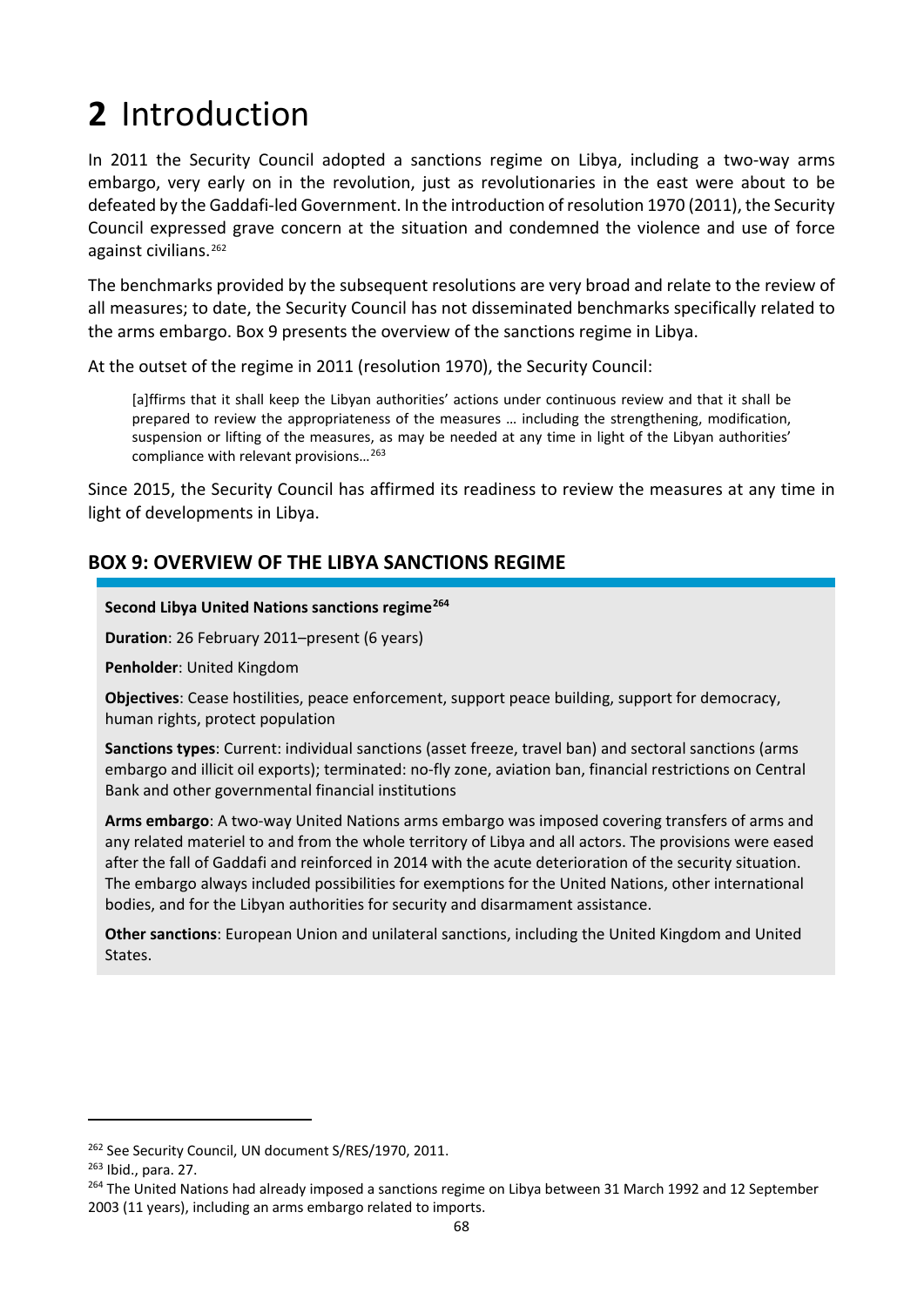# 2 Introduction

In 2011 the Security Council adopted a sanctions regime on Libya, including a two-way arms embargo, very early on in the revolution, just as revolutionaries in the east were about to be defeated by the Gaddafi-led Government. In the introduction of resolution 1970 (2011), the Security Council expressed grave concern at the situation and condemned the violence and use of force against civilians.[262]

The benchmarks provided by the subsequent resolutions are very broad and relate to the review of all measures; to date, the Security Council has not disseminated benchmarks specifically related to the arms embargo. Box 9 presents the overview of the sanctions regime in Libya.

At the outset of the regime in 2011 (resolution 1970), the Security Council:

> [a]ffirms that it shall keep the Libyan authorities' actions under continuous review and that it shall be prepared to review the appropriateness of the measures … including the strengthening, modification, suspension or lifting of the measures, as may be needed at any time in light of the Libyan authorities' compliance with relevant provisions…[263]

Since 2015, the Security Council has affirmed its readiness to review the measures at any time in light of developments in Libya.

## BOX 9: OVERVIEW OF THE LIBYA SANCTIONS REGIME

**Second Libya United Nations sanctions regime**[264]

**Duration**: 26 February 2011–present (6 years)

**Penholder**: United Kingdom

**Objectives**: Cease hostilities, peace enforcement, support peace building, support for democracy, human rights, protect population

**Sanctions types**: Current: individual sanctions (asset freeze, travel ban) and sectoral sanctions (arms embargo and illicit oil exports); terminated: no-fly zone, aviation ban, financial restrictions on Central Bank and other governmental financial institutions

**Arms embargo**: A two-way United Nations arms embargo was imposed covering transfers of arms and any related materiel to and from the whole territory of Libya and all actors. The provisions were eased after the fall of Gaddafi and reinforced in 2014 with the acute deterioration of the security situation. The embargo always included possibilities for exemptions for the United Nations, other international bodies, and for the Libyan authorities for security and disarmament assistance.

**Other sanctions**: European Union and unilateral sanctions, including the United Kingdom and United States.

---

[262] See Security Council, UN document S/RES/1970, 2011.

[263] Ibid., para. 27.

[264] The United Nations had already imposed a sanctions regime on Libya between 31 March 1992 and 12 September 2003 (11 years), including an arms embargo related to imports.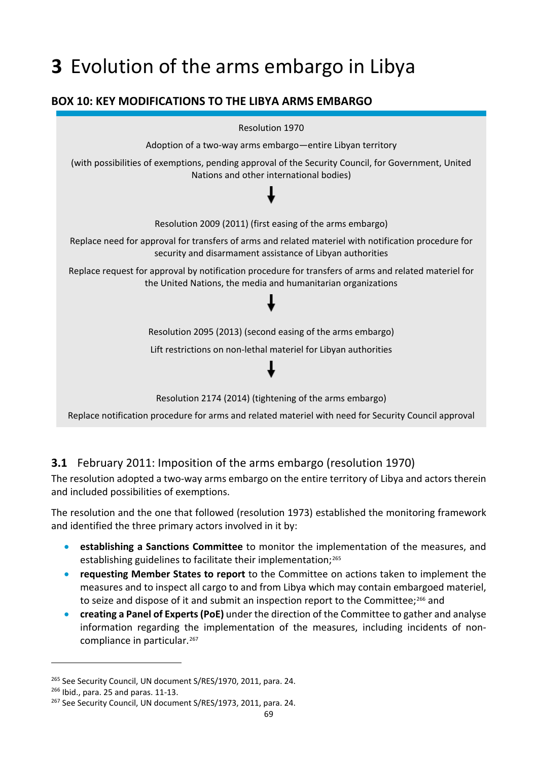# 3 Evolution of the arms embargo in Libya

### BOX 10: KEY MODIFICATIONS TO THE LIBYA ARMS EMBARGO

Resolution 1970

Adoption of a two-way arms embargo—entire Libyan territory

(with possibilities of exemptions, pending approval of the Security Council, for Government, United Nations and other international bodies)

↓

Resolution 2009 (2011) (first easing of the arms embargo)

Replace need for approval for transfers of arms and related materiel with notification procedure for security and disarmament assistance of Libyan authorities

Replace request for approval by notification procedure for transfers of arms and related materiel for the United Nations, the media and humanitarian organizations

↓

Resolution 2095 (2013) (second easing of the arms embargo)

Lift restrictions on non-lethal materiel for Libyan authorities

↓

Resolution 2174 (2014) (tightening of the arms embargo)

Replace notification procedure for arms and related materiel with need for Security Council approval

## 3.1 February 2011: Imposition of the arms embargo (resolution 1970)

The resolution adopted a two-way arms embargo on the entire territory of Libya and actors therein and included possibilities of exemptions.

The resolution and the one that followed (resolution 1973) established the monitoring framework and identified the three primary actors involved in it by:

- **establishing a Sanctions Committee** to monitor the implementation of the measures, and establishing guidelines to facilitate their implementation;[265]
- **requesting Member States to report** to the Committee on actions taken to implement the measures and to inspect all cargo to and from Libya which may contain embargoed materiel, to seize and dispose of it and submit an inspection report to the Committee;[266] and
- **creating a Panel of Experts (PoE)** under the direction of the Committee to gather and analyse information regarding the implementation of the measures, including incidents of non-compliance in particular.[267]

---

[265] See Security Council, UN document S/RES/1970, 2011, para. 24.

[266] Ibid., para. 25 and paras. 11-13.

[267] See Security Council, UN document S/RES/1973, 2011, para. 24.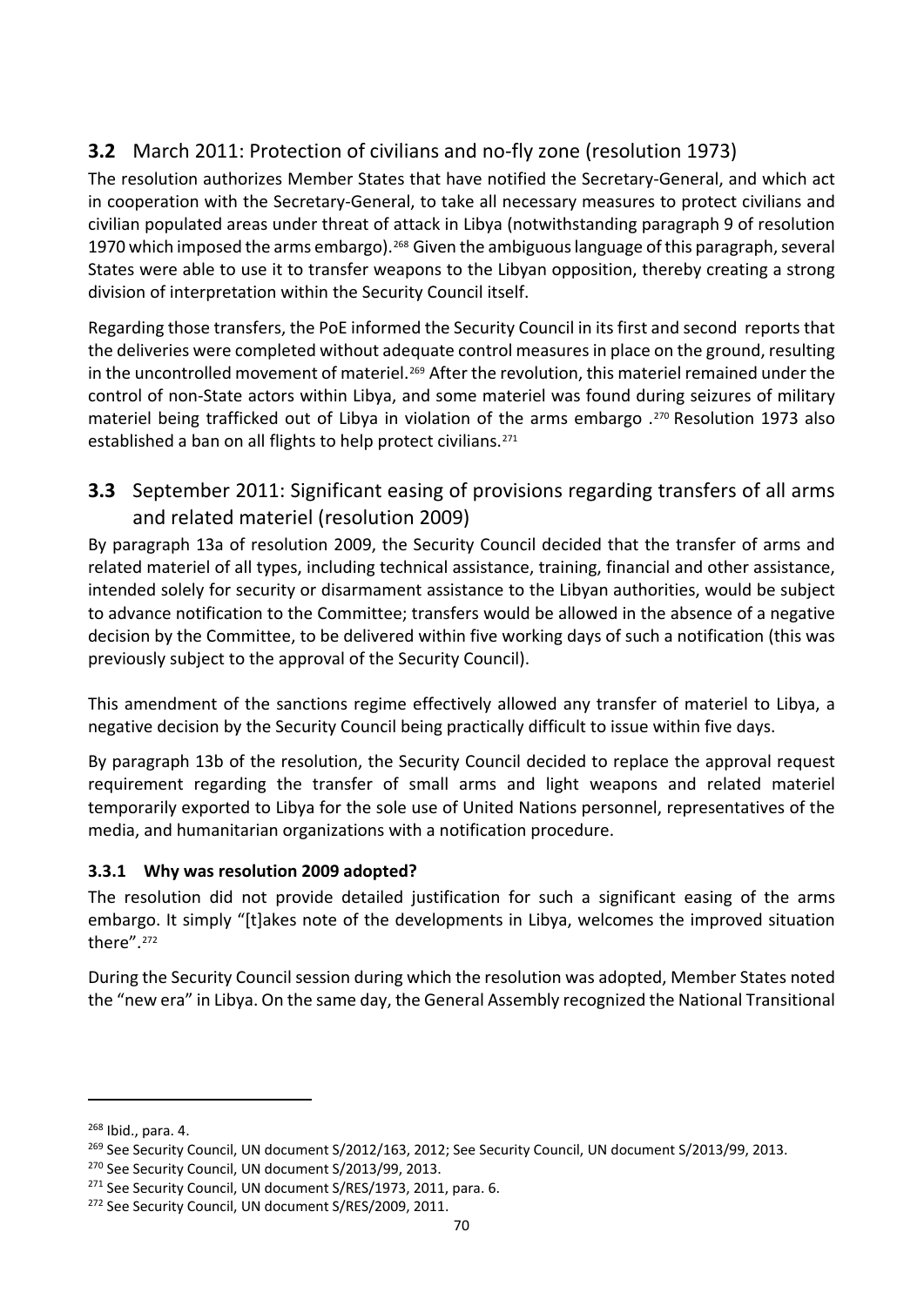## 3.2 March 2011: Protection of civilians and no-fly zone (resolution 1973)

The resolution authorizes Member States that have notified the Secretary-General, and which act in cooperation with the Secretary-General, to take all necessary measures to protect civilians and civilian populated areas under threat of attack in Libya (notwithstanding paragraph 9 of resolution 1970 which imposed the arms embargo).[268] Given the ambiguous language of this paragraph, several States were able to use it to transfer weapons to the Libyan opposition, thereby creating a strong division of interpretation within the Security Council itself.

Regarding those transfers, the PoE informed the Security Council in its first and second reports that the deliveries were completed without adequate control measures in place on the ground, resulting in the uncontrolled movement of materiel.[269] After the revolution, this materiel remained under the control of non-State actors within Libya, and some materiel was found during seizures of military materiel being trafficked out of Libya in violation of the arms embargo .[270] Resolution 1973 also established a ban on all flights to help protect civilians.[271]

## 3.3 September 2011: Significant easing of provisions regarding transfers of all arms and related materiel (resolution 2009)

By paragraph 13a of resolution 2009, the Security Council decided that the transfer of arms and related materiel of all types, including technical assistance, training, financial and other assistance, intended solely for security or disarmament assistance to the Libyan authorities, would be subject to advance notification to the Committee; transfers would be allowed in the absence of a negative decision by the Committee, to be delivered within five working days of such a notification (this was previously subject to the approval of the Security Council).

This amendment of the sanctions regime effectively allowed any transfer of materiel to Libya, a negative decision by the Security Council being practically difficult to issue within five days.

By paragraph 13b of the resolution, the Security Council decided to replace the approval request requirement regarding the transfer of small arms and light weapons and related materiel temporarily exported to Libya for the sole use of United Nations personnel, representatives of the media, and humanitarian organizations with a notification procedure.

### 3.3.1 Why was resolution 2009 adopted?

The resolution did not provide detailed justification for such a significant easing of the arms embargo. It simply "[t]akes note of the developments in Libya, welcomes the improved situation there".[272]

During the Security Council session during which the resolution was adopted, Member States noted the "new era" in Libya. On the same day, the General Assembly recognized the National Transitional

---

[268] Ibid., para. 4.

[269] See Security Council, UN document S/2012/163, 2012; See Security Council, UN document S/2013/99, 2013.

[270] See Security Council, UN document S/2013/99, 2013.

[271] See Security Council, UN document S/RES/1973, 2011, para. 6.

[272] See Security Council, UN document S/RES/2009, 2011.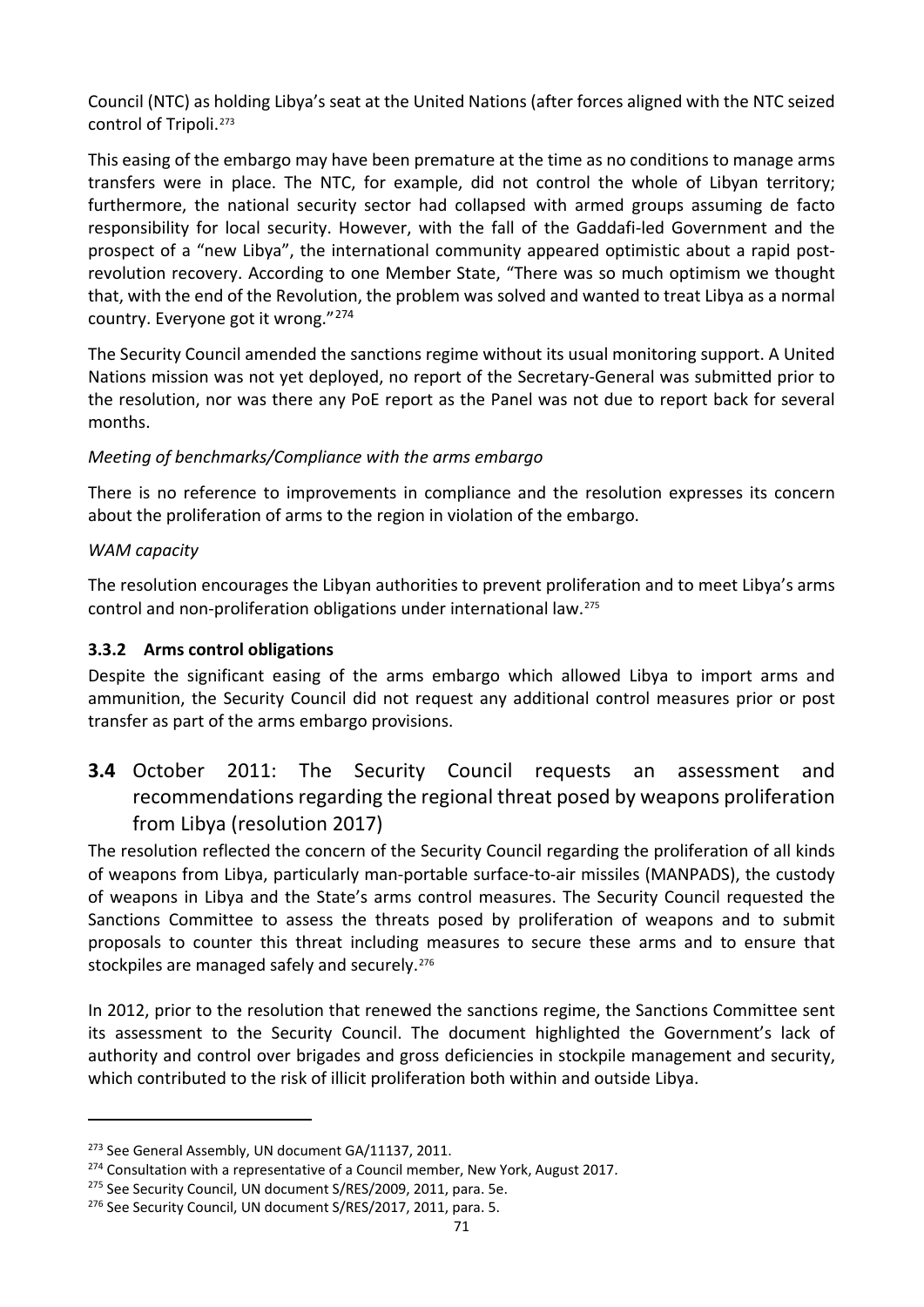Council (NTC) as holding Libya's seat at the United Nations (after forces aligned with the NTC seized control of Tripoli.[273]

This easing of the embargo may have been premature at the time as no conditions to manage arms transfers were in place. The NTC, for example, did not control the whole of Libyan territory; furthermore, the national security sector had collapsed with armed groups assuming de facto responsibility for local security. However, with the fall of the Gaddafi-led Government and the prospect of a "new Libya", the international community appeared optimistic about a rapid post-revolution recovery. According to one Member State, "There was so much optimism we thought that, with the end of the Revolution, the problem was solved and wanted to treat Libya as a normal country. Everyone got it wrong."[274]

The Security Council amended the sanctions regime without its usual monitoring support. A United Nations mission was not yet deployed, no report of the Secretary-General was submitted prior to the resolution, nor was there any PoE report as the Panel was not due to report back for several months.

*Meeting of benchmarks/Compliance with the arms embargo*

There is no reference to improvements in compliance and the resolution expresses its concern about the proliferation of arms to the region in violation of the embargo.

*WAM capacity*

The resolution encourages the Libyan authorities to prevent proliferation and to meet Libya's arms control and non-proliferation obligations under international law.[275]

### 3.3.2 Arms control obligations

Despite the significant easing of the arms embargo which allowed Libya to import arms and ammunition, the Security Council did not request any additional control measures prior or post transfer as part of the arms embargo provisions.

## 3.4 October 2011: The Security Council requests an assessment and recommendations regarding the regional threat posed by weapons proliferation from Libya (resolution 2017)

The resolution reflected the concern of the Security Council regarding the proliferation of all kinds of weapons from Libya, particularly man-portable surface-to-air missiles (MANPADS), the custody of weapons in Libya and the State's arms control measures. The Security Council requested the Sanctions Committee to assess the threats posed by proliferation of weapons and to submit proposals to counter this threat including measures to secure these arms and to ensure that stockpiles are managed safely and securely.[276]

In 2012, prior to the resolution that renewed the sanctions regime, the Sanctions Committee sent its assessment to the Security Council. The document highlighted the Government's lack of authority and control over brigades and gross deficiencies in stockpile management and security, which contributed to the risk of illicit proliferation both within and outside Libya.

---

[273] See General Assembly, UN document GA/11137, 2011.

[274] Consultation with a representative of a Council member, New York, August 2017.

[275] See Security Council, UN document S/RES/2009, 2011, para. 5e.

[276] See Security Council, UN document S/RES/2017, 2011, para. 5.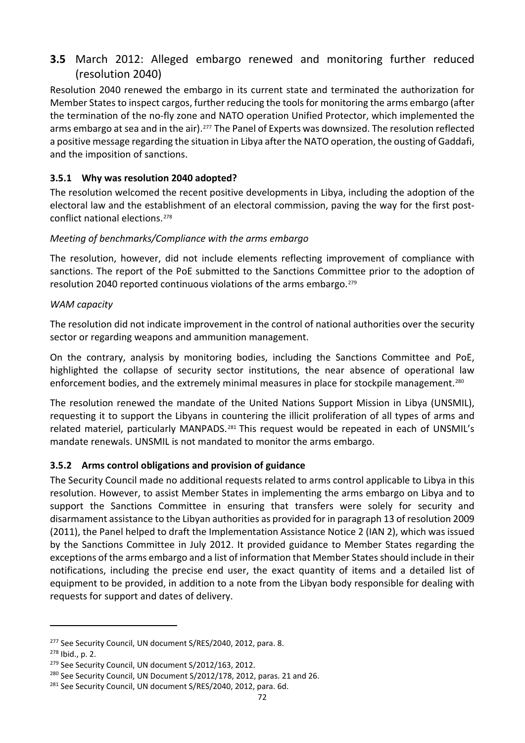## **3.5** March 2012: Alleged embargo renewed and monitoring further reduced (resolution 2040)

Resolution 2040 renewed the embargo in its current state and terminated the authorization for Member States to inspect cargos, further reducing the tools for monitoring the arms embargo (after the termination of the no-fly zone and NATO operation Unified Protector, which implemented the arms embargo at sea and in the air).[277] The Panel of Experts was downsized. The resolution reflected a positive message regarding the situation in Libya after the NATO operation, the ousting of Gaddafi, and the imposition of sanctions.

### **3.5.1 Why was resolution 2040 adopted?**

The resolution welcomed the recent positive developments in Libya, including the adoption of the electoral law and the establishment of an electoral commission, paving the way for the first post-conflict national elections.[278]

*Meeting of benchmarks/Compliance with the arms embargo*

The resolution, however, did not include elements reflecting improvement of compliance with sanctions. The report of the PoE submitted to the Sanctions Committee prior to the adoption of resolution 2040 reported continuous violations of the arms embargo.[279]

*WAM capacity*

The resolution did not indicate improvement in the control of national authorities over the security sector or regarding weapons and ammunition management.

On the contrary, analysis by monitoring bodies, including the Sanctions Committee and PoE, highlighted the collapse of security sector institutions, the near absence of operational law enforcement bodies, and the extremely minimal measures in place for stockpile management.[280]

The resolution renewed the mandate of the United Nations Support Mission in Libya (UNSMIL), requesting it to support the Libyans in countering the illicit proliferation of all types of arms and related materiel, particularly MANPADS.[281] This request would be repeated in each of UNSMIL's mandate renewals. UNSMIL is not mandated to monitor the arms embargo.

### **3.5.2 Arms control obligations and provision of guidance**

The Security Council made no additional requests related to arms control applicable to Libya in this resolution. However, to assist Member States in implementing the arms embargo on Libya and to support the Sanctions Committee in ensuring that transfers were solely for security and disarmament assistance to the Libyan authorities as provided for in paragraph 13 of resolution 2009 (2011), the Panel helped to draft the Implementation Assistance Notice 2 (IAN 2), which was issued by the Sanctions Committee in July 2012. It provided guidance to Member States regarding the exceptions of the arms embargo and a list of information that Member States should include in their notifications, including the precise end user, the exact quantity of items and a detailed list of equipment to be provided, in addition to a note from the Libyan body responsible for dealing with requests for support and dates of delivery.

---

[277] See Security Council, UN document S/RES/2040, 2012, para. 8.

[278] Ibid., p. 2.

[279] See Security Council, UN document S/2012/163, 2012.

[280] See Security Council, UN Document S/2012/178, 2012, paras. 21 and 26.

[281] See Security Council, UN document S/RES/2040, 2012, para. 6d.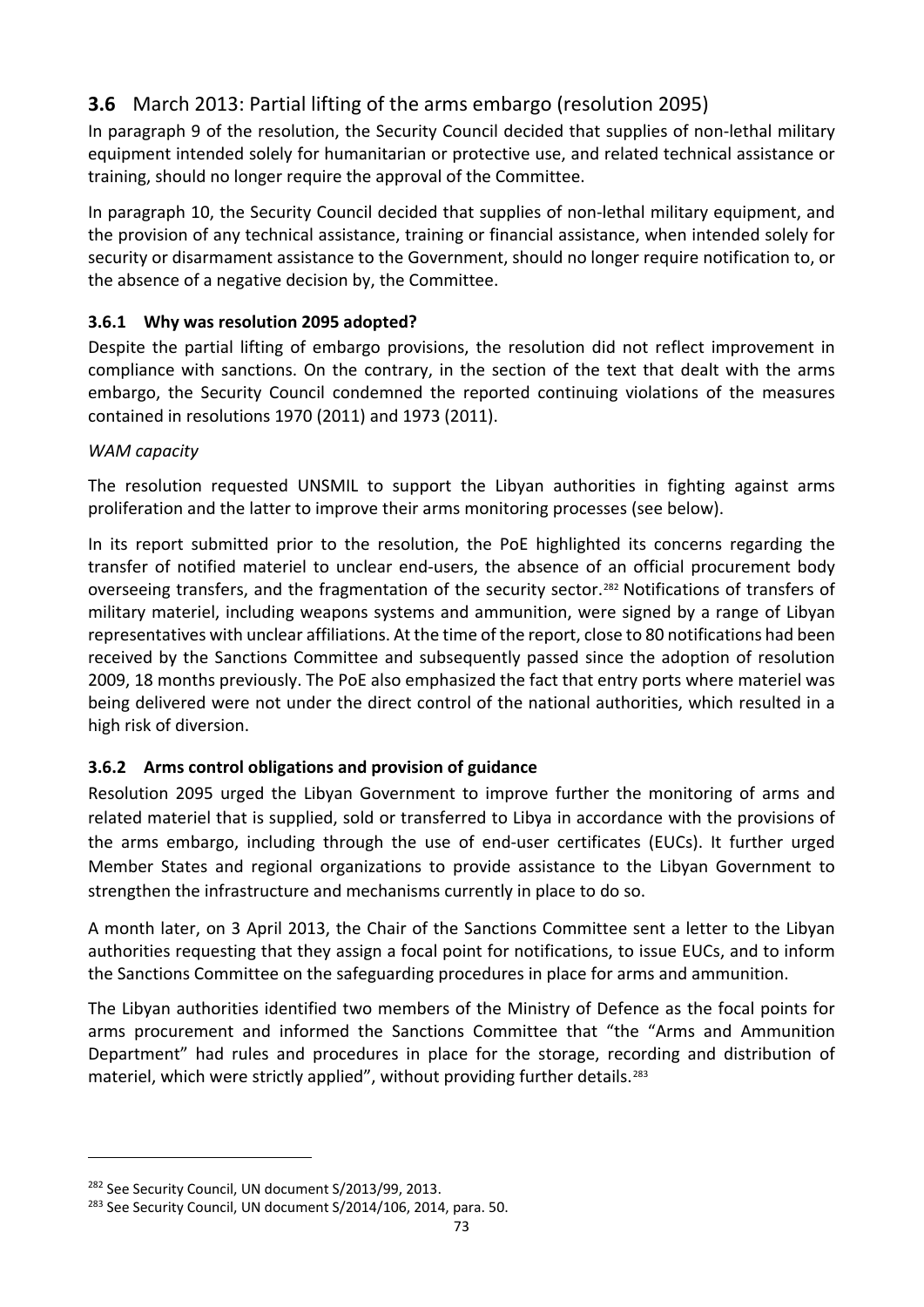## 3.6 March 2013: Partial lifting of the arms embargo (resolution 2095)

In paragraph 9 of the resolution, the Security Council decided that supplies of non-lethal military equipment intended solely for humanitarian or protective use, and related technical assistance or training, should no longer require the approval of the Committee.

In paragraph 10, the Security Council decided that supplies of non-lethal military equipment, and the provision of any technical assistance, training or financial assistance, when intended solely for security or disarmament assistance to the Government, should no longer require notification to, or the absence of a negative decision by, the Committee.

### 3.6.1 Why was resolution 2095 adopted?

Despite the partial lifting of embargo provisions, the resolution did not reflect improvement in compliance with sanctions. On the contrary, in the section of the text that dealt with the arms embargo, the Security Council condemned the reported continuing violations of the measures contained in resolutions 1970 (2011) and 1973 (2011).

*WAM capacity*

The resolution requested UNSMIL to support the Libyan authorities in fighting against arms proliferation and the latter to improve their arms monitoring processes (see below).

In its report submitted prior to the resolution, the PoE highlighted its concerns regarding the transfer of notified materiel to unclear end-users, the absence of an official procurement body overseeing transfers, and the fragmentation of the security sector.[282] Notifications of transfers of military materiel, including weapons systems and ammunition, were signed by a range of Libyan representatives with unclear affiliations. At the time of the report, close to 80 notifications had been received by the Sanctions Committee and subsequently passed since the adoption of resolution 2009, 18 months previously. The PoE also emphasized the fact that entry ports where materiel was being delivered were not under the direct control of the national authorities, which resulted in a high risk of diversion.

### 3.6.2 Arms control obligations and provision of guidance

Resolution 2095 urged the Libyan Government to improve further the monitoring of arms and related materiel that is supplied, sold or transferred to Libya in accordance with the provisions of the arms embargo, including through the use of end-user certificates (EUCs). It further urged Member States and regional organizations to provide assistance to the Libyan Government to strengthen the infrastructure and mechanisms currently in place to do so.

A month later, on 3 April 2013, the Chair of the Sanctions Committee sent a letter to the Libyan authorities requesting that they assign a focal point for notifications, to issue EUCs, and to inform the Sanctions Committee on the safeguarding procedures in place for arms and ammunition.

The Libyan authorities identified two members of the Ministry of Defence as the focal points for arms procurement and informed the Sanctions Committee that "the "Arms and Ammunition Department" had rules and procedures in place for the storage, recording and distribution of materiel, which were strictly applied", without providing further details.[283]

---

[282] See Security Council, UN document S/2013/99, 2013.

[283] See Security Council, UN document S/2014/106, 2014, para. 50.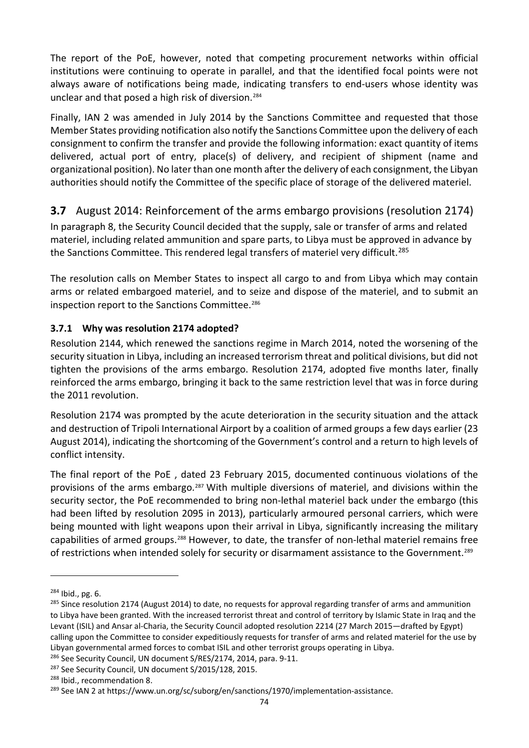The report of the PoE, however, noted that competing procurement networks within official institutions were continuing to operate in parallel, and that the identified focal points were not always aware of notifications being made, indicating transfers to end-users whose identity was unclear and that posed a high risk of diversion.[284]

Finally, IAN 2 was amended in July 2014 by the Sanctions Committee and requested that those Member States providing notification also notify the Sanctions Committee upon the delivery of each consignment to confirm the transfer and provide the following information: exact quantity of items delivered, actual port of entry, place(s) of delivery, and recipient of shipment (name and organizational position). No later than one month after the delivery of each consignment, the Libyan authorities should notify the Committee of the specific place of storage of the delivered materiel.

## 3.7 August 2014: Reinforcement of the arms embargo provisions (resolution 2174)

In paragraph 8, the Security Council decided that the supply, sale or transfer of arms and related materiel, including related ammunition and spare parts, to Libya must be approved in advance by the Sanctions Committee. This rendered legal transfers of materiel very difficult.[285]

The resolution calls on Member States to inspect all cargo to and from Libya which may contain arms or related embargoed materiel, and to seize and dispose of the materiel, and to submit an inspection report to the Sanctions Committee.[286]

### 3.7.1 Why was resolution 2174 adopted?

Resolution 2144, which renewed the sanctions regime in March 2014, noted the worsening of the security situation in Libya, including an increased terrorism threat and political divisions, but did not tighten the provisions of the arms embargo. Resolution 2174, adopted five months later, finally reinforced the arms embargo, bringing it back to the same restriction level that was in force during the 2011 revolution.

Resolution 2174 was prompted by the acute deterioration in the security situation and the attack and destruction of Tripoli International Airport by a coalition of armed groups a few days earlier (23 August 2014), indicating the shortcoming of the Government's control and a return to high levels of conflict intensity.

The final report of the PoE , dated 23 February 2015, documented continuous violations of the provisions of the arms embargo.[287] With multiple diversions of materiel, and divisions within the security sector, the PoE recommended to bring non-lethal materiel back under the embargo (this had been lifted by resolution 2095 in 2013), particularly armoured personal carriers, which were being mounted with light weapons upon their arrival in Libya, significantly increasing the military capabilities of armed groups.[288] However, to date, the transfer of non-lethal materiel remains free of restrictions when intended solely for security or disarmament assistance to the Government.[289]

---

[284] Ibid., pg. 6.

[285] Since resolution 2174 (August 2014) to date, no requests for approval regarding transfer of arms and ammunition to Libya have been granted. With the increased terrorist threat and control of territory by Islamic State in Iraq and the Levant (ISIL) and Ansar al-Charia, the Security Council adopted resolution 2214 (27 March 2015—drafted by Egypt) calling upon the Committee to consider expeditiously requests for transfer of arms and related materiel for the use by Libyan governmental armed forces to combat ISIL and other terrorist groups operating in Libya.

[286] See Security Council, UN document S/RES/2174, 2014, para. 9-11.

[287] See Security Council, UN document S/2015/128, 2015.

[288] Ibid., recommendation 8.

[289] See IAN 2 at https://www.un.org/sc/suborg/en/sanctions/1970/implementation-assistance.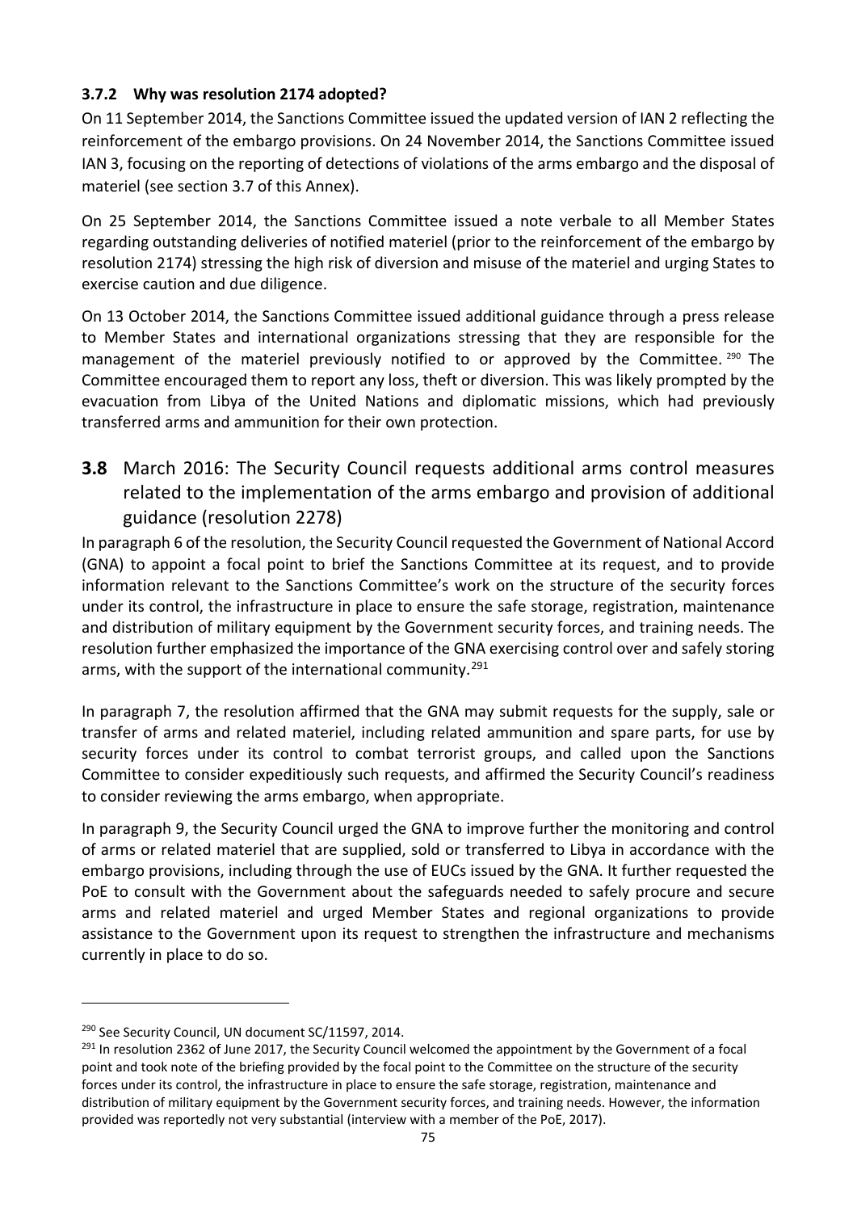### 3.7.2 Why was resolution 2174 adopted?

On 11 September 2014, the Sanctions Committee issued the updated version of IAN 2 reflecting the reinforcement of the embargo provisions. On 24 November 2014, the Sanctions Committee issued IAN 3, focusing on the reporting of detections of violations of the arms embargo and the disposal of materiel (see section 3.7 of this Annex).

On 25 September 2014, the Sanctions Committee issued a note verbale to all Member States regarding outstanding deliveries of notified materiel (prior to the reinforcement of the embargo by resolution 2174) stressing the high risk of diversion and misuse of the materiel and urging States to exercise caution and due diligence.

On 13 October 2014, the Sanctions Committee issued additional guidance through a press release to Member States and international organizations stressing that they are responsible for the management of the materiel previously notified to or approved by the Committee.[290] The Committee encouraged them to report any loss, theft or diversion. This was likely prompted by the evacuation from Libya of the United Nations and diplomatic missions, which had previously transferred arms and ammunition for their own protection.

## 3.8 March 2016: The Security Council requests additional arms control measures related to the implementation of the arms embargo and provision of additional guidance (resolution 2278)

In paragraph 6 of the resolution, the Security Council requested the Government of National Accord (GNA) to appoint a focal point to brief the Sanctions Committee at its request, and to provide information relevant to the Sanctions Committee's work on the structure of the security forces under its control, the infrastructure in place to ensure the safe storage, registration, maintenance and distribution of military equipment by the Government security forces, and training needs. The resolution further emphasized the importance of the GNA exercising control over and safely storing arms, with the support of the international community.[291]

In paragraph 7, the resolution affirmed that the GNA may submit requests for the supply, sale or transfer of arms and related materiel, including related ammunition and spare parts, for use by security forces under its control to combat terrorist groups, and called upon the Sanctions Committee to consider expeditiously such requests, and affirmed the Security Council's readiness to consider reviewing the arms embargo, when appropriate.

In paragraph 9, the Security Council urged the GNA to improve further the monitoring and control of arms or related materiel that are supplied, sold or transferred to Libya in accordance with the embargo provisions, including through the use of EUCs issued by the GNA. It further requested the PoE to consult with the Government about the safeguards needed to safely procure and secure arms and related materiel and urged Member States and regional organizations to provide assistance to the Government upon its request to strengthen the infrastructure and mechanisms currently in place to do so.

---

[290] See Security Council, UN document SC/11597, 2014.

[291] In resolution 2362 of June 2017, the Security Council welcomed the appointment by the Government of a focal point and took note of the briefing provided by the focal point to the Committee on the structure of the security forces under its control, the infrastructure in place to ensure the safe storage, registration, maintenance and distribution of military equipment by the Government security forces, and training needs. However, the information provided was reportedly not very substantial (interview with a member of the PoE, 2017).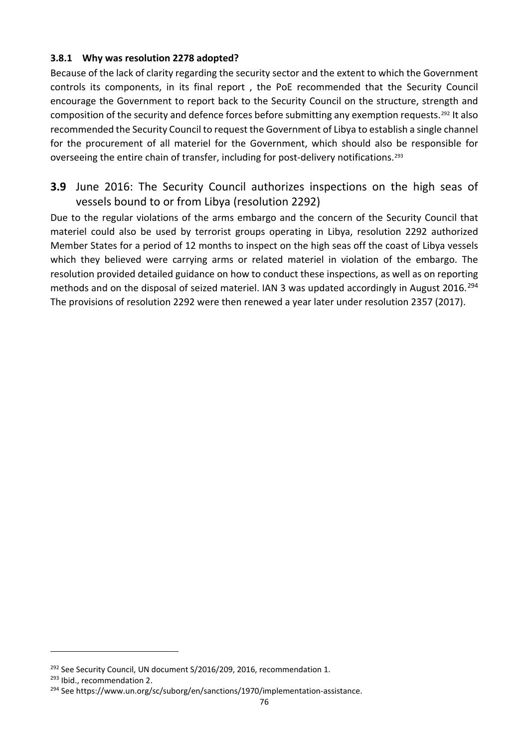#### 3.8.1 Why was resolution 2278 adopted?

Because of the lack of clarity regarding the security sector and the extent to which the Government controls its components, in its final report , the PoE recommended that the Security Council encourage the Government to report back to the Security Council on the structure, strength and composition of the security and defence forces before submitting any exemption requests.[292] It also recommended the Security Council to request the Government of Libya to establish a single channel for the procurement of all materiel for the Government, which should also be responsible for overseeing the entire chain of transfer, including for post-delivery notifications.[293]

### 3.9 June 2016: The Security Council authorizes inspections on the high seas of vessels bound to or from Libya (resolution 2292)

Due to the regular violations of the arms embargo and the concern of the Security Council that materiel could also be used by terrorist groups operating in Libya, resolution 2292 authorized Member States for a period of 12 months to inspect on the high seas off the coast of Libya vessels which they believed were carrying arms or related materiel in violation of the embargo. The resolution provided detailed guidance on how to conduct these inspections, as well as on reporting methods and on the disposal of seized materiel. IAN 3 was updated accordingly in August 2016.[294] The provisions of resolution 2292 were then renewed a year later under resolution 2357 (2017).

---

[292] See Security Council, UN document S/2016/209, 2016, recommendation 1.

[293] Ibid., recommendation 2.

[294] See https://www.un.org/sc/suborg/en/sanctions/1970/implementation-assistance.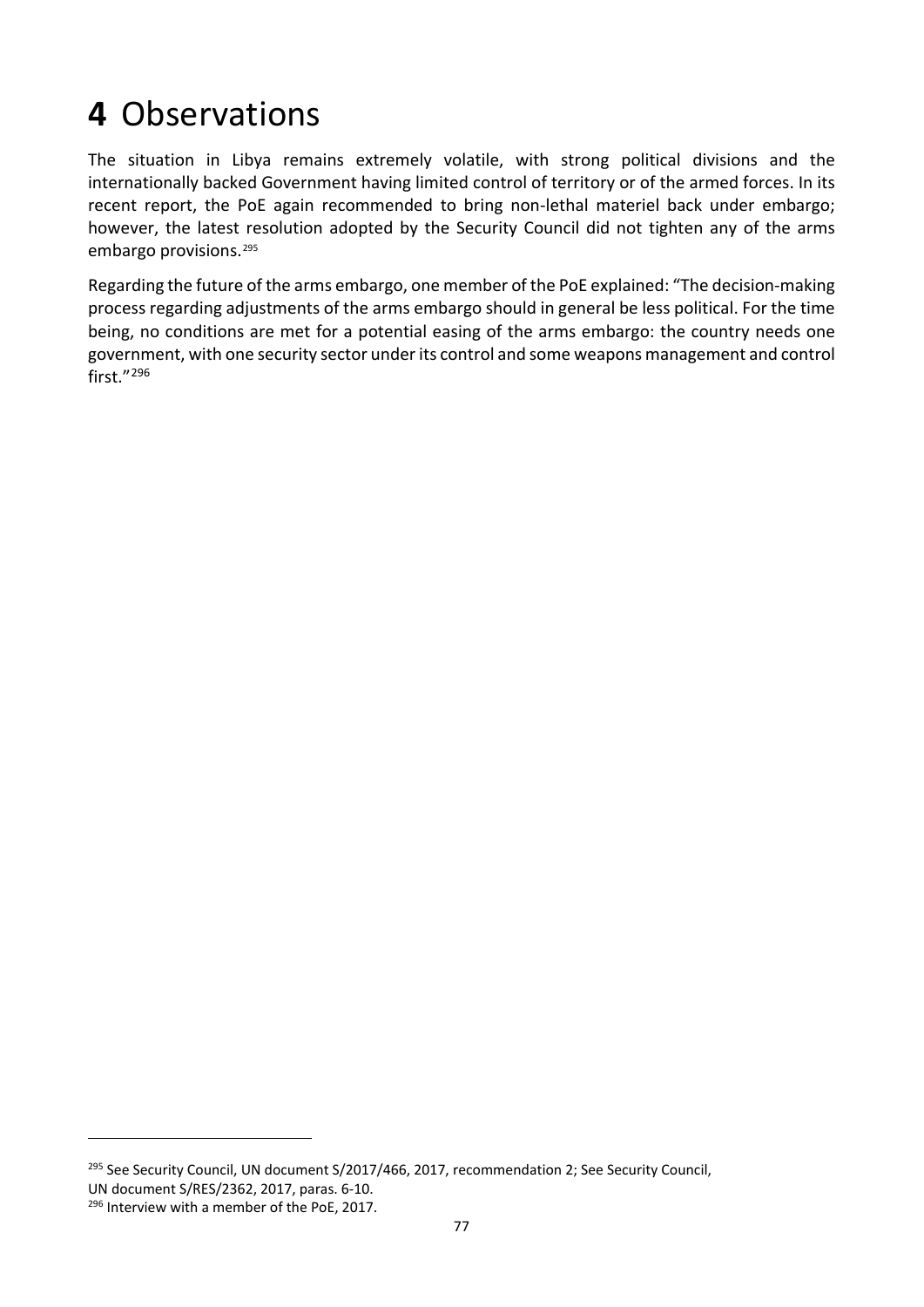# 4 Observations

The situation in Libya remains extremely volatile, with strong political divisions and the internationally backed Government having limited control of territory or of the armed forces. In its recent report, the PoE again recommended to bring non-lethal materiel back under embargo; however, the latest resolution adopted by the Security Council did not tighten any of the arms embargo provisions.[295]

Regarding the future of the arms embargo, one member of the PoE explained: "The decision-making process regarding adjustments of the arms embargo should in general be less political. For the time being, no conditions are met for a potential easing of the arms embargo: the country needs one government, with one security sector under its control and some weapons management and control first."[296]

---

[295] See Security Council, UN document S/2017/466, 2017, recommendation 2; See Security Council, UN document S/RES/2362, 2017, paras. 6-10.

[296] Interview with a member of the PoE, 2017.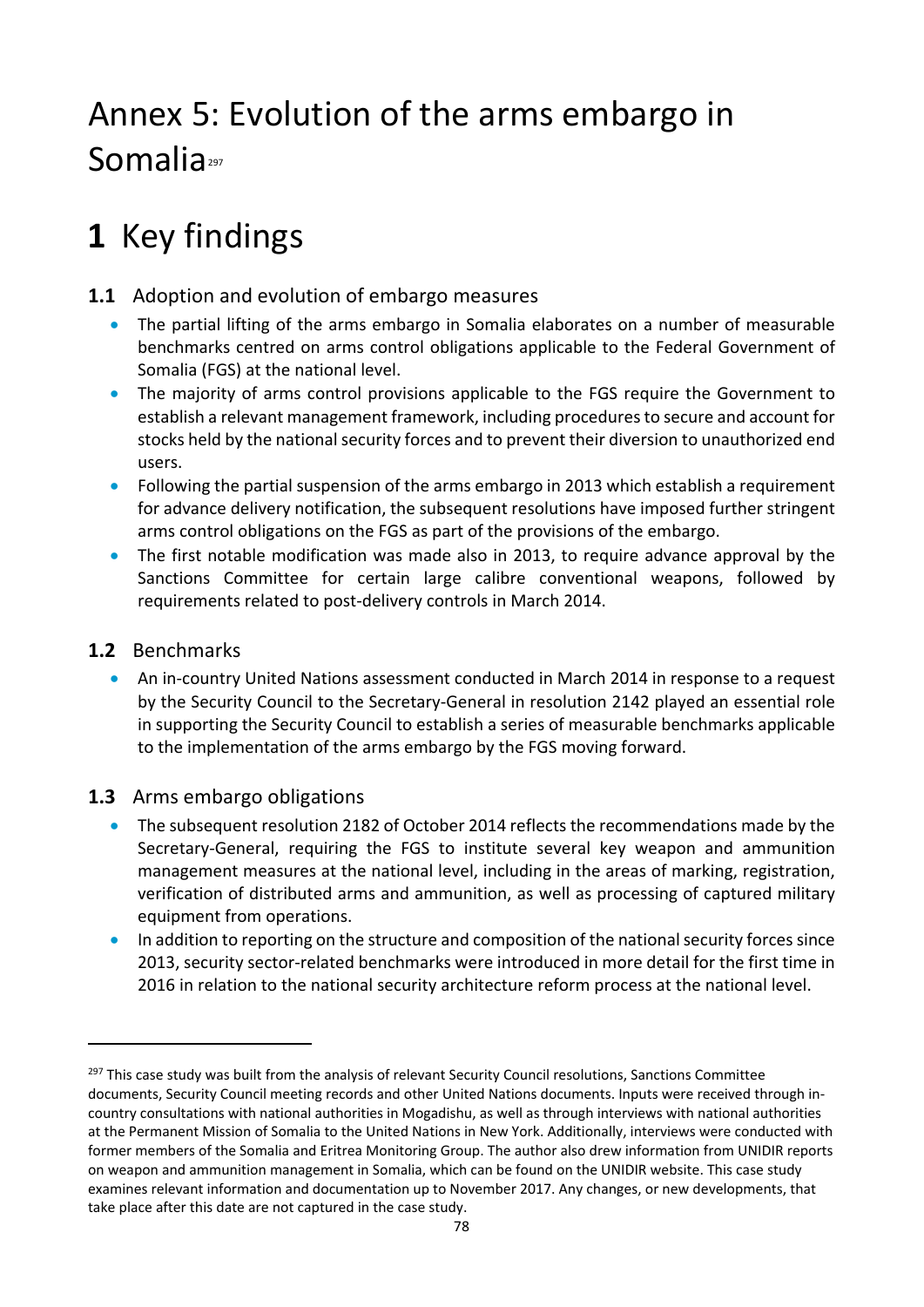# Annex 5: Evolution of the arms embargo in Somalia[297]

# 1 Key findings

### 1.1 Adoption and evolution of embargo measures

- The partial lifting of the arms embargo in Somalia elaborates on a number of measurable benchmarks centred on arms control obligations applicable to the Federal Government of Somalia (FGS) at the national level.
- The majority of arms control provisions applicable to the FGS require the Government to establish a relevant management framework, including procedures to secure and account for stocks held by the national security forces and to prevent their diversion to unauthorized end users.
- Following the partial suspension of the arms embargo in 2013 which establish a requirement for advance delivery notification, the subsequent resolutions have imposed further stringent arms control obligations on the FGS as part of the provisions of the embargo.
- The first notable modification was made also in 2013, to require advance approval by the Sanctions Committee for certain large calibre conventional weapons, followed by requirements related to post-delivery controls in March 2014.

### 1.2 Benchmarks

- An in-country United Nations assessment conducted in March 2014 in response to a request by the Security Council to the Secretary-General in resolution 2142 played an essential role in supporting the Security Council to establish a series of measurable benchmarks applicable to the implementation of the arms embargo by the FGS moving forward.

### 1.3 Arms embargo obligations

- The subsequent resolution 2182 of October 2014 reflects the recommendations made by the Secretary-General, requiring the FGS to institute several key weapon and ammunition management measures at the national level, including in the areas of marking, registration, verification of distributed arms and ammunition, as well as processing of captured military equipment from operations.
- In addition to reporting on the structure and composition of the national security forces since 2013, security sector-related benchmarks were introduced in more detail for the first time in 2016 in relation to the national security architecture reform process at the national level.

---

[297] This case study was built from the analysis of relevant Security Council resolutions, Sanctions Committee documents, Security Council meeting records and other United Nations documents. Inputs were received through in-country consultations with national authorities in Mogadishu, as well as through interviews with national authorities at the Permanent Mission of Somalia to the United Nations in New York. Additionally, interviews were conducted with former members of the Somalia and Eritrea Monitoring Group. The author also drew information from UNIDIR reports on weapon and ammunition management in Somalia, which can be found on the UNIDIR website. This case study examines relevant information and documentation up to November 2017. Any changes, or new developments, that take place after this date are not captured in the case study.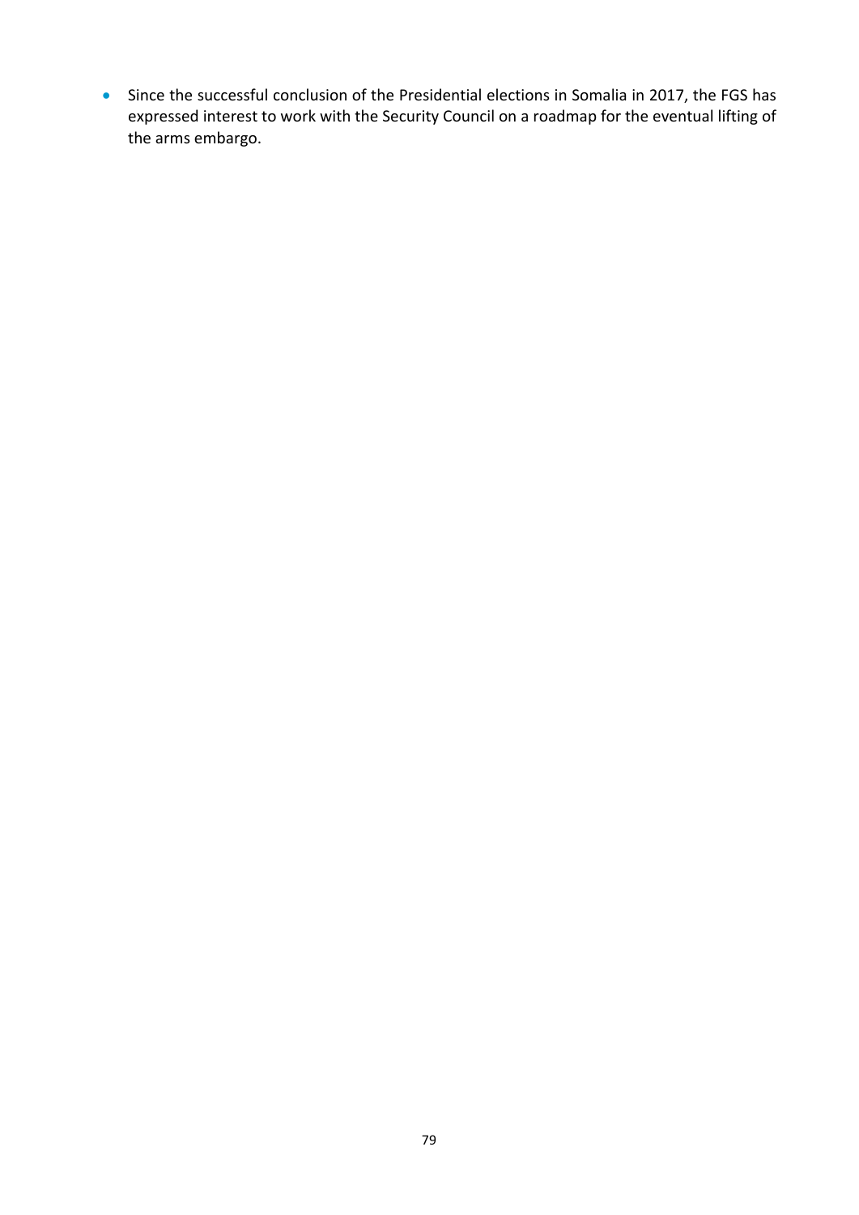- Since the successful conclusion of the Presidential elections in Somalia in 2017, the FGS has expressed interest to work with the Security Council on a roadmap for the eventual lifting of the arms embargo.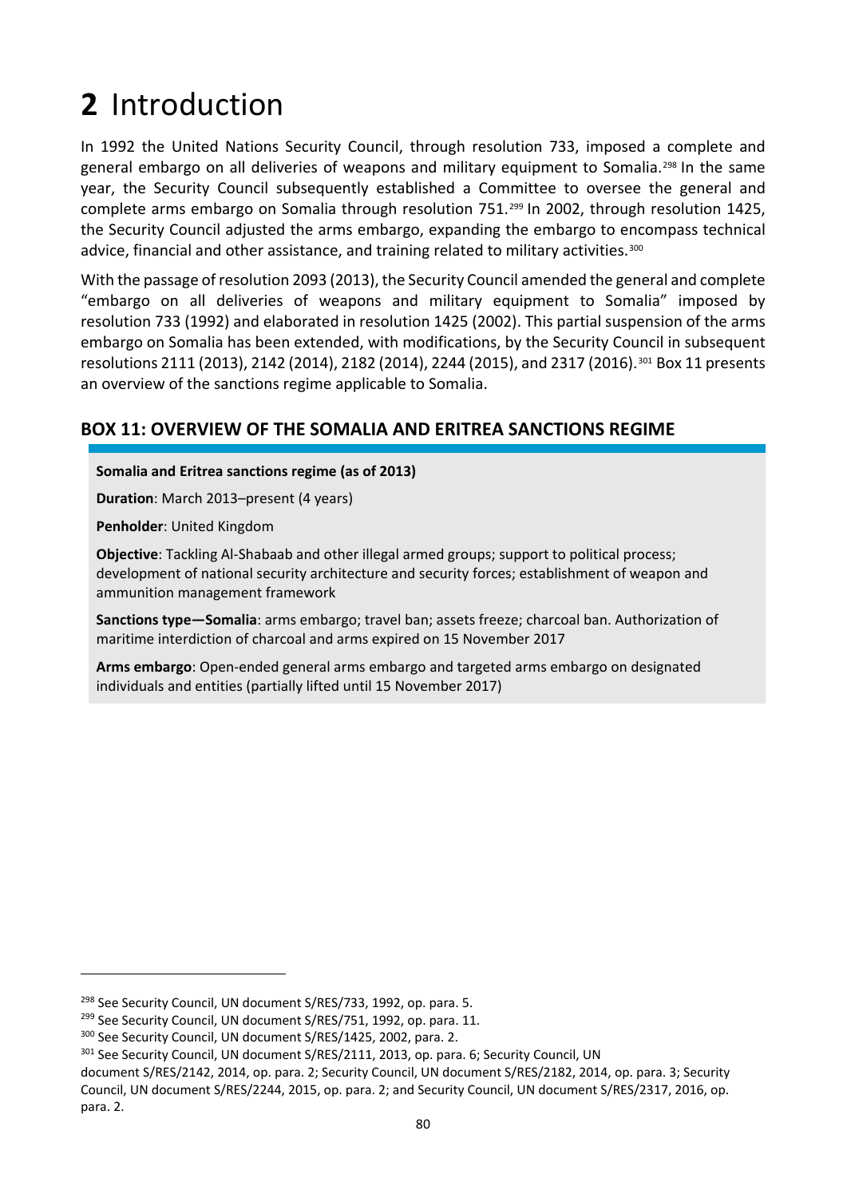# 2 Introduction

In 1992 the United Nations Security Council, through resolution 733, imposed a complete and general embargo on all deliveries of weapons and military equipment to Somalia.[298] In the same year, the Security Council subsequently established a Committee to oversee the general and complete arms embargo on Somalia through resolution 751.[299] In 2002, through resolution 1425, the Security Council adjusted the arms embargo, expanding the embargo to encompass technical advice, financial and other assistance, and training related to military activities.[300]

With the passage of resolution 2093 (2013), the Security Council amended the general and complete "embargo on all deliveries of weapons and military equipment to Somalia" imposed by resolution 733 (1992) and elaborated in resolution 1425 (2002). This partial suspension of the arms embargo on Somalia has been extended, with modifications, by the Security Council in subsequent resolutions 2111 (2013), 2142 (2014), 2182 (2014), 2244 (2015), and 2317 (2016).[301] Box 11 presents an overview of the sanctions regime applicable to Somalia.

## BOX 11: OVERVIEW OF THE SOMALIA AND ERITREA SANCTIONS REGIME

**Somalia and Eritrea sanctions regime (as of 2013)**

**Duration**: March 2013–present (4 years)

**Penholder**: United Kingdom

**Objective**: Tackling Al-Shabaab and other illegal armed groups; support to political process; development of national security architecture and security forces; establishment of weapon and ammunition management framework

**Sanctions type—Somalia**: arms embargo; travel ban; assets freeze; charcoal ban. Authorization of maritime interdiction of charcoal and arms expired on 15 November 2017

**Arms embargo**: Open-ended general arms embargo and targeted arms embargo on designated individuals and entities (partially lifted until 15 November 2017)

---

[298] See Security Council, UN document S/RES/733, 1992, op. para. 5.

[299] See Security Council, UN document S/RES/751, 1992, op. para. 11.

[300] See Security Council, UN document S/RES/1425, 2002, para. 2.

[301] See Security Council, UN document S/RES/2111, 2013, op. para. 6; Security Council, UN document S/RES/2142, 2014, op. para. 2; Security Council, UN document S/RES/2182, 2014, op. para. 3; Security Council, UN document S/RES/2244, 2015, op. para. 2; and Security Council, UN document S/RES/2317, 2016, op. para. 2.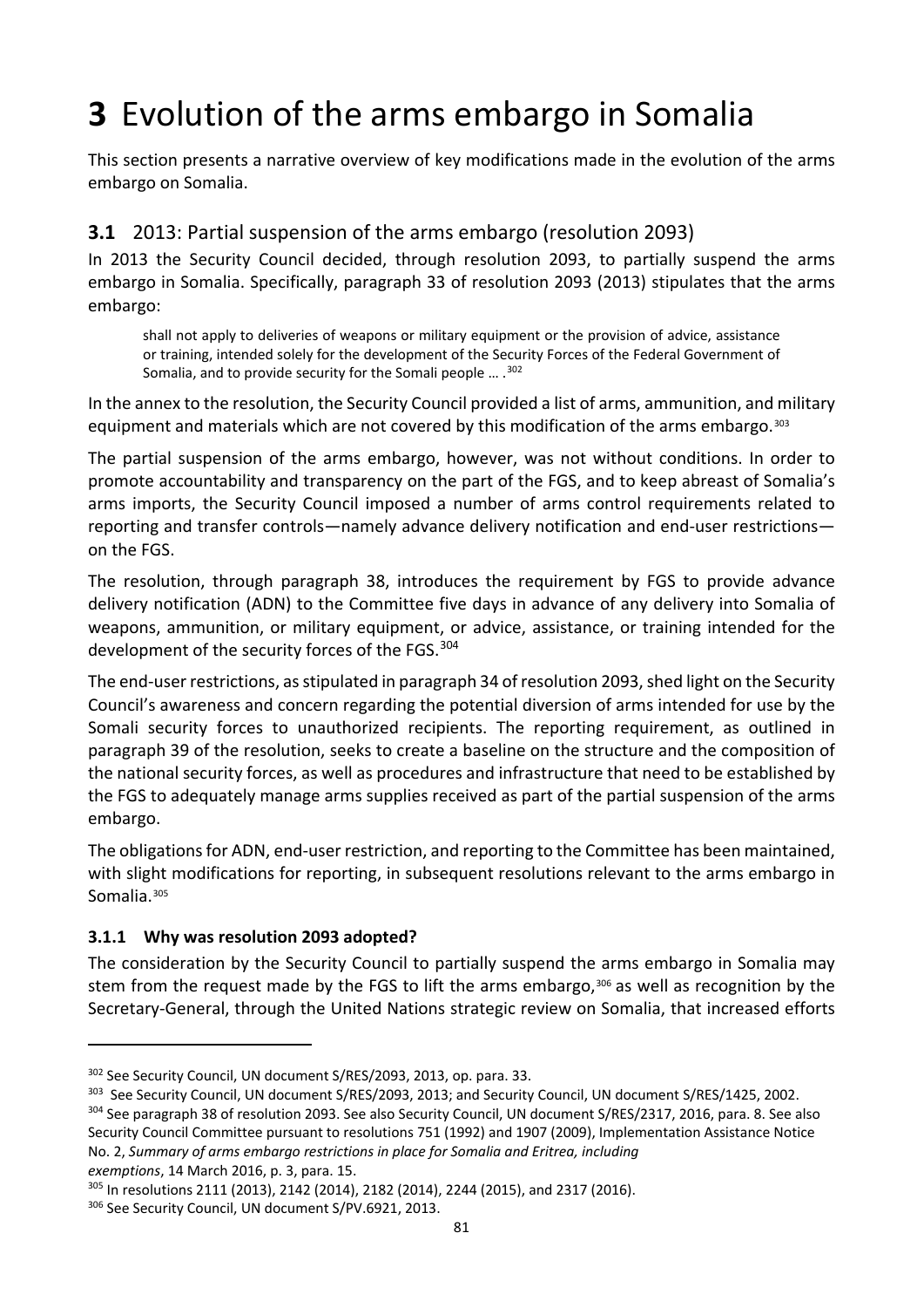# 3 Evolution of the arms embargo in Somalia

This section presents a narrative overview of key modifications made in the evolution of the arms embargo on Somalia.

## 3.1 2013: Partial suspension of the arms embargo (resolution 2093)

In 2013 the Security Council decided, through resolution 2093, to partially suspend the arms embargo in Somalia. Specifically, paragraph 33 of resolution 2093 (2013) stipulates that the arms embargo:

> shall not apply to deliveries of weapons or military equipment or the provision of advice, assistance or training, intended solely for the development of the Security Forces of the Federal Government of Somalia, and to provide security for the Somali people … .[302]

In the annex to the resolution, the Security Council provided a list of arms, ammunition, and military equipment and materials which are not covered by this modification of the arms embargo.[303]

The partial suspension of the arms embargo, however, was not without conditions. In order to promote accountability and transparency on the part of the FGS, and to keep abreast of Somalia's arms imports, the Security Council imposed a number of arms control requirements related to reporting and transfer controls—namely advance delivery notification and end-user restrictions—on the FGS.

The resolution, through paragraph 38, introduces the requirement by FGS to provide advance delivery notification (ADN) to the Committee five days in advance of any delivery into Somalia of weapons, ammunition, or military equipment, or advice, assistance, or training intended for the development of the security forces of the FGS.[304]

The end-user restrictions, as stipulated in paragraph 34 of resolution 2093, shed light on the Security Council's awareness and concern regarding the potential diversion of arms intended for use by the Somali security forces to unauthorized recipients. The reporting requirement, as outlined in paragraph 39 of the resolution, seeks to create a baseline on the structure and the composition of the national security forces, as well as procedures and infrastructure that need to be established by the FGS to adequately manage arms supplies received as part of the partial suspension of the arms embargo.

The obligations for ADN, end-user restriction, and reporting to the Committee has been maintained, with slight modifications for reporting, in subsequent resolutions relevant to the arms embargo in Somalia.[305]

### 3.1.1 Why was resolution 2093 adopted?

The consideration by the Security Council to partially suspend the arms embargo in Somalia may stem from the request made by the FGS to lift the arms embargo,[306] as well as recognition by the Secretary-General, through the United Nations strategic review on Somalia, that increased efforts

---

[302] See Security Council, UN document S/RES/2093, 2013, op. para. 33.

[303] See Security Council, UN document S/RES/2093, 2013; and Security Council, UN document S/RES/1425, 2002.

[304] See paragraph 38 of resolution 2093. See also Security Council, UN document S/RES/2317, 2016, para. 8. See also Security Council Committee pursuant to resolutions 751 (1992) and 1907 (2009), Implementation Assistance Notice No. 2, *Summary of arms embargo restrictions in place for Somalia and Eritrea, including exemptions*, 14 March 2016, p. 3, para. 15.

[305] In resolutions 2111 (2013), 2142 (2014), 2182 (2014), 2244 (2015), and 2317 (2016).

[306] See Security Council, UN document S/PV.6921, 2013.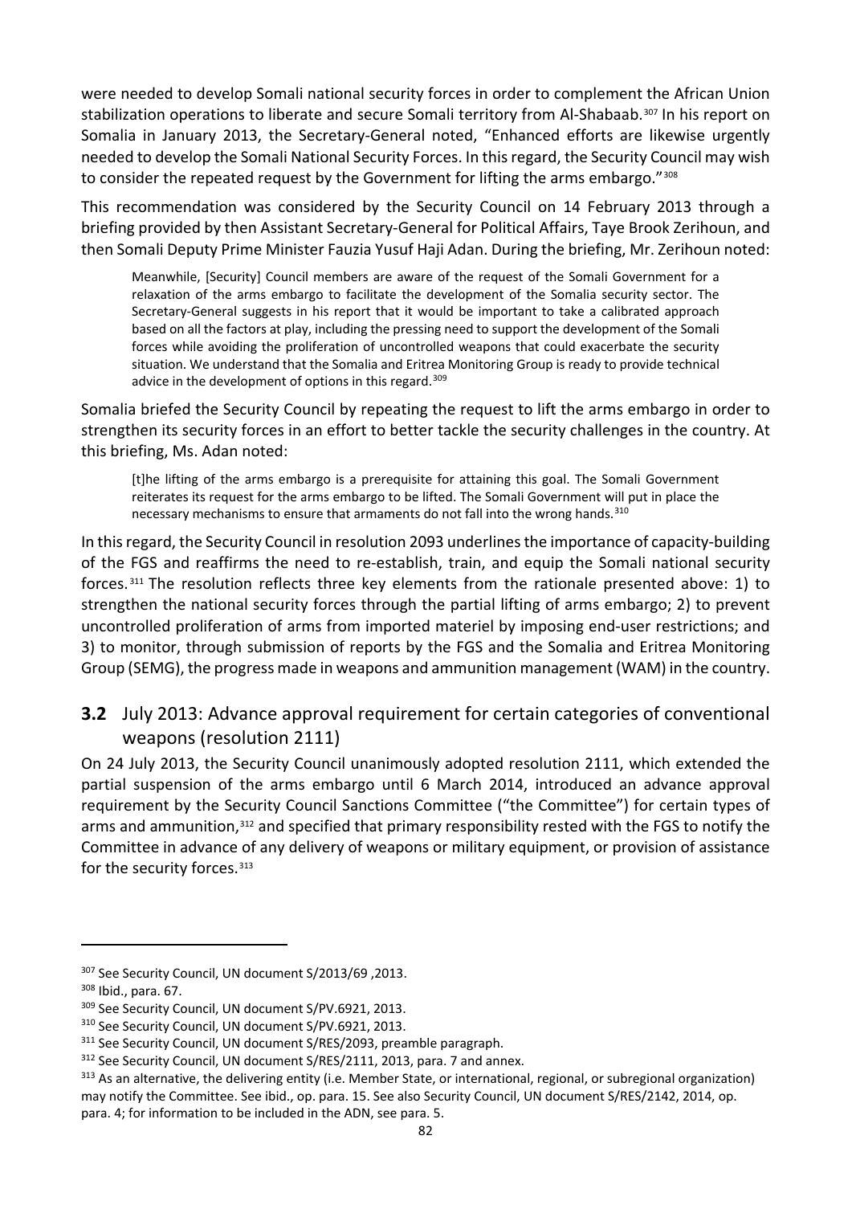were needed to develop Somali national security forces in order to complement the African Union stabilization operations to liberate and secure Somali territory from Al-Shabaab.[307] In his report on Somalia in January 2013, the Secretary-General noted, "Enhanced efforts are likewise urgently needed to develop the Somali National Security Forces. In this regard, the Security Council may wish to consider the repeated request by the Government for lifting the arms embargo."[308]

This recommendation was considered by the Security Council on 14 February 2013 through a briefing provided by then Assistant Secretary-General for Political Affairs, Taye Brook Zerihoun, and then Somali Deputy Prime Minister Fauzia Yusuf Haji Adan. During the briefing, Mr. Zerihoun noted:

> Meanwhile, [Security] Council members are aware of the request of the Somali Government for a relaxation of the arms embargo to facilitate the development of the Somalia security sector. The Secretary-General suggests in his report that it would be important to take a calibrated approach based on all the factors at play, including the pressing need to support the development of the Somali forces while avoiding the proliferation of uncontrolled weapons that could exacerbate the security situation. We understand that the Somalia and Eritrea Monitoring Group is ready to provide technical advice in the development of options in this regard.[309]

Somalia briefed the Security Council by repeating the request to lift the arms embargo in order to strengthen its security forces in an effort to better tackle the security challenges in the country. At this briefing, Ms. Adan noted:

> [t]he lifting of the arms embargo is a prerequisite for attaining this goal. The Somali Government reiterates its request for the arms embargo to be lifted. The Somali Government will put in place the necessary mechanisms to ensure that armaments do not fall into the wrong hands.[310]

In this regard, the Security Council in resolution 2093 underlines the importance of capacity-building of the FGS and reaffirms the need to re-establish, train, and equip the Somali national security forces.[311] The resolution reflects three key elements from the rationale presented above: 1) to strengthen the national security forces through the partial lifting of arms embargo; 2) to prevent uncontrolled proliferation of arms from imported materiel by imposing end-user restrictions; and 3) to monitor, through submission of reports by the FGS and the Somalia and Eritrea Monitoring Group (SEMG), the progress made in weapons and ammunition management (WAM) in the country.

### **3.2** July 2013: Advance approval requirement for certain categories of conventional weapons (resolution 2111)

On 24 July 2013, the Security Council unanimously adopted resolution 2111, which extended the partial suspension of the arms embargo until 6 March 2014, introduced an advance approval requirement by the Security Council Sanctions Committee ("the Committee") for certain types of arms and ammunition,[312] and specified that primary responsibility rested with the FGS to notify the Committee in advance of any delivery of weapons or military equipment, or provision of assistance for the security forces.[313]

---

[307] See Security Council, UN document S/2013/69 ,2013.

[308] Ibid., para. 67.

[309] See Security Council, UN document S/PV.6921, 2013.

[310] See Security Council, UN document S/PV.6921, 2013.

[311] See Security Council, UN document S/RES/2093, preamble paragraph.

[312] See Security Council, UN document S/RES/2111, 2013, para. 7 and annex.

[313] As an alternative, the delivering entity (i.e. Member State, or international, regional, or subregional organization) may notify the Committee. See ibid., op. para. 15. See also Security Council, UN document S/RES/2142, 2014, op. para. 4; for information to be included in the ADN, see para. 5.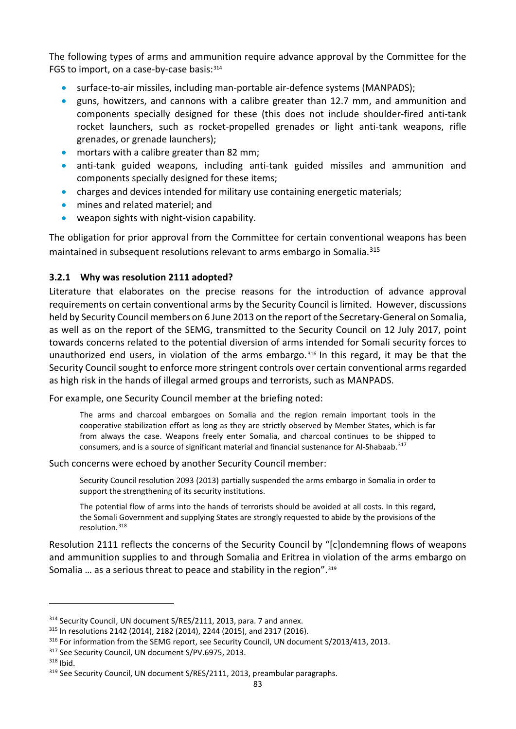The following types of arms and ammunition require advance approval by the Committee for the FGS to import, on a case-by-case basis:[314]

- surface-to-air missiles, including man-portable air-defence systems (MANPADS);
- guns, howitzers, and cannons with a calibre greater than 12.7 mm, and ammunition and components specially designed for these (this does not include shoulder-fired anti-tank rocket launchers, such as rocket-propelled grenades or light anti-tank weapons, rifle grenades, or grenade launchers);
- mortars with a calibre greater than 82 mm;
- anti-tank guided weapons, including anti-tank guided missiles and ammunition and components specially designed for these items;
- charges and devices intended for military use containing energetic materials;
- mines and related materiel; and
- weapon sights with night-vision capability.

The obligation for prior approval from the Committee for certain conventional weapons has been maintained in subsequent resolutions relevant to arms embargo in Somalia.[315]

### 3.2.1 Why was resolution 2111 adopted?

Literature that elaborates on the precise reasons for the introduction of advance approval requirements on certain conventional arms by the Security Council is limited. However, discussions held by Security Council members on 6 June 2013 on the report of the Secretary-General on Somalia, as well as on the report of the SEMG, transmitted to the Security Council on 12 July 2017, point towards concerns related to the potential diversion of arms intended for Somali security forces to unauthorized end users, in violation of the arms embargo.[316] In this regard, it may be that the Security Council sought to enforce more stringent controls over certain conventional arms regarded as high risk in the hands of illegal armed groups and terrorists, such as MANPADS.

For example, one Security Council member at the briefing noted:

> The arms and charcoal embargoes on Somalia and the region remain important tools in the cooperative stabilization effort as long as they are strictly observed by Member States, which is far from always the case. Weapons freely enter Somalia, and charcoal continues to be shipped to consumers, and is a source of significant material and financial sustenance for Al-Shabaab.[317]

Such concerns were echoed by another Security Council member:

> Security Council resolution 2093 (2013) partially suspended the arms embargo in Somalia in order to support the strengthening of its security institutions.
>
> The potential flow of arms into the hands of terrorists should be avoided at all costs. In this regard, the Somali Government and supplying States are strongly requested to abide by the provisions of the resolution.[318]

Resolution 2111 reflects the concerns of the Security Council by "[c]ondemning flows of weapons and ammunition supplies to and through Somalia and Eritrea in violation of the arms embargo on Somalia … as a serious threat to peace and stability in the region".[319]

---

[314] Security Council, UN document S/RES/2111, 2013, para. 7 and annex.

[315] In resolutions 2142 (2014), 2182 (2014), 2244 (2015), and 2317 (2016).

[316] For information from the SEMG report, see Security Council, UN document S/2013/413, 2013.

[317] See Security Council, UN document S/PV.6975, 2013.

[318] Ibid.

[319] See Security Council, UN document S/RES/2111, 2013, preambular paragraphs.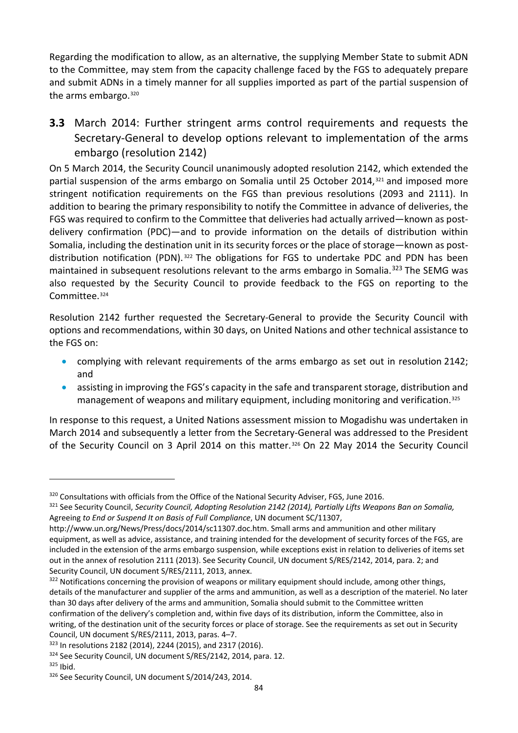Regarding the modification to allow, as an alternative, the supplying Member State to submit ADN to the Committee, may stem from the capacity challenge faced by the FGS to adequately prepare and submit ADNs in a timely manner for all supplies imported as part of the partial suspension of the arms embargo.[320]

### **3.3** March 2014: Further stringent arms control requirements and requests the Secretary-General to develop options relevant to implementation of the arms embargo (resolution 2142)

On 5 March 2014, the Security Council unanimously adopted resolution 2142, which extended the partial suspension of the arms embargo on Somalia until 25 October 2014,[321] and imposed more stringent notification requirements on the FGS than previous resolutions (2093 and 2111). In addition to bearing the primary responsibility to notify the Committee in advance of deliveries, the FGS was required to confirm to the Committee that deliveries had actually arrived—known as post-delivery confirmation (PDC)—and to provide information on the details of distribution within Somalia, including the destination unit in its security forces or the place of storage—known as post-distribution notification (PDN).[322] The obligations for FGS to undertake PDC and PDN has been maintained in subsequent resolutions relevant to the arms embargo in Somalia.[323] The SEMG was also requested by the Security Council to provide feedback to the FGS on reporting to the Committee.[324]

Resolution 2142 further requested the Secretary-General to provide the Security Council with options and recommendations, within 30 days, on United Nations and other technical assistance to the FGS on:

- complying with relevant requirements of the arms embargo as set out in resolution 2142; and
- assisting in improving the FGS's capacity in the safe and transparent storage, distribution and management of weapons and military equipment, including monitoring and verification.[325]

In response to this request, a United Nations assessment mission to Mogadishu was undertaken in March 2014 and subsequently a letter from the Secretary-General was addressed to the President of the Security Council on 3 April 2014 on this matter.[326] On 22 May 2014 the Security Council

---

[320] Consultations with officials from the Office of the National Security Adviser, FGS, June 2016.

[321] See Security Council, *Security Council, Adopting Resolution 2142 (2014), Partially Lifts Weapons Ban on Somalia,* Agreeing *to End or Suspend It on Basis of Full Compliance*, UN document SC/11307, http://www.un.org/News/Press/docs/2014/sc11307.doc.htm. Small arms and ammunition and other military equipment, as well as advice, assistance, and training intended for the development of security forces of the FGS, are included in the extension of the arms embargo suspension, while exceptions exist in relation to deliveries of items set out in the annex of resolution 2111 (2013). See Security Council, UN document S/RES/2142, 2014, para. 2; and Security Council, UN document S/RES/2111, 2013, annex.

[322] Notifications concerning the provision of weapons or military equipment should include, among other things, details of the manufacturer and supplier of the arms and ammunition, as well as a description of the materiel. No later than 30 days after delivery of the arms and ammunition, Somalia should submit to the Committee written confirmation of the delivery's completion and, within five days of its distribution, inform the Committee, also in writing, of the destination unit of the security forces or place of storage. See the requirements as set out in Security Council, UN document S/RES/2111, 2013, paras. 4–7.

[323] In resolutions 2182 (2014), 2244 (2015), and 2317 (2016).

[324] See Security Council, UN document S/RES/2142, 2014, para. 12.

[325] Ibid.

[326] See Security Council, UN document S/2014/243, 2014.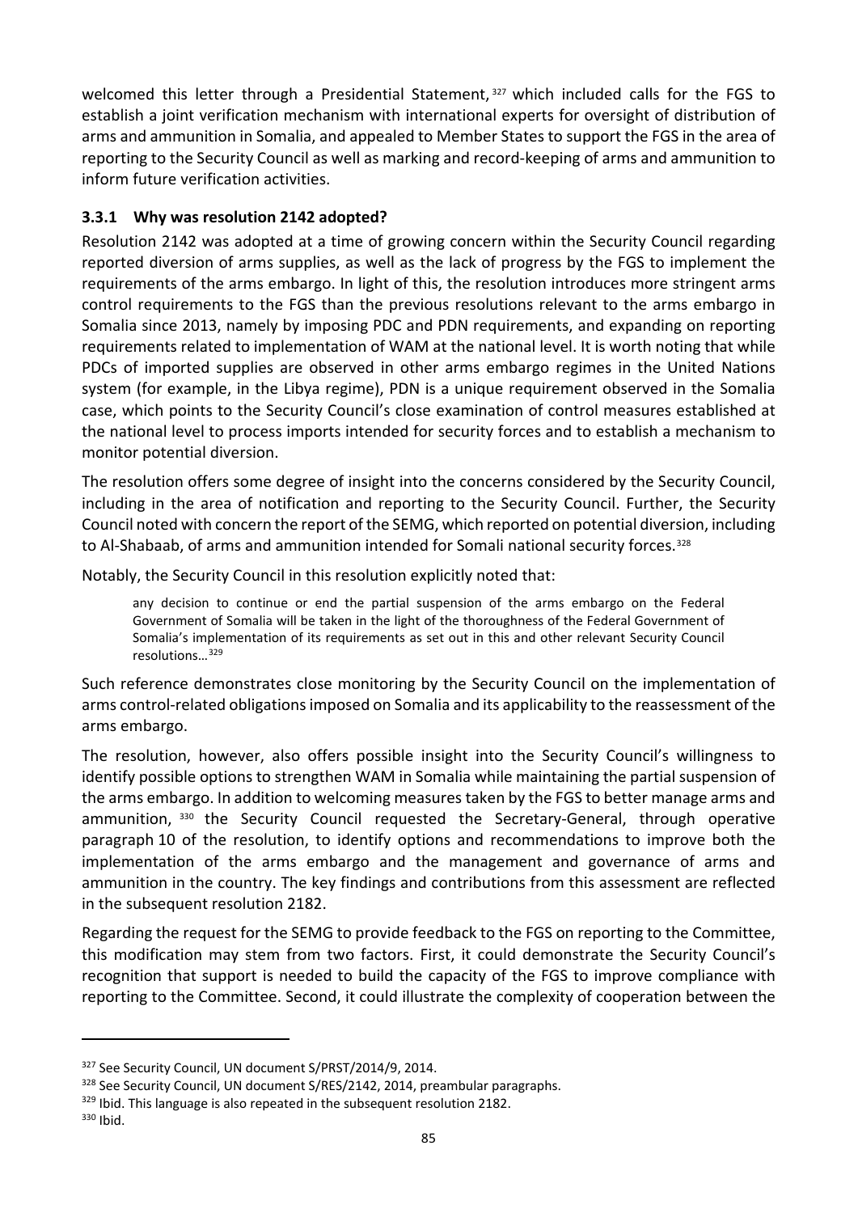welcomed this letter through a Presidential Statement,[327] which included calls for the FGS to establish a joint verification mechanism with international experts for oversight of distribution of arms and ammunition in Somalia, and appealed to Member States to support the FGS in the area of reporting to the Security Council as well as marking and record-keeping of arms and ammunition to inform future verification activities.

### 3.3.1 Why was resolution 2142 adopted?

Resolution 2142 was adopted at a time of growing concern within the Security Council regarding reported diversion of arms supplies, as well as the lack of progress by the FGS to implement the requirements of the arms embargo. In light of this, the resolution introduces more stringent arms control requirements to the FGS than the previous resolutions relevant to the arms embargo in Somalia since 2013, namely by imposing PDC and PDN requirements, and expanding on reporting requirements related to implementation of WAM at the national level. It is worth noting that while PDCs of imported supplies are observed in other arms embargo regimes in the United Nations system (for example, in the Libya regime), PDN is a unique requirement observed in the Somalia case, which points to the Security Council's close examination of control measures established at the national level to process imports intended for security forces and to establish a mechanism to monitor potential diversion.

The resolution offers some degree of insight into the concerns considered by the Security Council, including in the area of notification and reporting to the Security Council. Further, the Security Council noted with concern the report of the SEMG, which reported on potential diversion, including to Al-Shabaab, of arms and ammunition intended for Somali national security forces.[328]

Notably, the Security Council in this resolution explicitly noted that:

> any decision to continue or end the partial suspension of the arms embargo on the Federal Government of Somalia will be taken in the light of the thoroughness of the Federal Government of Somalia's implementation of its requirements as set out in this and other relevant Security Council resolutions…[329]

Such reference demonstrates close monitoring by the Security Council on the implementation of arms control-related obligations imposed on Somalia and its applicability to the reassessment of the arms embargo.

The resolution, however, also offers possible insight into the Security Council's willingness to identify possible options to strengthen WAM in Somalia while maintaining the partial suspension of the arms embargo. In addition to welcoming measures taken by the FGS to better manage arms and ammunition,[330] the Security Council requested the Secretary-General, through operative paragraph 10 of the resolution, to identify options and recommendations to improve both the implementation of the arms embargo and the management and governance of arms and ammunition in the country. The key findings and contributions from this assessment are reflected in the subsequent resolution 2182.

Regarding the request for the SEMG to provide feedback to the FGS on reporting to the Committee, this modification may stem from two factors. First, it could demonstrate the Security Council's recognition that support is needed to build the capacity of the FGS to improve compliance with reporting to the Committee. Second, it could illustrate the complexity of cooperation between the

---

[327] See Security Council, UN document S/PRST/2014/9, 2014.

[328] See Security Council, UN document S/RES/2142, 2014, preambular paragraphs.

[329] Ibid. This language is also repeated in the subsequent resolution 2182.

[330] Ibid.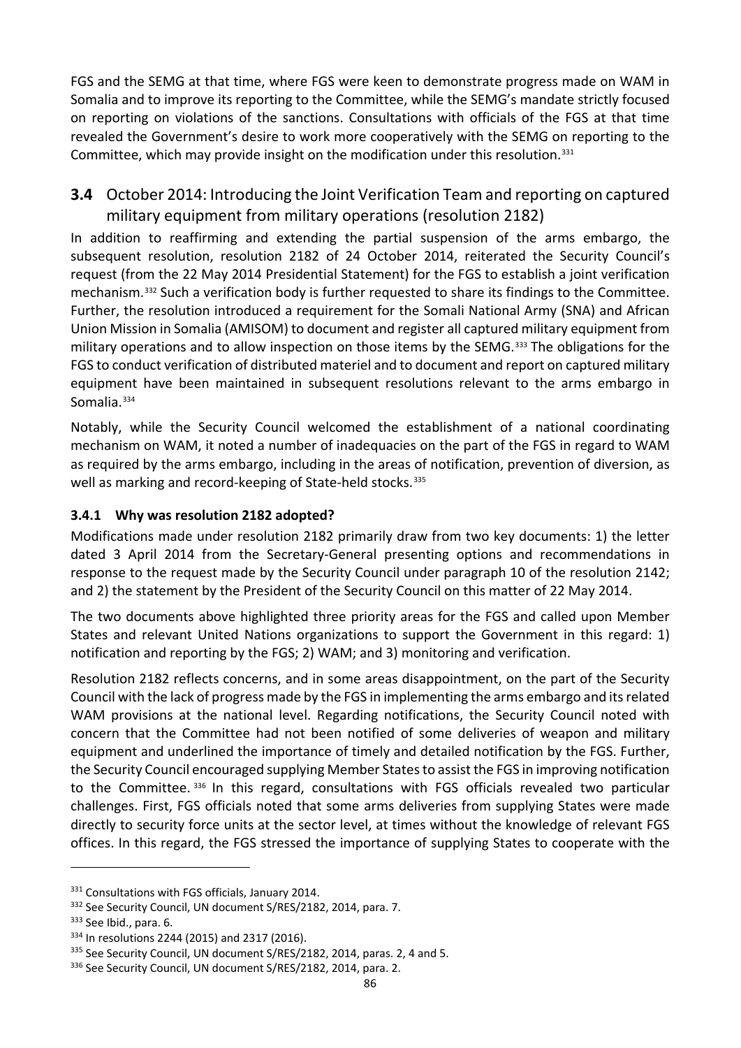FGS and the SEMG at that time, where FGS were keen to demonstrate progress made on WAM in Somalia and to improve its reporting to the Committee, while the SEMG's mandate strictly focused on reporting on violations of the sanctions. Consultations with officials of the FGS at that time revealed the Government's desire to work more cooperatively with the SEMG on reporting to the Committee, which may provide insight on the modification under this resolution.[331]

## 3.4 October 2014: Introducing the Joint Verification Team and reporting on captured military equipment from military operations (resolution 2182)

In addition to reaffirming and extending the partial suspension of the arms embargo, the subsequent resolution, resolution 2182 of 24 October 2014, reiterated the Security Council's request (from the 22 May 2014 Presidential Statement) for the FGS to establish a joint verification mechanism.[332] Such a verification body is further requested to share its findings to the Committee. Further, the resolution introduced a requirement for the Somali National Army (SNA) and African Union Mission in Somalia (AMISOM) to document and register all captured military equipment from military operations and to allow inspection on those items by the SEMG.[333] The obligations for the FGS to conduct verification of distributed materiel and to document and report on captured military equipment have been maintained in subsequent resolutions relevant to the arms embargo in Somalia.[334]

Notably, while the Security Council welcomed the establishment of a national coordinating mechanism on WAM, it noted a number of inadequacies on the part of the FGS in regard to WAM as required by the arms embargo, including in the areas of notification, prevention of diversion, as well as marking and record-keeping of State-held stocks.[335]

### 3.4.1 Why was resolution 2182 adopted?

Modifications made under resolution 2182 primarily draw from two key documents: 1) the letter dated 3 April 2014 from the Secretary-General presenting options and recommendations in response to the request made by the Security Council under paragraph 10 of the resolution 2142; and 2) the statement by the President of the Security Council on this matter of 22 May 2014.

The two documents above highlighted three priority areas for the FGS and called upon Member States and relevant United Nations organizations to support the Government in this regard: 1) notification and reporting by the FGS; 2) WAM; and 3) monitoring and verification.

Resolution 2182 reflects concerns, and in some areas disappointment, on the part of the Security Council with the lack of progress made by the FGS in implementing the arms embargo and its related WAM provisions at the national level. Regarding notifications, the Security Council noted with concern that the Committee had not been notified of some deliveries of weapon and military equipment and underlined the importance of timely and detailed notification by the FGS. Further, the Security Council encouraged supplying Member States to assist the FGS in improving notification to the Committee.[336] In this regard, consultations with FGS officials revealed two particular challenges. First, FGS officials noted that some arms deliveries from supplying States were made directly to security force units at the sector level, at times without the knowledge of relevant FGS offices. In this regard, the FGS stressed the importance of supplying States to cooperate with the

---

[331] Consultations with FGS officials, January 2014.

[332] See Security Council, UN document S/RES/2182, 2014, para. 7.

[333] See Ibid., para. 6.

[334] In resolutions 2244 (2015) and 2317 (2016).

[335] See Security Council, UN document S/RES/2182, 2014, paras. 2, 4 and 5.

[336] See Security Council, UN document S/RES/2182, 2014, para. 2.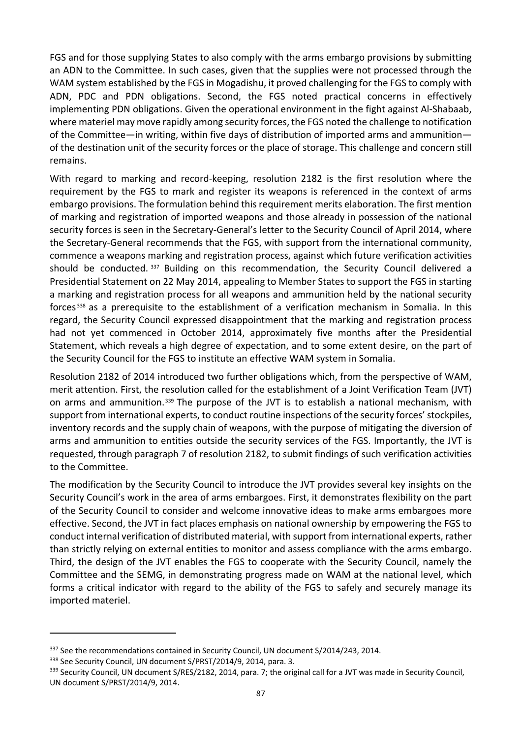FGS and for those supplying States to also comply with the arms embargo provisions by submitting an ADN to the Committee. In such cases, given that the supplies were not processed through the WAM system established by the FGS in Mogadishu, it proved challenging for the FGS to comply with ADN, PDC and PDN obligations. Second, the FGS noted practical concerns in effectively implementing PDN obligations. Given the operational environment in the fight against Al-Shabaab, where materiel may move rapidly among security forces, the FGS noted the challenge to notification of the Committee—in writing, within five days of distribution of imported arms and ammunition—of the destination unit of the security forces or the place of storage. This challenge and concern still remains.

With regard to marking and record-keeping, resolution 2182 is the first resolution where the requirement by the FGS to mark and register its weapons is referenced in the context of arms embargo provisions. The formulation behind this requirement merits elaboration. The first mention of marking and registration of imported weapons and those already in possession of the national security forces is seen in the Secretary-General's letter to the Security Council of April 2014, where the Secretary-General recommends that the FGS, with support from the international community, commence a weapons marking and registration process, against which future verification activities should be conducted.[337] Building on this recommendation, the Security Council delivered a Presidential Statement on 22 May 2014, appealing to Member States to support the FGS in starting a marking and registration process for all weapons and ammunition held by the national security forces[338] as a prerequisite to the establishment of a verification mechanism in Somalia. In this regard, the Security Council expressed disappointment that the marking and registration process had not yet commenced in October 2014, approximately five months after the Presidential Statement, which reveals a high degree of expectation, and to some extent desire, on the part of the Security Council for the FGS to institute an effective WAM system in Somalia.

Resolution 2182 of 2014 introduced two further obligations which, from the perspective of WAM, merit attention. First, the resolution called for the establishment of a Joint Verification Team (JVT) on arms and ammunition.[339] The purpose of the JVT is to establish a national mechanism, with support from international experts, to conduct routine inspections of the security forces' stockpiles, inventory records and the supply chain of weapons, with the purpose of mitigating the diversion of arms and ammunition to entities outside the security services of the FGS. Importantly, the JVT is requested, through paragraph 7 of resolution 2182, to submit findings of such verification activities to the Committee.

The modification by the Security Council to introduce the JVT provides several key insights on the Security Council's work in the area of arms embargoes. First, it demonstrates flexibility on the part of the Security Council to consider and welcome innovative ideas to make arms embargoes more effective. Second, the JVT in fact places emphasis on national ownership by empowering the FGS to conduct internal verification of distributed material, with support from international experts, rather than strictly relying on external entities to monitor and assess compliance with the arms embargo. Third, the design of the JVT enables the FGS to cooperate with the Security Council, namely the Committee and the SEMG, in demonstrating progress made on WAM at the national level, which forms a critical indicator with regard to the ability of the FGS to safely and securely manage its imported materiel.

---

[337] See the recommendations contained in Security Council, UN document S/2014/243, 2014.

[338] See Security Council, UN document S/PRST/2014/9, 2014, para. 3.

[339] Security Council, UN document S/RES/2182, 2014, para. 7; the original call for a JVT was made in Security Council, UN document S/PRST/2014/9, 2014.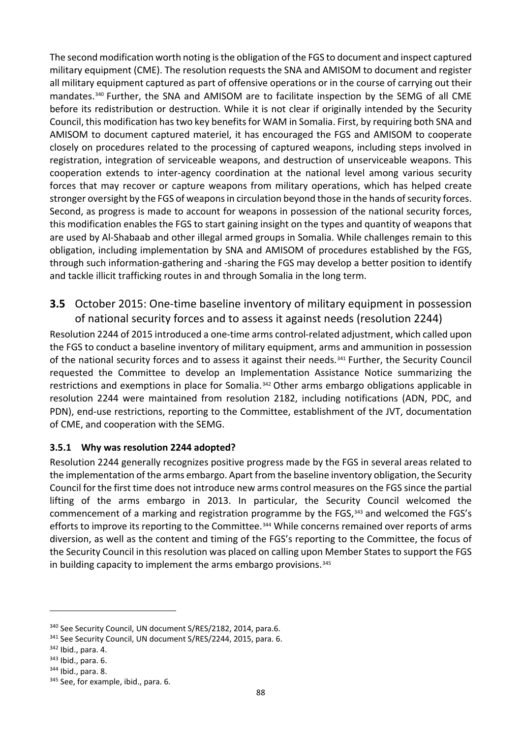The second modification worth noting is the obligation of the FGS to document and inspect captured military equipment (CME). The resolution requests the SNA and AMISOM to document and register all military equipment captured as part of offensive operations or in the course of carrying out their mandates.[340] Further, the SNA and AMISOM are to facilitate inspection by the SEMG of all CME before its redistribution or destruction. While it is not clear if originally intended by the Security Council, this modification has two key benefits for WAM in Somalia. First, by requiring both SNA and AMISOM to document captured materiel, it has encouraged the FGS and AMISOM to cooperate closely on procedures related to the processing of captured weapons, including steps involved in registration, integration of serviceable weapons, and destruction of unserviceable weapons. This cooperation extends to inter-agency coordination at the national level among various security forces that may recover or capture weapons from military operations, which has helped create stronger oversight by the FGS of weapons in circulation beyond those in the hands of security forces. Second, as progress is made to account for weapons in possession of the national security forces, this modification enables the FGS to start gaining insight on the types and quantity of weapons that are used by Al-Shabaab and other illegal armed groups in Somalia. While challenges remain to this obligation, including implementation by SNA and AMISOM of procedures established by the FGS, through such information-gathering and -sharing the FGS may develop a better position to identify and tackle illicit trafficking routes in and through Somalia in the long term.

## **3.5** October 2015: One-time baseline inventory of military equipment in possession of national security forces and to assess it against needs (resolution 2244)

Resolution 2244 of 2015 introduced a one-time arms control-related adjustment, which called upon the FGS to conduct a baseline inventory of military equipment, arms and ammunition in possession of the national security forces and to assess it against their needs.[341] Further, the Security Council requested the Committee to develop an Implementation Assistance Notice summarizing the restrictions and exemptions in place for Somalia.[342] Other arms embargo obligations applicable in resolution 2244 were maintained from resolution 2182, including notifications (ADN, PDC, and PDN), end-use restrictions, reporting to the Committee, establishment of the JVT, documentation of CME, and cooperation with the SEMG.

### **3.5.1 Why was resolution 2244 adopted?**

Resolution 2244 generally recognizes positive progress made by the FGS in several areas related to the implementation of the arms embargo. Apart from the baseline inventory obligation, the Security Council for the first time does not introduce new arms control measures on the FGS since the partial lifting of the arms embargo in 2013. In particular, the Security Council welcomed the commencement of a marking and registration programme by the FGS,[343] and welcomed the FGS's efforts to improve its reporting to the Committee.[344] While concerns remained over reports of arms diversion, as well as the content and timing of the FGS's reporting to the Committee, the focus of the Security Council in this resolution was placed on calling upon Member States to support the FGS in building capacity to implement the arms embargo provisions.[345]

---

[340] See Security Council, UN document S/RES/2182, 2014, para.6.
[341] See Security Council, UN document S/RES/2244, 2015, para. 6.
[342] Ibid., para. 4.
[343] Ibid., para. 6.
[344] Ibid., para. 8.
[345] See, for example, ibid., para. 6.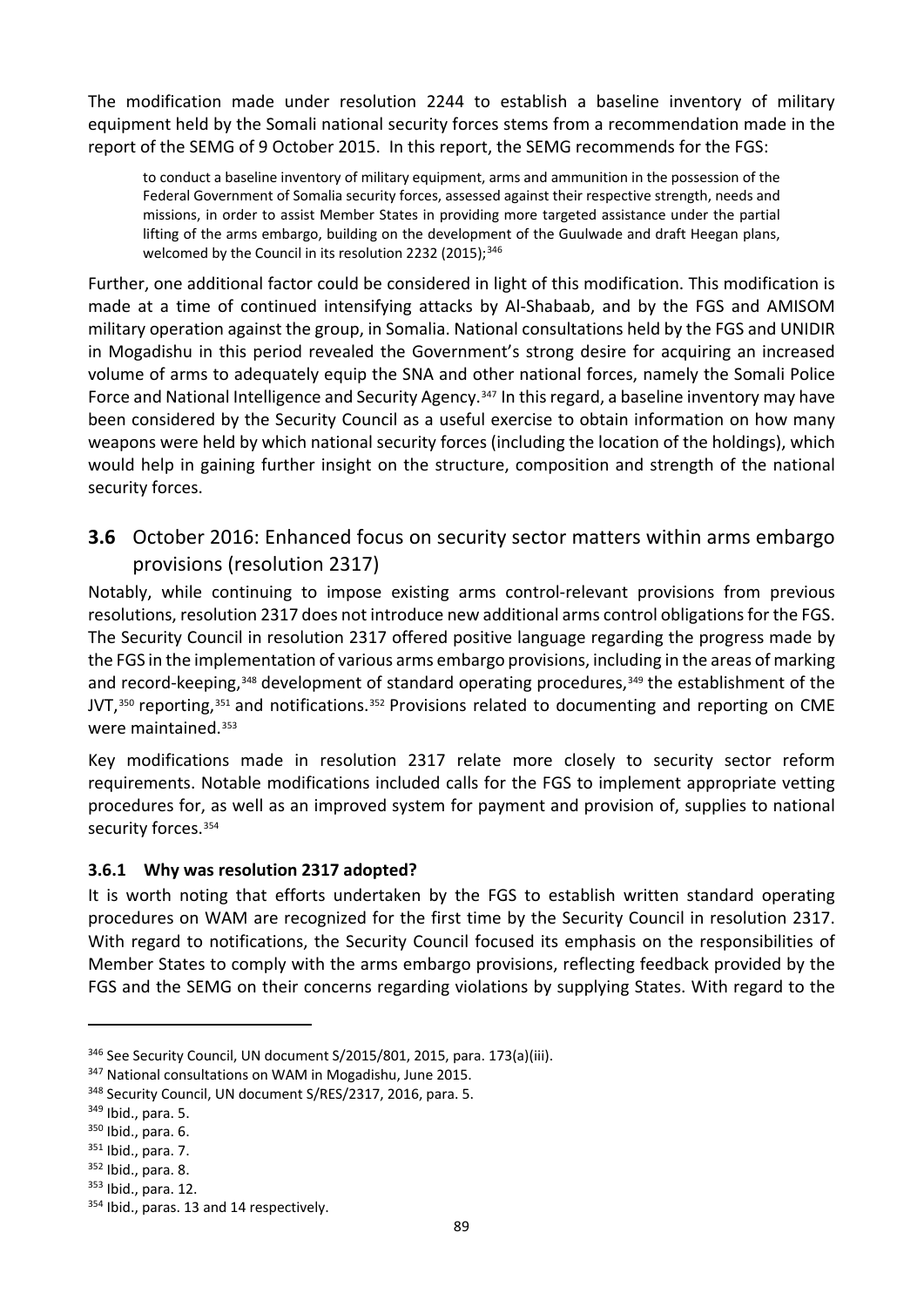The modification made under resolution 2244 to establish a baseline inventory of military equipment held by the Somali national security forces stems from a recommendation made in the report of the SEMG of 9 October 2015. In this report, the SEMG recommends for the FGS:

> to conduct a baseline inventory of military equipment, arms and ammunition in the possession of the Federal Government of Somalia security forces, assessed against their respective strength, needs and missions, in order to assist Member States in providing more targeted assistance under the partial lifting of the arms embargo, building on the development of the Guulwade and draft Heegan plans, welcomed by the Council in its resolution 2232 (2015);[346]

Further, one additional factor could be considered in light of this modification. This modification is made at a time of continued intensifying attacks by Al-Shabaab, and by the FGS and AMISOM military operation against the group, in Somalia. National consultations held by the FGS and UNIDIR in Mogadishu in this period revealed the Government's strong desire for acquiring an increased volume of arms to adequately equip the SNA and other national forces, namely the Somali Police Force and National Intelligence and Security Agency.[347] In this regard, a baseline inventory may have been considered by the Security Council as a useful exercise to obtain information on how many weapons were held by which national security forces (including the location of the holdings), which would help in gaining further insight on the structure, composition and strength of the national security forces.

## 3.6 October 2016: Enhanced focus on security sector matters within arms embargo provisions (resolution 2317)

Notably, while continuing to impose existing arms control-relevant provisions from previous resolutions, resolution 2317 does not introduce new additional arms control obligations for the FGS. The Security Council in resolution 2317 offered positive language regarding the progress made by the FGS in the implementation of various arms embargo provisions, including in the areas of marking and record-keeping,[348] development of standard operating procedures,[349] the establishment of the JVT,[350] reporting,[351] and notifications.[352] Provisions related to documenting and reporting on CME were maintained.[353]

Key modifications made in resolution 2317 relate more closely to security sector reform requirements. Notable modifications included calls for the FGS to implement appropriate vetting procedures for, as well as an improved system for payment and provision of, supplies to national security forces.[354]

### 3.6.1 Why was resolution 2317 adopted?

It is worth noting that efforts undertaken by the FGS to establish written standard operating procedures on WAM are recognized for the first time by the Security Council in resolution 2317. With regard to notifications, the Security Council focused its emphasis on the responsibilities of Member States to comply with the arms embargo provisions, reflecting feedback provided by the FGS and the SEMG on their concerns regarding violations by supplying States. With regard to the

---

[346] See Security Council, UN document S/2015/801, 2015, para. 173(a)(iii).

[347] National consultations on WAM in Mogadishu, June 2015.

[348] Security Council, UN document S/RES/2317, 2016, para. 5.

[349] Ibid., para. 5.

[350] Ibid., para. 6.

[351] Ibid., para. 7.

[352] Ibid., para. 8.

[353] Ibid., para. 12.

[354] Ibid., paras. 13 and 14 respectively.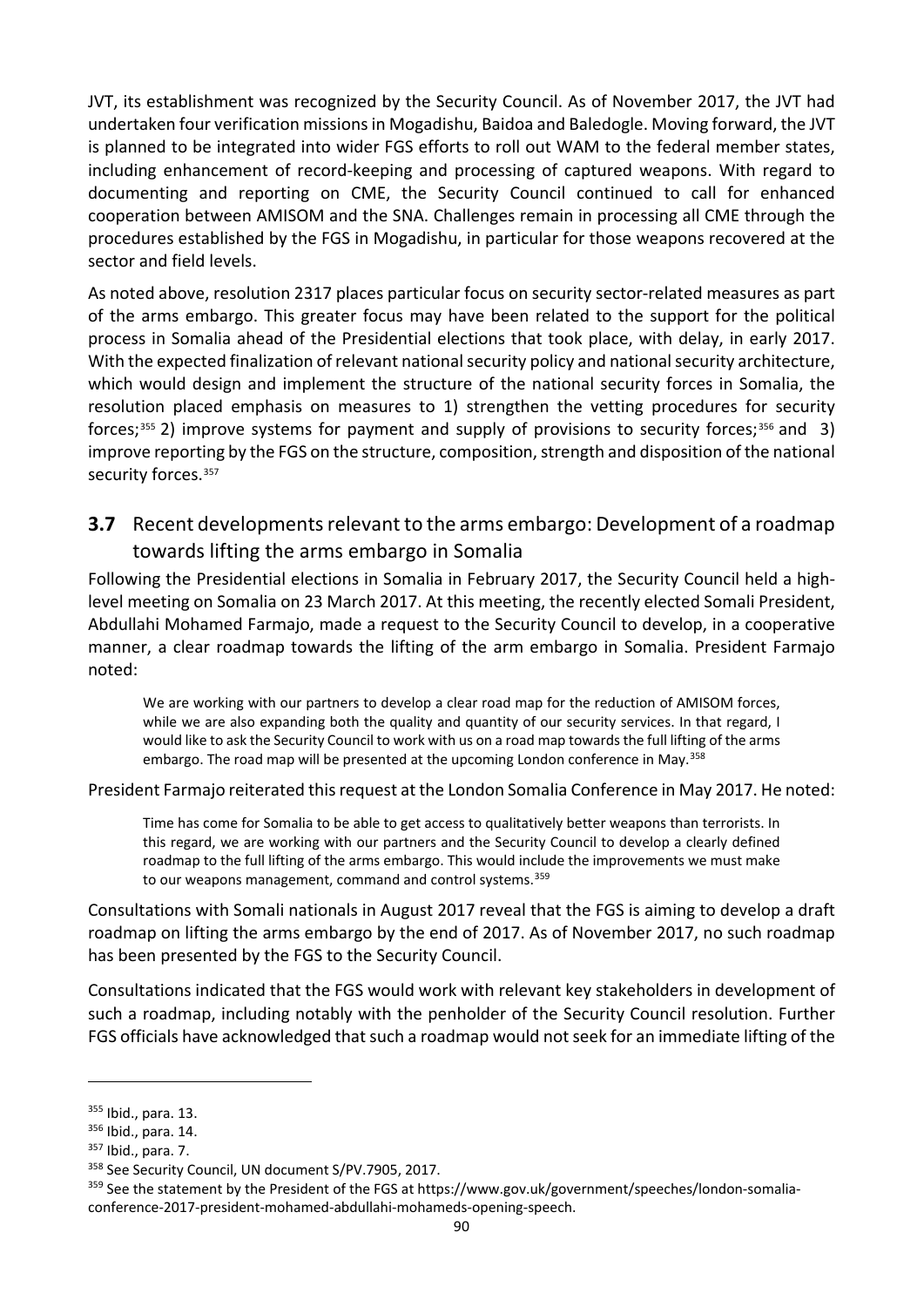JVT, its establishment was recognized by the Security Council. As of November 2017, the JVT had undertaken four verification missions in Mogadishu, Baidoa and Baledogle. Moving forward, the JVT is planned to be integrated into wider FGS efforts to roll out WAM to the federal member states, including enhancement of record-keeping and processing of captured weapons. With regard to documenting and reporting on CME, the Security Council continued to call for enhanced cooperation between AMISOM and the SNA. Challenges remain in processing all CME through the procedures established by the FGS in Mogadishu, in particular for those weapons recovered at the sector and field levels.

As noted above, resolution 2317 places particular focus on security sector-related measures as part of the arms embargo. This greater focus may have been related to the support for the political process in Somalia ahead of the Presidential elections that took place, with delay, in early 2017. With the expected finalization of relevant national security policy and national security architecture, which would design and implement the structure of the national security forces in Somalia, the resolution placed emphasis on measures to 1) strengthen the vetting procedures for security forces;[355] 2) improve systems for payment and supply of provisions to security forces;[356] and 3) improve reporting by the FGS on the structure, composition, strength and disposition of the national security forces.[357]

## 3.7 Recent developments relevant to the arms embargo: Development of a roadmap towards lifting the arms embargo in Somalia

Following the Presidential elections in Somalia in February 2017, the Security Council held a high-level meeting on Somalia on 23 March 2017. At this meeting, the recently elected Somali President, Abdullahi Mohamed Farmajo, made a request to the Security Council to develop, in a cooperative manner, a clear roadmap towards the lifting of the arm embargo in Somalia. President Farmajo noted:

> We are working with our partners to develop a clear road map for the reduction of AMISOM forces, while we are also expanding both the quality and quantity of our security services. In that regard, I would like to ask the Security Council to work with us on a road map towards the full lifting of the arms embargo. The road map will be presented at the upcoming London conference in May.[358]

President Farmajo reiterated this request at the London Somalia Conference in May 2017. He noted:

> Time has come for Somalia to be able to get access to qualitatively better weapons than terrorists. In this regard, we are working with our partners and the Security Council to develop a clearly defined roadmap to the full lifting of the arms embargo. This would include the improvements we must make to our weapons management, command and control systems.[359]

Consultations with Somali nationals in August 2017 reveal that the FGS is aiming to develop a draft roadmap on lifting the arms embargo by the end of 2017. As of November 2017, no such roadmap has been presented by the FGS to the Security Council.

Consultations indicated that the FGS would work with relevant key stakeholders in development of such a roadmap, including notably with the penholder of the Security Council resolution. Further FGS officials have acknowledged that such a roadmap would not seek for an immediate lifting of the

---

[355] Ibid., para. 13.

[356] Ibid., para. 14.

[357] Ibid., para. 7.

[358] See Security Council, UN document S/PV.7905, 2017.

[359] See the statement by the President of the FGS at https://www.gov.uk/government/speeches/london-somalia-conference-2017-president-mohamed-abdullahi-mohameds-opening-speech.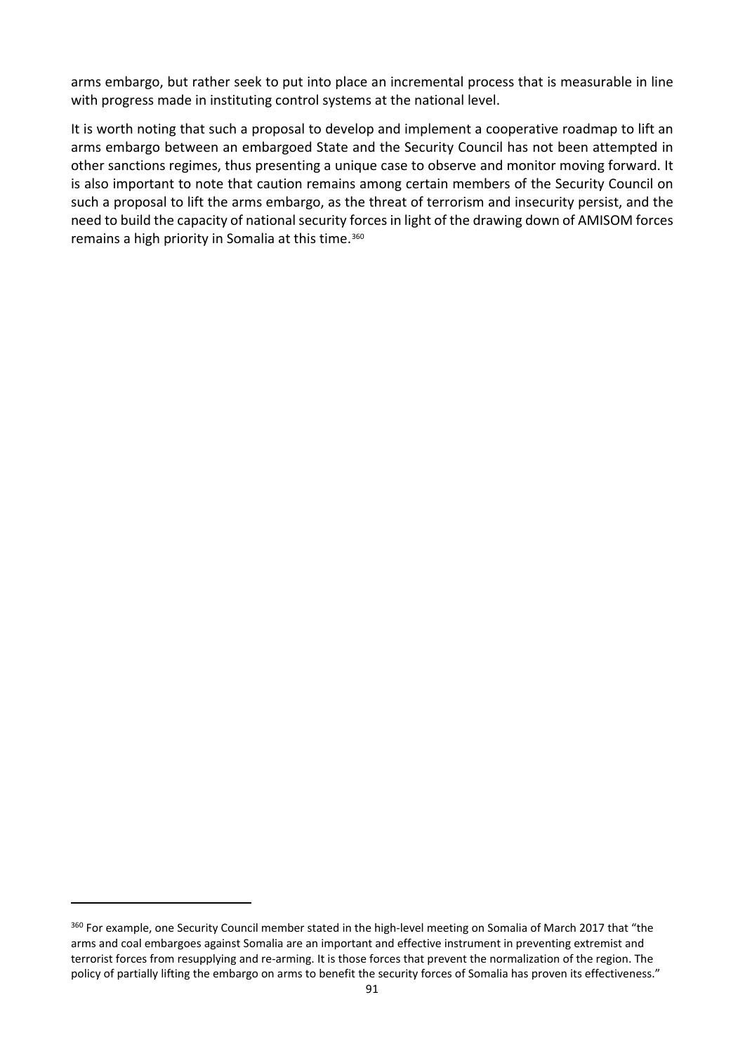arms embargo, but rather seek to put into place an incremental process that is measurable in line with progress made in instituting control systems at the national level.

It is worth noting that such a proposal to develop and implement a cooperative roadmap to lift an arms embargo between an embargoed State and the Security Council has not been attempted in other sanctions regimes, thus presenting a unique case to observe and monitor moving forward. It is also important to note that caution remains among certain members of the Security Council on such a proposal to lift the arms embargo, as the threat of terrorism and insecurity persist, and the need to build the capacity of national security forces in light of the drawing down of AMISOM forces remains a high priority in Somalia at this time.[360]

---

[360] For example, one Security Council member stated in the high-level meeting on Somalia of March 2017 that "the arms and coal embargoes against Somalia are an important and effective instrument in preventing extremist and terrorist forces from resupplying and re-arming. It is those forces that prevent the normalization of the region. The policy of partially lifting the embargo on arms to benefit the security forces of Somalia has proven its effectiveness."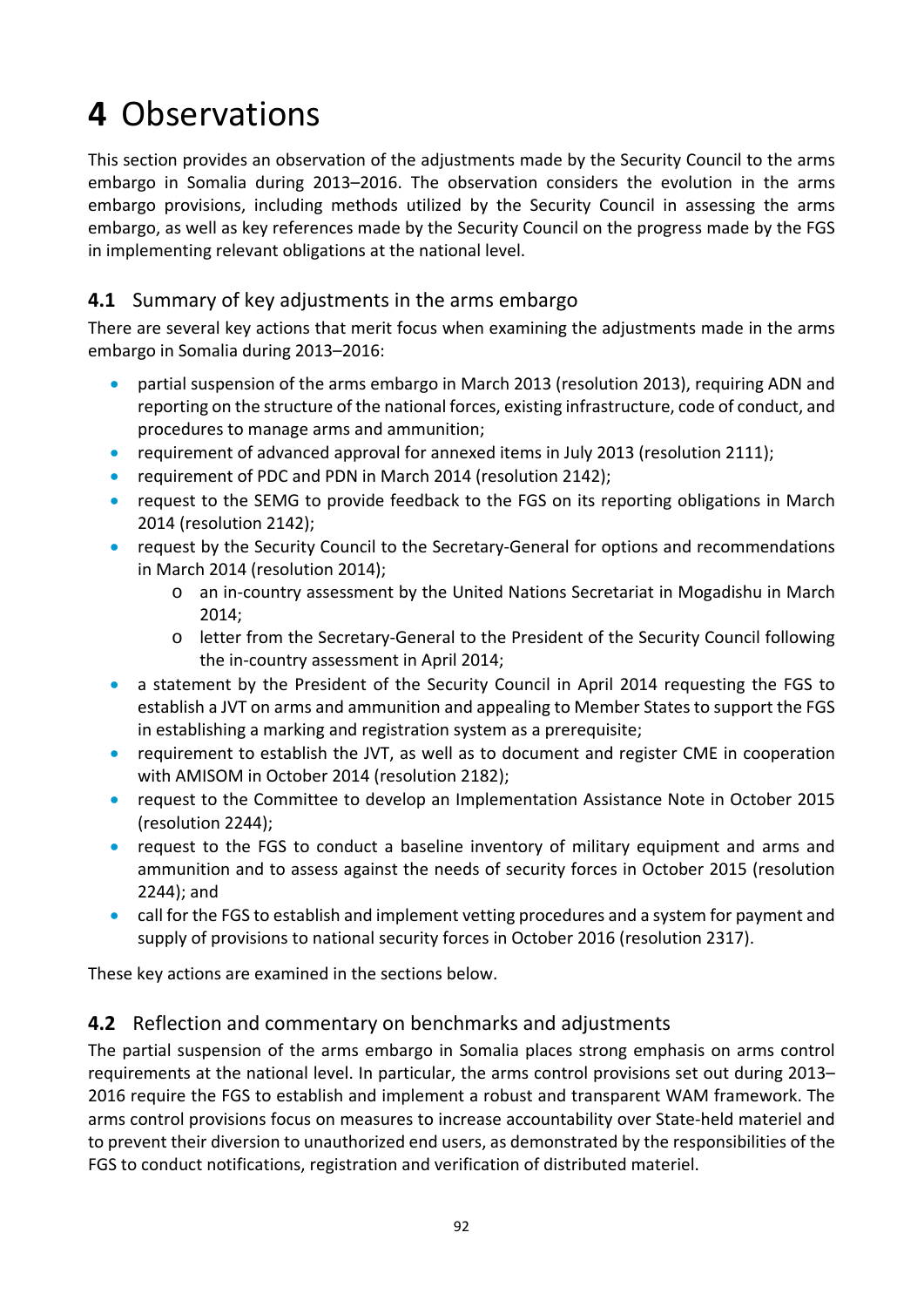# 4 Observations

This section provides an observation of the adjustments made by the Security Council to the arms embargo in Somalia during 2013–2016. The observation considers the evolution in the arms embargo provisions, including methods utilized by the Security Council in assessing the arms embargo, as well as key references made by the Security Council on the progress made by the FGS in implementing relevant obligations at the national level.

## 4.1 Summary of key adjustments in the arms embargo

There are several key actions that merit focus when examining the adjustments made in the arms embargo in Somalia during 2013–2016:

- partial suspension of the arms embargo in March 2013 (resolution 2013), requiring ADN and reporting on the structure of the national forces, existing infrastructure, code of conduct, and procedures to manage arms and ammunition;
- requirement of advanced approval for annexed items in July 2013 (resolution 2111);
- requirement of PDC and PDN in March 2014 (resolution 2142);
- request to the SEMG to provide feedback to the FGS on its reporting obligations in March 2014 (resolution 2142);
- request by the Security Council to the Secretary-General for options and recommendations in March 2014 (resolution 2014);
  - an in-country assessment by the United Nations Secretariat in Mogadishu in March 2014;
  - letter from the Secretary-General to the President of the Security Council following the in-country assessment in April 2014;
- a statement by the President of the Security Council in April 2014 requesting the FGS to establish a JVT on arms and ammunition and appealing to Member States to support the FGS in establishing a marking and registration system as a prerequisite;
- requirement to establish the JVT, as well as to document and register CME in cooperation with AMISOM in October 2014 (resolution 2182);
- request to the Committee to develop an Implementation Assistance Note in October 2015 (resolution 2244);
- request to the FGS to conduct a baseline inventory of military equipment and arms and ammunition and to assess against the needs of security forces in October 2015 (resolution 2244); and
- call for the FGS to establish and implement vetting procedures and a system for payment and supply of provisions to national security forces in October 2016 (resolution 2317).

These key actions are examined in the sections below.

## 4.2 Reflection and commentary on benchmarks and adjustments

The partial suspension of the arms embargo in Somalia places strong emphasis on arms control requirements at the national level. In particular, the arms control provisions set out during 2013–2016 require the FGS to establish and implement a robust and transparent WAM framework. The arms control provisions focus on measures to increase accountability over State-held materiel and to prevent their diversion to unauthorized end users, as demonstrated by the responsibilities of the FGS to conduct notifications, registration and verification of distributed materiel.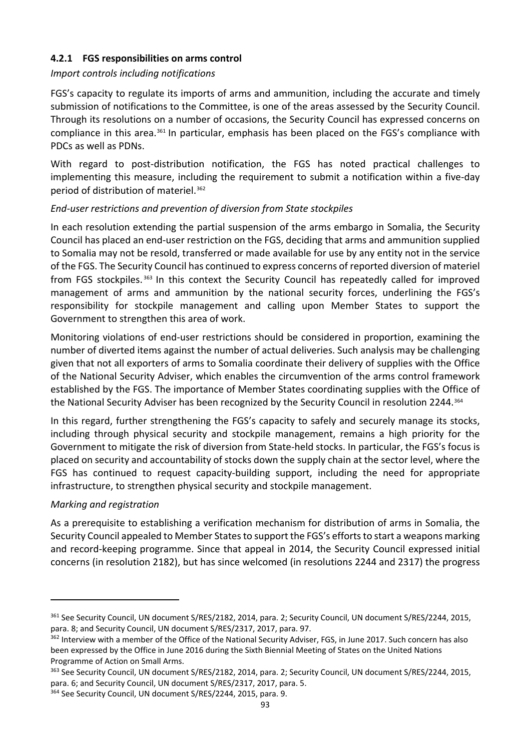### 4.2.1 FGS responsibilities on arms control

*Import controls including notifications*

FGS's capacity to regulate its imports of arms and ammunition, including the accurate and timely submission of notifications to the Committee, is one of the areas assessed by the Security Council. Through its resolutions on a number of occasions, the Security Council has expressed concerns on compliance in this area.[361] In particular, emphasis has been placed on the FGS's compliance with PDCs as well as PDNs.

With regard to post-distribution notification, the FGS has noted practical challenges to implementing this measure, including the requirement to submit a notification within a five-day period of distribution of materiel.[362]

*End-user restrictions and prevention of diversion from State stockpiles*

In each resolution extending the partial suspension of the arms embargo in Somalia, the Security Council has placed an end-user restriction on the FGS, deciding that arms and ammunition supplied to Somalia may not be resold, transferred or made available for use by any entity not in the service of the FGS. The Security Council has continued to express concerns of reported diversion of materiel from FGS stockpiles.[363] In this context the Security Council has repeatedly called for improved management of arms and ammunition by the national security forces, underlining the FGS's responsibility for stockpile management and calling upon Member States to support the Government to strengthen this area of work.

Monitoring violations of end-user restrictions should be considered in proportion, examining the number of diverted items against the number of actual deliveries. Such analysis may be challenging given that not all exporters of arms to Somalia coordinate their delivery of supplies with the Office of the National Security Adviser, which enables the circumvention of the arms control framework established by the FGS. The importance of Member States coordinating supplies with the Office of the National Security Adviser has been recognized by the Security Council in resolution 2244.[364]

In this regard, further strengthening the FGS's capacity to safely and securely manage its stocks, including through physical security and stockpile management, remains a high priority for the Government to mitigate the risk of diversion from State-held stocks. In particular, the FGS's focus is placed on security and accountability of stocks down the supply chain at the sector level, where the FGS has continued to request capacity-building support, including the need for appropriate infrastructure, to strengthen physical security and stockpile management.

*Marking and registration*

As a prerequisite to establishing a verification mechanism for distribution of arms in Somalia, the Security Council appealed to Member States to support the FGS's efforts to start a weapons marking and record-keeping programme. Since that appeal in 2014, the Security Council expressed initial concerns (in resolution 2182), but has since welcomed (in resolutions 2244 and 2317) the progress

---

[361] See Security Council, UN document S/RES/2182, 2014, para. 2; Security Council, UN document S/RES/2244, 2015, para. 8; and Security Council, UN document S/RES/2317, 2017, para. 97.

[362] Interview with a member of the Office of the National Security Adviser, FGS, in June 2017. Such concern has also been expressed by the Office in June 2016 during the Sixth Biennial Meeting of States on the United Nations Programme of Action on Small Arms.

[363] See Security Council, UN document S/RES/2182, 2014, para. 2; Security Council, UN document S/RES/2244, 2015, para. 6; and Security Council, UN document S/RES/2317, 2017, para. 5.

[364] See Security Council, UN document S/RES/2244, 2015, para. 9.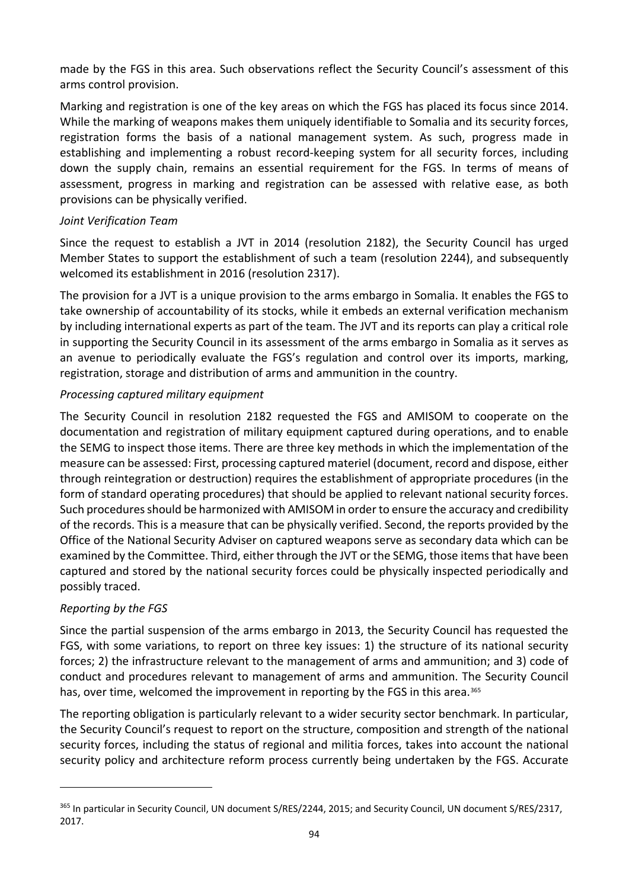made by the FGS in this area. Such observations reflect the Security Council's assessment of this arms control provision.

Marking and registration is one of the key areas on which the FGS has placed its focus since 2014. While the marking of weapons makes them uniquely identifiable to Somalia and its security forces, registration forms the basis of a national management system. As such, progress made in establishing and implementing a robust record-keeping system for all security forces, including down the supply chain, remains an essential requirement for the FGS. In terms of means of assessment, progress in marking and registration can be assessed with relative ease, as both provisions can be physically verified.

*Joint Verification Team*

Since the request to establish a JVT in 2014 (resolution 2182), the Security Council has urged Member States to support the establishment of such a team (resolution 2244), and subsequently welcomed its establishment in 2016 (resolution 2317).

The provision for a JVT is a unique provision to the arms embargo in Somalia. It enables the FGS to take ownership of accountability of its stocks, while it embeds an external verification mechanism by including international experts as part of the team. The JVT and its reports can play a critical role in supporting the Security Council in its assessment of the arms embargo in Somalia as it serves as an avenue to periodically evaluate the FGS's regulation and control over its imports, marking, registration, storage and distribution of arms and ammunition in the country.

*Processing captured military equipment*

The Security Council in resolution 2182 requested the FGS and AMISOM to cooperate on the documentation and registration of military equipment captured during operations, and to enable the SEMG to inspect those items. There are three key methods in which the implementation of the measure can be assessed: First, processing captured materiel (document, record and dispose, either through reintegration or destruction) requires the establishment of appropriate procedures (in the form of standard operating procedures) that should be applied to relevant national security forces. Such procedures should be harmonized with AMISOM in order to ensure the accuracy and credibility of the records. This is a measure that can be physically verified. Second, the reports provided by the Office of the National Security Adviser on captured weapons serve as secondary data which can be examined by the Committee. Third, either through the JVT or the SEMG, those items that have been captured and stored by the national security forces could be physically inspected periodically and possibly traced.

*Reporting by the FGS*

Since the partial suspension of the arms embargo in 2013, the Security Council has requested the FGS, with some variations, to report on three key issues: 1) the structure of its national security forces; 2) the infrastructure relevant to the management of arms and ammunition; and 3) code of conduct and procedures relevant to management of arms and ammunition. The Security Council has, over time, welcomed the improvement in reporting by the FGS in this area.[365]

The reporting obligation is particularly relevant to a wider security sector benchmark. In particular, the Security Council's request to report on the structure, composition and strength of the national security forces, including the status of regional and militia forces, takes into account the national security policy and architecture reform process currently being undertaken by the FGS. Accurate

[365] In particular in Security Council, UN document S/RES/2244, 2015; and Security Council, UN document S/RES/2317, 2017.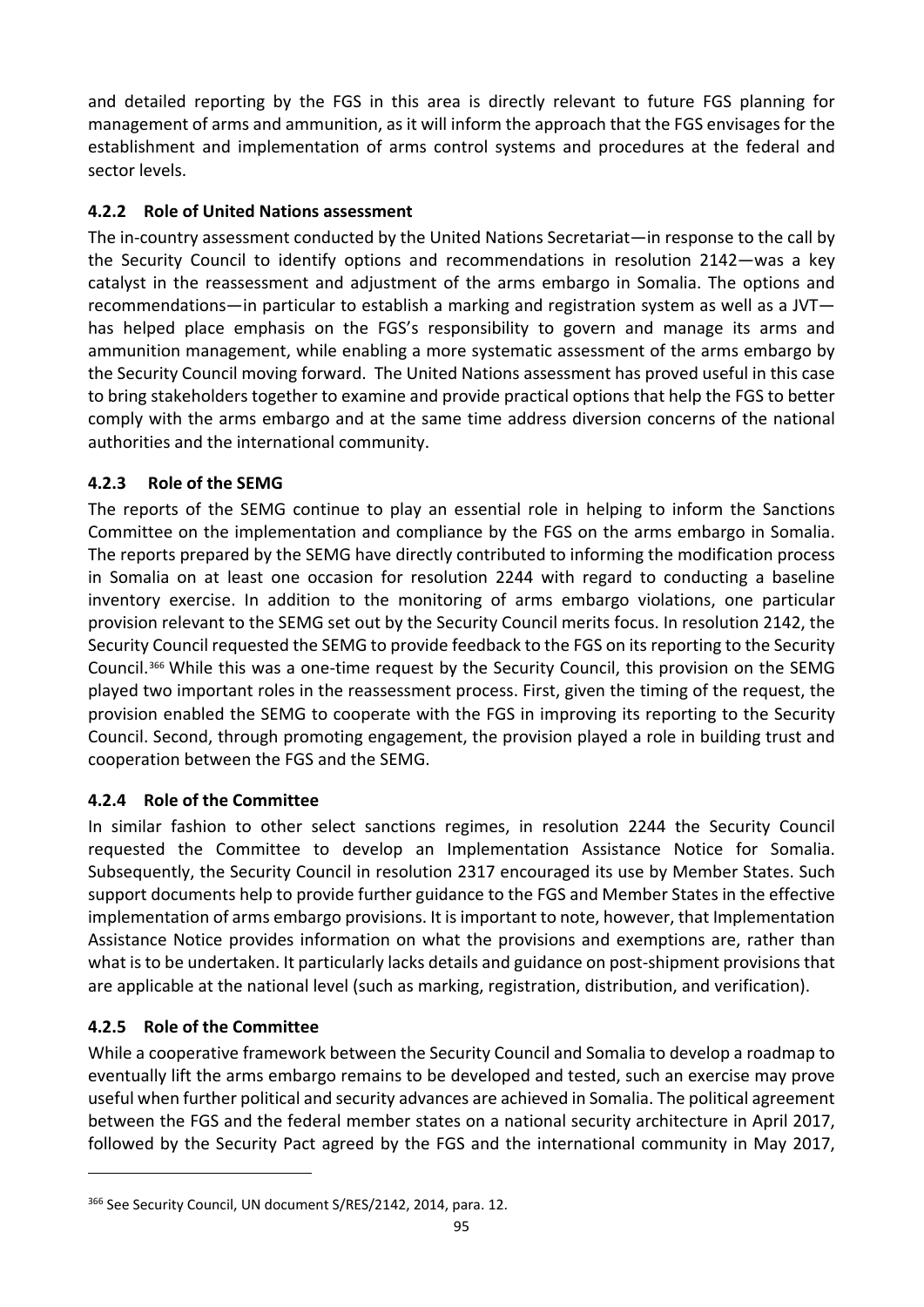and detailed reporting by the FGS in this area is directly relevant to future FGS planning for management of arms and ammunition, as it will inform the approach that the FGS envisages for the establishment and implementation of arms control systems and procedures at the federal and sector levels.

#### 4.2.2 Role of United Nations assessment

The in-country assessment conducted by the United Nations Secretariat—in response to the call by the Security Council to identify options and recommendations in resolution 2142—was a key catalyst in the reassessment and adjustment of the arms embargo in Somalia. The options and recommendations—in particular to establish a marking and registration system as well as a JVT—has helped place emphasis on the FGS's responsibility to govern and manage its arms and ammunition management, while enabling a more systematic assessment of the arms embargo by the Security Council moving forward. The United Nations assessment has proved useful in this case to bring stakeholders together to examine and provide practical options that help the FGS to better comply with the arms embargo and at the same time address diversion concerns of the national authorities and the international community.

#### 4.2.3 Role of the SEMG

The reports of the SEMG continue to play an essential role in helping to inform the Sanctions Committee on the implementation and compliance by the FGS on the arms embargo in Somalia. The reports prepared by the SEMG have directly contributed to informing the modification process in Somalia on at least one occasion for resolution 2244 with regard to conducting a baseline inventory exercise. In addition to the monitoring of arms embargo violations, one particular provision relevant to the SEMG set out by the Security Council merits focus. In resolution 2142, the Security Council requested the SEMG to provide feedback to the FGS on its reporting to the Security Council.[366] While this was a one-time request by the Security Council, this provision on the SEMG played two important roles in the reassessment process. First, given the timing of the request, the provision enabled the SEMG to cooperate with the FGS in improving its reporting to the Security Council. Second, through promoting engagement, the provision played a role in building trust and cooperation between the FGS and the SEMG.

#### 4.2.4 Role of the Committee

In similar fashion to other select sanctions regimes, in resolution 2244 the Security Council requested the Committee to develop an Implementation Assistance Notice for Somalia. Subsequently, the Security Council in resolution 2317 encouraged its use by Member States. Such support documents help to provide further guidance to the FGS and Member States in the effective implementation of arms embargo provisions. It is important to note, however, that Implementation Assistance Notice provides information on what the provisions and exemptions are, rather than what is to be undertaken. It particularly lacks details and guidance on post-shipment provisions that are applicable at the national level (such as marking, registration, distribution, and verification).

#### 4.2.5 Role of the Committee

While a cooperative framework between the Security Council and Somalia to develop a roadmap to eventually lift the arms embargo remains to be developed and tested, such an exercise may prove useful when further political and security advances are achieved in Somalia. The political agreement between the FGS and the federal member states on a national security architecture in April 2017, followed by the Security Pact agreed by the FGS and the international community in May 2017,

---

[366] See Security Council, UN document S/RES/2142, 2014, para. 12.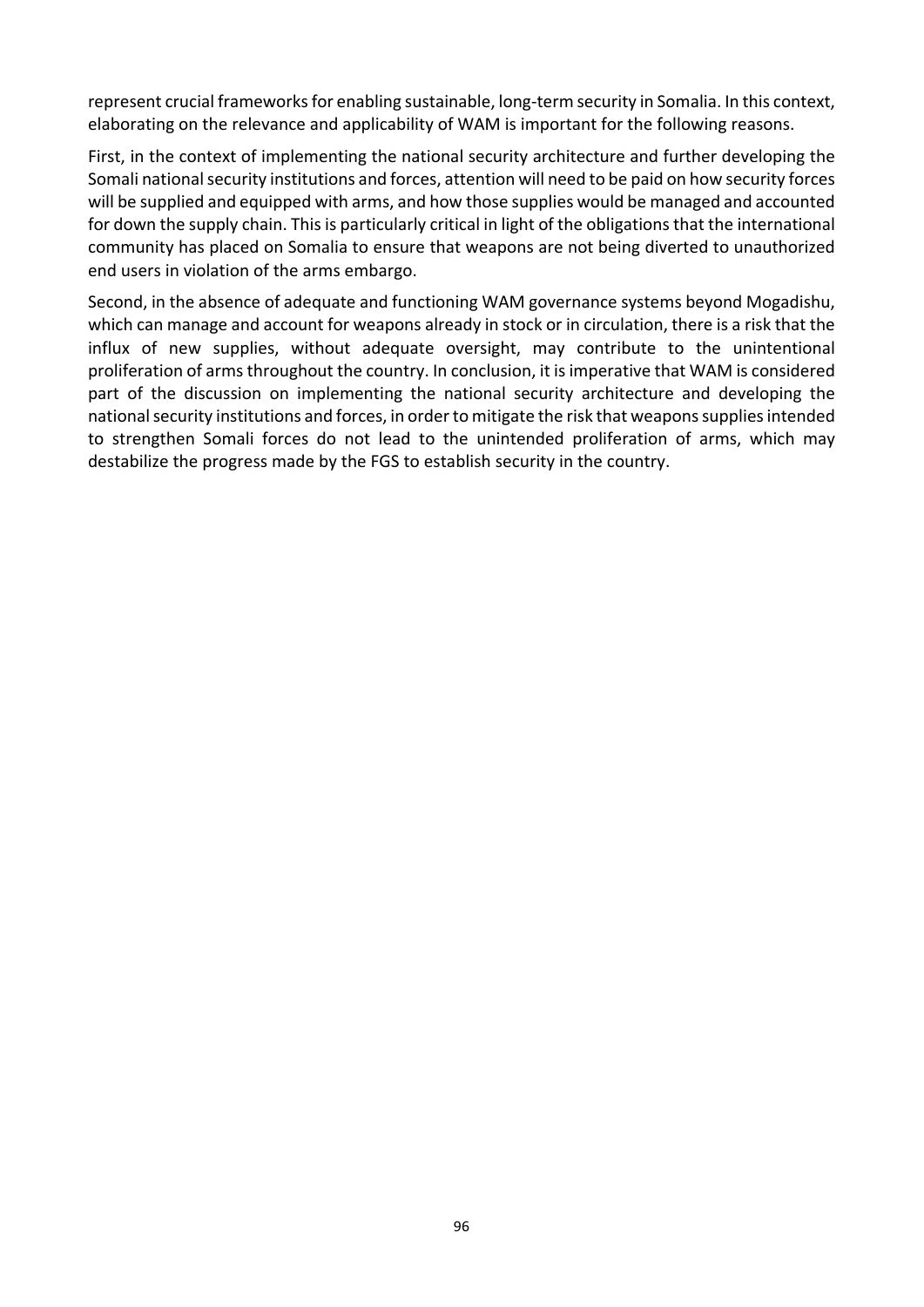represent crucial frameworks for enabling sustainable, long-term security in Somalia. In this context, elaborating on the relevance and applicability of WAM is important for the following reasons.

First, in the context of implementing the national security architecture and further developing the Somali national security institutions and forces, attention will need to be paid on how security forces will be supplied and equipped with arms, and how those supplies would be managed and accounted for down the supply chain. This is particularly critical in light of the obligations that the international community has placed on Somalia to ensure that weapons are not being diverted to unauthorized end users in violation of the arms embargo.

Second, in the absence of adequate and functioning WAM governance systems beyond Mogadishu, which can manage and account for weapons already in stock or in circulation, there is a risk that the influx of new supplies, without adequate oversight, may contribute to the unintentional proliferation of arms throughout the country. In conclusion, it is imperative that WAM is considered part of the discussion on implementing the national security architecture and developing the national security institutions and forces, in order to mitigate the risk that weapons supplies intended to strengthen Somali forces do not lead to the unintended proliferation of arms, which may destabilize the progress made by the FGS to establish security in the country.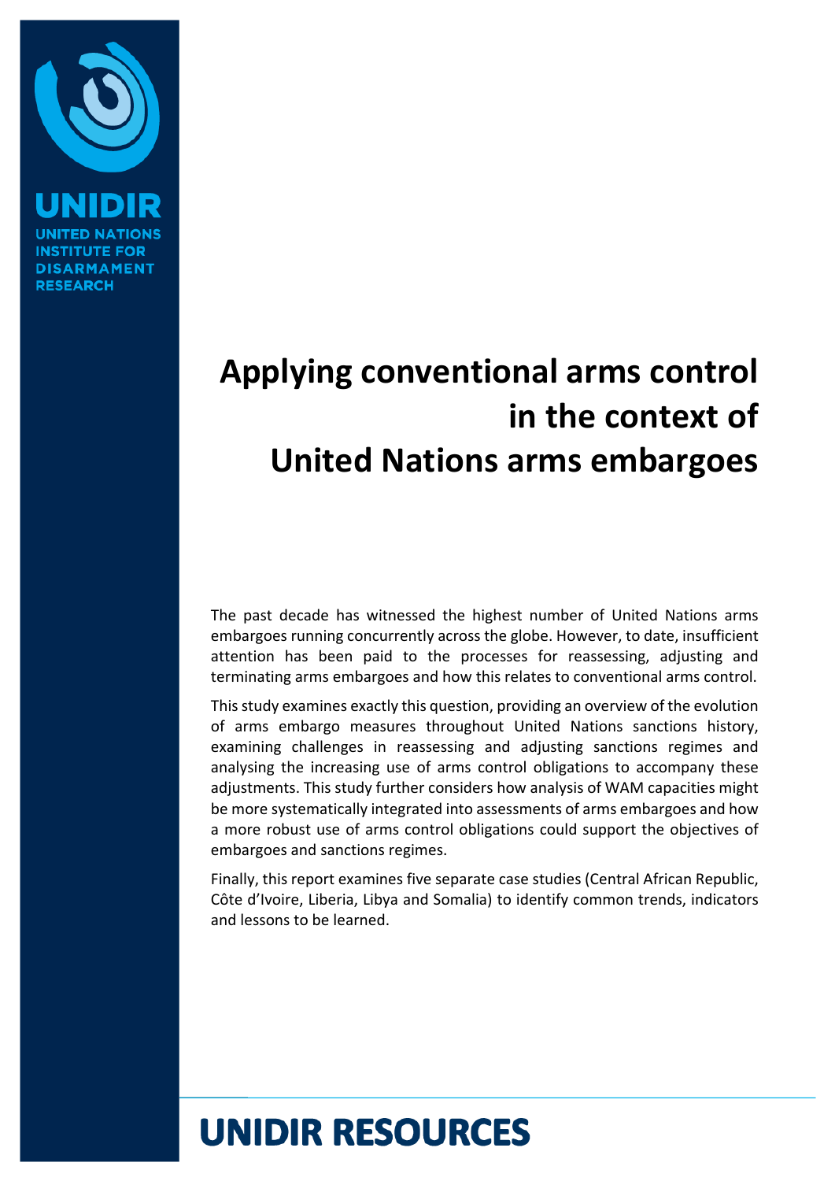UNIDIR

UNITED NATIONS INSTITUTE FOR DISARMAMENT RESEARCH

# Applying conventional arms control in the context of United Nations arms embargoes

The past decade has witnessed the highest number of United Nations arms embargoes running concurrently across the globe. However, to date, insufficient attention has been paid to the processes for reassessing, adjusting and terminating arms embargoes and how this relates to conventional arms control.

This study examines exactly this question, providing an overview of the evolution of arms embargo measures throughout United Nations sanctions history, examining challenges in reassessing and adjusting sanctions regimes and analysing the increasing use of arms control obligations to accompany these adjustments. This study further considers how analysis of WAM capacities might be more systematically integrated into assessments of arms embargoes and how a more robust use of arms control obligations could support the objectives of embargoes and sanctions regimes.

Finally, this report examines five separate case studies (Central African Republic, Côte d'Ivoire, Liberia, Libya and Somalia) to identify common trends, indicators and lessons to be learned.

**UNIDIR RESOURCES**